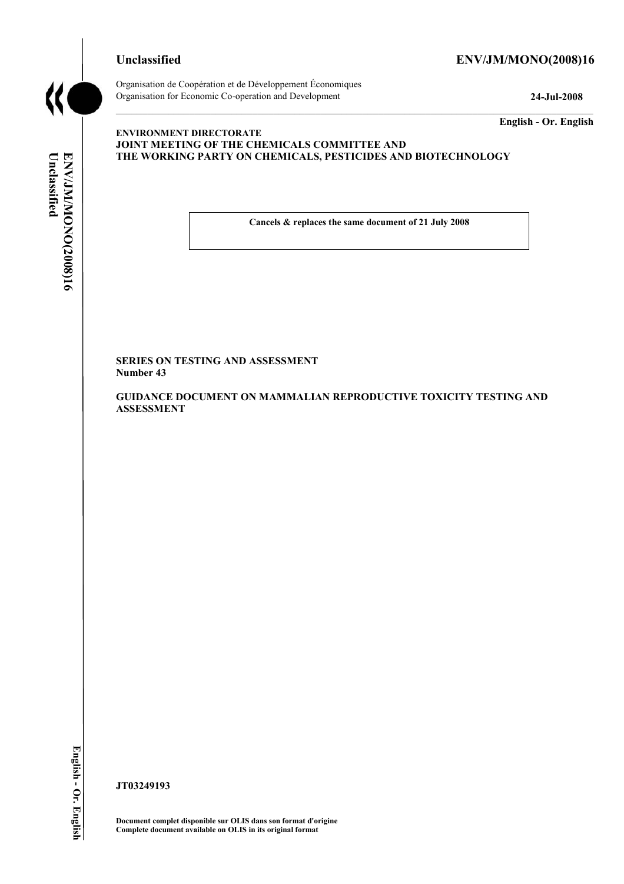**Unclassified** **ENV/JM/MONO(2008)16**

Organisation de Coopération et de Développement Économiques
Organisation for Economic Co-operation and Development **24-Jul-2008**

**English - Or. English**

**ENVIRONMENT DIRECTORATE**
**JOINT MEETING OF THE CHEMICALS COMMITTEE AND**
**THE WORKING PARTY ON CHEMICALS, PESTICIDES AND BIOTECHNOLOGY**

**Cancels & replaces the same document of 21 July 2008**

**SERIES ON TESTING AND ASSESSMENT**
**Number 43**

**GUIDANCE DOCUMENT ON MAMMALIAN REPRODUCTIVE TOXICITY TESTING AND ASSESSMENT**

**JT03249193**

**Document complet disponible sur OLIS dans son format d'origine**
**Complete document available on OLIS in its original format**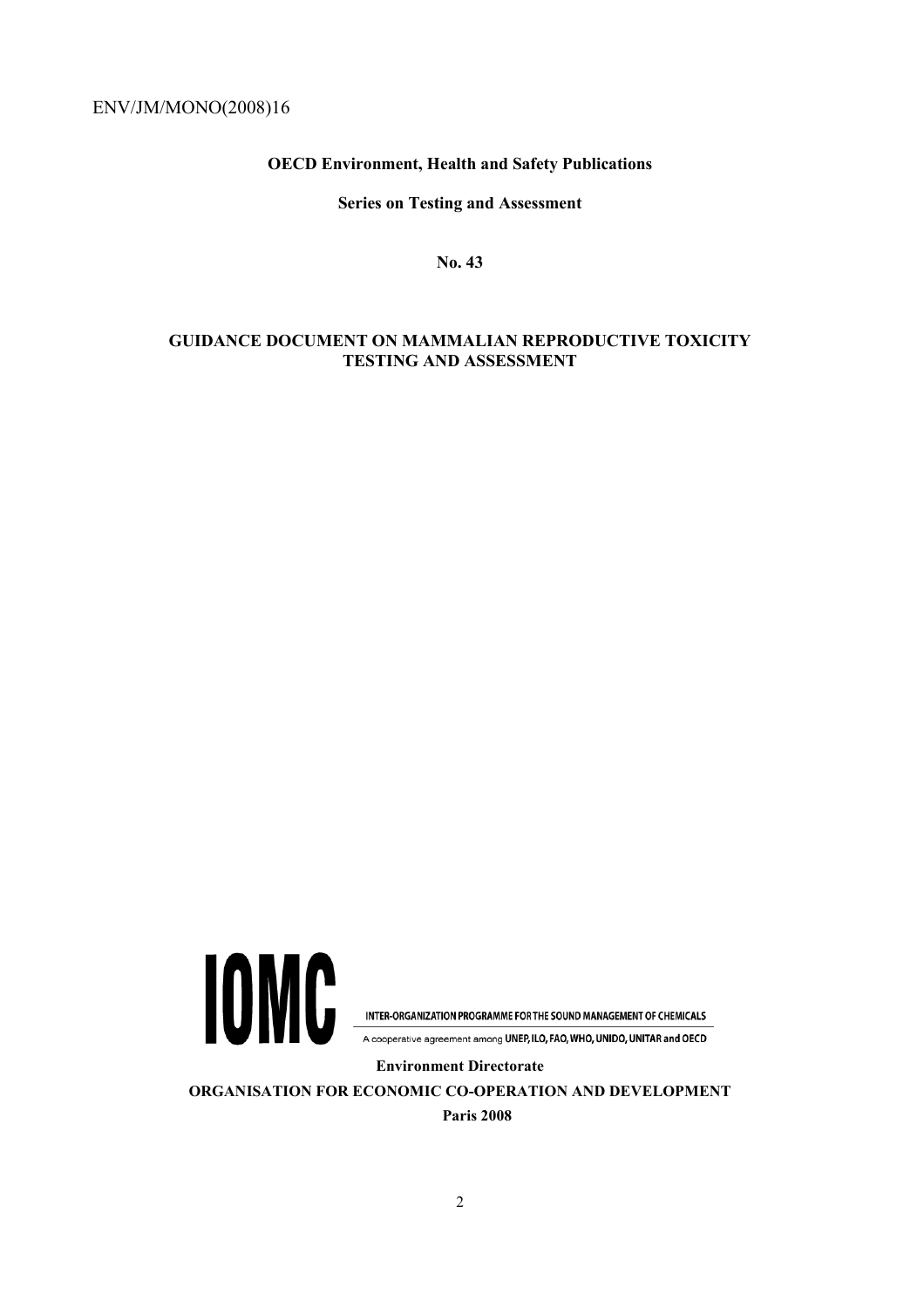ENV/JM/MONO(2008)16

**OECD Environment, Health and Safety Publications**

**Series on Testing and Assessment**

**No. 43**

# GUIDANCE DOCUMENT ON MAMMALIAN REPRODUCTIVE TOXICITY TESTING AND ASSESSMENT

IOMC

INTER-ORGANIZATION PROGRAMME FOR THE SOUND MANAGEMENT OF CHEMICALS

A cooperative agreement among UNEP, ILO, FAO, WHO, UNIDO, UNITAR and OECD

**Environment Directorate**

**ORGANISATION FOR ECONOMIC CO-OPERATION AND DEVELOPMENT**

**Paris 2008**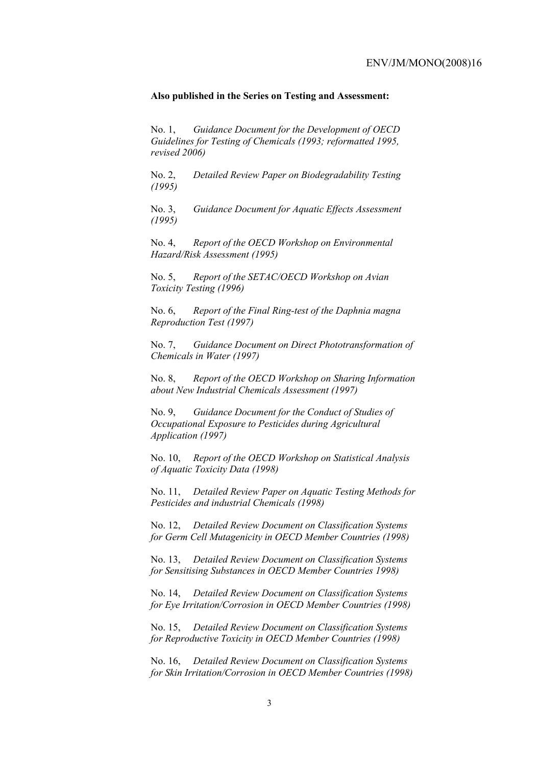**Also published in the Series on Testing and Assessment:**

No. 1, *Guidance Document for the Development of OECD Guidelines for Testing of Chemicals (1993; reformatted 1995, revised 2006)*

No. 2, *Detailed Review Paper on Biodegradability Testing (1995)*

No. 3, *Guidance Document for Aquatic Effects Assessment (1995)*

No. 4, *Report of the OECD Workshop on Environmental Hazard/Risk Assessment (1995)*

No. 5, *Report of the SETAC/OECD Workshop on Avian Toxicity Testing (1996)*

No. 6, *Report of the Final Ring-test of the Daphnia magna Reproduction Test (1997)*

No. 7, *Guidance Document on Direct Phototransformation of Chemicals in Water (1997)*

No. 8, *Report of the OECD Workshop on Sharing Information about New Industrial Chemicals Assessment (1997)*

No. 9, *Guidance Document for the Conduct of Studies of Occupational Exposure to Pesticides during Agricultural Application (1997)*

No. 10, *Report of the OECD Workshop on Statistical Analysis of Aquatic Toxicity Data (1998)*

No. 11, *Detailed Review Paper on Aquatic Testing Methods for Pesticides and industrial Chemicals (1998)*

No. 12, *Detailed Review Document on Classification Systems for Germ Cell Mutagenicity in OECD Member Countries (1998)*

No. 13, *Detailed Review Document on Classification Systems for Sensitising Substances in OECD Member Countries 1998)*

No. 14, *Detailed Review Document on Classification Systems for Eye Irritation/Corrosion in OECD Member Countries (1998)*

No. 15, *Detailed Review Document on Classification Systems for Reproductive Toxicity in OECD Member Countries (1998)*

No. 16, *Detailed Review Document on Classification Systems for Skin Irritation/Corrosion in OECD Member Countries (1998)*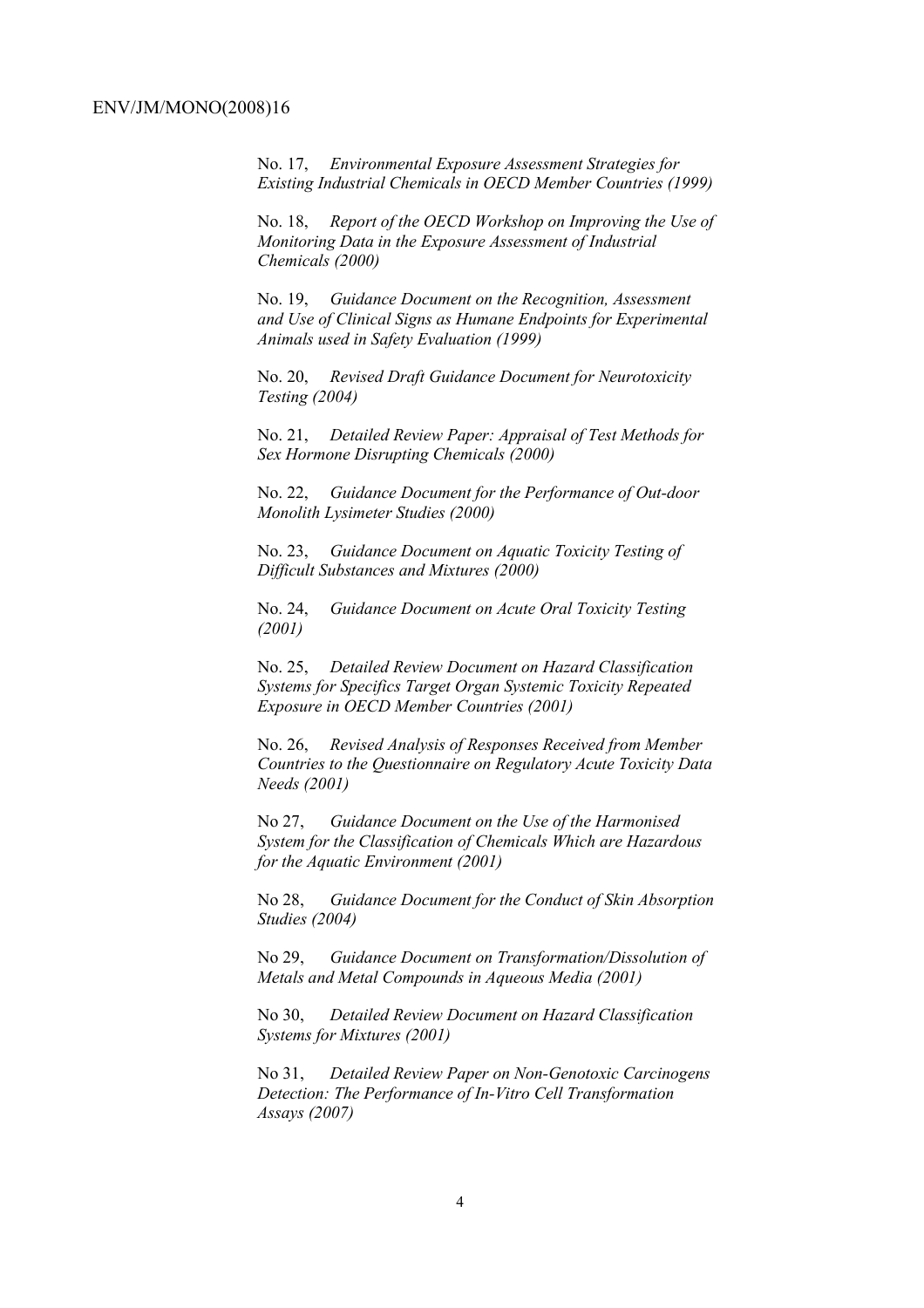No. 17, *Environmental Exposure Assessment Strategies for Existing Industrial Chemicals in OECD Member Countries (1999)*

No. 18, *Report of the OECD Workshop on Improving the Use of Monitoring Data in the Exposure Assessment of Industrial Chemicals (2000)*

No. 19, *Guidance Document on the Recognition, Assessment and Use of Clinical Signs as Humane Endpoints for Experimental Animals used in Safety Evaluation (1999)*

No. 20, *Revised Draft Guidance Document for Neurotoxicity Testing (2004)*

No. 21, *Detailed Review Paper: Appraisal of Test Methods for Sex Hormone Disrupting Chemicals (2000)*

No. 22, *Guidance Document for the Performance of Out-door Monolith Lysimeter Studies (2000)*

No. 23, *Guidance Document on Aquatic Toxicity Testing of Difficult Substances and Mixtures (2000)*

No. 24, *Guidance Document on Acute Oral Toxicity Testing (2001)*

No. 25, *Detailed Review Document on Hazard Classification Systems for Specifics Target Organ Systemic Toxicity Repeated Exposure in OECD Member Countries (2001)*

No. 26, *Revised Analysis of Responses Received from Member Countries to the Questionnaire on Regulatory Acute Toxicity Data Needs (2001)*

No 27, *Guidance Document on the Use of the Harmonised System for the Classification of Chemicals Which are Hazardous for the Aquatic Environment (2001)*

No 28, *Guidance Document for the Conduct of Skin Absorption Studies (2004)*

No 29, *Guidance Document on Transformation/Dissolution of Metals and Metal Compounds in Aqueous Media (2001)*

No 30, *Detailed Review Document on Hazard Classification Systems for Mixtures (2001)*

No 31, *Detailed Review Paper on Non-Genotoxic Carcinogens Detection: The Performance of In-Vitro Cell Transformation Assays (2007)*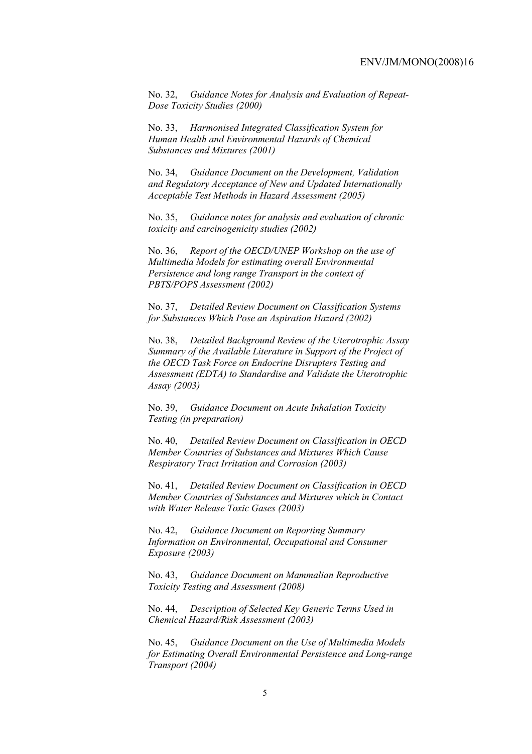No. 32, *Guidance Notes for Analysis and Evaluation of Repeat-Dose Toxicity Studies (2000)*

No. 33, *Harmonised Integrated Classification System for Human Health and Environmental Hazards of Chemical Substances and Mixtures (2001)*

No. 34, *Guidance Document on the Development, Validation and Regulatory Acceptance of New and Updated Internationally Acceptable Test Methods in Hazard Assessment (2005)*

No. 35, *Guidance notes for analysis and evaluation of chronic toxicity and carcinogenicity studies (2002)*

No. 36, *Report of the OECD/UNEP Workshop on the use of Multimedia Models for estimating overall Environmental Persistence and long range Transport in the context of PBTS/POPS Assessment (2002)*

No. 37, *Detailed Review Document on Classification Systems for Substances Which Pose an Aspiration Hazard (2002)*

No. 38, *Detailed Background Review of the Uterotrophic Assay Summary of the Available Literature in Support of the Project of the OECD Task Force on Endocrine Disrupters Testing and Assessment (EDTA) to Standardise and Validate the Uterotrophic Assay (2003)*

No. 39, *Guidance Document on Acute Inhalation Toxicity Testing (in preparation)*

No. 40, *Detailed Review Document on Classification in OECD Member Countries of Substances and Mixtures Which Cause Respiratory Tract Irritation and Corrosion (2003)*

No. 41, *Detailed Review Document on Classification in OECD Member Countries of Substances and Mixtures which in Contact with Water Release Toxic Gases (2003)*

No. 42, *Guidance Document on Reporting Summary Information on Environmental, Occupational and Consumer Exposure (2003)*

No. 43, *Guidance Document on Mammalian Reproductive Toxicity Testing and Assessment (2008)*

No. 44, *Description of Selected Key Generic Terms Used in Chemical Hazard/Risk Assessment (2003)*

No. 45, *Guidance Document on the Use of Multimedia Models for Estimating Overall Environmental Persistence and Long-range Transport (2004)*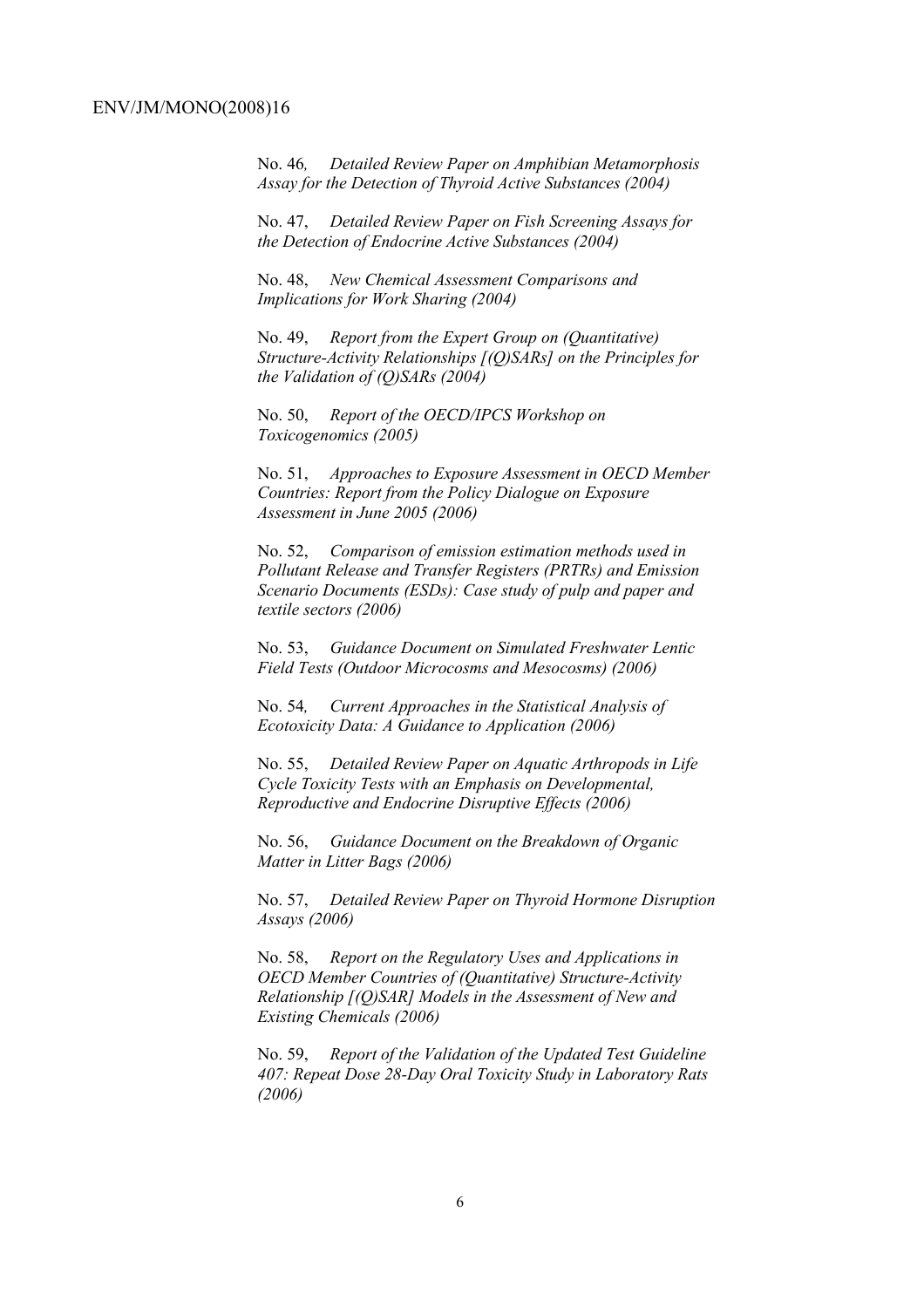No. 46, *Detailed Review Paper on Amphibian Metamorphosis Assay for the Detection of Thyroid Active Substances (2004)*

No. 47, *Detailed Review Paper on Fish Screening Assays for the Detection of Endocrine Active Substances (2004)*

No. 48, *New Chemical Assessment Comparisons and Implications for Work Sharing (2004)*

No. 49, *Report from the Expert Group on (Quantitative) Structure-Activity Relationships [(Q)SARs] on the Principles for the Validation of (Q)SARs (2004)*

No. 50, *Report of the OECD/IPCS Workshop on Toxicogenomics (2005)*

No. 51, *Approaches to Exposure Assessment in OECD Member Countries: Report from the Policy Dialogue on Exposure Assessment in June 2005 (2006)*

No. 52, *Comparison of emission estimation methods used in Pollutant Release and Transfer Registers (PRTRs) and Emission Scenario Documents (ESDs): Case study of pulp and paper and textile sectors (2006)*

No. 53, *Guidance Document on Simulated Freshwater Lentic Field Tests (Outdoor Microcosms and Mesocosms) (2006)*

No. 54, *Current Approaches in the Statistical Analysis of Ecotoxicity Data: A Guidance to Application (2006)*

No. 55, *Detailed Review Paper on Aquatic Arthropods in Life Cycle Toxicity Tests with an Emphasis on Developmental, Reproductive and Endocrine Disruptive Effects (2006)*

No. 56, *Guidance Document on the Breakdown of Organic Matter in Litter Bags (2006)*

No. 57, *Detailed Review Paper on Thyroid Hormone Disruption Assays (2006)*

No. 58, *Report on the Regulatory Uses and Applications in OECD Member Countries of (Quantitative) Structure-Activity Relationship [(Q)SAR] Models in the Assessment of New and Existing Chemicals (2006)*

No. 59, *Report of the Validation of the Updated Test Guideline 407: Repeat Dose 28-Day Oral Toxicity Study in Laboratory Rats (2006)*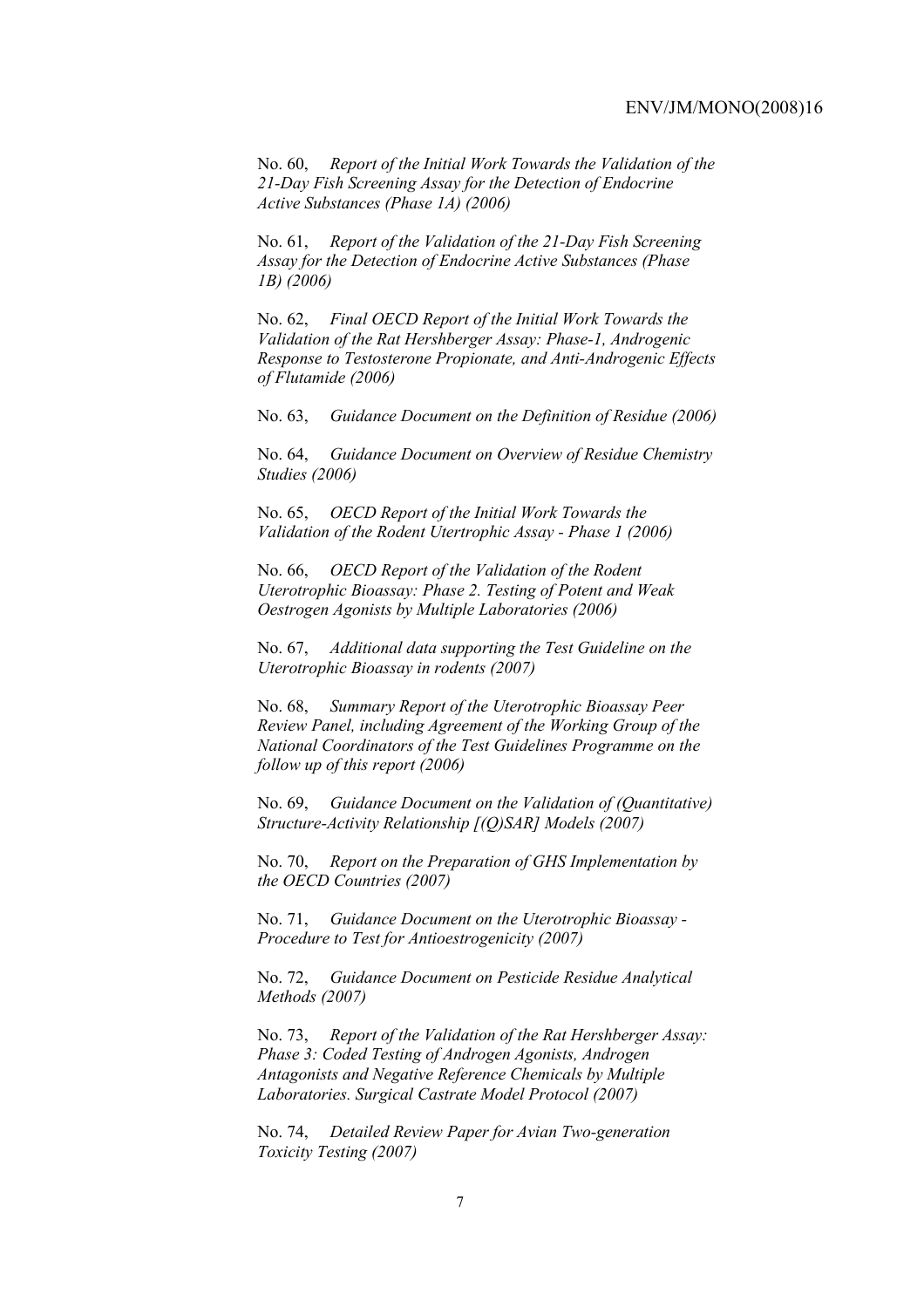No. 60, *Report of the Initial Work Towards the Validation of the 21-Day Fish Screening Assay for the Detection of Endocrine Active Substances (Phase 1A) (2006)*

No. 61, *Report of the Validation of the 21-Day Fish Screening Assay for the Detection of Endocrine Active Substances (Phase 1B) (2006)*

No. 62, *Final OECD Report of the Initial Work Towards the Validation of the Rat Hershberger Assay: Phase-1, Androgenic Response to Testosterone Propionate, and Anti-Androgenic Effects of Flutamide (2006)*

No. 63, *Guidance Document on the Definition of Residue (2006)*

No. 64, *Guidance Document on Overview of Residue Chemistry Studies (2006)*

No. 65, *OECD Report of the Initial Work Towards the Validation of the Rodent Utertrophic Assay - Phase 1 (2006)*

No. 66, *OECD Report of the Validation of the Rodent Uterotrophic Bioassay: Phase 2. Testing of Potent and Weak Oestrogen Agonists by Multiple Laboratories (2006)*

No. 67, *Additional data supporting the Test Guideline on the Uterotrophic Bioassay in rodents (2007)*

No. 68, *Summary Report of the Uterotrophic Bioassay Peer Review Panel, including Agreement of the Working Group of the National Coordinators of the Test Guidelines Programme on the follow up of this report (2006)*

No. 69, *Guidance Document on the Validation of (Quantitative) Structure-Activity Relationship [(Q)SAR] Models (2007)*

No. 70, *Report on the Preparation of GHS Implementation by the OECD Countries (2007)*

No. 71, *Guidance Document on the Uterotrophic Bioassay - Procedure to Test for Antioestrogenicity (2007)*

No. 72, *Guidance Document on Pesticide Residue Analytical Methods (2007)*

No. 73, *Report of the Validation of the Rat Hershberger Assay: Phase 3: Coded Testing of Androgen Agonists, Androgen Antagonists and Negative Reference Chemicals by Multiple Laboratories. Surgical Castrate Model Protocol (2007)*

No. 74, *Detailed Review Paper for Avian Two-generation Toxicity Testing (2007)*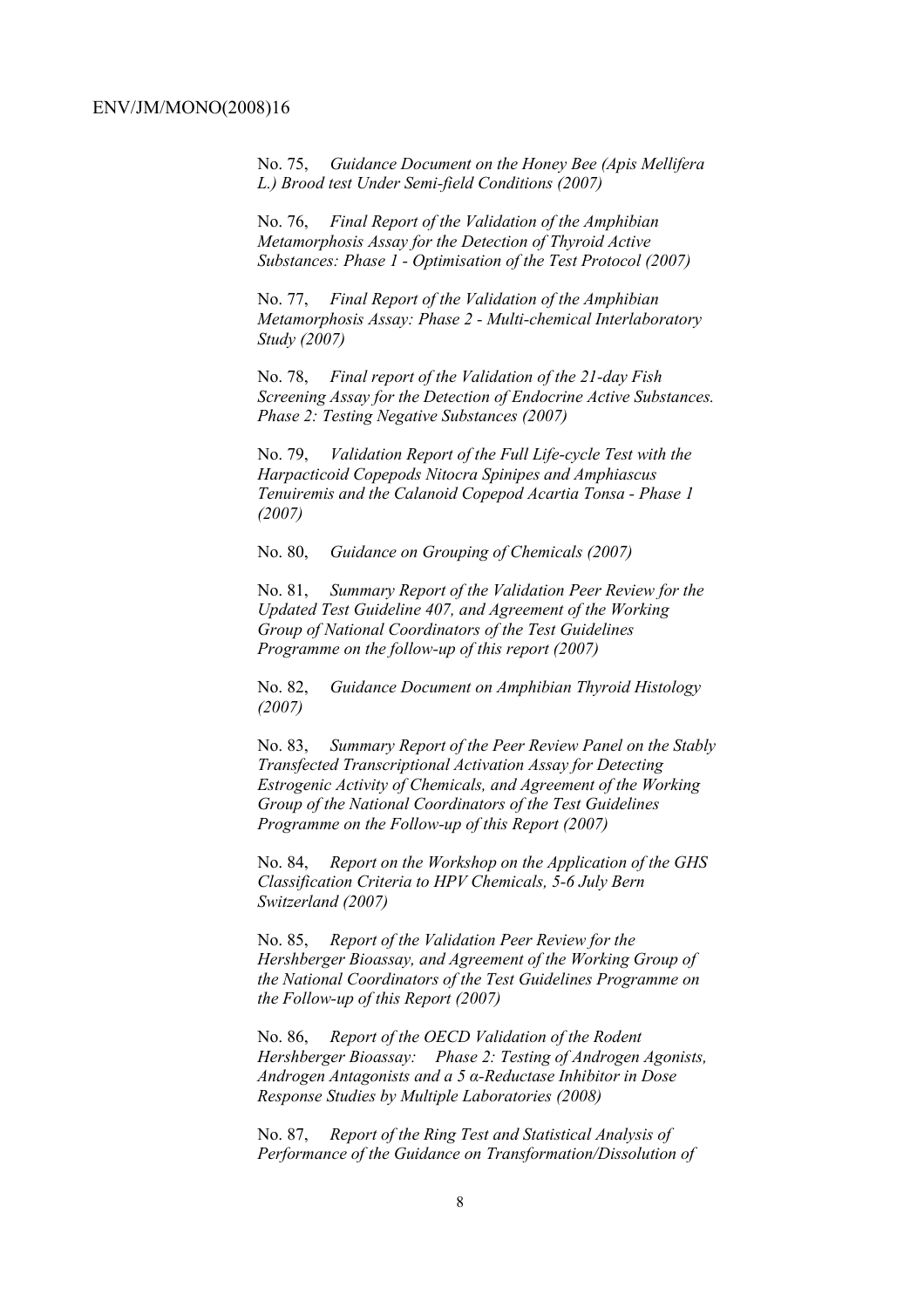No. 75, *Guidance Document on the Honey Bee (Apis Mellifera L.) Brood test Under Semi-field Conditions (2007)*

No. 76, *Final Report of the Validation of the Amphibian Metamorphosis Assay for the Detection of Thyroid Active Substances: Phase 1 - Optimisation of the Test Protocol (2007)*

No. 77, *Final Report of the Validation of the Amphibian Metamorphosis Assay: Phase 2 - Multi-chemical Interlaboratory Study (2007)*

No. 78, *Final report of the Validation of the 21-day Fish Screening Assay for the Detection of Endocrine Active Substances. Phase 2: Testing Negative Substances (2007)*

No. 79, *Validation Report of the Full Life-cycle Test with the Harpacticoid Copepods Nitocra Spinipes and Amphiascus Tenuiremis and the Calanoid Copepod Acartia Tonsa - Phase 1 (2007)*

No. 80, *Guidance on Grouping of Chemicals (2007)*

No. 81, *Summary Report of the Validation Peer Review for the Updated Test Guideline 407, and Agreement of the Working Group of National Coordinators of the Test Guidelines Programme on the follow-up of this report (2007)*

No. 82, *Guidance Document on Amphibian Thyroid Histology (2007)*

No. 83, *Summary Report of the Peer Review Panel on the Stably Transfected Transcriptional Activation Assay for Detecting Estrogenic Activity of Chemicals, and Agreement of the Working Group of the National Coordinators of the Test Guidelines Programme on the Follow-up of this Report (2007)*

No. 84, *Report on the Workshop on the Application of the GHS Classification Criteria to HPV Chemicals, 5-6 July Bern Switzerland (2007)*

No. 85, *Report of the Validation Peer Review for the Hershberger Bioassay, and Agreement of the Working Group of the National Coordinators of the Test Guidelines Programme on the Follow-up of this Report (2007)*

No. 86, *Report of the OECD Validation of the Rodent Hershberger Bioassay: Phase 2: Testing of Androgen Agonists, Androgen Antagonists and a 5 α-Reductase Inhibitor in Dose Response Studies by Multiple Laboratories (2008)*

No. 87, *Report of the Ring Test and Statistical Analysis of Performance of the Guidance on Transformation/Dissolution of*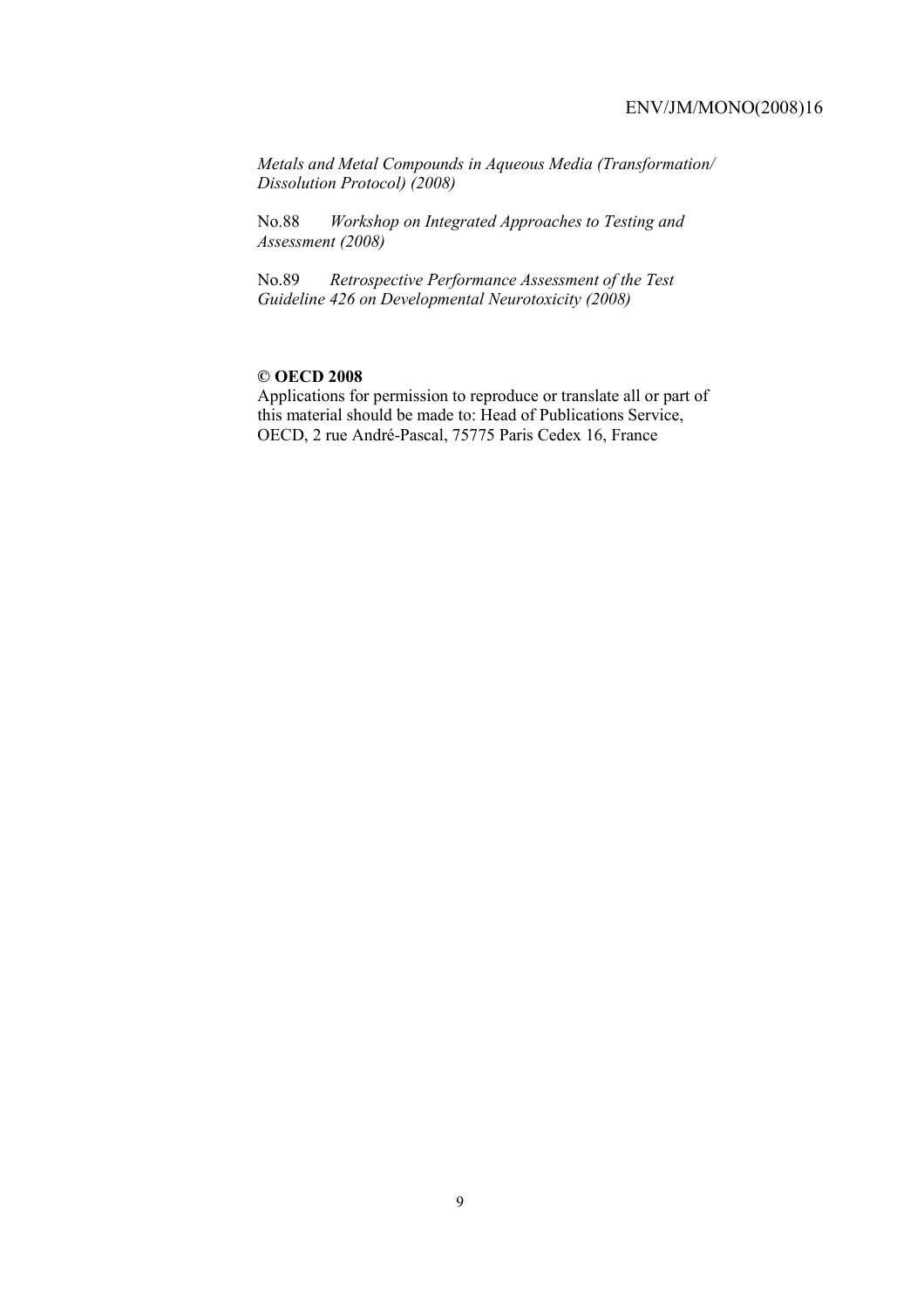*Metals and Metal Compounds in Aqueous Media (Transformation/ Dissolution Protocol) (2008)*

No.88 *Workshop on Integrated Approaches to Testing and Assessment (2008)*

No.89 *Retrospective Performance Assessment of the Test Guideline 426 on Developmental Neurotoxicity (2008)*

**© OECD 2008**
Applications for permission to reproduce or translate all or part of this material should be made to: Head of Publications Service, OECD, 2 rue André-Pascal, 75775 Paris Cedex 16, France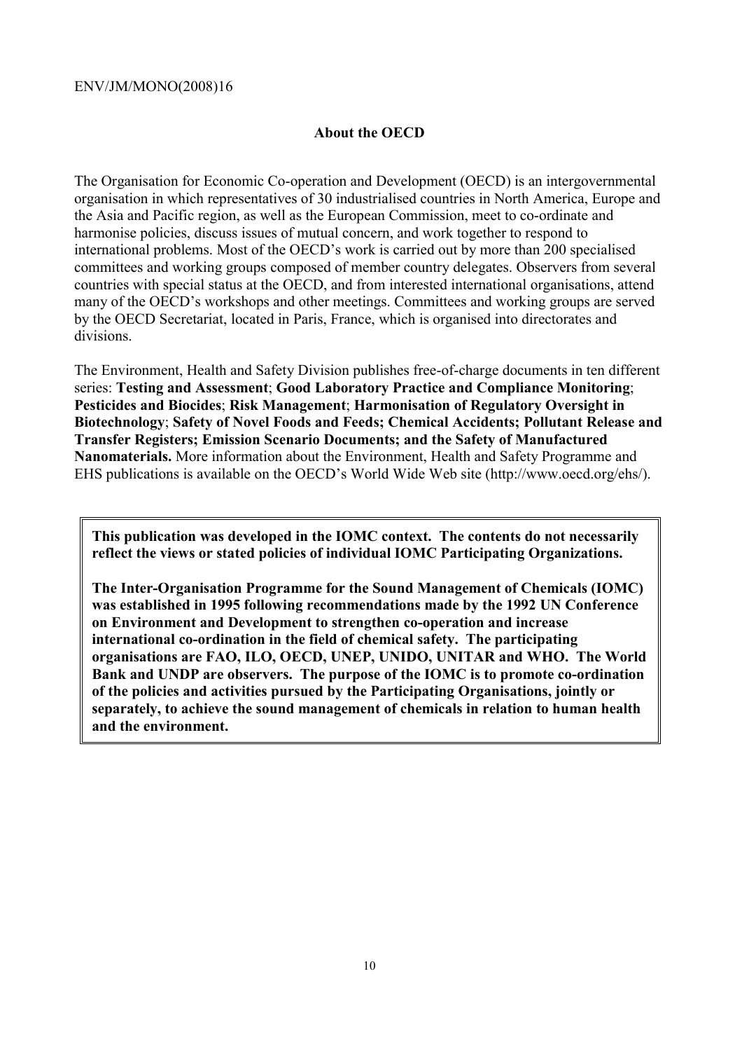## About the OECD

The Organisation for Economic Co-operation and Development (OECD) is an intergovernmental organisation in which representatives of 30 industrialised countries in North America, Europe and the Asia and Pacific region, as well as the European Commission, meet to co-ordinate and harmonise policies, discuss issues of mutual concern, and work together to respond to international problems. Most of the OECD's work is carried out by more than 200 specialised committees and working groups composed of member country delegates. Observers from several countries with special status at the OECD, and from interested international organisations, attend many of the OECD's workshops and other meetings. Committees and working groups are served by the OECD Secretariat, located in Paris, France, which is organised into directorates and divisions.

The Environment, Health and Safety Division publishes free-of-charge documents in ten different series: **Testing and Assessment**; **Good Laboratory Practice and Compliance Monitoring**; **Pesticides and Biocides**; **Risk Management**; **Harmonisation of Regulatory Oversight in Biotechnology**; **Safety of Novel Foods and Feeds; Chemical Accidents; Pollutant Release and Transfer Registers; Emission Scenario Documents; and the Safety of Manufactured Nanomaterials.** More information about the Environment, Health and Safety Programme and EHS publications is available on the OECD's World Wide Web site (http://www.oecd.org/ehs/).

**This publication was developed in the IOMC context. The contents do not necessarily reflect the views or stated policies of individual IOMC Participating Organizations.**

**The Inter-Organisation Programme for the Sound Management of Chemicals (IOMC) was established in 1995 following recommendations made by the 1992 UN Conference on Environment and Development to strengthen co-operation and increase international co-ordination in the field of chemical safety. The participating organisations are FAO, ILO, OECD, UNEP, UNIDO, UNITAR and WHO. The World Bank and UNDP are observers. The purpose of the IOMC is to promote co-ordination of the policies and activities pursued by the Participating Organisations, jointly or separately, to achieve the sound management of chemicals in relation to human health and the environment.**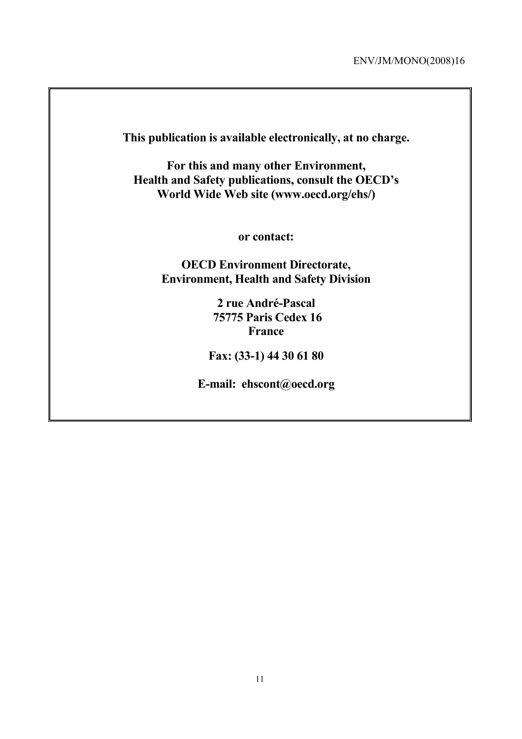**This publication is available electronically, at no charge.**

**For this and many other Environment, Health and Safety publications, consult the OECD's World Wide Web site (www.oecd.org/ehs/)**

**or contact:**

**OECD Environment Directorate, Environment, Health and Safety Division**

**2 rue André-Pascal**
**75775 Paris Cedex 16**
**France**

**Fax: (33-1) 44 30 61 80**

**E-mail: ehscont@oecd.org**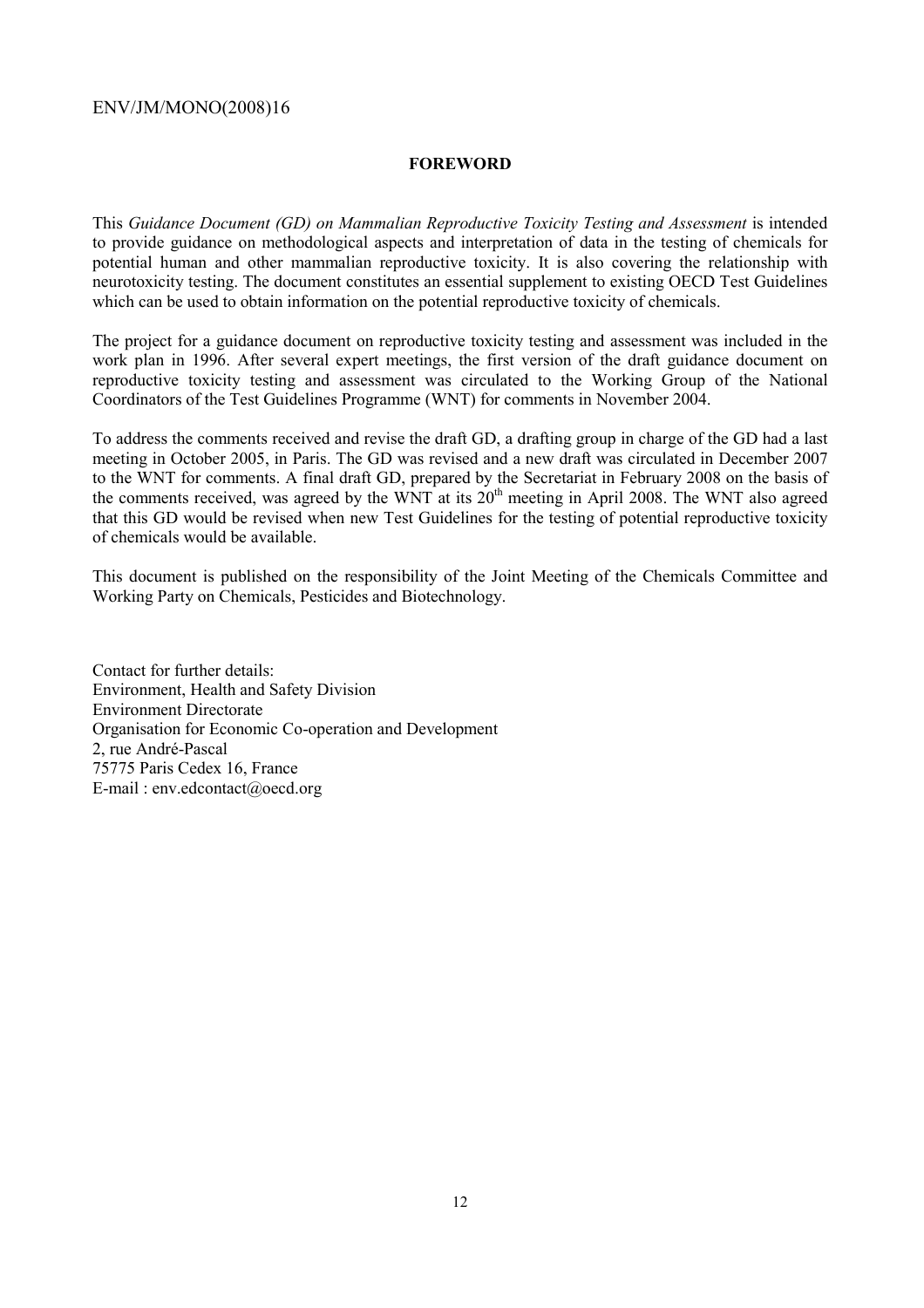## FOREWORD

This *Guidance Document (GD) on Mammalian Reproductive Toxicity Testing and Assessment* is intended to provide guidance on methodological aspects and interpretation of data in the testing of chemicals for potential human and other mammalian reproductive toxicity. It is also covering the relationship with neurotoxicity testing. The document constitutes an essential supplement to existing OECD Test Guidelines which can be used to obtain information on the potential reproductive toxicity of chemicals.

The project for a guidance document on reproductive toxicity testing and assessment was included in the work plan in 1996. After several expert meetings, the first version of the draft guidance document on reproductive toxicity testing and assessment was circulated to the Working Group of the National Coordinators of the Test Guidelines Programme (WNT) for comments in November 2004.

To address the comments received and revise the draft GD, a drafting group in charge of the GD had a last meeting in October 2005, in Paris. The GD was revised and a new draft was circulated in December 2007 to the WNT for comments. A final draft GD, prepared by the Secretariat in February 2008 on the basis of the comments received, was agreed by the WNT at its 20th meeting in April 2008. The WNT also agreed that this GD would be revised when new Test Guidelines for the testing of potential reproductive toxicity of chemicals would be available.

This document is published on the responsibility of the Joint Meeting of the Chemicals Committee and Working Party on Chemicals, Pesticides and Biotechnology.

Contact for further details:
Environment, Health and Safety Division
Environment Directorate
Organisation for Economic Co-operation and Development
2, rue André-Pascal
75775 Paris Cedex 16, France
E-mail : env.edcontact@oecd.org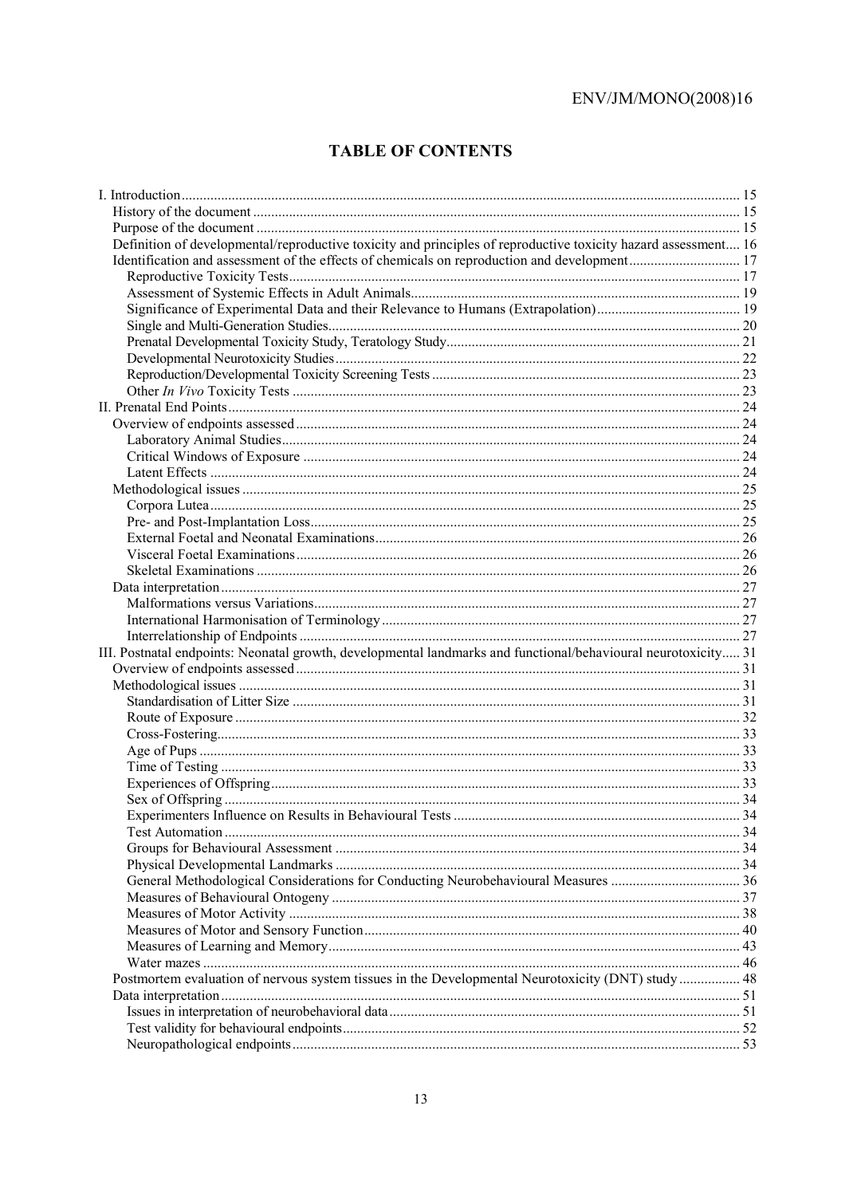# TABLE OF CONTENTS

- I. Introduction ... 15
  - History of the document ... 15
  - Purpose of the document ... 15
  - Definition of developmental/reproductive toxicity and principles of reproductive toxicity hazard assessment ... 16
  - Identification and assessment of the effects of chemicals on reproduction and development ... 17
    - Reproductive Toxicity Tests ... 17
    - Assessment of Systemic Effects in Adult Animals ... 19
    - Significance of Experimental Data and their Relevance to Humans (Extrapolation) ... 19
    - Single and Multi-Generation Studies ... 20
    - Prenatal Developmental Toxicity Study, Teratology Study ... 21
    - Developmental Neurotoxicity Studies ... 22
    - Reproduction/Developmental Toxicity Screening Tests ... 23
    - Other *In Vivo* Toxicity Tests ... 23
- II. Prenatal End Points ... 24
  - Overview of endpoints assessed ... 24
    - Laboratory Animal Studies ... 24
    - Critical Windows of Exposure ... 24
    - Latent Effects ... 24
  - Methodological issues ... 25
    - Corpora Lutea ... 25
    - Pre- and Post-Implantation Loss ... 25
    - External Foetal and Neonatal Examinations ... 26
    - Visceral Foetal Examinations ... 26
    - Skeletal Examinations ... 26
  - Data interpretation ... 27
    - Malformations versus Variations ... 27
    - International Harmonisation of Terminology ... 27
    - Interrelationship of Endpoints ... 27
- III. Postnatal endpoints: Neonatal growth, developmental landmarks and functional/behavioural neurotoxicity ... 31
  - Overview of endpoints assessed ... 31
  - Methodological issues ... 31
    - Standardisation of Litter Size ... 31
    - Route of Exposure ... 32
    - Cross-Fostering ... 33
    - Age of Pups ... 33
    - Time of Testing ... 33
    - Experiences of Offspring ... 33
    - Sex of Offspring ... 34
    - Experimenters Influence on Results in Behavioural Tests ... 34
    - Test Automation ... 34
    - Groups for Behavioural Assessment ... 34
    - Physical Developmental Landmarks ... 34
    - General Methodological Considerations for Conducting Neurobehavioural Measures ... 36
    - Measures of Behavioural Ontogeny ... 37
    - Measures of Motor Activity ... 38
    - Measures of Motor and Sensory Function ... 40
    - Measures of Learning and Memory ... 43
    - Water mazes ... 46
  - Postmortem evaluation of nervous system tissues in the Developmental Neurotoxicity (DNT) study ... 48
  - Data interpretation ... 51
    - Issues in interpretation of neurobehavioral data ... 51
    - Test validity for behavioural endpoints ... 52
    - Neuropathological endpoints ... 53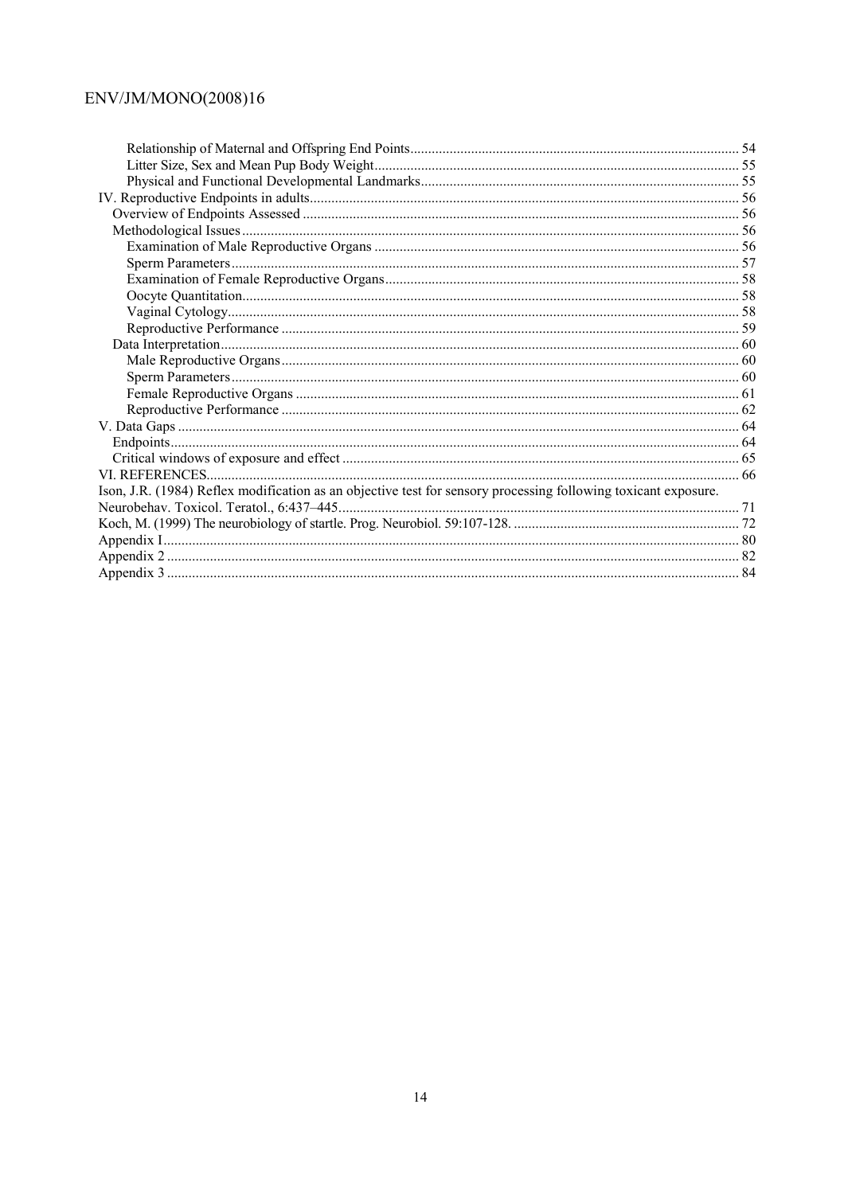Relationship of Maternal and Offspring End Points ........................................................................................... 54
Litter Size, Sex and Mean Pup Body Weight ..................................................................................................... 55
Physical and Functional Developmental Landmarks ......................................................................................... 55
IV. Reproductive Endpoints in adults ....................................................................................................................... 56
Overview of Endpoints Assessed ......................................................................................................................... 56
Methodological Issues .......................................................................................................................................... 56
Examination of Male Reproductive Organs ...................................................................................................... 56
Sperm Parameters ............................................................................................................................................. 57
Examination of Female Reproductive Organs .................................................................................................. 58
Oocyte Quantitation ........................................................................................................................................... 58
Vaginal Cytology ............................................................................................................................................... 58
Reproductive Performance ................................................................................................................................ 59
Data Interpretation ................................................................................................................................................ 60
Male Reproductive Organs ................................................................................................................................ 60
Sperm Parameters ............................................................................................................................................. 60
Female Reproductive Organs ............................................................................................................................ 61
Reproductive Performance ................................................................................................................................ 62
V. Data Gaps ............................................................................................................................................................ 64
Endpoints .............................................................................................................................................................. 64
Critical windows of exposure and effect .............................................................................................................. 65
VI. REFERENCES .................................................................................................................................................... 66
Ison, J.R. (1984) Reflex modification as an objective test for sensory processing following toxicant exposure. Neurobehav. Toxicol. Teratol., 6:437–445 ........................................................................................................ 71
Koch, M. (1999) The neurobiology of startle. Prog. Neurobiol. 59:107-128. ............................................................... 72
Appendix I ............................................................................................................................................................... 80
Appendix 2 ............................................................................................................................................................... 82
Appendix 3 ............................................................................................................................................................... 84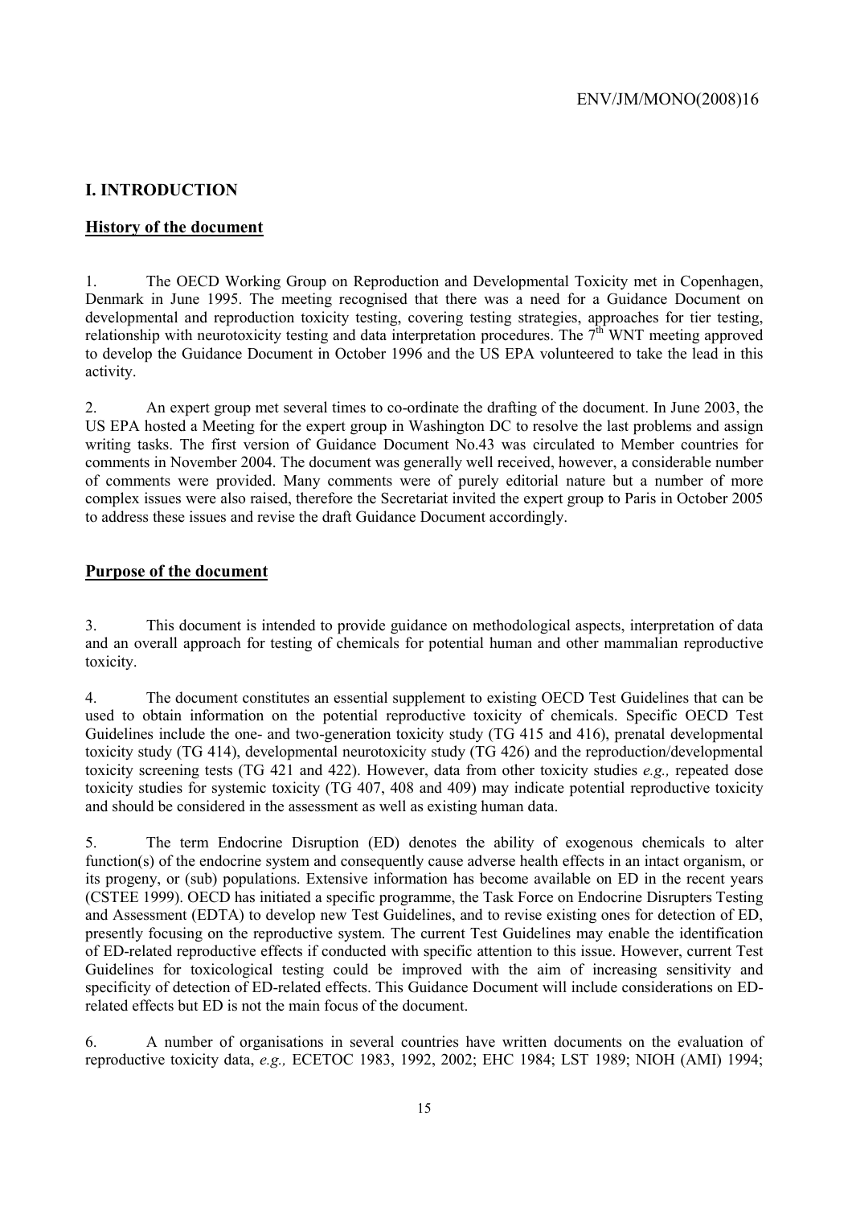## I. INTRODUCTION

### History of the document

1. The OECD Working Group on Reproduction and Developmental Toxicity met in Copenhagen, Denmark in June 1995. The meeting recognised that there was a need for a Guidance Document on developmental and reproduction toxicity testing, covering testing strategies, approaches for tier testing, relationship with neurotoxicity testing and data interpretation procedures. The 7[th] WNT meeting approved to develop the Guidance Document in October 1996 and the US EPA volunteered to take the lead in this activity.

2. An expert group met several times to co-ordinate the drafting of the document. In June 2003, the US EPA hosted a Meeting for the expert group in Washington DC to resolve the last problems and assign writing tasks. The first version of Guidance Document No.43 was circulated to Member countries for comments in November 2004. The document was generally well received, however, a considerable number of comments were provided. Many comments were of purely editorial nature but a number of more complex issues were also raised, therefore the Secretariat invited the expert group to Paris in October 2005 to address these issues and revise the draft Guidance Document accordingly.

### Purpose of the document

3. This document is intended to provide guidance on methodological aspects, interpretation of data and an overall approach for testing of chemicals for potential human and other mammalian reproductive toxicity.

4. The document constitutes an essential supplement to existing OECD Test Guidelines that can be used to obtain information on the potential reproductive toxicity of chemicals. Specific OECD Test Guidelines include the one- and two-generation toxicity study (TG 415 and 416), prenatal developmental toxicity study (TG 414), developmental neurotoxicity study (TG 426) and the reproduction/developmental toxicity screening tests (TG 421 and 422). However, data from other toxicity studies *e.g.,* repeated dose toxicity studies for systemic toxicity (TG 407, 408 and 409) may indicate potential reproductive toxicity and should be considered in the assessment as well as existing human data.

5. The term Endocrine Disruption (ED) denotes the ability of exogenous chemicals to alter function(s) of the endocrine system and consequently cause adverse health effects in an intact organism, or its progeny, or (sub) populations. Extensive information has become available on ED in the recent years (CSTEE 1999). OECD has initiated a specific programme, the Task Force on Endocrine Disrupters Testing and Assessment (EDTA) to develop new Test Guidelines, and to revise existing ones for detection of ED, presently focusing on the reproductive system. The current Test Guidelines may enable the identification of ED-related reproductive effects if conducted with specific attention to this issue. However, current Test Guidelines for toxicological testing could be improved with the aim of increasing sensitivity and specificity of detection of ED-related effects. This Guidance Document will include considerations on ED-related effects but ED is not the main focus of the document.

6. A number of organisations in several countries have written documents on the evaluation of reproductive toxicity data, *e.g.,* ECETOC 1983, 1992, 2002; EHC 1984; LST 1989; NIOH (AMI) 1994;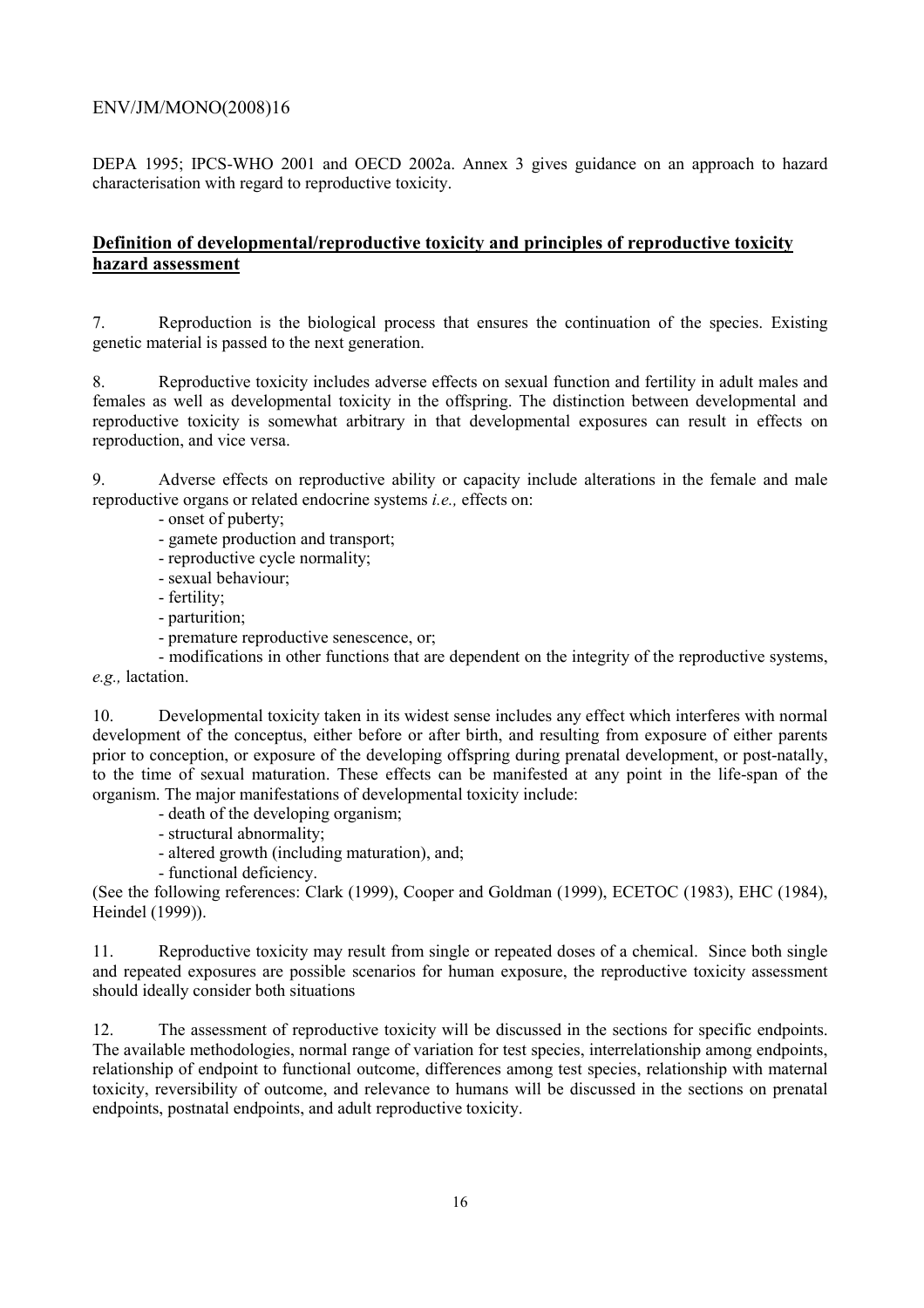DEPA 1995; IPCS-WHO 2001 and OECD 2002a. Annex 3 gives guidance on an approach to hazard characterisation with regard to reproductive toxicity.

## Definition of developmental/reproductive toxicity and principles of reproductive toxicity hazard assessment

7. Reproduction is the biological process that ensures the continuation of the species. Existing genetic material is passed to the next generation.

8. Reproductive toxicity includes adverse effects on sexual function and fertility in adult males and females as well as developmental toxicity in the offspring. The distinction between developmental and reproductive toxicity is somewhat arbitrary in that developmental exposures can result in effects on reproduction, and vice versa.

9. Adverse effects on reproductive ability or capacity include alterations in the female and male reproductive organs or related endocrine systems *i.e.,* effects on:

- onset of puberty;
- gamete production and transport;
- reproductive cycle normality;
- sexual behaviour;
- fertility;
- parturition;
- premature reproductive senescence, or;
- modifications in other functions that are dependent on the integrity of the reproductive systems, *e.g.,* lactation.

10. Developmental toxicity taken in its widest sense includes any effect which interferes with normal development of the conceptus, either before or after birth, and resulting from exposure of either parents prior to conception, or exposure of the developing offspring during prenatal development, or post-natally, to the time of sexual maturation. These effects can be manifested at any point in the life-span of the organism. The major manifestations of developmental toxicity include:

- death of the developing organism;
- structural abnormality;
- altered growth (including maturation), and;
- functional deficiency.

(See the following references: Clark (1999), Cooper and Goldman (1999), ECETOC (1983), EHC (1984), Heindel (1999)).

11. Reproductive toxicity may result from single or repeated doses of a chemical. Since both single and repeated exposures are possible scenarios for human exposure, the reproductive toxicity assessment should ideally consider both situations

12. The assessment of reproductive toxicity will be discussed in the sections for specific endpoints. The available methodologies, normal range of variation for test species, interrelationship among endpoints, relationship of endpoint to functional outcome, differences among test species, relationship with maternal toxicity, reversibility of outcome, and relevance to humans will be discussed in the sections on prenatal endpoints, postnatal endpoints, and adult reproductive toxicity.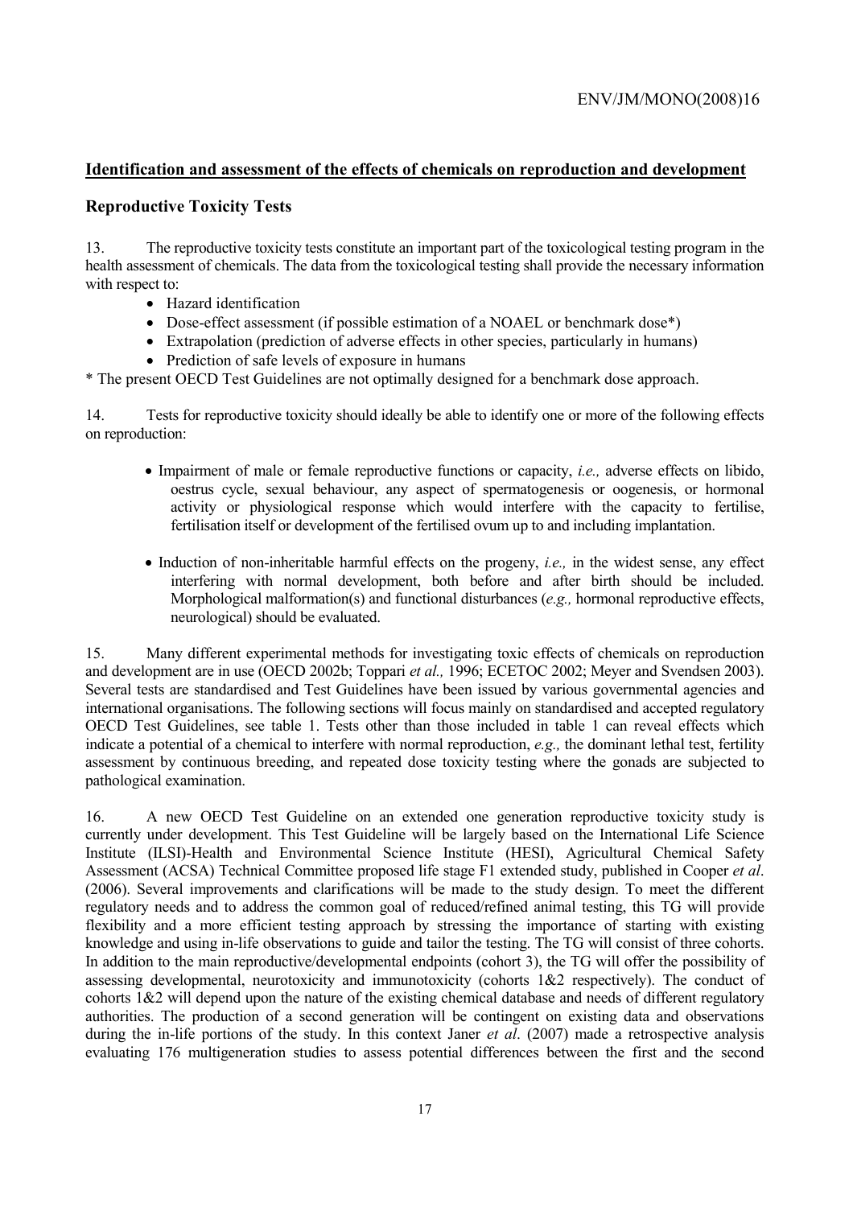## Identification and assessment of the effects of chemicals on reproduction and development

### Reproductive Toxicity Tests

13. The reproductive toxicity tests constitute an important part of the toxicological testing program in the health assessment of chemicals. The data from the toxicological testing shall provide the necessary information with respect to:

- Hazard identification
- Dose-effect assessment (if possible estimation of a NOAEL or benchmark dose*)
- Extrapolation (prediction of adverse effects in other species, particularly in humans)
- Prediction of safe levels of exposure in humans

\* The present OECD Test Guidelines are not optimally designed for a benchmark dose approach.

14. Tests for reproductive toxicity should ideally be able to identify one or more of the following effects on reproduction:

- Impairment of male or female reproductive functions or capacity, *i.e.,* adverse effects on libido, oestrus cycle, sexual behaviour, any aspect of spermatogenesis or oogenesis, or hormonal activity or physiological response which would interfere with the capacity to fertilise, fertilisation itself or development of the fertilised ovum up to and including implantation.

- Induction of non-inheritable harmful effects on the progeny, *i.e.,* in the widest sense, any effect interfering with normal development, both before and after birth should be included. Morphological malformation(s) and functional disturbances (*e.g.,* hormonal reproductive effects, neurological) should be evaluated.

15. Many different experimental methods for investigating toxic effects of chemicals on reproduction and development are in use (OECD 2002b; Toppari *et al.,* 1996; ECETOC 2002; Meyer and Svendsen 2003). Several tests are standardised and Test Guidelines have been issued by various governmental agencies and international organisations. The following sections will focus mainly on standardised and accepted regulatory OECD Test Guidelines, see table 1. Tests other than those included in table 1 can reveal effects which indicate a potential of a chemical to interfere with normal reproduction, *e.g.,* the dominant lethal test, fertility assessment by continuous breeding, and repeated dose toxicity testing where the gonads are subjected to pathological examination.

16. A new OECD Test Guideline on an extended one generation reproductive toxicity study is currently under development. This Test Guideline will be largely based on the International Life Science Institute (ILSI)-Health and Environmental Science Institute (HESI), Agricultural Chemical Safety Assessment (ACSA) Technical Committee proposed life stage F1 extended study, published in Cooper *et al*. (2006). Several improvements and clarifications will be made to the study design. To meet the different regulatory needs and to address the common goal of reduced/refined animal testing, this TG will provide flexibility and a more efficient testing approach by stressing the importance of starting with existing knowledge and using in-life observations to guide and tailor the testing. The TG will consist of three cohorts. In addition to the main reproductive/developmental endpoints (cohort 3), the TG will offer the possibility of assessing developmental, neurotoxicity and immunotoxicity (cohorts 1&2 respectively). The conduct of cohorts 1&2 will depend upon the nature of the existing chemical database and needs of different regulatory authorities. The production of a second generation will be contingent on existing data and observations during the in-life portions of the study. In this context Janer *et al*. (2007) made a retrospective analysis evaluating 176 multigeneration studies to assess potential differences between the first and the second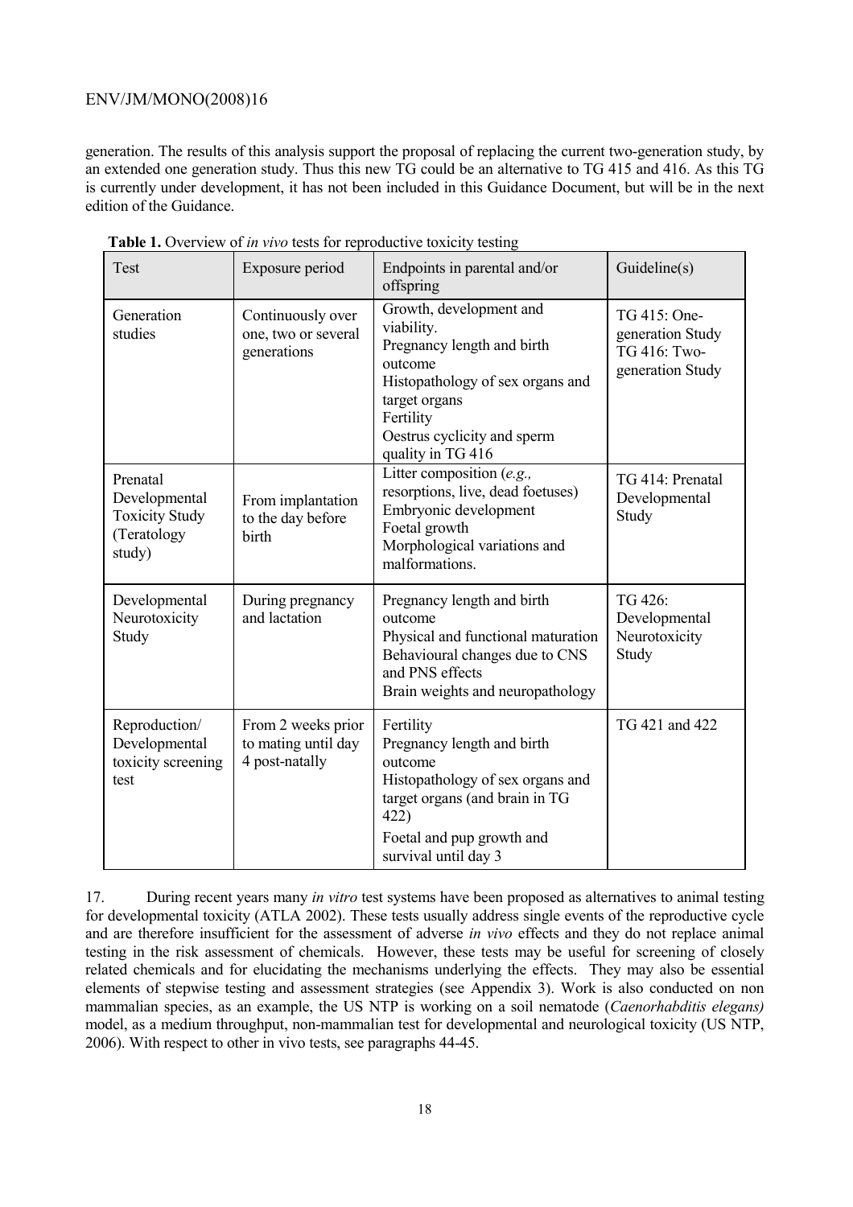generation. The results of this analysis support the proposal of replacing the current two-generation study, by an extended one generation study. Thus this new TG could be an alternative to TG 415 and 416. As this TG is currently under development, it has not been included in this Guidance Document, but will be in the next edition of the Guidance.

**Table 1.** Overview of *in vivo* tests for reproductive toxicity testing

| Test | Exposure period | Endpoints in parental and/or offspring | Guideline(s) |
|---|---|---|---|
| Generation studies | Continuously over one, two or several generations | Growth, development and viability.<br>Pregnancy length and birth outcome<br>Histopathology of sex organs and target organs<br>Fertility<br>Oestrus cyclicity and sperm quality in TG 416 | TG 415: One-generation Study<br>TG 416: Two-generation Study |
| Prenatal Developmental Toxicity Study (Teratology study) | From implantation to the day before birth | Litter composition (*e.g.,* resorptions, live, dead foetuses)<br>Embryonic development<br>Foetal growth<br>Morphological variations and malformations. | TG 414: Prenatal Developmental Study |
| Developmental Neurotoxicity Study | During pregnancy and lactation | Pregnancy length and birth outcome<br>Physical and functional maturation<br>Behavioural changes due to CNS and PNS effects<br>Brain weights and neuropathology | TG 426: Developmental Neurotoxicity Study |
| Reproduction/ Developmental toxicity screening test | From 2 weeks prior to mating until day 4 post-natally | Fertility<br>Pregnancy length and birth outcome<br>Histopathology of sex organs and target organs (and brain in TG 422)<br>Foetal and pup growth and survival until day 3 | TG 421 and 422 |

17. During recent years many *in vitro* test systems have been proposed as alternatives to animal testing for developmental toxicity (ATLA 2002). These tests usually address single events of the reproductive cycle and are therefore insufficient for the assessment of adverse *in vivo* effects and they do not replace animal testing in the risk assessment of chemicals. However, these tests may be useful for screening of closely related chemicals and for elucidating the mechanisms underlying the effects. They may also be essential elements of stepwise testing and assessment strategies (see Appendix 3). Work is also conducted on non mammalian species, as an example, the US NTP is working on a soil nematode (*Caenorhabditis elegans)* model, as a medium throughput, non-mammalian test for developmental and neurological toxicity (US NTP, 2006). With respect to other in vivo tests, see paragraphs 44-45.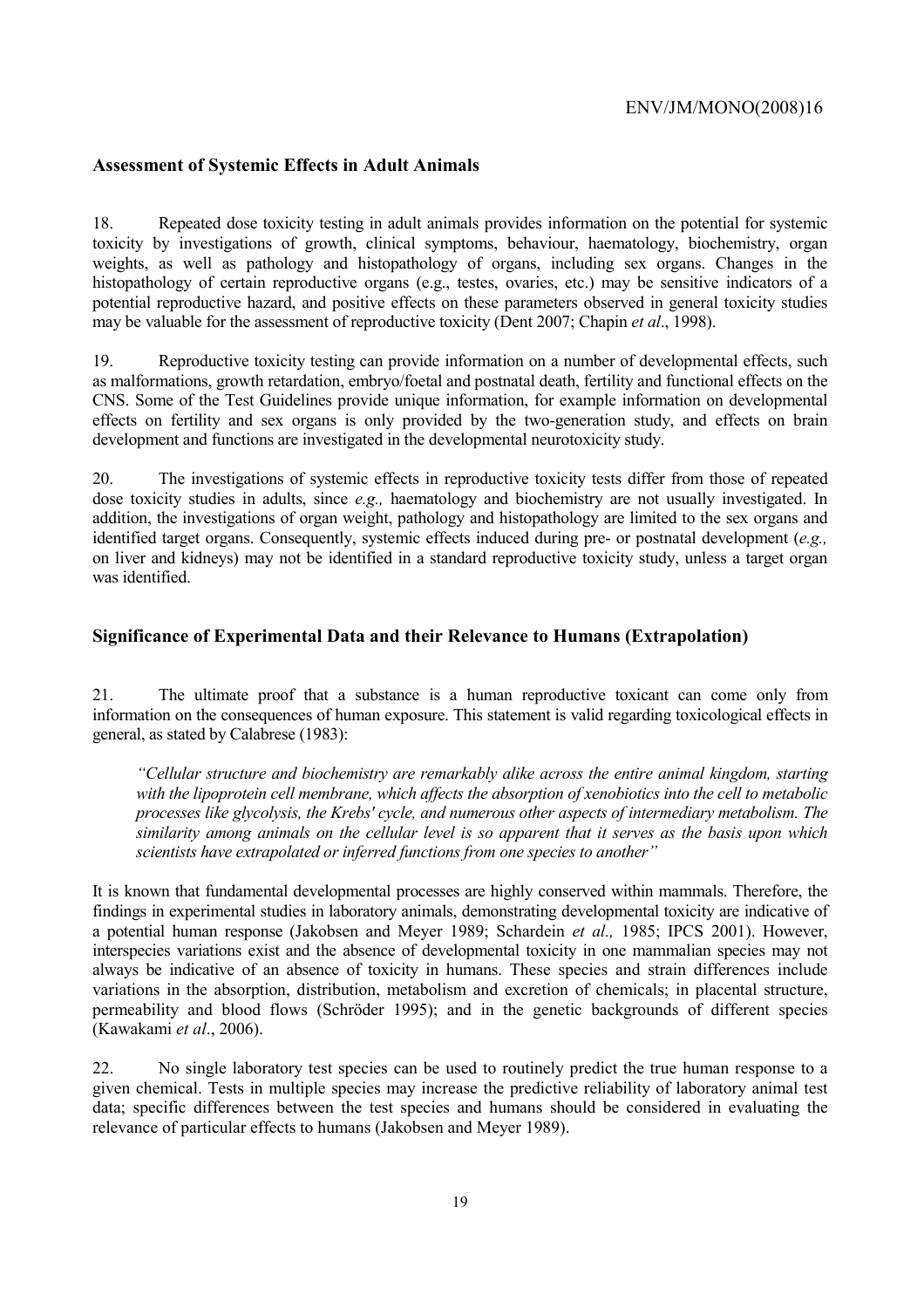## Assessment of Systemic Effects in Adult Animals

18. Repeated dose toxicity testing in adult animals provides information on the potential for systemic toxicity by investigations of growth, clinical symptoms, behaviour, haematology, biochemistry, organ weights, as well as pathology and histopathology of organs, including sex organs. Changes in the histopathology of certain reproductive organs (e.g., testes, ovaries, etc.) may be sensitive indicators of a potential reproductive hazard, and positive effects on these parameters observed in general toxicity studies may be valuable for the assessment of reproductive toxicity (Dent 2007; Chapin *et al*., 1998).

19. Reproductive toxicity testing can provide information on a number of developmental effects, such as malformations, growth retardation, embryo/foetal and postnatal death, fertility and functional effects on the CNS. Some of the Test Guidelines provide unique information, for example information on developmental effects on fertility and sex organs is only provided by the two-generation study, and effects on brain development and functions are investigated in the developmental neurotoxicity study.

20. The investigations of systemic effects in reproductive toxicity tests differ from those of repeated dose toxicity studies in adults, since *e.g.,* haematology and biochemistry are not usually investigated. In addition, the investigations of organ weight, pathology and histopathology are limited to the sex organs and identified target organs. Consequently, systemic effects induced during pre- or postnatal development (*e.g.,* on liver and kidneys) may not be identified in a standard reproductive toxicity study, unless a target organ was identified.

## Significance of Experimental Data and their Relevance to Humans (Extrapolation)

21. The ultimate proof that a substance is a human reproductive toxicant can come only from information on the consequences of human exposure. This statement is valid regarding toxicological effects in general, as stated by Calabrese (1983):

> *"Cellular structure and biochemistry are remarkably alike across the entire animal kingdom, starting with the lipoprotein cell membrane, which affects the absorption of xenobiotics into the cell to metabolic processes like glycolysis, the Krebs' cycle, and numerous other aspects of intermediary metabolism. The similarity among animals on the cellular level is so apparent that it serves as the basis upon which scientists have extrapolated or inferred functions from one species to another"*

It is known that fundamental developmental processes are highly conserved within mammals. Therefore, the findings in experimental studies in laboratory animals, demonstrating developmental toxicity are indicative of a potential human response (Jakobsen and Meyer 1989; Schardein *et al.,* 1985; IPCS 2001). However, interspecies variations exist and the absence of developmental toxicity in one mammalian species may not always be indicative of an absence of toxicity in humans. These species and strain differences include variations in the absorption, distribution, metabolism and excretion of chemicals; in placental structure, permeability and blood flows (Schröder 1995); and in the genetic backgrounds of different species (Kawakami *et al*., 2006).

22. No single laboratory test species can be used to routinely predict the true human response to a given chemical. Tests in multiple species may increase the predictive reliability of laboratory animal test data; specific differences between the test species and humans should be considered in evaluating the relevance of particular effects to humans (Jakobsen and Meyer 1989).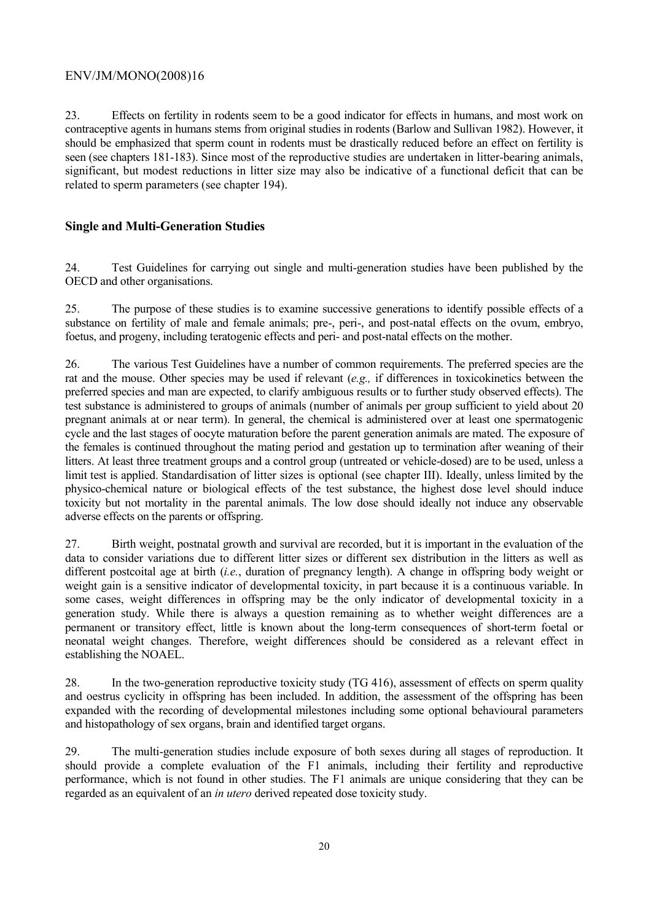23. Effects on fertility in rodents seem to be a good indicator for effects in humans, and most work on contraceptive agents in humans stems from original studies in rodents (Barlow and Sullivan 1982). However, it should be emphasized that sperm count in rodents must be drastically reduced before an effect on fertility is seen (see chapters 181-183). Since most of the reproductive studies are undertaken in litter-bearing animals, significant, but modest reductions in litter size may also be indicative of a functional deficit that can be related to sperm parameters (see chapter 194).

### Single and Multi-Generation Studies

24. Test Guidelines for carrying out single and multi-generation studies have been published by the OECD and other organisations.

25. The purpose of these studies is to examine successive generations to identify possible effects of a substance on fertility of male and female animals; pre-, peri-, and post-natal effects on the ovum, embryo, foetus, and progeny, including teratogenic effects and peri- and post-natal effects on the mother.

26. The various Test Guidelines have a number of common requirements. The preferred species are the rat and the mouse. Other species may be used if relevant (*e.g.,* if differences in toxicokinetics between the preferred species and man are expected, to clarify ambiguous results or to further study observed effects). The test substance is administered to groups of animals (number of animals per group sufficient to yield about 20 pregnant animals at or near term). In general, the chemical is administered over at least one spermatogenic cycle and the last stages of oocyte maturation before the parent generation animals are mated. The exposure of the females is continued throughout the mating period and gestation up to termination after weaning of their litters. At least three treatment groups and a control group (untreated or vehicle-dosed) are to be used, unless a limit test is applied. Standardisation of litter sizes is optional (see chapter III). Ideally, unless limited by the physico-chemical nature or biological effects of the test substance, the highest dose level should induce toxicity but not mortality in the parental animals. The low dose should ideally not induce any observable adverse effects on the parents or offspring.

27. Birth weight, postnatal growth and survival are recorded, but it is important in the evaluation of the data to consider variations due to different litter sizes or different sex distribution in the litters as well as different postcoital age at birth (*i.e.*, duration of pregnancy length). A change in offspring body weight or weight gain is a sensitive indicator of developmental toxicity, in part because it is a continuous variable. In some cases, weight differences in offspring may be the only indicator of developmental toxicity in a generation study. While there is always a question remaining as to whether weight differences are a permanent or transitory effect, little is known about the long-term consequences of short-term foetal or neonatal weight changes. Therefore, weight differences should be considered as a relevant effect in establishing the NOAEL.

28. In the two-generation reproductive toxicity study (TG 416), assessment of effects on sperm quality and oestrus cyclicity in offspring has been included. In addition, the assessment of the offspring has been expanded with the recording of developmental milestones including some optional behavioural parameters and histopathology of sex organs, brain and identified target organs.

29. The multi-generation studies include exposure of both sexes during all stages of reproduction. It should provide a complete evaluation of the F1 animals, including their fertility and reproductive performance, which is not found in other studies. The F1 animals are unique considering that they can be regarded as an equivalent of an *in utero* derived repeated dose toxicity study.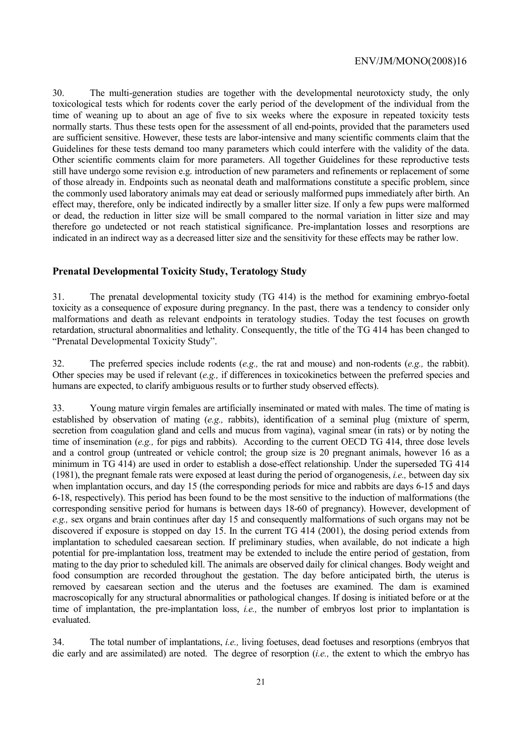30. The multi-generation studies are together with the developmental neurotoxicty study, the only toxicological tests which for rodents cover the early period of the development of the individual from the time of weaning up to about an age of five to six weeks where the exposure in repeated toxicity tests normally starts. Thus these tests open for the assessment of all end-points, provided that the parameters used are sufficient sensitive. However, these tests are labor-intensive and many scientific comments claim that the Guidelines for these tests demand too many parameters which could interfere with the validity of the data. Other scientific comments claim for more parameters. All together Guidelines for these reproductive tests still have undergo some revision e.g. introduction of new parameters and refinements or replacement of some of those already in. Endpoints such as neonatal death and malformations constitute a specific problem, since the commonly used laboratory animals may eat dead or seriously malformed pups immediately after birth. An effect may, therefore, only be indicated indirectly by a smaller litter size. If only a few pups were malformed or dead, the reduction in litter size will be small compared to the normal variation in litter size and may therefore go undetected or not reach statistical significance. Pre-implantation losses and resorptions are indicated in an indirect way as a decreased litter size and the sensitivity for these effects may be rather low.

## Prenatal Developmental Toxicity Study, Teratology Study

31. The prenatal developmental toxicity study (TG 414) is the method for examining embryo-foetal toxicity as a consequence of exposure during pregnancy. In the past, there was a tendency to consider only malformations and death as relevant endpoints in teratology studies. Today the test focuses on growth retardation, structural abnormalities and lethality. Consequently, the title of the TG 414 has been changed to "Prenatal Developmental Toxicity Study".

32. The preferred species include rodents (*e.g.,* the rat and mouse) and non-rodents (*e.g.,* the rabbit). Other species may be used if relevant (*e.g.,* if differences in toxicokinetics between the preferred species and humans are expected, to clarify ambiguous results or to further study observed effects).

33. Young mature virgin females are artificially inseminated or mated with males. The time of mating is established by observation of mating (*e.g.,* rabbits), identification of a seminal plug (mixture of sperm, secretion from coagulation gland and cells and mucus from vagina), vaginal smear (in rats) or by noting the time of insemination (*e.g.,* for pigs and rabbits). According to the current OECD TG 414, three dose levels and a control group (untreated or vehicle control; the group size is 20 pregnant animals, however 16 as a minimum in TG 414) are used in order to establish a dose-effect relationship. Under the superseded TG 414 (1981), the pregnant female rats were exposed at least during the period of organogenesis, *i.e.,* between day six when implantation occurs, and day 15 (the corresponding periods for mice and rabbits are days 6-15 and days 6-18, respectively). This period has been found to be the most sensitive to the induction of malformations (the corresponding sensitive period for humans is between days 18-60 of pregnancy). However, development of *e.g.,* sex organs and brain continues after day 15 and consequently malformations of such organs may not be discovered if exposure is stopped on day 15. In the current TG 414 (2001), the dosing period extends from implantation to scheduled caesarean section. If preliminary studies, when available, do not indicate a high potential for pre-implantation loss, treatment may be extended to include the entire period of gestation, from mating to the day prior to scheduled kill. The animals are observed daily for clinical changes. Body weight and food consumption are recorded throughout the gestation. The day before anticipated birth, the uterus is removed by caesarean section and the uterus and the foetuses are examined. The dam is examined macroscopically for any structural abnormalities or pathological changes. If dosing is initiated before or at the time of implantation, the pre-implantation loss, *i.e.,* the number of embryos lost prior to implantation is evaluated.

34. The total number of implantations, *i.e.,* living foetuses, dead foetuses and resorptions (embryos that die early and are assimilated) are noted. The degree of resorption (*i.e.,* the extent to which the embryo has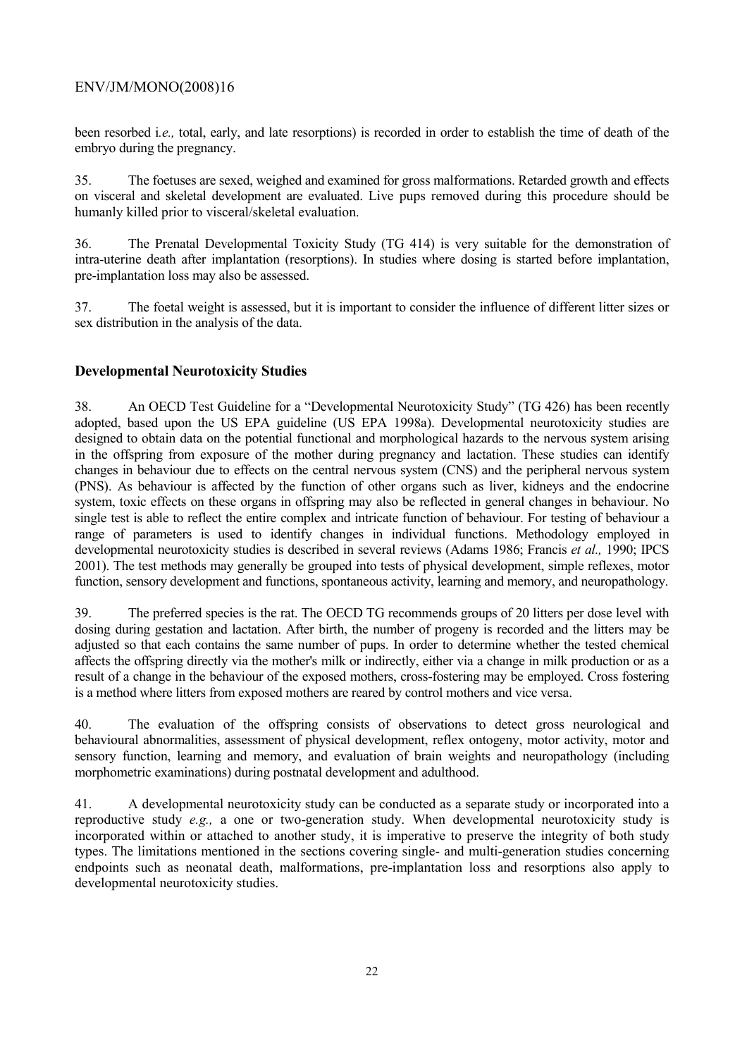been resorbed i*.e.,* total, early, and late resorptions) is recorded in order to establish the time of death of the embryo during the pregnancy.

35. The foetuses are sexed, weighed and examined for gross malformations. Retarded growth and effects on visceral and skeletal development are evaluated. Live pups removed during this procedure should be humanly killed prior to visceral/skeletal evaluation.

36. The Prenatal Developmental Toxicity Study (TG 414) is very suitable for the demonstration of intra-uterine death after implantation (resorptions). In studies where dosing is started before implantation, pre-implantation loss may also be assessed.

37. The foetal weight is assessed, but it is important to consider the influence of different litter sizes or sex distribution in the analysis of the data.

### Developmental Neurotoxicity Studies

38. An OECD Test Guideline for a "Developmental Neurotoxicity Study" (TG 426) has been recently adopted, based upon the US EPA guideline (US EPA 1998a). Developmental neurotoxicity studies are designed to obtain data on the potential functional and morphological hazards to the nervous system arising in the offspring from exposure of the mother during pregnancy and lactation. These studies can identify changes in behaviour due to effects on the central nervous system (CNS) and the peripheral nervous system (PNS). As behaviour is affected by the function of other organs such as liver, kidneys and the endocrine system, toxic effects on these organs in offspring may also be reflected in general changes in behaviour. No single test is able to reflect the entire complex and intricate function of behaviour. For testing of behaviour a range of parameters is used to identify changes in individual functions. Methodology employed in developmental neurotoxicity studies is described in several reviews (Adams 1986; Francis *et al.,* 1990; IPCS 2001). The test methods may generally be grouped into tests of physical development, simple reflexes, motor function, sensory development and functions, spontaneous activity, learning and memory, and neuropathology.

39. The preferred species is the rat. The OECD TG recommends groups of 20 litters per dose level with dosing during gestation and lactation. After birth, the number of progeny is recorded and the litters may be adjusted so that each contains the same number of pups. In order to determine whether the tested chemical affects the offspring directly via the mother's milk or indirectly, either via a change in milk production or as a result of a change in the behaviour of the exposed mothers, cross-fostering may be employed. Cross fostering is a method where litters from exposed mothers are reared by control mothers and vice versa.

40. The evaluation of the offspring consists of observations to detect gross neurological and behavioural abnormalities, assessment of physical development, reflex ontogeny, motor activity, motor and sensory function, learning and memory, and evaluation of brain weights and neuropathology (including morphometric examinations) during postnatal development and adulthood.

41. A developmental neurotoxicity study can be conducted as a separate study or incorporated into a reproductive study *e.g.,* a one or two-generation study. When developmental neurotoxicity study is incorporated within or attached to another study, it is imperative to preserve the integrity of both study types. The limitations mentioned in the sections covering single- and multi-generation studies concerning endpoints such as neonatal death, malformations, pre-implantation loss and resorptions also apply to developmental neurotoxicity studies.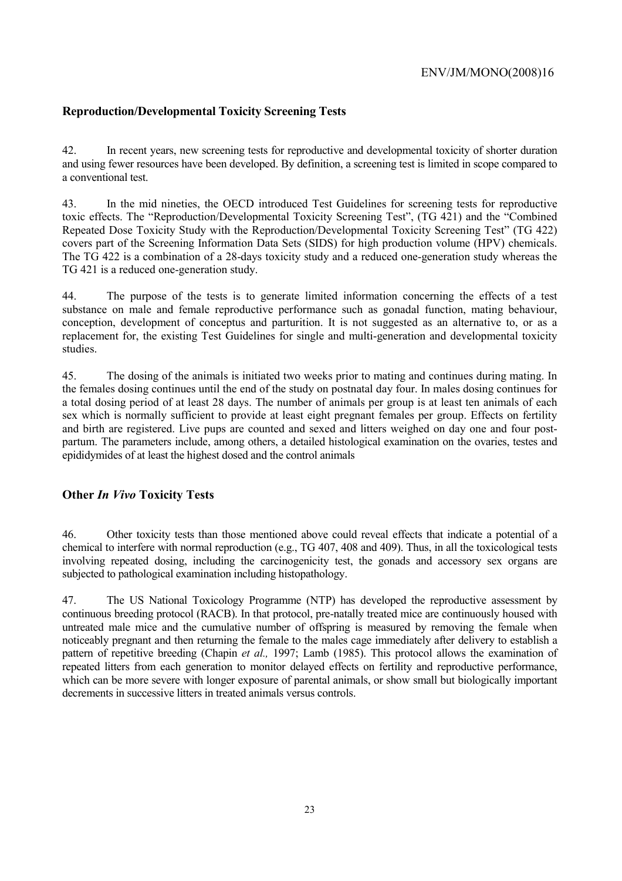## Reproduction/Developmental Toxicity Screening Tests

42. In recent years, new screening tests for reproductive and developmental toxicity of shorter duration and using fewer resources have been developed. By definition, a screening test is limited in scope compared to a conventional test.

43. In the mid nineties, the OECD introduced Test Guidelines for screening tests for reproductive toxic effects. The "Reproduction/Developmental Toxicity Screening Test", (TG 421) and the "Combined Repeated Dose Toxicity Study with the Reproduction/Developmental Toxicity Screening Test" (TG 422) covers part of the Screening Information Data Sets (SIDS) for high production volume (HPV) chemicals. The TG 422 is a combination of a 28-days toxicity study and a reduced one-generation study whereas the TG 421 is a reduced one-generation study.

44. The purpose of the tests is to generate limited information concerning the effects of a test substance on male and female reproductive performance such as gonadal function, mating behaviour, conception, development of conceptus and parturition. It is not suggested as an alternative to, or as a replacement for, the existing Test Guidelines for single and multi-generation and developmental toxicity studies.

45. The dosing of the animals is initiated two weeks prior to mating and continues during mating. In the females dosing continues until the end of the study on postnatal day four. In males dosing continues for a total dosing period of at least 28 days. The number of animals per group is at least ten animals of each sex which is normally sufficient to provide at least eight pregnant females per group. Effects on fertility and birth are registered. Live pups are counted and sexed and litters weighed on day one and four post-partum. The parameters include, among others, a detailed histological examination on the ovaries, testes and epididymides of at least the highest dosed and the control animals

## Other *In Vivo* Toxicity Tests

46. Other toxicity tests than those mentioned above could reveal effects that indicate a potential of a chemical to interfere with normal reproduction (e.g., TG 407, 408 and 409). Thus, in all the toxicological tests involving repeated dosing, including the carcinogenicity test, the gonads and accessory sex organs are subjected to pathological examination including histopathology.

47. The US National Toxicology Programme (NTP) has developed the reproductive assessment by continuous breeding protocol (RACB). In that protocol, pre-natally treated mice are continuously housed with untreated male mice and the cumulative number of offspring is measured by removing the female when noticeably pregnant and then returning the female to the males cage immediately after delivery to establish a pattern of repetitive breeding (Chapin *et al.,* 1997; Lamb (1985). This protocol allows the examination of repeated litters from each generation to monitor delayed effects on fertility and reproductive performance, which can be more severe with longer exposure of parental animals, or show small but biologically important decrements in successive litters in treated animals versus controls.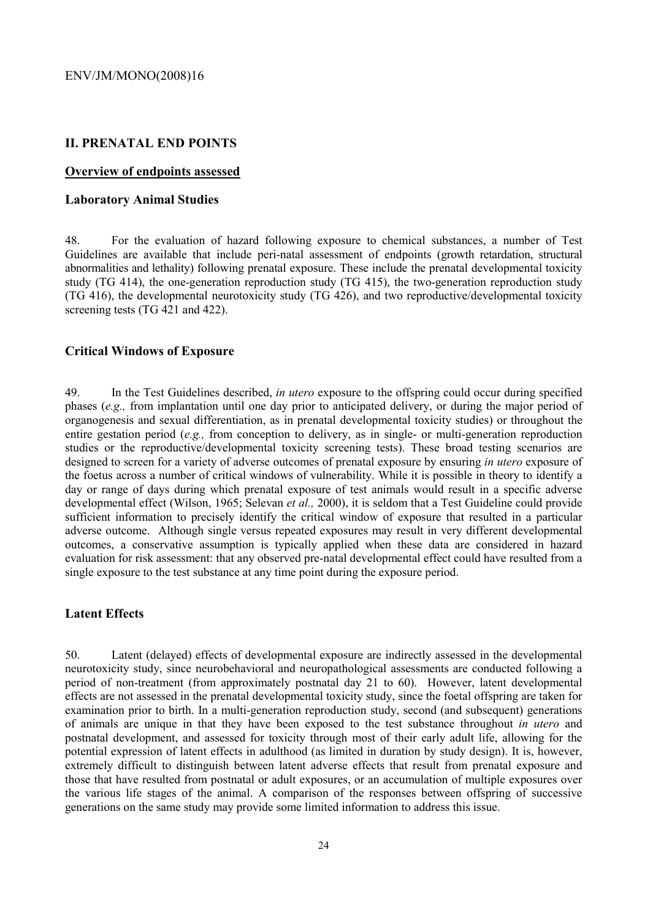## II. PRENATAL END POINTS

### Overview of endpoints assessed

### Laboratory Animal Studies

48. For the evaluation of hazard following exposure to chemical substances, a number of Test Guidelines are available that include peri-natal assessment of endpoints (growth retardation, structural abnormalities and lethality) following prenatal exposure. These include the prenatal developmental toxicity study (TG 414), the one-generation reproduction study (TG 415), the two-generation reproduction study (TG 416), the developmental neurotoxicity study (TG 426), and two reproductive/developmental toxicity screening tests (TG 421 and 422).

### Critical Windows of Exposure

49. In the Test Guidelines described, *in utero* exposure to the offspring could occur during specified phases (*e.g.,* from implantation until one day prior to anticipated delivery, or during the major period of organogenesis and sexual differentiation, as in prenatal developmental toxicity studies) or throughout the entire gestation period (*e.g.,* from conception to delivery, as in single- or multi-generation reproduction studies or the reproductive/developmental toxicity screening tests). These broad testing scenarios are designed to screen for a variety of adverse outcomes of prenatal exposure by ensuring *in utero* exposure of the foetus across a number of critical windows of vulnerability. While it is possible in theory to identify a day or range of days during which prenatal exposure of test animals would result in a specific adverse developmental effect (Wilson, 1965; Selevan *et al.,* 2000), it is seldom that a Test Guideline could provide sufficient information to precisely identify the critical window of exposure that resulted in a particular adverse outcome. Although single versus repeated exposures may result in very different developmental outcomes, a conservative assumption is typically applied when these data are considered in hazard evaluation for risk assessment: that any observed pre-natal developmental effect could have resulted from a single exposure to the test substance at any time point during the exposure period.

### Latent Effects

50. Latent (delayed) effects of developmental exposure are indirectly assessed in the developmental neurotoxicity study, since neurobehavioral and neuropathological assessments are conducted following a period of non-treatment (from approximately postnatal day 21 to 60). However, latent developmental effects are not assessed in the prenatal developmental toxicity study, since the foetal offspring are taken for examination prior to birth. In a multi-generation reproduction study, second (and subsequent) generations of animals are unique in that they have been exposed to the test substance throughout *in utero* and postnatal development, and assessed for toxicity through most of their early adult life, allowing for the potential expression of latent effects in adulthood (as limited in duration by study design). It is, however, extremely difficult to distinguish between latent adverse effects that result from prenatal exposure and those that have resulted from postnatal or adult exposures, or an accumulation of multiple exposures over the various life stages of the animal. A comparison of the responses between offspring of successive generations on the same study may provide some limited information to address this issue.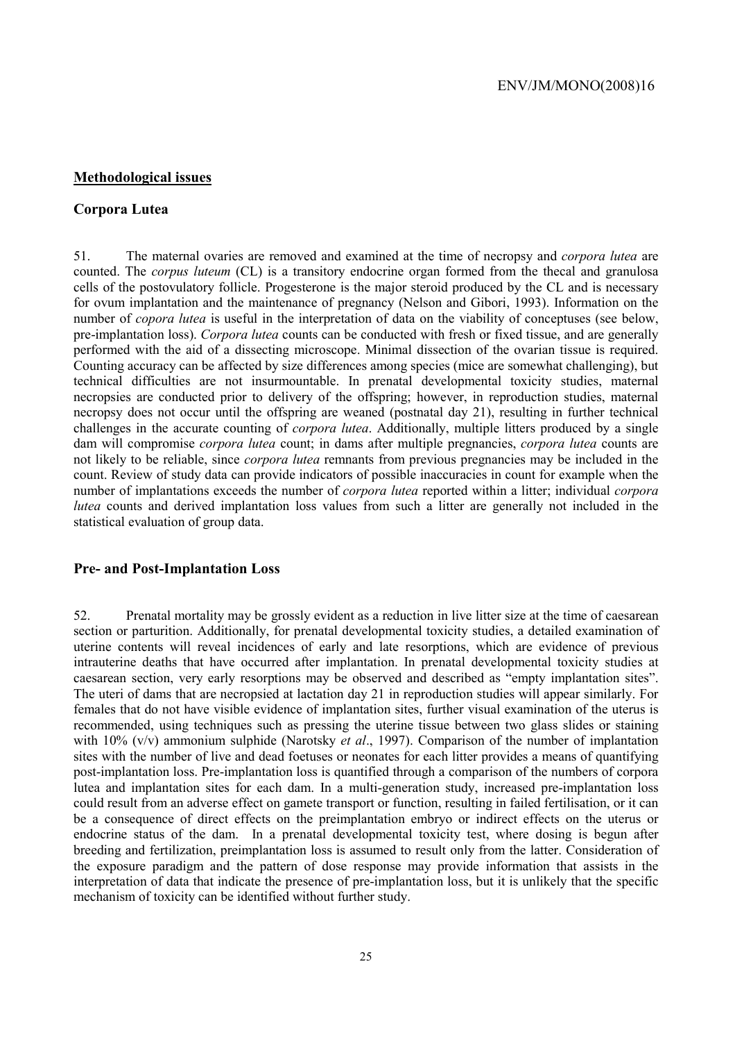## Methodological issues

### Corpora Lutea

51. The maternal ovaries are removed and examined at the time of necropsy and *corpora lutea* are counted. The *corpus luteum* (CL) is a transitory endocrine organ formed from the thecal and granulosa cells of the postovulatory follicle. Progesterone is the major steroid produced by the CL and is necessary for ovum implantation and the maintenance of pregnancy (Nelson and Gibori, 1993). Information on the number of *copora lutea* is useful in the interpretation of data on the viability of conceptuses (see below, pre-implantation loss). *Corpora lutea* counts can be conducted with fresh or fixed tissue, and are generally performed with the aid of a dissecting microscope. Minimal dissection of the ovarian tissue is required. Counting accuracy can be affected by size differences among species (mice are somewhat challenging), but technical difficulties are not insurmountable. In prenatal developmental toxicity studies, maternal necropsies are conducted prior to delivery of the offspring; however, in reproduction studies, maternal necropsy does not occur until the offspring are weaned (postnatal day 21), resulting in further technical challenges in the accurate counting of *corpora lutea*. Additionally, multiple litters produced by a single dam will compromise *corpora lutea* count; in dams after multiple pregnancies, *corpora lutea* counts are not likely to be reliable, since *corpora lutea* remnants from previous pregnancies may be included in the count. Review of study data can provide indicators of possible inaccuracies in count for example when the number of implantations exceeds the number of *corpora lutea* reported within a litter; individual *corpora lutea* counts and derived implantation loss values from such a litter are generally not included in the statistical evaluation of group data.

### Pre- and Post-Implantation Loss

52. Prenatal mortality may be grossly evident as a reduction in live litter size at the time of caesarean section or parturition. Additionally, for prenatal developmental toxicity studies, a detailed examination of uterine contents will reveal incidences of early and late resorptions, which are evidence of previous intrauterine deaths that have occurred after implantation. In prenatal developmental toxicity studies at caesarean section, very early resorptions may be observed and described as "empty implantation sites". The uteri of dams that are necropsied at lactation day 21 in reproduction studies will appear similarly. For females that do not have visible evidence of implantation sites, further visual examination of the uterus is recommended, using techniques such as pressing the uterine tissue between two glass slides or staining with 10% (v/v) ammonium sulphide (Narotsky *et al*., 1997). Comparison of the number of implantation sites with the number of live and dead foetuses or neonates for each litter provides a means of quantifying post-implantation loss. Pre-implantation loss is quantified through a comparison of the numbers of corpora lutea and implantation sites for each dam. In a multi-generation study, increased pre-implantation loss could result from an adverse effect on gamete transport or function, resulting in failed fertilisation, or it can be a consequence of direct effects on the preimplantation embryo or indirect effects on the uterus or endocrine status of the dam. In a prenatal developmental toxicity test, where dosing is begun after breeding and fertilization, preimplantation loss is assumed to result only from the latter. Consideration of the exposure paradigm and the pattern of dose response may provide information that assists in the interpretation of data that indicate the presence of pre-implantation loss, but it is unlikely that the specific mechanism of toxicity can be identified without further study.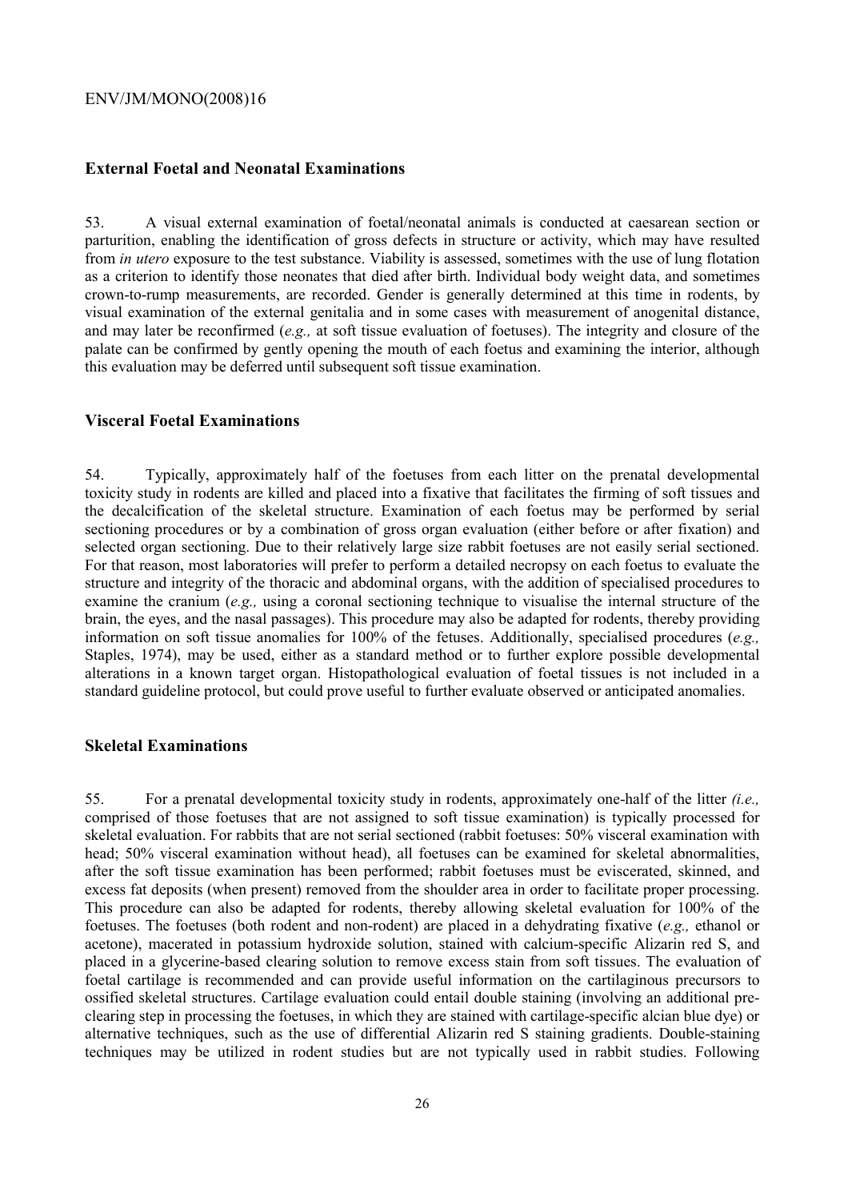### External Foetal and Neonatal Examinations

53. A visual external examination of foetal/neonatal animals is conducted at caesarean section or parturition, enabling the identification of gross defects in structure or activity, which may have resulted from *in utero* exposure to the test substance. Viability is assessed, sometimes with the use of lung flotation as a criterion to identify those neonates that died after birth. Individual body weight data, and sometimes crown-to-rump measurements, are recorded. Gender is generally determined at this time in rodents, by visual examination of the external genitalia and in some cases with measurement of anogenital distance, and may later be reconfirmed (*e.g.,* at soft tissue evaluation of foetuses). The integrity and closure of the palate can be confirmed by gently opening the mouth of each foetus and examining the interior, although this evaluation may be deferred until subsequent soft tissue examination.

### Visceral Foetal Examinations

54. Typically, approximately half of the foetuses from each litter on the prenatal developmental toxicity study in rodents are killed and placed into a fixative that facilitates the firming of soft tissues and the decalcification of the skeletal structure. Examination of each foetus may be performed by serial sectioning procedures or by a combination of gross organ evaluation (either before or after fixation) and selected organ sectioning. Due to their relatively large size rabbit foetuses are not easily serial sectioned. For that reason, most laboratories will prefer to perform a detailed necropsy on each foetus to evaluate the structure and integrity of the thoracic and abdominal organs, with the addition of specialised procedures to examine the cranium (*e.g.,* using a coronal sectioning technique to visualise the internal structure of the brain, the eyes, and the nasal passages). This procedure may also be adapted for rodents, thereby providing information on soft tissue anomalies for 100% of the fetuses. Additionally, specialised procedures (*e.g.,* Staples, 1974), may be used, either as a standard method or to further explore possible developmental alterations in a known target organ. Histopathological evaluation of foetal tissues is not included in a standard guideline protocol, but could prove useful to further evaluate observed or anticipated anomalies.

### Skeletal Examinations

55. For a prenatal developmental toxicity study in rodents, approximately one-half of the litter *(i.e.,* comprised of those foetuses that are not assigned to soft tissue examination) is typically processed for skeletal evaluation. For rabbits that are not serial sectioned (rabbit foetuses: 50% visceral examination with head; 50% visceral examination without head), all foetuses can be examined for skeletal abnormalities, after the soft tissue examination has been performed; rabbit foetuses must be eviscerated, skinned, and excess fat deposits (when present) removed from the shoulder area in order to facilitate proper processing. This procedure can also be adapted for rodents, thereby allowing skeletal evaluation for 100% of the foetuses. The foetuses (both rodent and non-rodent) are placed in a dehydrating fixative (*e.g.,* ethanol or acetone), macerated in potassium hydroxide solution, stained with calcium-specific Alizarin red S, and placed in a glycerine-based clearing solution to remove excess stain from soft tissues. The evaluation of foetal cartilage is recommended and can provide useful information on the cartilaginous precursors to ossified skeletal structures. Cartilage evaluation could entail double staining (involving an additional pre-clearing step in processing the foetuses, in which they are stained with cartilage-specific alcian blue dye) or alternative techniques, such as the use of differential Alizarin red S staining gradients. Double-staining techniques may be utilized in rodent studies but are not typically used in rabbit studies. Following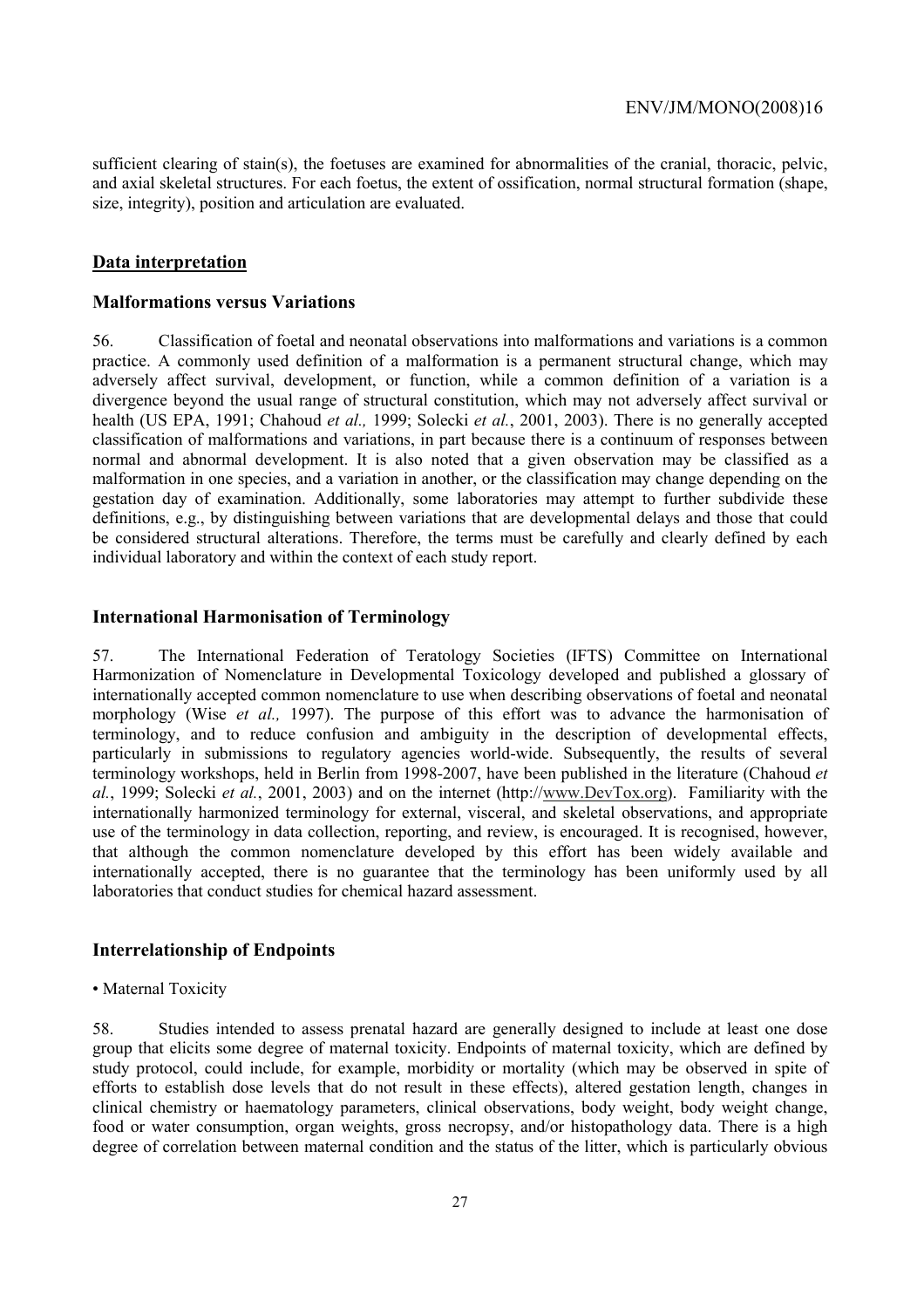sufficient clearing of stain(s), the foetuses are examined for abnormalities of the cranial, thoracic, pelvic, and axial skeletal structures. For each foetus, the extent of ossification, normal structural formation (shape, size, integrity), position and articulation are evaluated.

## Data interpretation

### Malformations versus Variations

56. Classification of foetal and neonatal observations into malformations and variations is a common practice. A commonly used definition of a malformation is a permanent structural change, which may adversely affect survival, development, or function, while a common definition of a variation is a divergence beyond the usual range of structural constitution, which may not adversely affect survival or health (US EPA, 1991; Chahoud *et al.,* 1999; Solecki *et al.*, 2001, 2003). There is no generally accepted classification of malformations and variations, in part because there is a continuum of responses between normal and abnormal development. It is also noted that a given observation may be classified as a malformation in one species, and a variation in another, or the classification may change depending on the gestation day of examination. Additionally, some laboratories may attempt to further subdivide these definitions, e.g., by distinguishing between variations that are developmental delays and those that could be considered structural alterations. Therefore, the terms must be carefully and clearly defined by each individual laboratory and within the context of each study report.

### International Harmonisation of Terminology

57. The International Federation of Teratology Societies (IFTS) Committee on International Harmonization of Nomenclature in Developmental Toxicology developed and published a glossary of internationally accepted common nomenclature to use when describing observations of foetal and neonatal morphology (Wise *et al.,* 1997). The purpose of this effort was to advance the harmonisation of terminology, and to reduce confusion and ambiguity in the description of developmental effects, particularly in submissions to regulatory agencies world-wide. Subsequently, the results of several terminology workshops, held in Berlin from 1998-2007, have been published in the literature (Chahoud *et al.*, 1999; Solecki *et al.*, 2001, 2003) and on the internet (http://www.DevTox.org). Familiarity with the internationally harmonized terminology for external, visceral, and skeletal observations, and appropriate use of the terminology in data collection, reporting, and review, is encouraged. It is recognised, however, that although the common nomenclature developed by this effort has been widely available and internationally accepted, there is no guarantee that the terminology has been uniformly used by all laboratories that conduct studies for chemical hazard assessment.

### Interrelationship of Endpoints

• Maternal Toxicity

58. Studies intended to assess prenatal hazard are generally designed to include at least one dose group that elicits some degree of maternal toxicity. Endpoints of maternal toxicity, which are defined by study protocol, could include, for example, morbidity or mortality (which may be observed in spite of efforts to establish dose levels that do not result in these effects), altered gestation length, changes in clinical chemistry or haematology parameters, clinical observations, body weight, body weight change, food or water consumption, organ weights, gross necropsy, and/or histopathology data. There is a high degree of correlation between maternal condition and the status of the litter, which is particularly obvious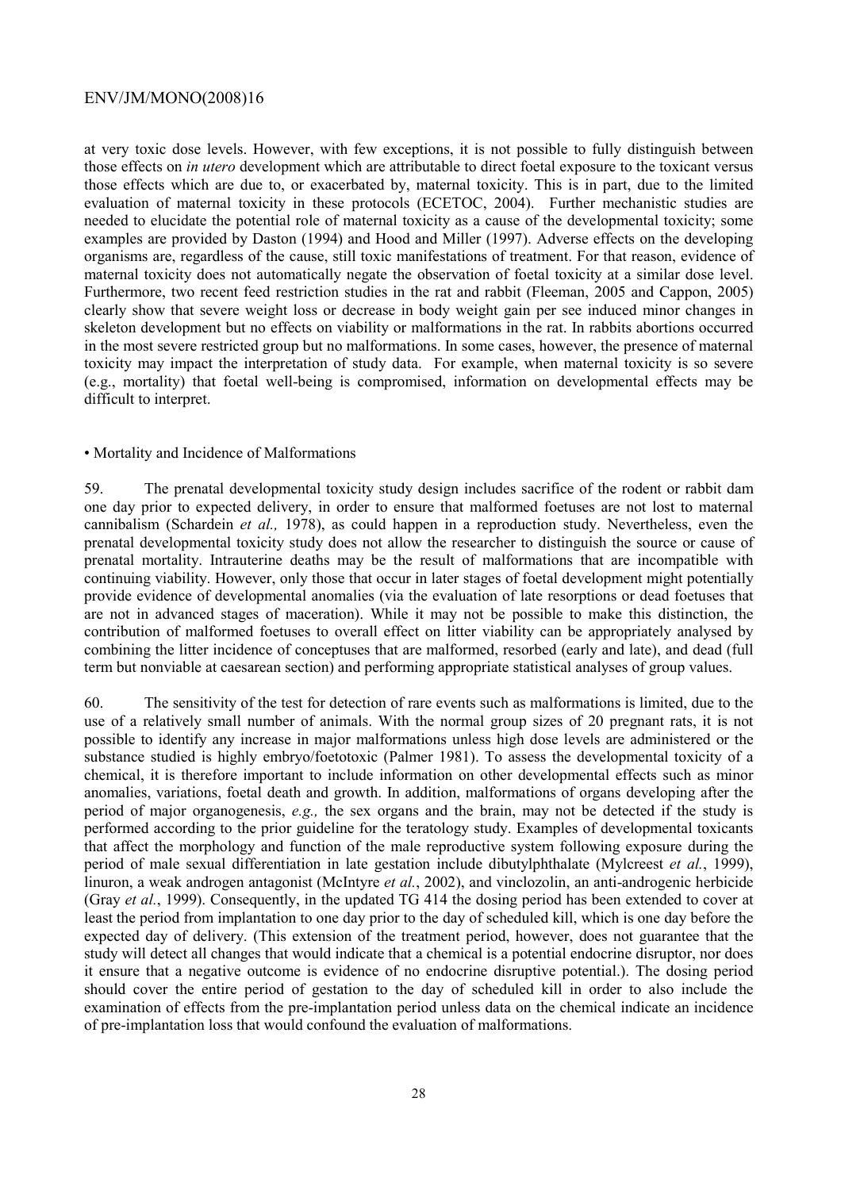at very toxic dose levels. However, with few exceptions, it is not possible to fully distinguish between those effects on *in utero* development which are attributable to direct foetal exposure to the toxicant versus those effects which are due to, or exacerbated by, maternal toxicity. This is in part, due to the limited evaluation of maternal toxicity in these protocols (ECETOC, 2004). Further mechanistic studies are needed to elucidate the potential role of maternal toxicity as a cause of the developmental toxicity; some examples are provided by Daston (1994) and Hood and Miller (1997). Adverse effects on the developing organisms are, regardless of the cause, still toxic manifestations of treatment. For that reason, evidence of maternal toxicity does not automatically negate the observation of foetal toxicity at a similar dose level. Furthermore, two recent feed restriction studies in the rat and rabbit (Fleeman, 2005 and Cappon, 2005) clearly show that severe weight loss or decrease in body weight gain per see induced minor changes in skeleton development but no effects on viability or malformations in the rat. In rabbits abortions occurred in the most severe restricted group but no malformations. In some cases, however, the presence of maternal toxicity may impact the interpretation of study data. For example, when maternal toxicity is so severe (e.g., mortality) that foetal well-being is compromised, information on developmental effects may be difficult to interpret.

• Mortality and Incidence of Malformations

59. The prenatal developmental toxicity study design includes sacrifice of the rodent or rabbit dam one day prior to expected delivery, in order to ensure that malformed foetuses are not lost to maternal cannibalism (Schardein *et al.,* 1978), as could happen in a reproduction study. Nevertheless, even the prenatal developmental toxicity study does not allow the researcher to distinguish the source or cause of prenatal mortality. Intrauterine deaths may be the result of malformations that are incompatible with continuing viability. However, only those that occur in later stages of foetal development might potentially provide evidence of developmental anomalies (via the evaluation of late resorptions or dead foetuses that are not in advanced stages of maceration). While it may not be possible to make this distinction, the contribution of malformed foetuses to overall effect on litter viability can be appropriately analysed by combining the litter incidence of conceptuses that are malformed, resorbed (early and late), and dead (full term but nonviable at caesarean section) and performing appropriate statistical analyses of group values.

60. The sensitivity of the test for detection of rare events such as malformations is limited, due to the use of a relatively small number of animals. With the normal group sizes of 20 pregnant rats, it is not possible to identify any increase in major malformations unless high dose levels are administered or the substance studied is highly embryo/foetotoxic (Palmer 1981). To assess the developmental toxicity of a chemical, it is therefore important to include information on other developmental effects such as minor anomalies, variations, foetal death and growth. In addition, malformations of organs developing after the period of major organogenesis, *e.g.,* the sex organs and the brain, may not be detected if the study is performed according to the prior guideline for the teratology study. Examples of developmental toxicants that affect the morphology and function of the male reproductive system following exposure during the period of male sexual differentiation in late gestation include dibutylphthalate (Mylcreest *et al.*, 1999), linuron, a weak androgen antagonist (McIntyre *et al.*, 2002), and vinclozolin, an anti-androgenic herbicide (Gray *et al.*, 1999). Consequently, in the updated TG 414 the dosing period has been extended to cover at least the period from implantation to one day prior to the day of scheduled kill, which is one day before the expected day of delivery. (This extension of the treatment period, however, does not guarantee that the study will detect all changes that would indicate that a chemical is a potential endocrine disruptor, nor does it ensure that a negative outcome is evidence of no endocrine disruptive potential.). The dosing period should cover the entire period of gestation to the day of scheduled kill in order to also include the examination of effects from the pre-implantation period unless data on the chemical indicate an incidence of pre-implantation loss that would confound the evaluation of malformations.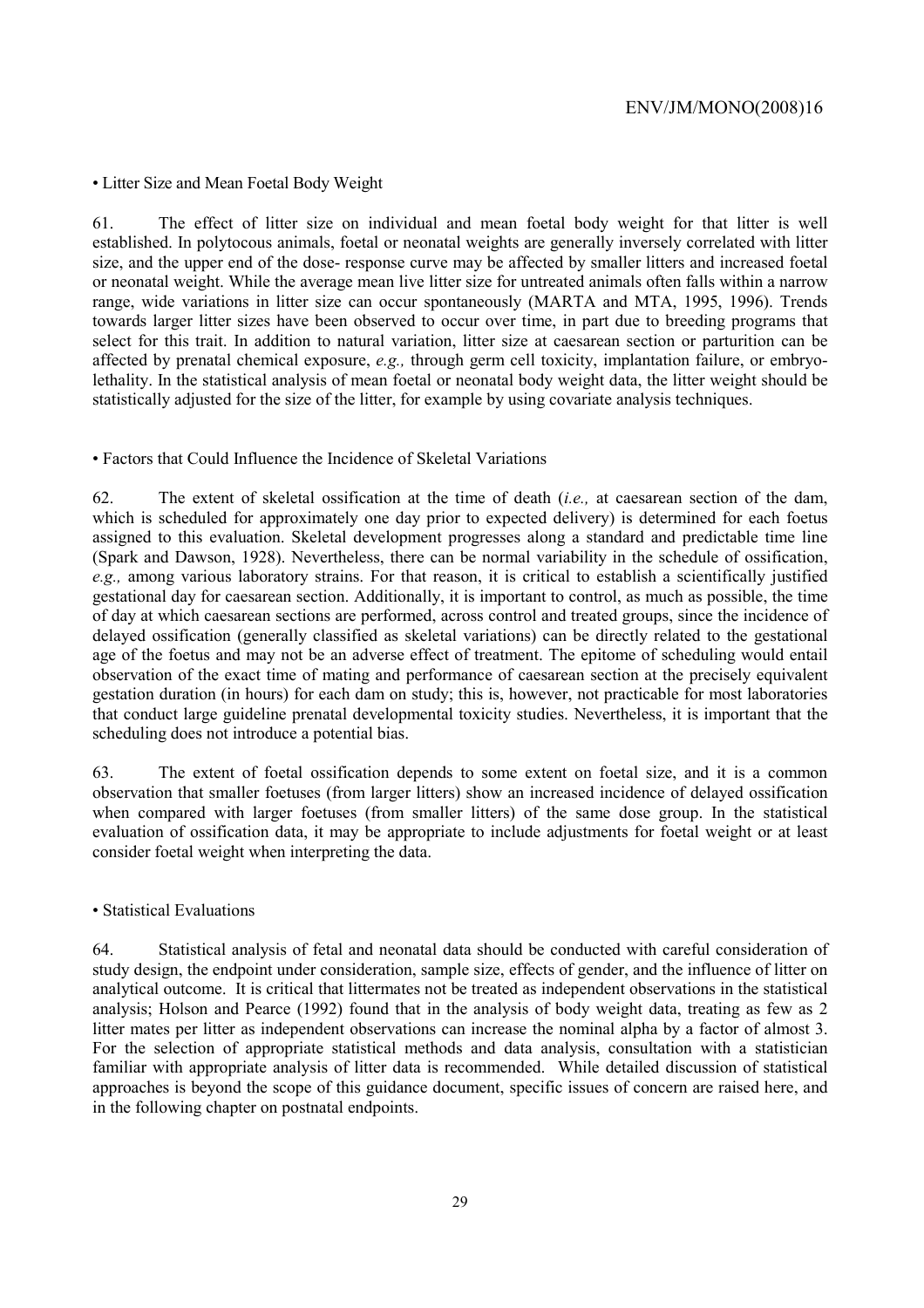• Litter Size and Mean Foetal Body Weight

61. The effect of litter size on individual and mean foetal body weight for that litter is well established. In polytocous animals, foetal or neonatal weights are generally inversely correlated with litter size, and the upper end of the dose- response curve may be affected by smaller litters and increased foetal or neonatal weight. While the average mean live litter size for untreated animals often falls within a narrow range, wide variations in litter size can occur spontaneously (MARTA and MTA, 1995, 1996). Trends towards larger litter sizes have been observed to occur over time, in part due to breeding programs that select for this trait. In addition to natural variation, litter size at caesarean section or parturition can be affected by prenatal chemical exposure, *e.g.,* through germ cell toxicity, implantation failure, or embryolethality. In the statistical analysis of mean foetal or neonatal body weight data, the litter weight should be statistically adjusted for the size of the litter, for example by using covariate analysis techniques.

• Factors that Could Influence the Incidence of Skeletal Variations

62. The extent of skeletal ossification at the time of death (*i.e.,* at caesarean section of the dam, which is scheduled for approximately one day prior to expected delivery) is determined for each foetus assigned to this evaluation. Skeletal development progresses along a standard and predictable time line (Spark and Dawson, 1928). Nevertheless, there can be normal variability in the schedule of ossification, *e.g.,* among various laboratory strains. For that reason, it is critical to establish a scientifically justified gestational day for caesarean section. Additionally, it is important to control, as much as possible, the time of day at which caesarean sections are performed, across control and treated groups, since the incidence of delayed ossification (generally classified as skeletal variations) can be directly related to the gestational age of the foetus and may not be an adverse effect of treatment. The epitome of scheduling would entail observation of the exact time of mating and performance of caesarean section at the precisely equivalent gestation duration (in hours) for each dam on study; this is, however, not practicable for most laboratories that conduct large guideline prenatal developmental toxicity studies. Nevertheless, it is important that the scheduling does not introduce a potential bias.

63. The extent of foetal ossification depends to some extent on foetal size, and it is a common observation that smaller foetuses (from larger litters) show an increased incidence of delayed ossification when compared with larger foetuses (from smaller litters) of the same dose group. In the statistical evaluation of ossification data, it may be appropriate to include adjustments for foetal weight or at least consider foetal weight when interpreting the data.

• Statistical Evaluations

64. Statistical analysis of fetal and neonatal data should be conducted with careful consideration of study design, the endpoint under consideration, sample size, effects of gender, and the influence of litter on analytical outcome. It is critical that littermates not be treated as independent observations in the statistical analysis; Holson and Pearce (1992) found that in the analysis of body weight data, treating as few as 2 litter mates per litter as independent observations can increase the nominal alpha by a factor of almost 3. For the selection of appropriate statistical methods and data analysis, consultation with a statistician familiar with appropriate analysis of litter data is recommended. While detailed discussion of statistical approaches is beyond the scope of this guidance document, specific issues of concern are raised here, and in the following chapter on postnatal endpoints.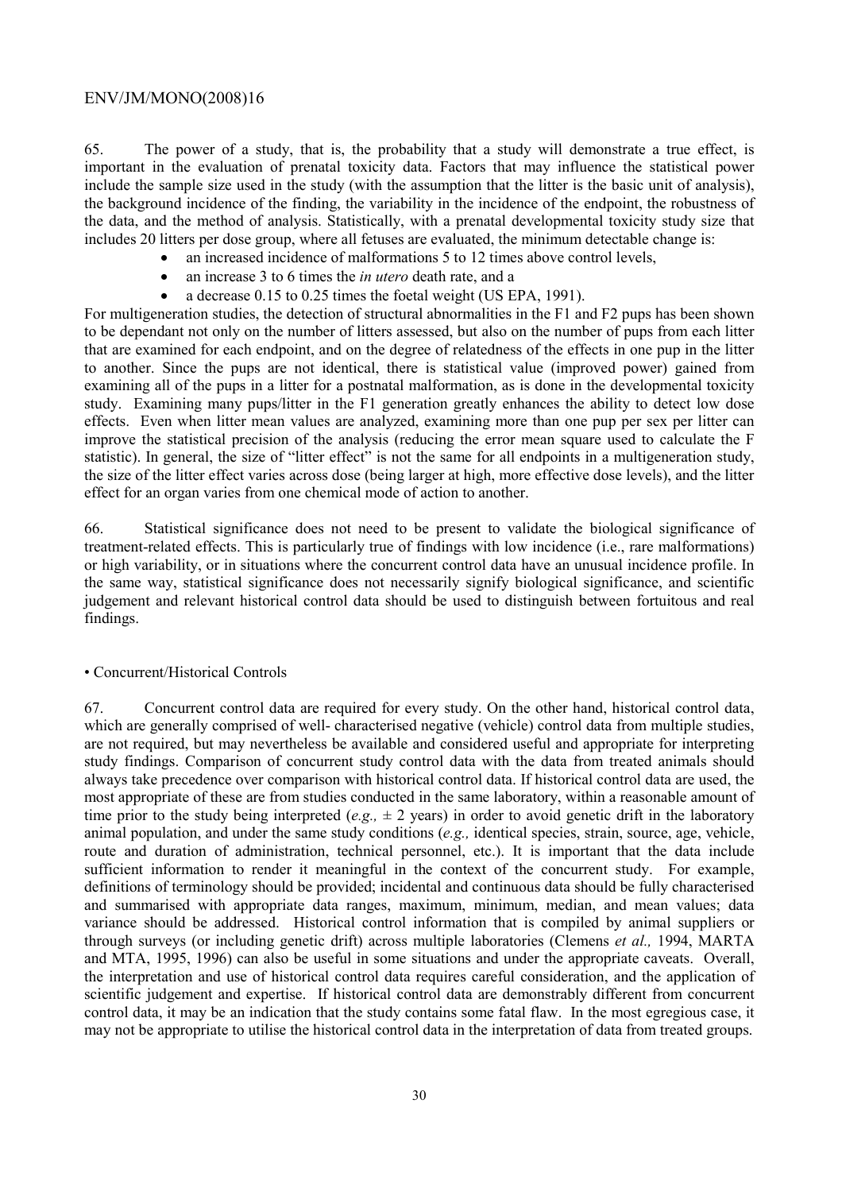65. The power of a study, that is, the probability that a study will demonstrate a true effect, is important in the evaluation of prenatal toxicity data. Factors that may influence the statistical power include the sample size used in the study (with the assumption that the litter is the basic unit of analysis), the background incidence of the finding, the variability in the incidence of the endpoint, the robustness of the data, and the method of analysis. Statistically, with a prenatal developmental toxicity study size that includes 20 litters per dose group, where all fetuses are evaluated, the minimum detectable change is:

- an increased incidence of malformations 5 to 12 times above control levels,
- an increase 3 to 6 times the *in utero* death rate, and a
- a decrease 0.15 to 0.25 times the foetal weight (US EPA, 1991).

For multigeneration studies, the detection of structural abnormalities in the F1 and F2 pups has been shown to be dependant not only on the number of litters assessed, but also on the number of pups from each litter that are examined for each endpoint, and on the degree of relatedness of the effects in one pup in the litter to another. Since the pups are not identical, there is statistical value (improved power) gained from examining all of the pups in a litter for a postnatal malformation, as is done in the developmental toxicity study. Examining many pups/litter in the F1 generation greatly enhances the ability to detect low dose effects. Even when litter mean values are analyzed, examining more than one pup per sex per litter can improve the statistical precision of the analysis (reducing the error mean square used to calculate the F statistic). In general, the size of "litter effect" is not the same for all endpoints in a multigeneration study, the size of the litter effect varies across dose (being larger at high, more effective dose levels), and the litter effect for an organ varies from one chemical mode of action to another.

66. Statistical significance does not need to be present to validate the biological significance of treatment-related effects. This is particularly true of findings with low incidence (i.e., rare malformations) or high variability, or in situations where the concurrent control data have an unusual incidence profile. In the same way, statistical significance does not necessarily signify biological significance, and scientific judgement and relevant historical control data should be used to distinguish between fortuitous and real findings.

• Concurrent/Historical Controls

67. Concurrent control data are required for every study. On the other hand, historical control data, which are generally comprised of well- characterised negative (vehicle) control data from multiple studies, are not required, but may nevertheless be available and considered useful and appropriate for interpreting study findings. Comparison of concurrent study control data with the data from treated animals should always take precedence over comparison with historical control data. If historical control data are used, the most appropriate of these are from studies conducted in the same laboratory, within a reasonable amount of time prior to the study being interpreted (*e.g.,* ± 2 years) in order to avoid genetic drift in the laboratory animal population, and under the same study conditions (*e.g.,* identical species, strain, source, age, vehicle, route and duration of administration, technical personnel, etc.). It is important that the data include sufficient information to render it meaningful in the context of the concurrent study. For example, definitions of terminology should be provided; incidental and continuous data should be fully characterised and summarised with appropriate data ranges, maximum, minimum, median, and mean values; data variance should be addressed. Historical control information that is compiled by animal suppliers or through surveys (or including genetic drift) across multiple laboratories (Clemens *et al.,* 1994, MARTA and MTA, 1995, 1996) can also be useful in some situations and under the appropriate caveats. Overall, the interpretation and use of historical control data requires careful consideration, and the application of scientific judgement and expertise. If historical control data are demonstrably different from concurrent control data, it may be an indication that the study contains some fatal flaw. In the most egregious case, it may not be appropriate to utilise the historical control data in the interpretation of data from treated groups.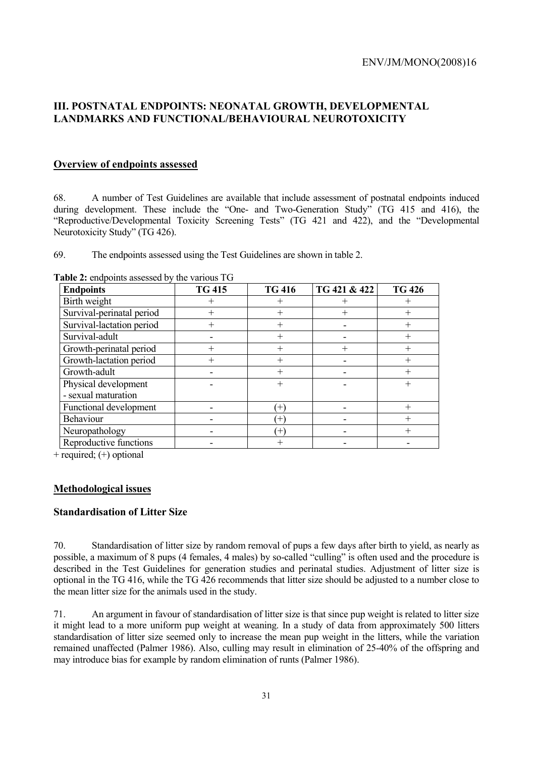## III. POSTNATAL ENDPOINTS: NEONATAL GROWTH, DEVELOPMENTAL LANDMARKS AND FUNCTIONAL/BEHAVIOURAL NEUROTOXICITY

### Overview of endpoints assessed

68. A number of Test Guidelines are available that include assessment of postnatal endpoints induced during development. These include the "One- and Two-Generation Study" (TG 415 and 416), the "Reproductive/Developmental Toxicity Screening Tests" (TG 421 and 422), and the "Developmental Neurotoxicity Study" (TG 426).

69. The endpoints assessed using the Test Guidelines are shown in table 2.

**Table 2:** endpoints assessed by the various TG

| Endpoints | TG 415 | TG 416 | TG 421 & 422 | TG 426 |
|---|---|---|---|---|
| Birth weight | + | + | + | + |
| Survival-perinatal period | + | + | + | + |
| Survival-lactation period | + | + | - | + |
| Survival-adult | - | + | - | + |
| Growth-perinatal period | + | + | + | + |
| Growth-lactation period | + | + | - | + |
| Growth-adult | - | + | - | + |
| Physical development - sexual maturation | - | + | - | + |
| Functional development | - | (+) | - | + |
| Behaviour | - | (+) | - | + |
| Neuropathology | - | (+) | - | + |
| Reproductive functions | - | + | - | - |

+ required; (+) optional

### Methodological issues

#### Standardisation of Litter Size

70. Standardisation of litter size by random removal of pups a few days after birth to yield, as nearly as possible, a maximum of 8 pups (4 females, 4 males) by so-called "culling" is often used and the procedure is described in the Test Guidelines for generation studies and perinatal studies. Adjustment of litter size is optional in the TG 416, while the TG 426 recommends that litter size should be adjusted to a number close to the mean litter size for the animals used in the study.

71. An argument in favour of standardisation of litter size is that since pup weight is related to litter size it might lead to a more uniform pup weight at weaning. In a study of data from approximately 500 litters standardisation of litter size seemed only to increase the mean pup weight in the litters, while the variation remained unaffected (Palmer 1986). Also, culling may result in elimination of 25-40% of the offspring and may introduce bias for example by random elimination of runts (Palmer 1986).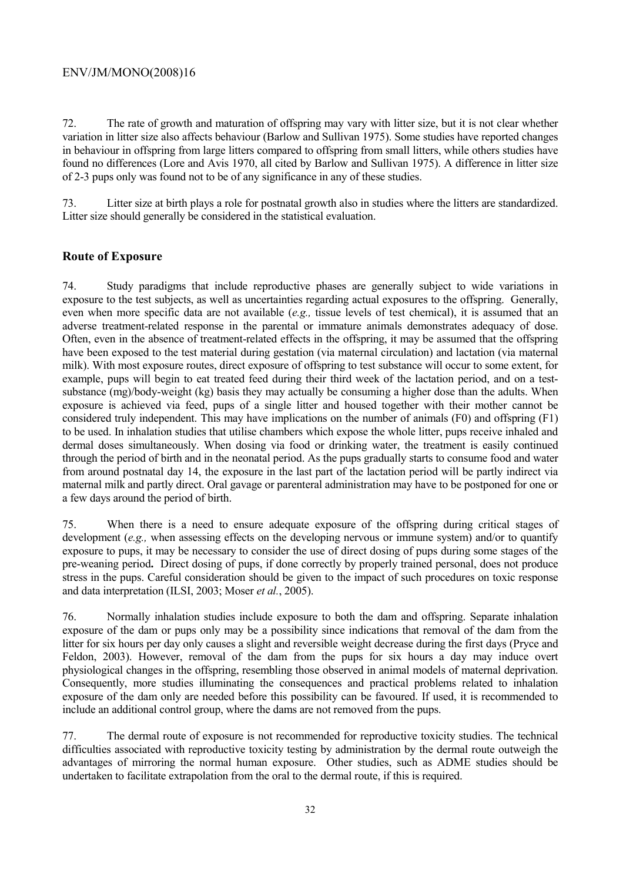72. The rate of growth and maturation of offspring may vary with litter size, but it is not clear whether variation in litter size also affects behaviour (Barlow and Sullivan 1975). Some studies have reported changes in behaviour in offspring from large litters compared to offspring from small litters, while others studies have found no differences (Lore and Avis 1970, all cited by Barlow and Sullivan 1975). A difference in litter size of 2-3 pups only was found not to be of any significance in any of these studies.

73. Litter size at birth plays a role for postnatal growth also in studies where the litters are standardized. Litter size should generally be considered in the statistical evaluation.

## Route of Exposure

74. Study paradigms that include reproductive phases are generally subject to wide variations in exposure to the test subjects, as well as uncertainties regarding actual exposures to the offspring. Generally, even when more specific data are not available (*e.g.,* tissue levels of test chemical), it is assumed that an adverse treatment-related response in the parental or immature animals demonstrates adequacy of dose. Often, even in the absence of treatment-related effects in the offspring, it may be assumed that the offspring have been exposed to the test material during gestation (via maternal circulation) and lactation (via maternal milk). With most exposure routes, direct exposure of offspring to test substance will occur to some extent, for example, pups will begin to eat treated feed during their third week of the lactation period, and on a test-substance (mg)/body-weight (kg) basis they may actually be consuming a higher dose than the adults. When exposure is achieved via feed, pups of a single litter and housed together with their mother cannot be considered truly independent. This may have implications on the number of animals (F0) and offspring (F1) to be used. In inhalation studies that utilise chambers which expose the whole litter, pups receive inhaled and dermal doses simultaneously. When dosing via food or drinking water, the treatment is easily continued through the period of birth and in the neonatal period. As the pups gradually starts to consume food and water from around postnatal day 14, the exposure in the last part of the lactation period will be partly indirect via maternal milk and partly direct. Oral gavage or parenteral administration may have to be postponed for one or a few days around the period of birth.

75. When there is a need to ensure adequate exposure of the offspring during critical stages of development (*e.g.,* when assessing effects on the developing nervous or immune system) and/or to quantify exposure to pups, it may be necessary to consider the use of direct dosing of pups during some stages of the pre-weaning period**.** Direct dosing of pups, if done correctly by properly trained personal, does not produce stress in the pups. Careful consideration should be given to the impact of such procedures on toxic response and data interpretation (ILSI, 2003; Moser *et al.*, 2005).

76. Normally inhalation studies include exposure to both the dam and offspring. Separate inhalation exposure of the dam or pups only may be a possibility since indications that removal of the dam from the litter for six hours per day only causes a slight and reversible weight decrease during the first days (Pryce and Feldon, 2003). However, removal of the dam from the pups for six hours a day may induce overt physiological changes in the offspring, resembling those observed in animal models of maternal deprivation. Consequently, more studies illuminating the consequences and practical problems related to inhalation exposure of the dam only are needed before this possibility can be favoured. If used, it is recommended to include an additional control group, where the dams are not removed from the pups.

77. The dermal route of exposure is not recommended for reproductive toxicity studies. The technical difficulties associated with reproductive toxicity testing by administration by the dermal route outweigh the advantages of mirroring the normal human exposure. Other studies, such as ADME studies should be undertaken to facilitate extrapolation from the oral to the dermal route, if this is required.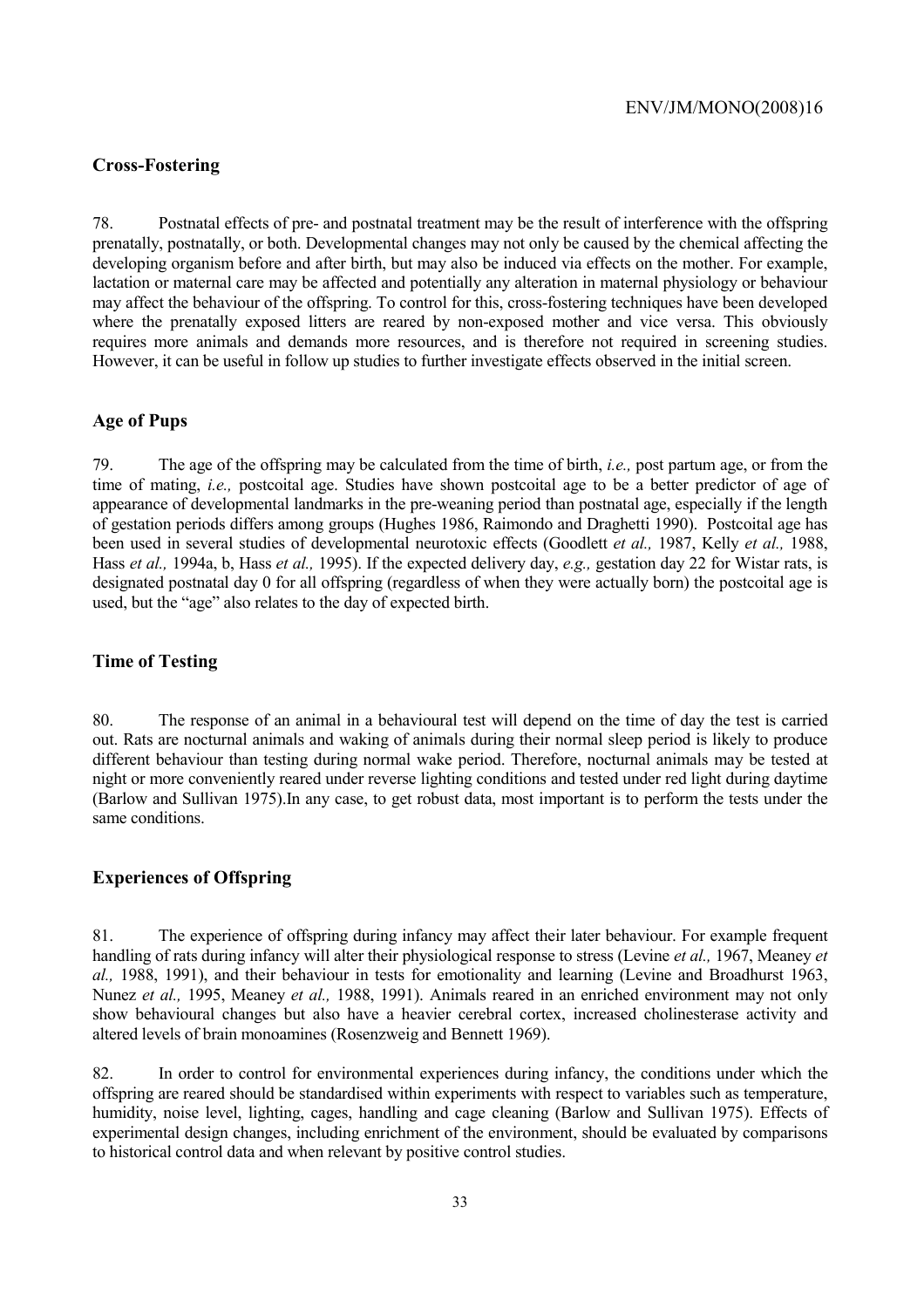## Cross-Fostering

78. Postnatal effects of pre- and postnatal treatment may be the result of interference with the offspring prenatally, postnatally, or both. Developmental changes may not only be caused by the chemical affecting the developing organism before and after birth, but may also be induced via effects on the mother. For example, lactation or maternal care may be affected and potentially any alteration in maternal physiology or behaviour may affect the behaviour of the offspring. To control for this, cross-fostering techniques have been developed where the prenatally exposed litters are reared by non-exposed mother and vice versa. This obviously requires more animals and demands more resources, and is therefore not required in screening studies. However, it can be useful in follow up studies to further investigate effects observed in the initial screen.

## Age of Pups

79. The age of the offspring may be calculated from the time of birth, *i.e.,* post partum age, or from the time of mating, *i.e.,* postcoital age. Studies have shown postcoital age to be a better predictor of age of appearance of developmental landmarks in the pre-weaning period than postnatal age, especially if the length of gestation periods differs among groups (Hughes 1986, Raimondo and Draghetti 1990). Postcoital age has been used in several studies of developmental neurotoxic effects (Goodlett *et al.,* 1987, Kelly *et al.,* 1988, Hass *et al.,* 1994a, b, Hass *et al.,* 1995). If the expected delivery day, *e.g.,* gestation day 22 for Wistar rats, is designated postnatal day 0 for all offspring (regardless of when they were actually born) the postcoital age is used, but the "age" also relates to the day of expected birth.

## Time of Testing

80. The response of an animal in a behavioural test will depend on the time of day the test is carried out. Rats are nocturnal animals and waking of animals during their normal sleep period is likely to produce different behaviour than testing during normal wake period. Therefore, nocturnal animals may be tested at night or more conveniently reared under reverse lighting conditions and tested under red light during daytime (Barlow and Sullivan 1975).In any case, to get robust data, most important is to perform the tests under the same conditions.

## Experiences of Offspring

81. The experience of offspring during infancy may affect their later behaviour. For example frequent handling of rats during infancy will alter their physiological response to stress (Levine *et al.,* 1967, Meaney *et al.,* 1988, 1991), and their behaviour in tests for emotionality and learning (Levine and Broadhurst 1963, Nunez *et al.,* 1995, Meaney *et al.,* 1988, 1991). Animals reared in an enriched environment may not only show behavioural changes but also have a heavier cerebral cortex, increased cholinesterase activity and altered levels of brain monoamines (Rosenzweig and Bennett 1969).

82. In order to control for environmental experiences during infancy, the conditions under which the offspring are reared should be standardised within experiments with respect to variables such as temperature, humidity, noise level, lighting, cages, handling and cage cleaning (Barlow and Sullivan 1975). Effects of experimental design changes, including enrichment of the environment, should be evaluated by comparisons to historical control data and when relevant by positive control studies.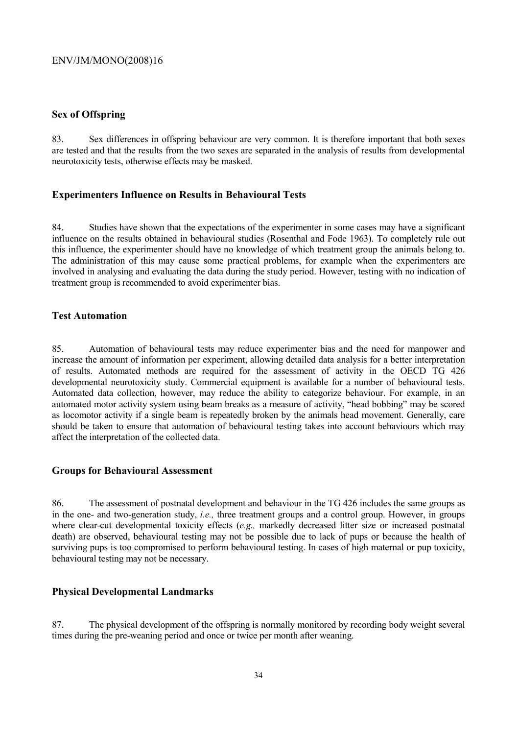### Sex of Offspring

83. Sex differences in offspring behaviour are very common. It is therefore important that both sexes are tested and that the results from the two sexes are separated in the analysis of results from developmental neurotoxicity tests, otherwise effects may be masked.

### Experimenters Influence on Results in Behavioural Tests

84. Studies have shown that the expectations of the experimenter in some cases may have a significant influence on the results obtained in behavioural studies (Rosenthal and Fode 1963). To completely rule out this influence, the experimenter should have no knowledge of which treatment group the animals belong to. The administration of this may cause some practical problems, for example when the experimenters are involved in analysing and evaluating the data during the study period. However, testing with no indication of treatment group is recommended to avoid experimenter bias.

### Test Automation

85. Automation of behavioural tests may reduce experimenter bias and the need for manpower and increase the amount of information per experiment, allowing detailed data analysis for a better interpretation of results. Automated methods are required for the assessment of activity in the OECD TG 426 developmental neurotoxicity study. Commercial equipment is available for a number of behavioural tests. Automated data collection, however, may reduce the ability to categorize behaviour. For example, in an automated motor activity system using beam breaks as a measure of activity, "head bobbing" may be scored as locomotor activity if a single beam is repeatedly broken by the animals head movement. Generally, care should be taken to ensure that automation of behavioural testing takes into account behaviours which may affect the interpretation of the collected data.

### Groups for Behavioural Assessment

86. The assessment of postnatal development and behaviour in the TG 426 includes the same groups as in the one- and two-generation study, *i.e.,* three treatment groups and a control group. However, in groups where clear-cut developmental toxicity effects (*e.g.,* markedly decreased litter size or increased postnatal death) are observed, behavioural testing may not be possible due to lack of pups or because the health of surviving pups is too compromised to perform behavioural testing. In cases of high maternal or pup toxicity, behavioural testing may not be necessary.

### Physical Developmental Landmarks

87. The physical development of the offspring is normally monitored by recording body weight several times during the pre-weaning period and once or twice per month after weaning.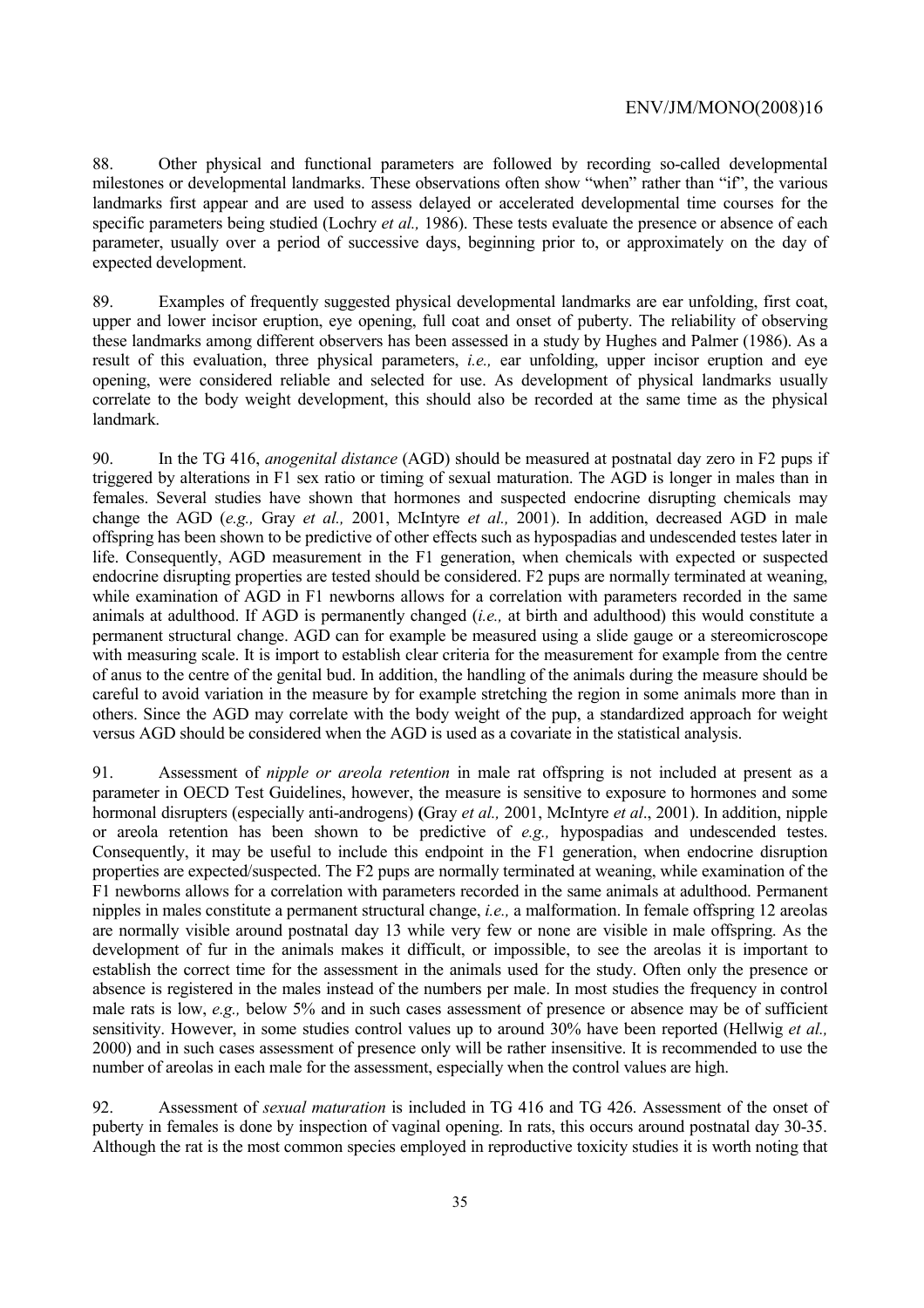88. Other physical and functional parameters are followed by recording so-called developmental milestones or developmental landmarks. These observations often show "when" rather than "if", the various landmarks first appear and are used to assess delayed or accelerated developmental time courses for the specific parameters being studied (Lochry *et al.,* 1986). These tests evaluate the presence or absence of each parameter, usually over a period of successive days, beginning prior to, or approximately on the day of expected development.

89. Examples of frequently suggested physical developmental landmarks are ear unfolding, first coat, upper and lower incisor eruption, eye opening, full coat and onset of puberty. The reliability of observing these landmarks among different observers has been assessed in a study by Hughes and Palmer (1986). As a result of this evaluation, three physical parameters, *i.e.,* ear unfolding, upper incisor eruption and eye opening, were considered reliable and selected for use. As development of physical landmarks usually correlate to the body weight development, this should also be recorded at the same time as the physical landmark.

90. In the TG 416, *anogenital distance* (AGD) should be measured at postnatal day zero in F2 pups if triggered by alterations in F1 sex ratio or timing of sexual maturation. The AGD is longer in males than in females. Several studies have shown that hormones and suspected endocrine disrupting chemicals may change the AGD (*e.g.,* Gray *et al.,* 2001, McIntyre *et al.,* 2001). In addition, decreased AGD in male offspring has been shown to be predictive of other effects such as hypospadias and undescended testes later in life. Consequently, AGD measurement in the F1 generation, when chemicals with expected or suspected endocrine disrupting properties are tested should be considered. F2 pups are normally terminated at weaning, while examination of AGD in F1 newborns allows for a correlation with parameters recorded in the same animals at adulthood. If AGD is permanently changed (*i.e.,* at birth and adulthood) this would constitute a permanent structural change. AGD can for example be measured using a slide gauge or a stereomicroscope with measuring scale. It is import to establish clear criteria for the measurement for example from the centre of anus to the centre of the genital bud. In addition, the handling of the animals during the measure should be careful to avoid variation in the measure by for example stretching the region in some animals more than in others. Since the AGD may correlate with the body weight of the pup, a standardized approach for weight versus AGD should be considered when the AGD is used as a covariate in the statistical analysis.

91. Assessment of *nipple or areola retention* in male rat offspring is not included at present as a parameter in OECD Test Guidelines, however, the measure is sensitive to exposure to hormones and some hormonal disrupters (especially anti-androgens) **(**Gray *et al.,* 2001, McIntyre *et al*., 2001). In addition, nipple or areola retention has been shown to be predictive of *e.g.,* hypospadias and undescended testes. Consequently, it may be useful to include this endpoint in the F1 generation, when endocrine disruption properties are expected/suspected. The F2 pups are normally terminated at weaning, while examination of the F1 newborns allows for a correlation with parameters recorded in the same animals at adulthood. Permanent nipples in males constitute a permanent structural change, *i.e.,* a malformation. In female offspring 12 areolas are normally visible around postnatal day 13 while very few or none are visible in male offspring. As the development of fur in the animals makes it difficult, or impossible, to see the areolas it is important to establish the correct time for the assessment in the animals used for the study. Often only the presence or absence is registered in the males instead of the numbers per male. In most studies the frequency in control male rats is low, *e.g.,* below 5% and in such cases assessment of presence or absence may be of sufficient sensitivity. However, in some studies control values up to around 30% have been reported (Hellwig *et al.,* 2000) and in such cases assessment of presence only will be rather insensitive. It is recommended to use the number of areolas in each male for the assessment, especially when the control values are high.

92. Assessment of *sexual maturation* is included in TG 416 and TG 426. Assessment of the onset of puberty in females is done by inspection of vaginal opening. In rats, this occurs around postnatal day 30-35. Although the rat is the most common species employed in reproductive toxicity studies it is worth noting that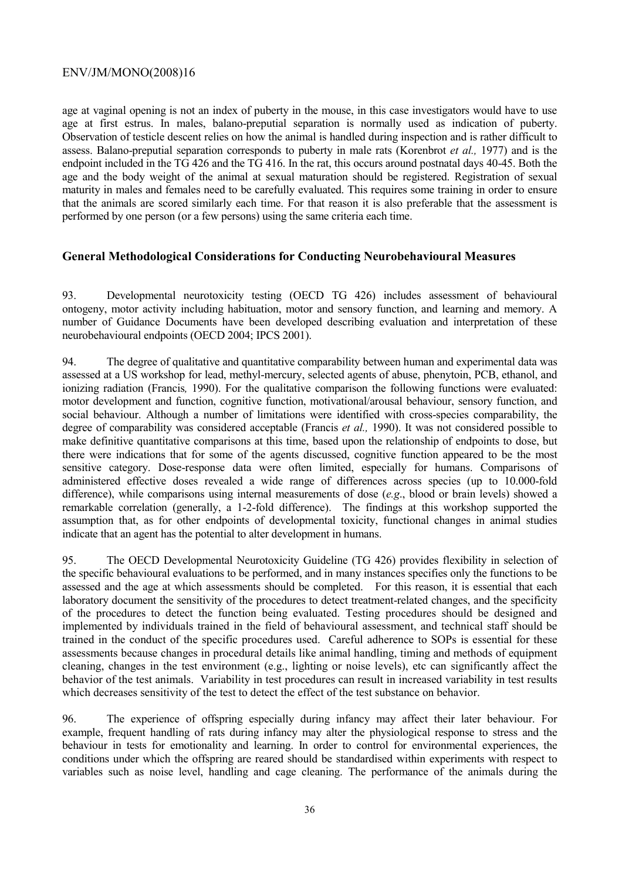age at vaginal opening is not an index of puberty in the mouse, in this case investigators would have to use age at first estrus. In males, balano-preputial separation is normally used as indication of puberty. Observation of testicle descent relies on how the animal is handled during inspection and is rather difficult to assess. Balano-preputial separation corresponds to puberty in male rats (Korenbrot *et al.,* 1977) and is the endpoint included in the TG 426 and the TG 416. In the rat, this occurs around postnatal days 40-45. Both the age and the body weight of the animal at sexual maturation should be registered. Registration of sexual maturity in males and females need to be carefully evaluated. This requires some training in order to ensure that the animals are scored similarly each time. For that reason it is also preferable that the assessment is performed by one person (or a few persons) using the same criteria each time.

## General Methodological Considerations for Conducting Neurobehavioural Measures

93. Developmental neurotoxicity testing (OECD TG 426) includes assessment of behavioural ontogeny, motor activity including habituation, motor and sensory function, and learning and memory. A number of Guidance Documents have been developed describing evaluation and interpretation of these neurobehavioural endpoints (OECD 2004; IPCS 2001).

94. The degree of qualitative and quantitative comparability between human and experimental data was assessed at a US workshop for lead, methyl-mercury, selected agents of abuse, phenytoin, PCB, ethanol, and ionizing radiation (Francis*,* 1990). For the qualitative comparison the following functions were evaluated: motor development and function, cognitive function, motivational/arousal behaviour, sensory function, and social behaviour. Although a number of limitations were identified with cross-species comparability, the degree of comparability was considered acceptable (Francis *et al.,* 1990). It was not considered possible to make definitive quantitative comparisons at this time, based upon the relationship of endpoints to dose, but there were indications that for some of the agents discussed, cognitive function appeared to be the most sensitive category. Dose-response data were often limited, especially for humans. Comparisons of administered effective doses revealed a wide range of differences across species (up to 10.000-fold difference), while comparisons using internal measurements of dose (*e.g*., blood or brain levels) showed a remarkable correlation (generally, a 1-2-fold difference). The findings at this workshop supported the assumption that, as for other endpoints of developmental toxicity, functional changes in animal studies indicate that an agent has the potential to alter development in humans.

95. The OECD Developmental Neurotoxicity Guideline (TG 426) provides flexibility in selection of the specific behavioural evaluations to be performed, and in many instances specifies only the functions to be assessed and the age at which assessments should be completed. For this reason, it is essential that each laboratory document the sensitivity of the procedures to detect treatment-related changes, and the specificity of the procedures to detect the function being evaluated. Testing procedures should be designed and implemented by individuals trained in the field of behavioural assessment, and technical staff should be trained in the conduct of the specific procedures used. Careful adherence to SOPs is essential for these assessments because changes in procedural details like animal handling, timing and methods of equipment cleaning, changes in the test environment (e.g., lighting or noise levels), etc can significantly affect the behavior of the test animals. Variability in test procedures can result in increased variability in test results which decreases sensitivity of the test to detect the effect of the test substance on behavior.

96. The experience of offspring especially during infancy may affect their later behaviour. For example, frequent handling of rats during infancy may alter the physiological response to stress and the behaviour in tests for emotionality and learning. In order to control for environmental experiences, the conditions under which the offspring are reared should be standardised within experiments with respect to variables such as noise level, handling and cage cleaning. The performance of the animals during the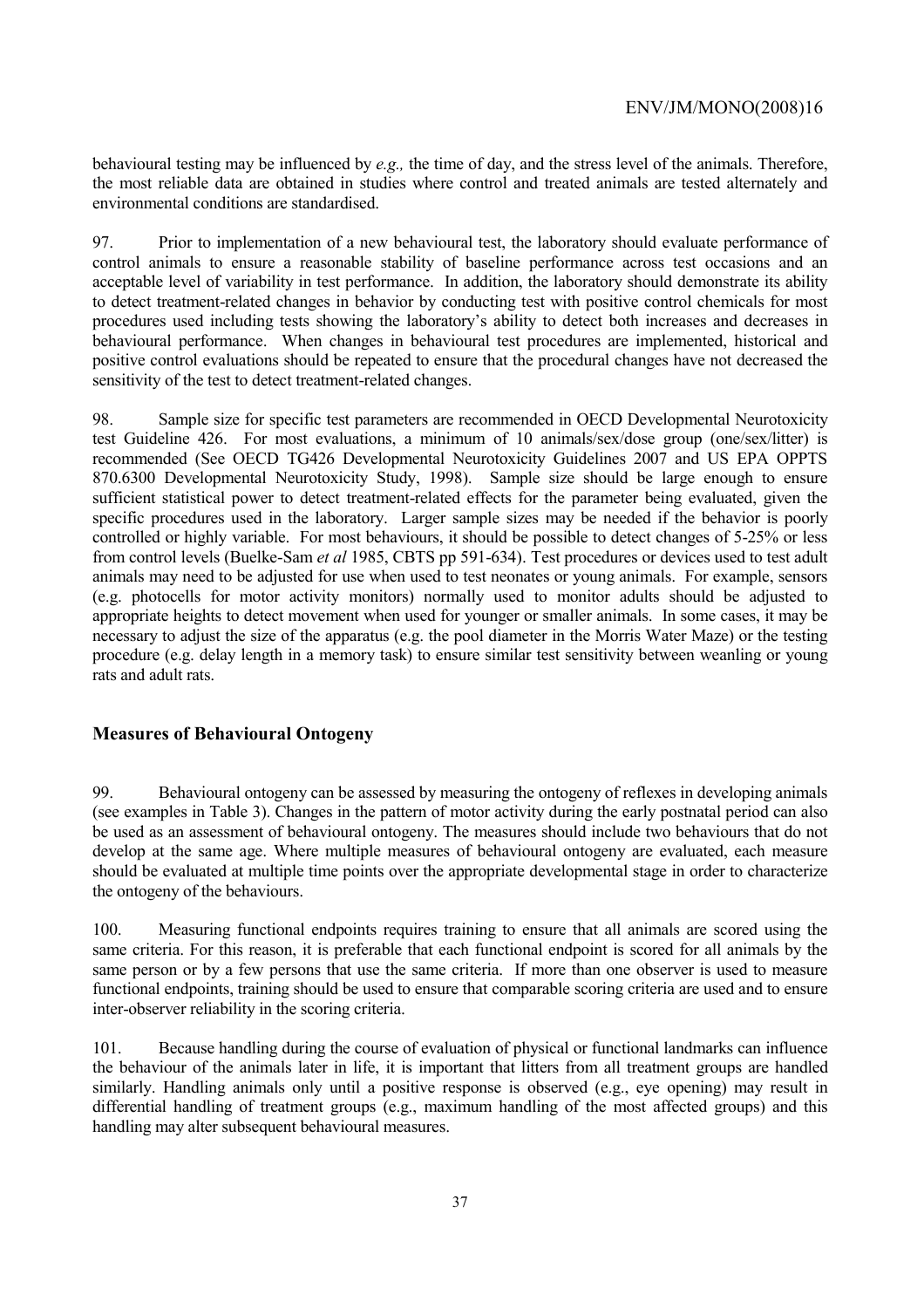behavioural testing may be influenced by *e.g.,* the time of day, and the stress level of the animals. Therefore, the most reliable data are obtained in studies where control and treated animals are tested alternately and environmental conditions are standardised.

97. Prior to implementation of a new behavioural test, the laboratory should evaluate performance of control animals to ensure a reasonable stability of baseline performance across test occasions and an acceptable level of variability in test performance. In addition, the laboratory should demonstrate its ability to detect treatment-related changes in behavior by conducting test with positive control chemicals for most procedures used including tests showing the laboratory's ability to detect both increases and decreases in behavioural performance. When changes in behavioural test procedures are implemented, historical and positive control evaluations should be repeated to ensure that the procedural changes have not decreased the sensitivity of the test to detect treatment-related changes.

98. Sample size for specific test parameters are recommended in OECD Developmental Neurotoxicity test Guideline 426. For most evaluations, a minimum of 10 animals/sex/dose group (one/sex/litter) is recommended (See OECD TG426 Developmental Neurotoxicity Guidelines 2007 and US EPA OPPTS 870.6300 Developmental Neurotoxicity Study, 1998). Sample size should be large enough to ensure sufficient statistical power to detect treatment-related effects for the parameter being evaluated, given the specific procedures used in the laboratory. Larger sample sizes may be needed if the behavior is poorly controlled or highly variable. For most behaviours, it should be possible to detect changes of 5-25% or less from control levels (Buelke-Sam *et al* 1985, CBTS pp 591-634). Test procedures or devices used to test adult animals may need to be adjusted for use when used to test neonates or young animals. For example, sensors (e.g. photocells for motor activity monitors) normally used to monitor adults should be adjusted to appropriate heights to detect movement when used for younger or smaller animals. In some cases, it may be necessary to adjust the size of the apparatus (e.g. the pool diameter in the Morris Water Maze) or the testing procedure (e.g. delay length in a memory task) to ensure similar test sensitivity between weanling or young rats and adult rats.

## Measures of Behavioural Ontogeny

99. Behavioural ontogeny can be assessed by measuring the ontogeny of reflexes in developing animals (see examples in Table 3). Changes in the pattern of motor activity during the early postnatal period can also be used as an assessment of behavioural ontogeny. The measures should include two behaviours that do not develop at the same age. Where multiple measures of behavioural ontogeny are evaluated, each measure should be evaluated at multiple time points over the appropriate developmental stage in order to characterize the ontogeny of the behaviours.

100. Measuring functional endpoints requires training to ensure that all animals are scored using the same criteria. For this reason, it is preferable that each functional endpoint is scored for all animals by the same person or by a few persons that use the same criteria. If more than one observer is used to measure functional endpoints, training should be used to ensure that comparable scoring criteria are used and to ensure inter-observer reliability in the scoring criteria.

101. Because handling during the course of evaluation of physical or functional landmarks can influence the behaviour of the animals later in life, it is important that litters from all treatment groups are handled similarly. Handling animals only until a positive response is observed (e.g., eye opening) may result in differential handling of treatment groups (e.g., maximum handling of the most affected groups) and this handling may alter subsequent behavioural measures.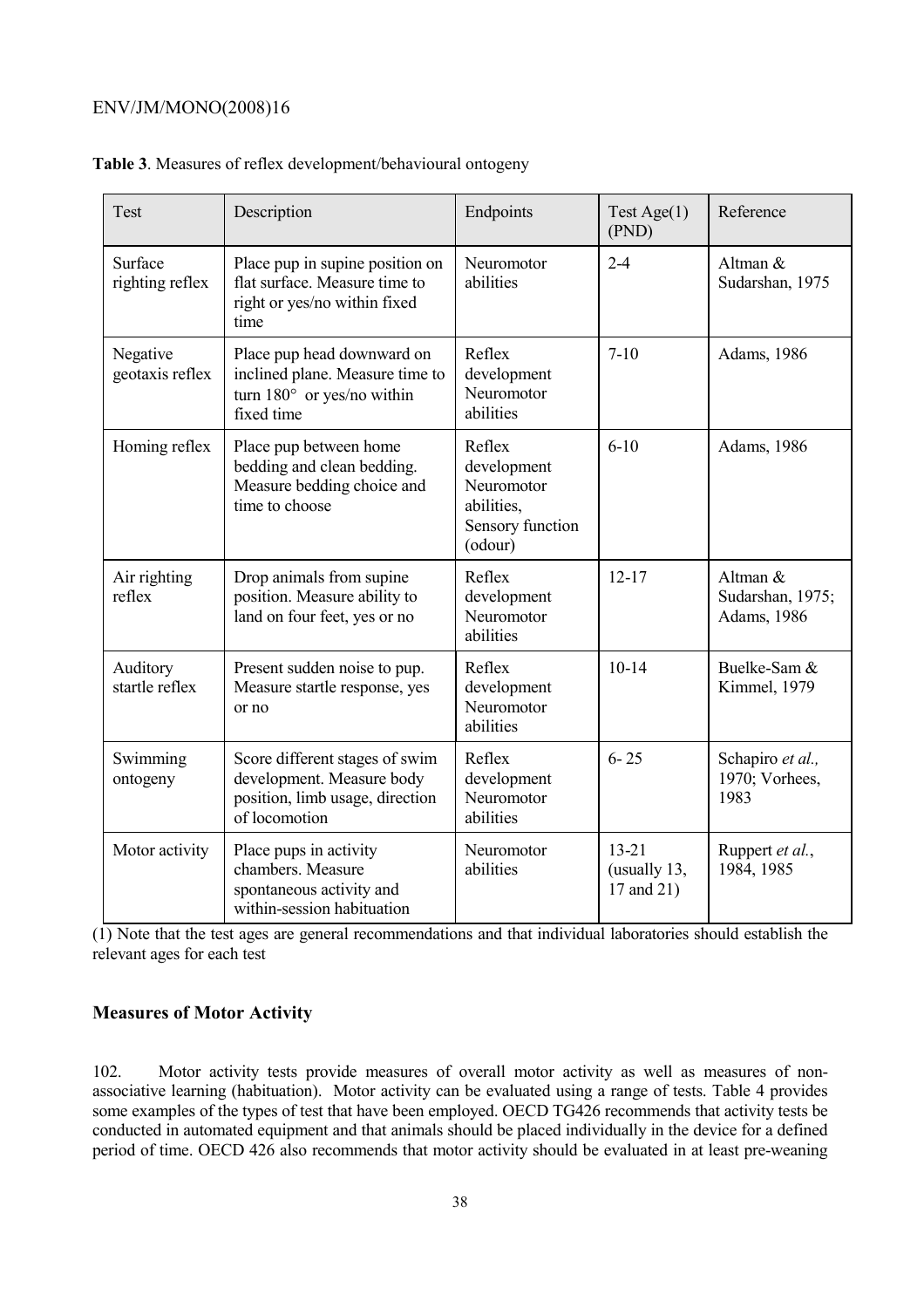**Table 3**. Measures of reflex development/behavioural ontogeny

| Test | Description | Endpoints | Test Age(1) (PND) | Reference |
|---|---|---|---|---|
| Surface righting reflex | Place pup in supine position on flat surface. Measure time to right or yes/no within fixed time | Neuromotor abilities | 2-4 | Altman & Sudarshan, 1975 |
| Negative geotaxis reflex | Place pup head downward on inclined plane. Measure time to turn 180° or yes/no within fixed time | Reflex development Neuromotor abilities | 7-10 | Adams, 1986 |
| Homing reflex | Place pup between home bedding and clean bedding. Measure bedding choice and time to choose | Reflex development Neuromotor abilities, Sensory function (odour) | 6-10 | Adams, 1986 |
| Air righting reflex | Drop animals from supine position. Measure ability to land on four feet, yes or no | Reflex development Neuromotor abilities | 12-17 | Altman & Sudarshan, 1975; Adams, 1986 |
| Auditory startle reflex | Present sudden noise to pup. Measure startle response, yes or no | Reflex development Neuromotor abilities | 10-14 | Buelke-Sam & Kimmel, 1979 |
| Swimming ontogeny | Score different stages of swim development. Measure body position, limb usage, direction of locomotion | Reflex development Neuromotor abilities | 6- 25 | Schapiro *et al.,* 1970; Vorhees, 1983 |
| Motor activity | Place pups in activity chambers. Measure spontaneous activity and within-session habituation | Neuromotor abilities | 13-21 (usually 13, 17 and 21) | Ruppert *et al.*, 1984, 1985 |

(1) Note that the test ages are general recommendations and that individual laboratories should establish the relevant ages for each test

## Measures of Motor Activity

102. Motor activity tests provide measures of overall motor activity as well as measures of non-associative learning (habituation). Motor activity can be evaluated using a range of tests. Table 4 provides some examples of the types of test that have been employed. OECD TG426 recommends that activity tests be conducted in automated equipment and that animals should be placed individually in the device for a defined period of time. OECD 426 also recommends that motor activity should be evaluated in at least pre-weaning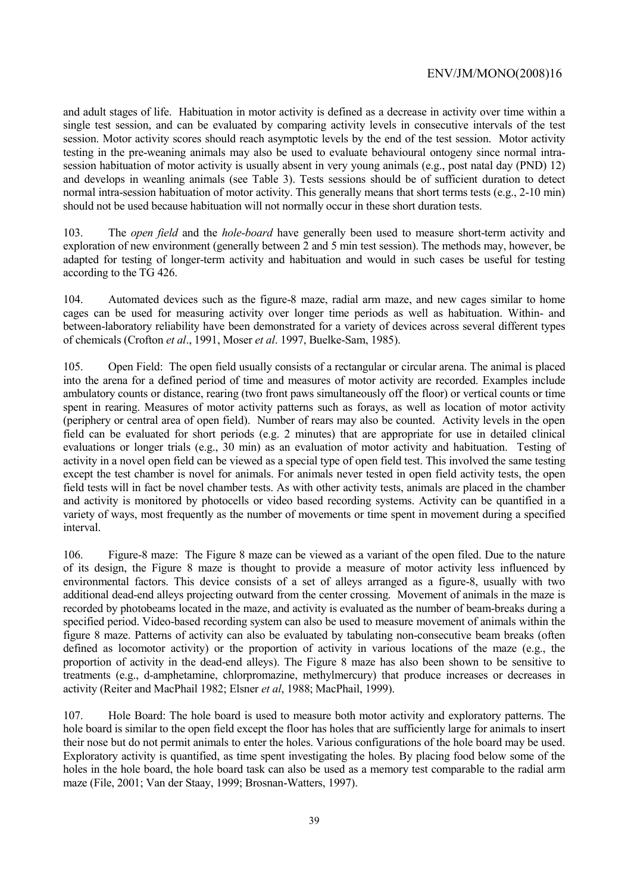and adult stages of life. Habituation in motor activity is defined as a decrease in activity over time within a single test session, and can be evaluated by comparing activity levels in consecutive intervals of the test session. Motor activity scores should reach asymptotic levels by the end of the test session. Motor activity testing in the pre-weaning animals may also be used to evaluate behavioural ontogeny since normal intra-session habituation of motor activity is usually absent in very young animals (e.g., post natal day (PND) 12) and develops in weanling animals (see Table 3). Tests sessions should be of sufficient duration to detect normal intra-session habituation of motor activity. This generally means that short terms tests (e.g., 2-10 min) should not be used because habituation will not normally occur in these short duration tests.

103. The *open field* and the *hole-board* have generally been used to measure short-term activity and exploration of new environment (generally between 2 and 5 min test session). The methods may, however, be adapted for testing of longer-term activity and habituation and would in such cases be useful for testing according to the TG 426.

104. Automated devices such as the figure-8 maze, radial arm maze, and new cages similar to home cages can be used for measuring activity over longer time periods as well as habituation. Within- and between-laboratory reliability have been demonstrated for a variety of devices across several different types of chemicals (Crofton *et al*., 1991, Moser *et al*. 1997, Buelke-Sam, 1985).

105. Open Field: The open field usually consists of a rectangular or circular arena. The animal is placed into the arena for a defined period of time and measures of motor activity are recorded. Examples include ambulatory counts or distance, rearing (two front paws simultaneously off the floor) or vertical counts or time spent in rearing. Measures of motor activity patterns such as forays, as well as location of motor activity (periphery or central area of open field). Number of rears may also be counted. Activity levels in the open field can be evaluated for short periods (e.g. 2 minutes) that are appropriate for use in detailed clinical evaluations or longer trials (e.g., 30 min) as an evaluation of motor activity and habituation. Testing of activity in a novel open field can be viewed as a special type of open field test. This involved the same testing except the test chamber is novel for animals. For animals never tested in open field activity tests, the open field tests will in fact be novel chamber tests. As with other activity tests, animals are placed in the chamber and activity is monitored by photocells or video based recording systems. Activity can be quantified in a variety of ways, most frequently as the number of movements or time spent in movement during a specified interval.

106. Figure-8 maze: The Figure 8 maze can be viewed as a variant of the open filed. Due to the nature of its design, the Figure 8 maze is thought to provide a measure of motor activity less influenced by environmental factors. This device consists of a set of alleys arranged as a figure-8, usually with two additional dead-end alleys projecting outward from the center crossing. Movement of animals in the maze is recorded by photobeams located in the maze, and activity is evaluated as the number of beam-breaks during a specified period. Video-based recording system can also be used to measure movement of animals within the figure 8 maze. Patterns of activity can also be evaluated by tabulating non-consecutive beam breaks (often defined as locomotor activity) or the proportion of activity in various locations of the maze (e.g., the proportion of activity in the dead-end alleys). The Figure 8 maze has also been shown to be sensitive to treatments (e.g., d-amphetamine, chlorpromazine, methylmercury) that produce increases or decreases in activity (Reiter and MacPhail 1982; Elsner *et al*, 1988; MacPhail, 1999).

107. Hole Board: The hole board is used to measure both motor activity and exploratory patterns. The hole board is similar to the open field except the floor has holes that are sufficiently large for animals to insert their nose but do not permit animals to enter the holes. Various configurations of the hole board may be used. Exploratory activity is quantified, as time spent investigating the holes. By placing food below some of the holes in the hole board, the hole board task can also be used as a memory test comparable to the radial arm maze (File, 2001; Van der Staay, 1999; Brosnan-Watters, 1997).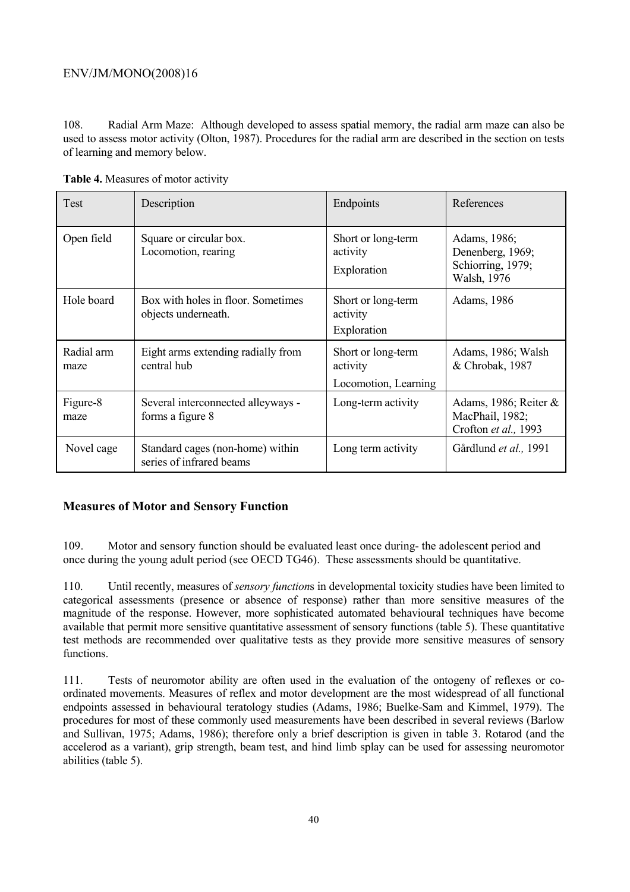108. Radial Arm Maze: Although developed to assess spatial memory, the radial arm maze can also be used to assess motor activity (Olton, 1987). Procedures for the radial arm are described in the section on tests of learning and memory below.

**Table 4.** Measures of motor activity

| Test | Description | Endpoints | References |
|---|---|---|---|
| Open field | Square or circular box. Locomotion, rearing | Short or long-term activity<br>Exploration | Adams, 1986; Denenberg, 1969; Schiorring, 1979; Walsh, 1976 |
| Hole board | Box with holes in floor. Sometimes objects underneath. | Short or long-term activity<br>Exploration | Adams, 1986 |
| Radial arm maze | Eight arms extending radially from central hub | Short or long-term activity<br>Locomotion, Learning | Adams, 1986; Walsh & Chrobak, 1987 |
| Figure-8 maze | Several interconnected alleyways - forms a figure 8 | Long-term activity | Adams, 1986; Reiter & MacPhail, 1982; Crofton *et al.,* 1993 |
| Novel cage | Standard cages (non-home) within series of infrared beams | Long term activity | Gårdlund *et al.,* 1991 |

## Measures of Motor and Sensory Function

109. Motor and sensory function should be evaluated least once during- the adolescent period and once during the young adult period (see OECD TG46). These assessments should be quantitative.

110. Until recently, measures of *sensory function*s in developmental toxicity studies have been limited to categorical assessments (presence or absence of response) rather than more sensitive measures of the magnitude of the response. However, more sophisticated automated behavioural techniques have become available that permit more sensitive quantitative assessment of sensory functions (table 5). These quantitative test methods are recommended over qualitative tests as they provide more sensitive measures of sensory functions.

111. Tests of neuromotor ability are often used in the evaluation of the ontogeny of reflexes or co-ordinated movements. Measures of reflex and motor development are the most widespread of all functional endpoints assessed in behavioural teratology studies (Adams, 1986; Buelke-Sam and Kimmel, 1979). The procedures for most of these commonly used measurements have been described in several reviews (Barlow and Sullivan, 1975; Adams, 1986); therefore only a brief description is given in table 3. Rotarod (and the accelerod as a variant), grip strength, beam test, and hind limb splay can be used for assessing neuromotor abilities (table 5).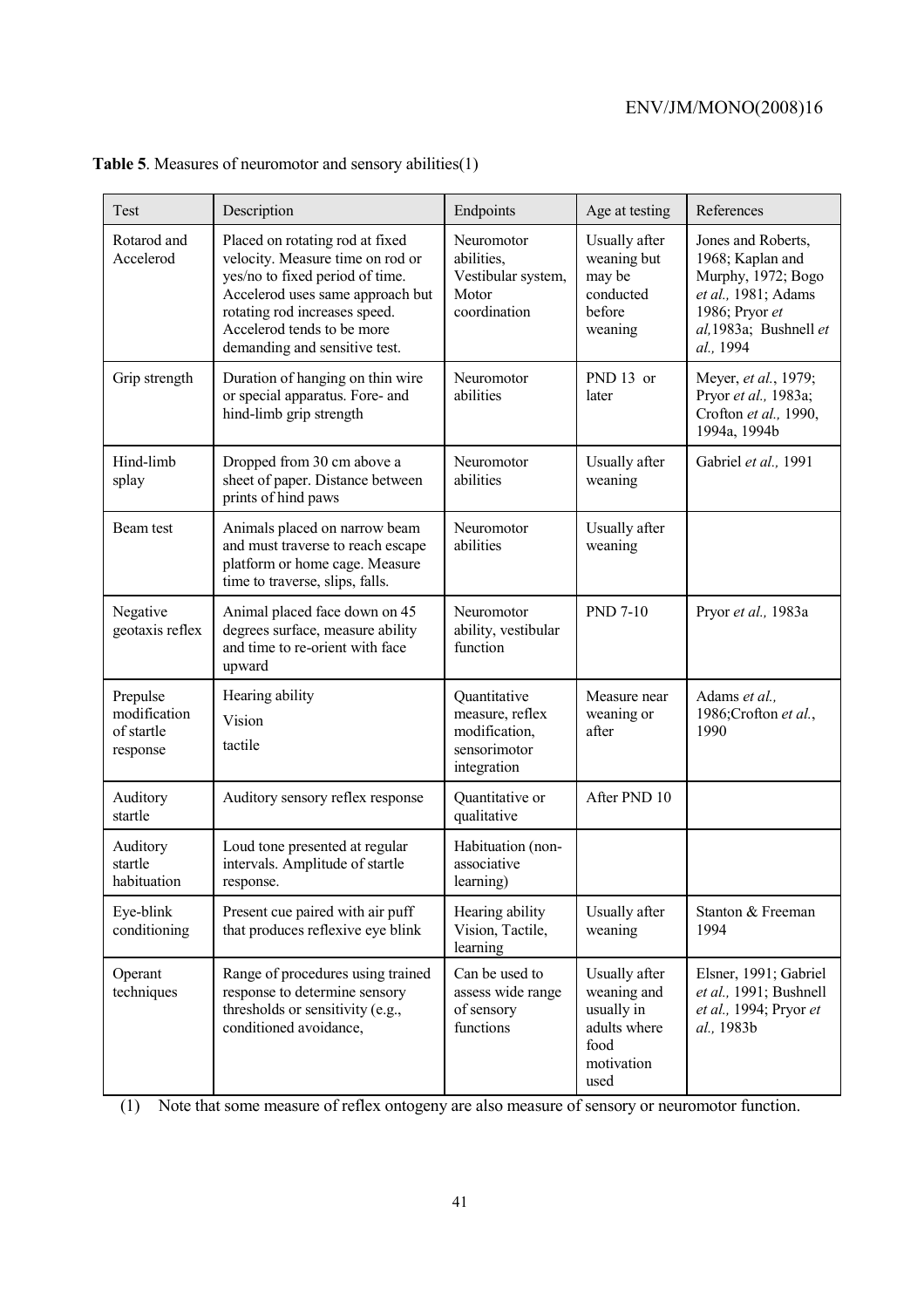**Table 5**. Measures of neuromotor and sensory abilities(1)

| Test | Description | Endpoints | Age at testing | References |
|---|---|---|---|---|
| Rotarod and Accelerod | Placed on rotating rod at fixed velocity. Measure time on rod or yes/no to fixed period of time. Accelerod uses same approach but rotating rod increases speed. Accelerod tends to be more demanding and sensitive test. | Neuromotor abilities, Vestibular system, Motor coordination | Usually after weaning but may be conducted before weaning | Jones and Roberts, 1968; Kaplan and Murphy, 1972; Bogo *et al.,* 1981; Adams 1986; Pryor *et al,*1983a; Bushnell *et al.,* 1994 |
| Grip strength | Duration of hanging on thin wire or special apparatus. Fore- and hind-limb grip strength | Neuromotor abilities | PND 13 or later | Meyer, *et al.*, 1979; Pryor *et al.,* 1983a; Crofton *et al.,* 1990, 1994a, 1994b |
| Hind-limb splay | Dropped from 30 cm above a sheet of paper. Distance between prints of hind paws | Neuromotor abilities | Usually after weaning | Gabriel *et al.,* 1991 |
| Beam test | Animals placed on narrow beam and must traverse to reach escape platform or home cage. Measure time to traverse, slips, falls. | Neuromotor abilities | Usually after weaning | |
| Negative geotaxis reflex | Animal placed face down on 45 degrees surface, measure ability and time to re-orient with face upward | Neuromotor ability, vestibular function | PND 7-10 | Pryor *et al.,* 1983a |
| Prepulse modification of startle response | Hearing ability<br>Vision<br>tactile | Quantitative measure, reflex modification, sensorimotor integration | Measure near weaning or after | Adams *et al.,* 1986;Crofton *et al.*, 1990 |
| Auditory startle | Auditory sensory reflex response | Quantitative or qualitative | After PND 10 | |
| Auditory startle habituation | Loud tone presented at regular intervals. Amplitude of startle response. | Habituation (non-associative learning) | | |
| Eye-blink conditioning | Present cue paired with air puff that produces reflexive eye blink | Hearing ability Vision, Tactile, learning | Usually after weaning | Stanton & Freeman 1994 |
| Operant techniques | Range of procedures using trained response to determine sensory thresholds or sensitivity (e.g., conditioned avoidance, | Can be used to assess wide range of sensory functions | Usually after weaning and usually in adults where food motivation used | Elsner, 1991; Gabriel *et al.,* 1991; Bushnell *et al.,* 1994; Pryor *et al.,* 1983b |

(1) Note that some measure of reflex ontogeny are also measure of sensory or neuromotor function.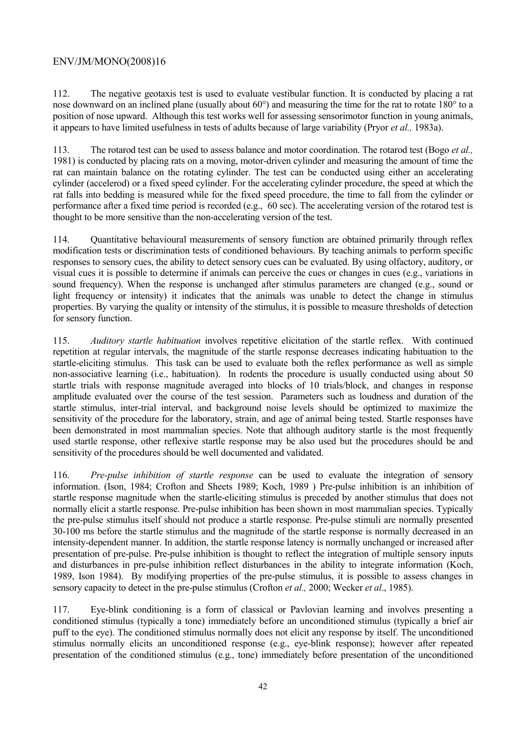112. The negative geotaxis test is used to evaluate vestibular function. It is conducted by placing a rat nose downward on an inclined plane (usually about 60°) and measuring the time for the rat to rotate 180° to a position of nose upward. Although this test works well for assessing sensorimotor function in young animals, it appears to have limited usefulness in tests of adults because of large variability (Pryor *et al.,* 1983a).

113. The rotarod test can be used to assess balance and motor coordination. The rotarod test (Bogo *et al.,* 1981) is conducted by placing rats on a moving, motor-driven cylinder and measuring the amount of time the rat can maintain balance on the rotating cylinder. The test can be conducted using either an accelerating cylinder (accelerod) or a fixed speed cylinder. For the accelerating cylinder procedure, the speed at which the rat falls into bedding is measured while for the fixed speed procedure, the time to fall from the cylinder or performance after a fixed time period is recorded (e.g., 60 sec). The accelerating version of the rotarod test is thought to be more sensitive than the non-accelerating version of the test.

114. Quantitative behavioural measurements of sensory function are obtained primarily through reflex modification tests or discrimination tests of conditioned behaviours. By teaching animals to perform specific responses to sensory cues, the ability to detect sensory cues can be evaluated. By using olfactory, auditory, or visual cues it is possible to determine if animals can perceive the cues or changes in cues (e.g., variations in sound frequency). When the response is unchanged after stimulus parameters are changed (e.g., sound or light frequency or intensity) it indicates that the animals was unable to detect the change in stimulus properties. By varying the quality or intensity of the stimulus, it is possible to measure thresholds of detection for sensory function.

115. *Auditory startle habituation* involves repetitive elicitation of the startle reflex. With continued repetition at regular intervals, the magnitude of the startle response decreases indicating habituation to the startle-eliciting stimulus. This task can be used to evaluate both the reflex performance as well as simple non-associative learning (i.e., habituation). In rodents the procedure is usually conducted using about 50 startle trials with response magnitude averaged into blocks of 10 trials/block, and changes in response amplitude evaluated over the course of the test session. Parameters such as loudness and duration of the startle stimulus, inter-trial interval, and background noise levels should be optimized to maximize the sensitivity of the procedure for the laboratory, strain, and age of animal being tested. Startle responses have been demonstrated in most mammalian species. Note that although auditory startle is the most frequently used startle response, other reflexive startle response may be also used but the procedures should be and sensitivity of the procedures should be well documented and validated.

116. *Pre-pulse inhibition of startle response* can be used to evaluate the integration of sensory information. (Ison, 1984; Crofton and Sheets 1989; Koch, 1989 ) Pre-pulse inhibition is an inhibition of startle response magnitude when the startle-eliciting stimulus is preceded by another stimulus that does not normally elicit a startle response. Pre-pulse inhibition has been shown in most mammalian species. Typically the pre-pulse stimulus itself should not produce a startle response. Pre-pulse stimuli are normally presented 30-100 ms before the startle stimulus and the magnitude of the startle response is normally decreased in an intensity-dependent manner. In addition, the startle response latency is normally unchanged or increased after presentation of pre-pulse. Pre-pulse inhibition is thought to reflect the integration of multiple sensory inputs and disturbances in pre-pulse inhibition reflect disturbances in the ability to integrate information (Koch, 1989, Ison 1984). By modifying properties of the pre-pulse stimulus, it is possible to assess changes in sensory capacity to detect in the pre-pulse stimulus (Crofton *et al.,* 2000; Wecker *et al*., 1985).

117. Eye-blink conditioning is a form of classical or Pavlovian learning and involves presenting a conditioned stimulus (typically a tone) immediately before an unconditioned stimulus (typically a brief air puff to the eye). The conditioned stimulus normally does not elicit any response by itself. The unconditioned stimulus normally elicits an unconditioned response (e.g., eye-blink response); however after repeated presentation of the conditioned stimulus (e.g., tone) immediately before presentation of the unconditioned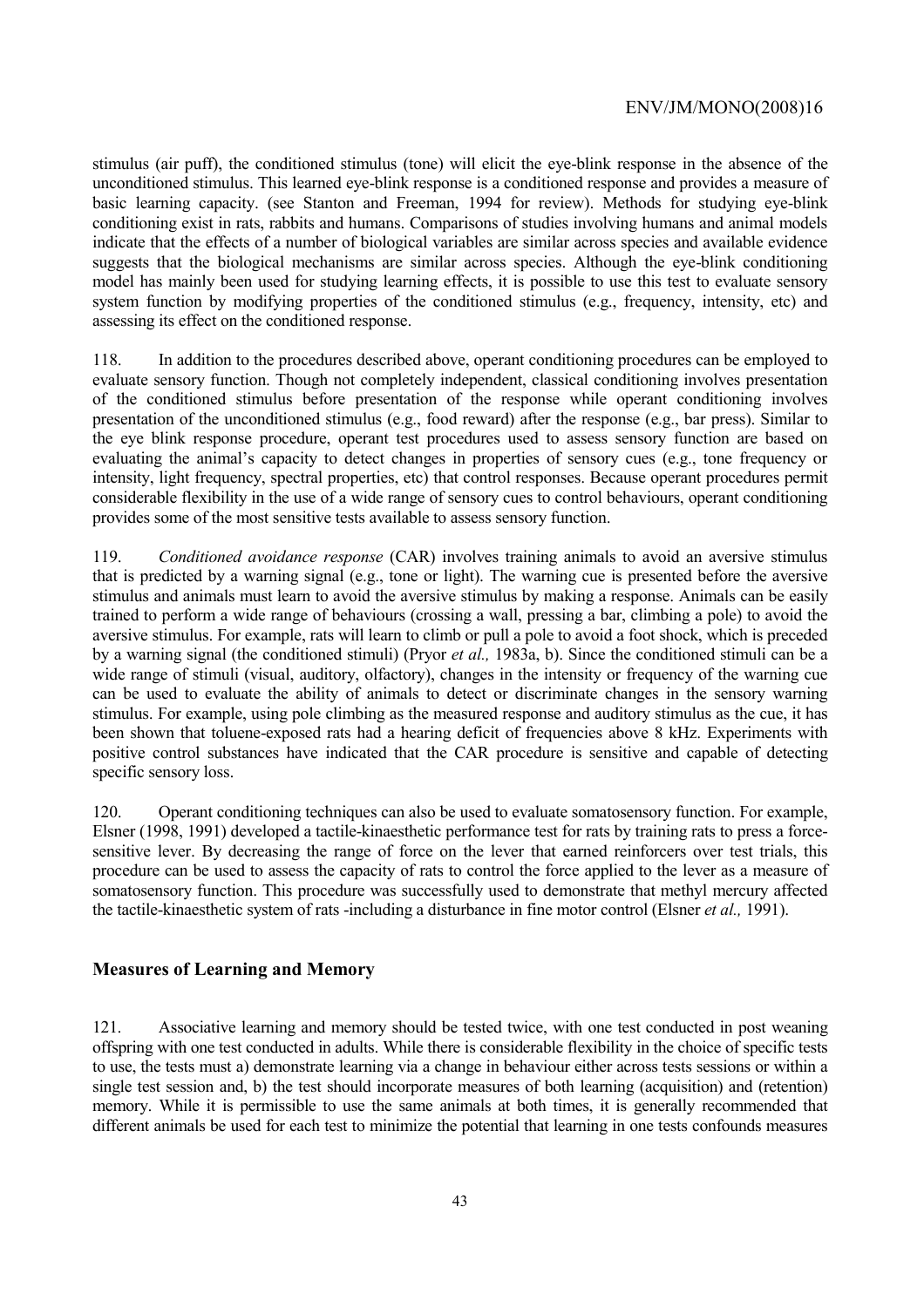stimulus (air puff), the conditioned stimulus (tone) will elicit the eye-blink response in the absence of the unconditioned stimulus. This learned eye-blink response is a conditioned response and provides a measure of basic learning capacity. (see Stanton and Freeman, 1994 for review). Methods for studying eye-blink conditioning exist in rats, rabbits and humans. Comparisons of studies involving humans and animal models indicate that the effects of a number of biological variables are similar across species and available evidence suggests that the biological mechanisms are similar across species. Although the eye-blink conditioning model has mainly been used for studying learning effects, it is possible to use this test to evaluate sensory system function by modifying properties of the conditioned stimulus (e.g., frequency, intensity, etc) and assessing its effect on the conditioned response.

118. In addition to the procedures described above, operant conditioning procedures can be employed to evaluate sensory function. Though not completely independent, classical conditioning involves presentation of the conditioned stimulus before presentation of the response while operant conditioning involves presentation of the unconditioned stimulus (e.g., food reward) after the response (e.g., bar press). Similar to the eye blink response procedure, operant test procedures used to assess sensory function are based on evaluating the animal's capacity to detect changes in properties of sensory cues (e.g., tone frequency or intensity, light frequency, spectral properties, etc) that control responses. Because operant procedures permit considerable flexibility in the use of a wide range of sensory cues to control behaviours, operant conditioning provides some of the most sensitive tests available to assess sensory function.

119. *Conditioned avoidance response* (CAR) involves training animals to avoid an aversive stimulus that is predicted by a warning signal (e.g., tone or light). The warning cue is presented before the aversive stimulus and animals must learn to avoid the aversive stimulus by making a response. Animals can be easily trained to perform a wide range of behaviours (crossing a wall, pressing a bar, climbing a pole) to avoid the aversive stimulus. For example, rats will learn to climb or pull a pole to avoid a foot shock, which is preceded by a warning signal (the conditioned stimuli) (Pryor *et al.,* 1983a, b). Since the conditioned stimuli can be a wide range of stimuli (visual, auditory, olfactory), changes in the intensity or frequency of the warning cue can be used to evaluate the ability of animals to detect or discriminate changes in the sensory warning stimulus. For example, using pole climbing as the measured response and auditory stimulus as the cue, it has been shown that toluene-exposed rats had a hearing deficit of frequencies above 8 kHz. Experiments with positive control substances have indicated that the CAR procedure is sensitive and capable of detecting specific sensory loss.

120. Operant conditioning techniques can also be used to evaluate somatosensory function. For example, Elsner (1998, 1991) developed a tactile-kinaesthetic performance test for rats by training rats to press a force-sensitive lever. By decreasing the range of force on the lever that earned reinforcers over test trials, this procedure can be used to assess the capacity of rats to control the force applied to the lever as a measure of somatosensory function. This procedure was successfully used to demonstrate that methyl mercury affected the tactile-kinaesthetic system of rats -including a disturbance in fine motor control (Elsner *et al.,* 1991).

## Measures of Learning and Memory

121. Associative learning and memory should be tested twice, with one test conducted in post weaning offspring with one test conducted in adults. While there is considerable flexibility in the choice of specific tests to use, the tests must a) demonstrate learning via a change in behaviour either across tests sessions or within a single test session and, b) the test should incorporate measures of both learning (acquisition) and (retention) memory. While it is permissible to use the same animals at both times, it is generally recommended that different animals be used for each test to minimize the potential that learning in one tests confounds measures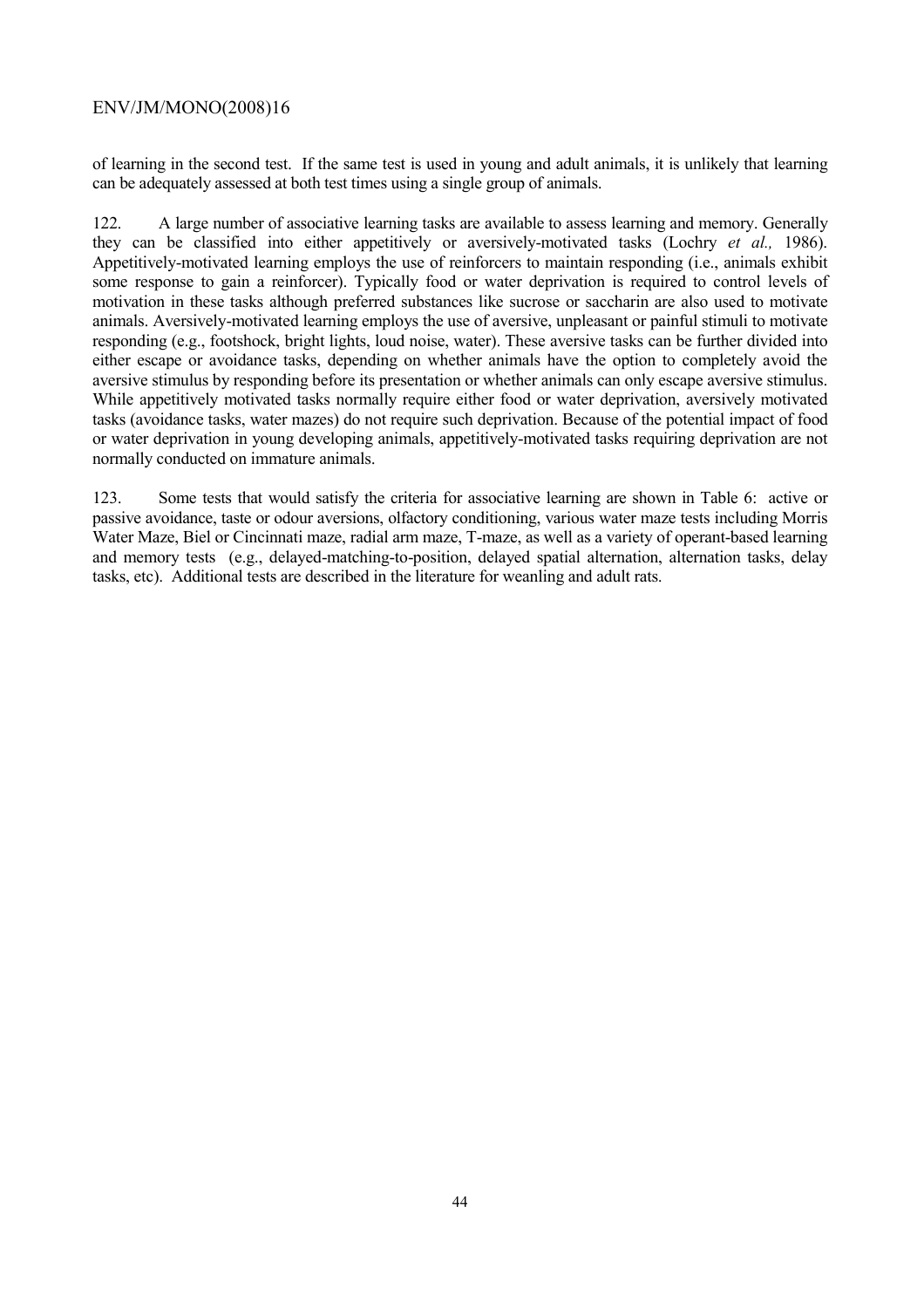of learning in the second test. If the same test is used in young and adult animals, it is unlikely that learning can be adequately assessed at both test times using a single group of animals.

122. A large number of associative learning tasks are available to assess learning and memory. Generally they can be classified into either appetitively or aversively-motivated tasks (Lochry *et al.,* 1986). Appetitively-motivated learning employs the use of reinforcers to maintain responding (i.e., animals exhibit some response to gain a reinforcer). Typically food or water deprivation is required to control levels of motivation in these tasks although preferred substances like sucrose or saccharin are also used to motivate animals. Aversively-motivated learning employs the use of aversive, unpleasant or painful stimuli to motivate responding (e.g., footshock, bright lights, loud noise, water). These aversive tasks can be further divided into either escape or avoidance tasks, depending on whether animals have the option to completely avoid the aversive stimulus by responding before its presentation or whether animals can only escape aversive stimulus. While appetitively motivated tasks normally require either food or water deprivation, aversively motivated tasks (avoidance tasks, water mazes) do not require such deprivation. Because of the potential impact of food or water deprivation in young developing animals, appetitively-motivated tasks requiring deprivation are not normally conducted on immature animals.

123. Some tests that would satisfy the criteria for associative learning are shown in Table 6: active or passive avoidance, taste or odour aversions, olfactory conditioning, various water maze tests including Morris Water Maze, Biel or Cincinnati maze, radial arm maze, T-maze, as well as a variety of operant-based learning and memory tests (e.g., delayed-matching-to-position, delayed spatial alternation, alternation tasks, delay tasks, etc). Additional tests are described in the literature for weanling and adult rats.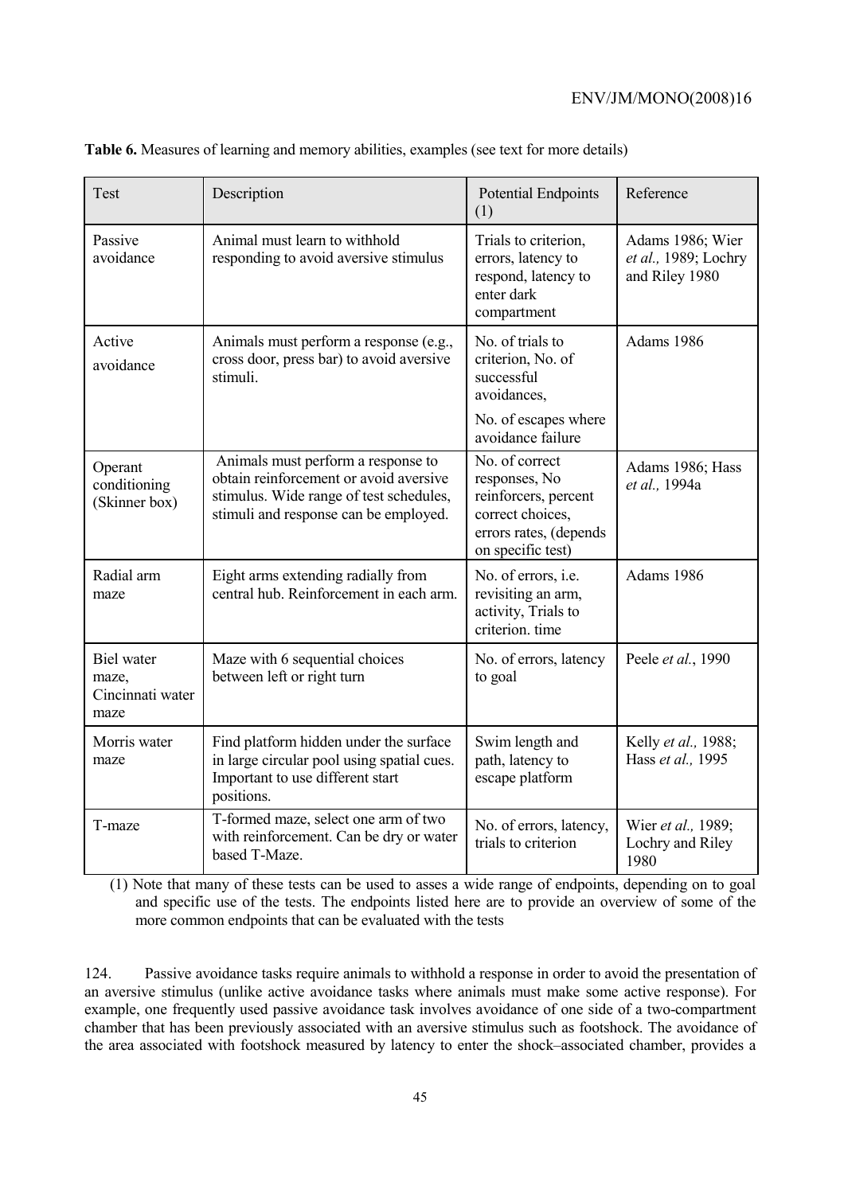**Table 6.** Measures of learning and memory abilities, examples (see text for more details)

| Test | Description | Potential Endpoints (1) | Reference |
|---|---|---|---|
| Passive avoidance | Animal must learn to withhold responding to avoid aversive stimulus | Trials to criterion, errors, latency to respond, latency to enter dark compartment | Adams 1986; Wier *et al.,* 1989; Lochry and Riley 1980 |
| Active avoidance | Animals must perform a response (e.g., cross door, press bar) to avoid aversive stimuli. | No. of trials to criterion, No. of successful avoidances, No. of escapes where avoidance failure | Adams 1986 |
| Operant conditioning (Skinner box) | Animals must perform a response to obtain reinforcement or avoid aversive stimulus. Wide range of test schedules, stimuli and response can be employed. | No. of correct responses, No reinforcers, percent correct choices, errors rates, (depends on specific test) | Adams 1986; Hass *et al.,* 1994a |
| Radial arm maze | Eight arms extending radially from central hub. Reinforcement in each arm. | No. of errors, i.e. revisiting an arm, activity, Trials to criterion. time | Adams 1986 |
| Biel water maze, Cincinnati water maze | Maze with 6 sequential choices between left or right turn | No. of errors, latency to goal | Peele *et al.*, 1990 |
| Morris water maze | Find platform hidden under the surface in large circular pool using spatial cues. Important to use different start positions. | Swim length and path, latency to escape platform | Kelly *et al.,* 1988; Hass *et al.,* 1995 |
| T-maze | T-formed maze, select one arm of two with reinforcement. Can be dry or water based T-Maze. | No. of errors, latency, trials to criterion | Wier *et al.,* 1989; Lochry and Riley 1980 |

(1) Note that many of these tests can be used to asses a wide range of endpoints, depending on to goal and specific use of the tests. The endpoints listed here are to provide an overview of some of the more common endpoints that can be evaluated with the tests

124. Passive avoidance tasks require animals to withhold a response in order to avoid the presentation of an aversive stimulus (unlike active avoidance tasks where animals must make some active response). For example, one frequently used passive avoidance task involves avoidance of one side of a two-compartment chamber that has been previously associated with an aversive stimulus such as footshock. The avoidance of the area associated with footshock measured by latency to enter the shock–associated chamber, provides a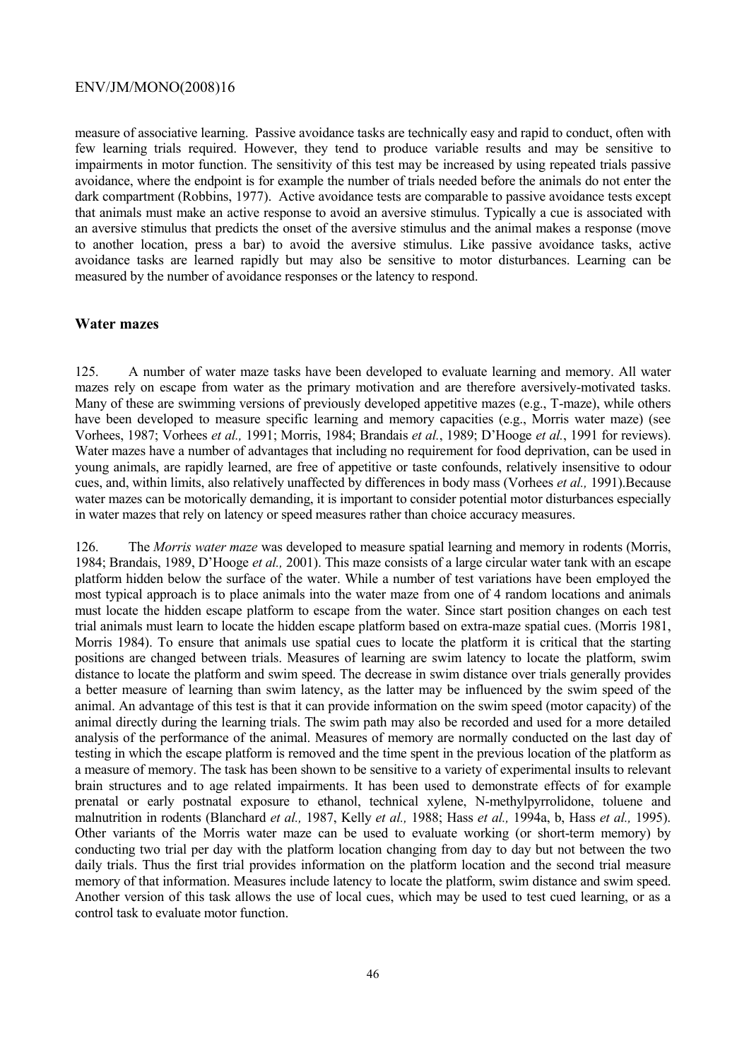measure of associative learning. Passive avoidance tasks are technically easy and rapid to conduct, often with few learning trials required. However, they tend to produce variable results and may be sensitive to impairments in motor function. The sensitivity of this test may be increased by using repeated trials passive avoidance, where the endpoint is for example the number of trials needed before the animals do not enter the dark compartment (Robbins, 1977). Active avoidance tests are comparable to passive avoidance tests except that animals must make an active response to avoid an aversive stimulus. Typically a cue is associated with an aversive stimulus that predicts the onset of the aversive stimulus and the animal makes a response (move to another location, press a bar) to avoid the aversive stimulus. Like passive avoidance tasks, active avoidance tasks are learned rapidly but may also be sensitive to motor disturbances. Learning can be measured by the number of avoidance responses or the latency to respond.

### Water mazes

125. A number of water maze tasks have been developed to evaluate learning and memory. All water mazes rely on escape from water as the primary motivation and are therefore aversively-motivated tasks. Many of these are swimming versions of previously developed appetitive mazes (e.g., T-maze), while others have been developed to measure specific learning and memory capacities (e.g., Morris water maze) (see Vorhees, 1987; Vorhees *et al.,* 1991; Morris, 1984; Brandais *et al.*, 1989; D'Hooge *et al.*, 1991 for reviews). Water mazes have a number of advantages that including no requirement for food deprivation, can be used in young animals, are rapidly learned, are free of appetitive or taste confounds, relatively insensitive to odour cues, and, within limits, also relatively unaffected by differences in body mass (Vorhees *et al.,* 1991).Because water mazes can be motorically demanding, it is important to consider potential motor disturbances especially in water mazes that rely on latency or speed measures rather than choice accuracy measures.

126. The *Morris water maze* was developed to measure spatial learning and memory in rodents (Morris, 1984; Brandais, 1989, D'Hooge *et al.,* 2001). This maze consists of a large circular water tank with an escape platform hidden below the surface of the water. While a number of test variations have been employed the most typical approach is to place animals into the water maze from one of 4 random locations and animals must locate the hidden escape platform to escape from the water. Since start position changes on each test trial animals must learn to locate the hidden escape platform based on extra-maze spatial cues. (Morris 1981, Morris 1984). To ensure that animals use spatial cues to locate the platform it is critical that the starting positions are changed between trials. Measures of learning are swim latency to locate the platform, swim distance to locate the platform and swim speed. The decrease in swim distance over trials generally provides a better measure of learning than swim latency, as the latter may be influenced by the swim speed of the animal. An advantage of this test is that it can provide information on the swim speed (motor capacity) of the animal directly during the learning trials. The swim path may also be recorded and used for a more detailed analysis of the performance of the animal. Measures of memory are normally conducted on the last day of testing in which the escape platform is removed and the time spent in the previous location of the platform as a measure of memory. The task has been shown to be sensitive to a variety of experimental insults to relevant brain structures and to age related impairments. It has been used to demonstrate effects of for example prenatal or early postnatal exposure to ethanol, technical xylene, N-methylpyrrolidone, toluene and malnutrition in rodents (Blanchard *et al.,* 1987, Kelly *et al.,* 1988; Hass *et al.,* 1994a, b, Hass *et al.,* 1995). Other variants of the Morris water maze can be used to evaluate working (or short-term memory) by conducting two trial per day with the platform location changing from day to day but not between the two daily trials. Thus the first trial provides information on the platform location and the second trial measure memory of that information. Measures include latency to locate the platform, swim distance and swim speed. Another version of this task allows the use of local cues, which may be used to test cued learning, or as a control task to evaluate motor function.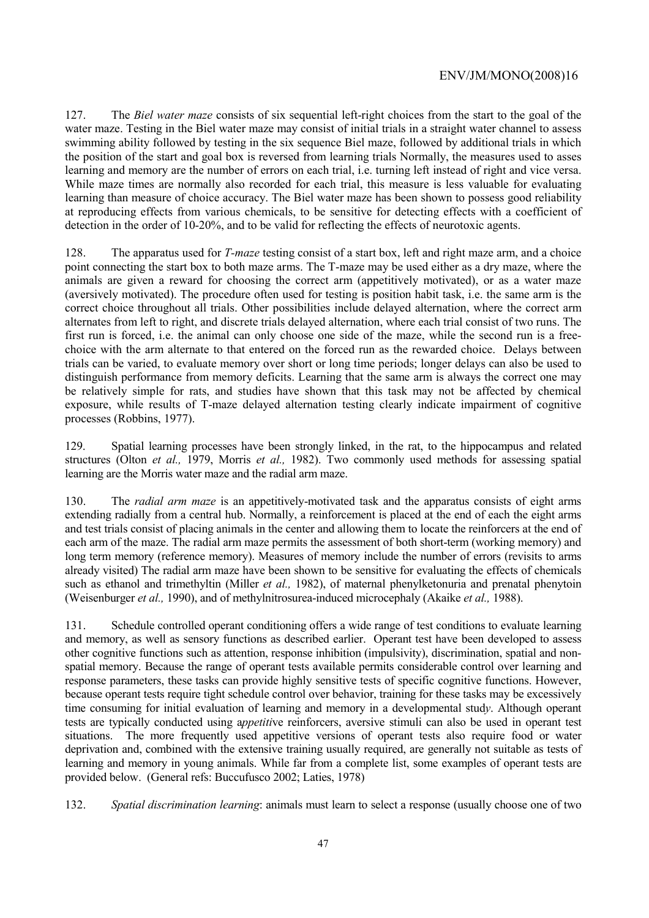127. The *Biel water maze* consists of six sequential left-right choices from the start to the goal of the water maze. Testing in the Biel water maze may consist of initial trials in a straight water channel to assess swimming ability followed by testing in the six sequence Biel maze, followed by additional trials in which the position of the start and goal box is reversed from learning trials Normally, the measures used to asses learning and memory are the number of errors on each trial, i.e. turning left instead of right and vice versa. While maze times are normally also recorded for each trial, this measure is less valuable for evaluating learning than measure of choice accuracy. The Biel water maze has been shown to possess good reliability at reproducing effects from various chemicals, to be sensitive for detecting effects with a coefficient of detection in the order of 10-20%, and to be valid for reflecting the effects of neurotoxic agents.

128. The apparatus used for *T-maze* testing consist of a start box, left and right maze arm, and a choice point connecting the start box to both maze arms. The T-maze may be used either as a dry maze, where the animals are given a reward for choosing the correct arm (appetitively motivated), or as a water maze (aversively motivated). The procedure often used for testing is position habit task, i.e. the same arm is the correct choice throughout all trials. Other possibilities include delayed alternation, where the correct arm alternates from left to right, and discrete trials delayed alternation, where each trial consist of two runs. The first run is forced, i.e. the animal can only choose one side of the maze, while the second run is a free-choice with the arm alternate to that entered on the forced run as the rewarded choice. Delays between trials can be varied, to evaluate memory over short or long time periods; longer delays can also be used to distinguish performance from memory deficits. Learning that the same arm is always the correct one may be relatively simple for rats, and studies have shown that this task may not be affected by chemical exposure, while results of T-maze delayed alternation testing clearly indicate impairment of cognitive processes (Robbins, 1977).

129. Spatial learning processes have been strongly linked, in the rat, to the hippocampus and related structures (Olton *et al.,* 1979, Morris *et al.,* 1982). Two commonly used methods for assessing spatial learning are the Morris water maze and the radial arm maze.

130. The *radial arm maze* is an appetitively-motivated task and the apparatus consists of eight arms extending radially from a central hub. Normally, a reinforcement is placed at the end of each the eight arms and test trials consist of placing animals in the center and allowing them to locate the reinforcers at the end of each arm of the maze. The radial arm maze permits the assessment of both short-term (working memory) and long term memory (reference memory). Measures of memory include the number of errors (revisits to arms already visited) The radial arm maze have been shown to be sensitive for evaluating the effects of chemicals such as ethanol and trimethyltin (Miller *et al.,* 1982), of maternal phenylketonuria and prenatal phenytoin (Weisenburger *et al.,* 1990), and of methylnitrosurea-induced microcephaly (Akaike *et al.,* 1988).

131. Schedule controlled operant conditioning offers a wide range of test conditions to evaluate learning and memory, as well as sensory functions as described earlier. Operant test have been developed to assess other cognitive functions such as attention, response inhibition (impulsivity), discrimination, spatial and non-spatial memory. Because the range of operant tests available permits considerable control over learning and response parameters, these tasks can provide highly sensitive tests of specific cognitive functions. However, because operant tests require tight schedule control over behavior, training for these tasks may be excessively time consuming for initial evaluation of learning and memory in a developmental study. Although operant tests are typically conducted using appetitive reinforcers, aversive stimuli can also be used in operant test situations. The more frequently used appetitive versions of operant tests also require food or water deprivation and, combined with the extensive training usually required, are generally not suitable as tests of learning and memory in young animals. While far from a complete list, some examples of operant tests are provided below. (General refs: Buccufusco 2002; Laties, 1978)

132. *Spatial discrimination learning*: animals must learn to select a response (usually choose one of two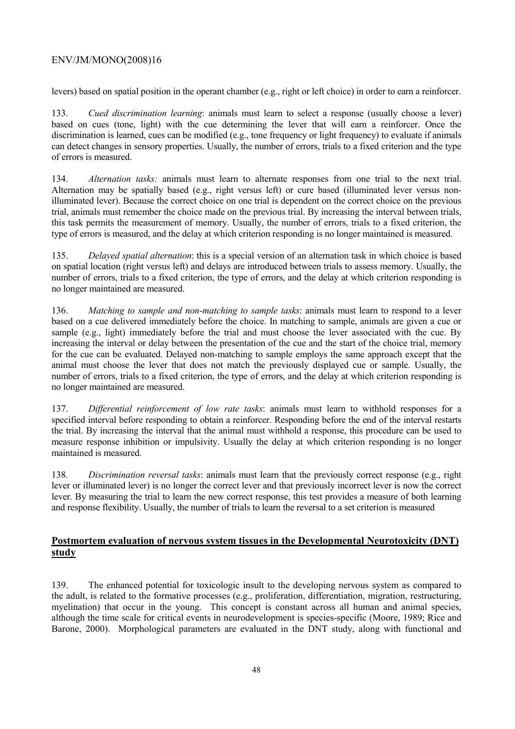levers) based on spatial position in the operant chamber (e.g., right or left choice) in order to earn a reinforcer.

133. *Cued discrimination learning*: animals must learn to select a response (usually choose a lever) based on cues (tone, light) with the cue determining the lever that will earn a reinforcer. Once the discrimination is learned, cues can be modified (e.g., tone frequency or light frequency) to evaluate if animals can detect changes in sensory properties. Usually, the number of errors, trials to a fixed criterion and the type of errors is measured.

134. *Alternation tasks:* animals must learn to alternate responses from one trial to the next trial. Alternation may be spatially based (e.g., right versus left) or cure based (illuminated lever versus non-illuminated lever). Because the correct choice on one trial is dependent on the correct choice on the previous trial, animals must remember the choice made on the previous trial. By increasing the interval between trials, this task permits the measurement of memory. Usually, the number of errors, trials to a fixed criterion, the type of errors is measured, and the delay at which criterion responding is no longer maintained is measured.

135. *Delayed spatial alternation*: this is a special version of an alternation task in which choice is based on spatial location (right versus left) and delays are introduced between trials to assess memory. Usually, the number of errors, trials to a fixed criterion, the type of errors, and the delay at which criterion responding is no longer maintained are measured.

136. *Matching to sample and non-matching to sample tasks*: animals must learn to respond to a lever based on a cue delivered immediately before the choice. In matching to sample, animals are given a cue or sample (e.g., light) immediately before the trial and must choose the lever associated with the cue. By increasing the interval or delay between the presentation of the cue and the start of the choice trial, memory for the cue can be evaluated. Delayed non-matching to sample employs the same approach except that the animal must choose the lever that does not match the previously displayed cue or sample. Usually, the number of errors, trials to a fixed criterion, the type of errors, and the delay at which criterion responding is no longer maintained are measured.

137. *Differential reinforcement of low rate tasks*: animals must learn to withhold responses for a specified interval before responding to obtain a reinforcer. Responding before the end of the interval restarts the trial. By increasing the interval that the animal must withhold a response, this procedure can be used to measure response inhibition or impulsivity. Usually the delay at which criterion responding is no longer maintained is measured.

138. *Discrimination reversal tasks*: animals must learn that the previously correct response (e.g., right lever or illuminated lever) is no longer the correct lever and that previously incorrect lever is now the correct lever. By measuring the trial to learn the new correct response, this test provides a measure of both learning and response flexibility. Usually, the number of trials to learn the reversal to a set criterion is measured

## Postmortem evaluation of nervous system tissues in the Developmental Neurotoxicity (DNT) study

139. The enhanced potential for toxicologic insult to the developing nervous system as compared to the adult, is related to the formative processes (e.g., proliferation, differentiation, migration, restructuring, myelination) that occur in the young. This concept is constant across all human and animal species, although the time scale for critical events in neurodevelopment is species-specific (Moore, 1989; Rice and Barone, 2000). Morphological parameters are evaluated in the DNT study, along with functional and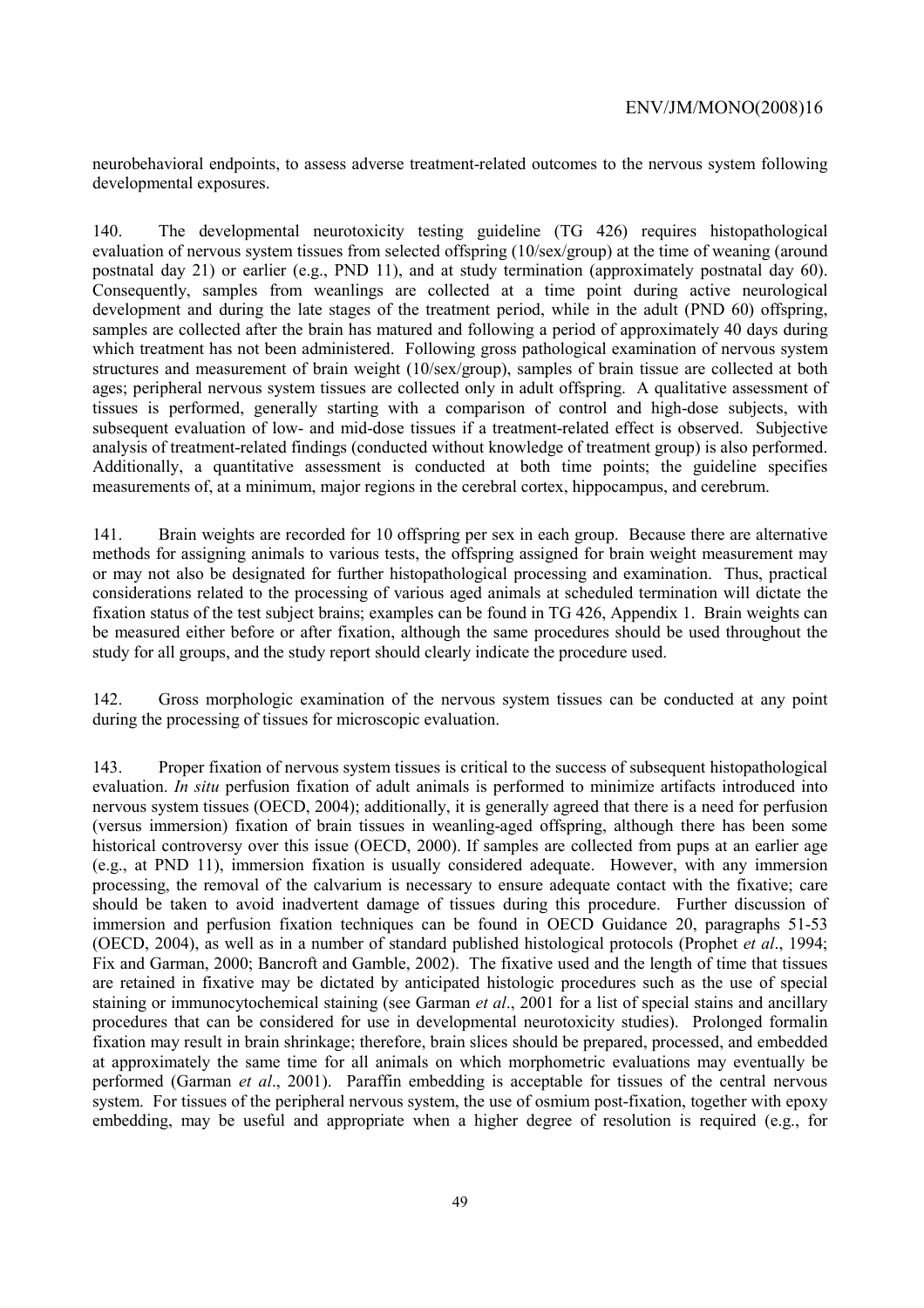neurobehavioral endpoints, to assess adverse treatment-related outcomes to the nervous system following developmental exposures.

140. The developmental neurotoxicity testing guideline (TG 426) requires histopathological evaluation of nervous system tissues from selected offspring (10/sex/group) at the time of weaning (around postnatal day 21) or earlier (e.g., PND 11), and at study termination (approximately postnatal day 60). Consequently, samples from weanlings are collected at a time point during active neurological development and during the late stages of the treatment period, while in the adult (PND 60) offspring, samples are collected after the brain has matured and following a period of approximately 40 days during which treatment has not been administered. Following gross pathological examination of nervous system structures and measurement of brain weight (10/sex/group), samples of brain tissue are collected at both ages; peripheral nervous system tissues are collected only in adult offspring. A qualitative assessment of tissues is performed, generally starting with a comparison of control and high-dose subjects, with subsequent evaluation of low- and mid-dose tissues if a treatment-related effect is observed. Subjective analysis of treatment-related findings (conducted without knowledge of treatment group) is also performed. Additionally, a quantitative assessment is conducted at both time points; the guideline specifies measurements of, at a minimum, major regions in the cerebral cortex, hippocampus, and cerebrum.

141. Brain weights are recorded for 10 offspring per sex in each group. Because there are alternative methods for assigning animals to various tests, the offspring assigned for brain weight measurement may or may not also be designated for further histopathological processing and examination. Thus, practical considerations related to the processing of various aged animals at scheduled termination will dictate the fixation status of the test subject brains; examples can be found in TG 426, Appendix 1. Brain weights can be measured either before or after fixation, although the same procedures should be used throughout the study for all groups, and the study report should clearly indicate the procedure used.

142. Gross morphologic examination of the nervous system tissues can be conducted at any point during the processing of tissues for microscopic evaluation.

143. Proper fixation of nervous system tissues is critical to the success of subsequent histopathological evaluation. *In situ* perfusion fixation of adult animals is performed to minimize artifacts introduced into nervous system tissues (OECD, 2004); additionally, it is generally agreed that there is a need for perfusion (versus immersion) fixation of brain tissues in weanling-aged offspring, although there has been some historical controversy over this issue (OECD, 2000). If samples are collected from pups at an earlier age (e.g., at PND 11), immersion fixation is usually considered adequate. However, with any immersion processing, the removal of the calvarium is necessary to ensure adequate contact with the fixative; care should be taken to avoid inadvertent damage of tissues during this procedure. Further discussion of immersion and perfusion fixation techniques can be found in OECD Guidance 20, paragraphs 51-53 (OECD, 2004), as well as in a number of standard published histological protocols (Prophet *et al*., 1994; Fix and Garman, 2000; Bancroft and Gamble, 2002). The fixative used and the length of time that tissues are retained in fixative may be dictated by anticipated histologic procedures such as the use of special staining or immunocytochemical staining (see Garman *et al*., 2001 for a list of special stains and ancillary procedures that can be considered for use in developmental neurotoxicity studies). Prolonged formalin fixation may result in brain shrinkage; therefore, brain slices should be prepared, processed, and embedded at approximately the same time for all animals on which morphometric evaluations may eventually be performed (Garman *et al*., 2001). Paraffin embedding is acceptable for tissues of the central nervous system. For tissues of the peripheral nervous system, the use of osmium post-fixation, together with epoxy embedding, may be useful and appropriate when a higher degree of resolution is required (e.g., for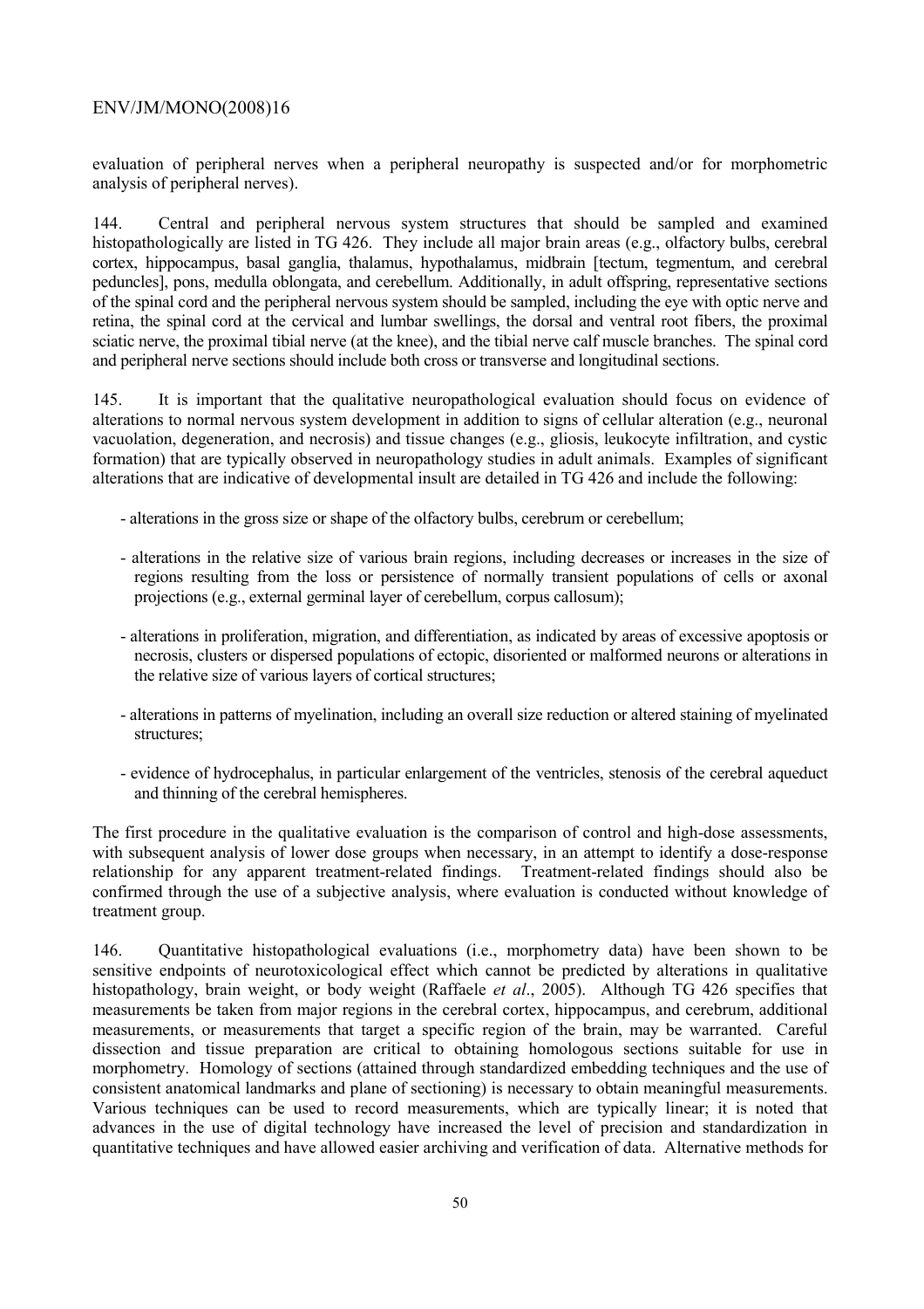evaluation of peripheral nerves when a peripheral neuropathy is suspected and/or for morphometric analysis of peripheral nerves).

144. Central and peripheral nervous system structures that should be sampled and examined histopathologically are listed in TG 426. They include all major brain areas (e.g., olfactory bulbs, cerebral cortex, hippocampus, basal ganglia, thalamus, hypothalamus, midbrain [tectum, tegmentum, and cerebral peduncles], pons, medulla oblongata, and cerebellum. Additionally, in adult offspring, representative sections of the spinal cord and the peripheral nervous system should be sampled, including the eye with optic nerve and retina, the spinal cord at the cervical and lumbar swellings, the dorsal and ventral root fibers, the proximal sciatic nerve, the proximal tibial nerve (at the knee), and the tibial nerve calf muscle branches. The spinal cord and peripheral nerve sections should include both cross or transverse and longitudinal sections.

145. It is important that the qualitative neuropathological evaluation should focus on evidence of alterations to normal nervous system development in addition to signs of cellular alteration (e.g., neuronal vacuolation, degeneration, and necrosis) and tissue changes (e.g., gliosis, leukocyte infiltration, and cystic formation) that are typically observed in neuropathology studies in adult animals. Examples of significant alterations that are indicative of developmental insult are detailed in TG 426 and include the following:

- alterations in the gross size or shape of the olfactory bulbs, cerebrum or cerebellum;
- alterations in the relative size of various brain regions, including decreases or increases in the size of regions resulting from the loss or persistence of normally transient populations of cells or axonal projections (e.g., external germinal layer of cerebellum, corpus callosum);
- alterations in proliferation, migration, and differentiation, as indicated by areas of excessive apoptosis or necrosis, clusters or dispersed populations of ectopic, disoriented or malformed neurons or alterations in the relative size of various layers of cortical structures;
- alterations in patterns of myelination, including an overall size reduction or altered staining of myelinated structures;
- evidence of hydrocephalus, in particular enlargement of the ventricles, stenosis of the cerebral aqueduct and thinning of the cerebral hemispheres.

The first procedure in the qualitative evaluation is the comparison of control and high-dose assessments, with subsequent analysis of lower dose groups when necessary, in an attempt to identify a dose-response relationship for any apparent treatment-related findings. Treatment-related findings should also be confirmed through the use of a subjective analysis, where evaluation is conducted without knowledge of treatment group.

146. Quantitative histopathological evaluations (i.e., morphometry data) have been shown to be sensitive endpoints of neurotoxicological effect which cannot be predicted by alterations in qualitative histopathology, brain weight, or body weight (Raffaele *et al*., 2005). Although TG 426 specifies that measurements be taken from major regions in the cerebral cortex, hippocampus, and cerebrum, additional measurements, or measurements that target a specific region of the brain, may be warranted. Careful dissection and tissue preparation are critical to obtaining homologous sections suitable for use in morphometry. Homology of sections (attained through standardized embedding techniques and the use of consistent anatomical landmarks and plane of sectioning) is necessary to obtain meaningful measurements. Various techniques can be used to record measurements, which are typically linear; it is noted that advances in the use of digital technology have increased the level of precision and standardization in quantitative techniques and have allowed easier archiving and verification of data. Alternative methods for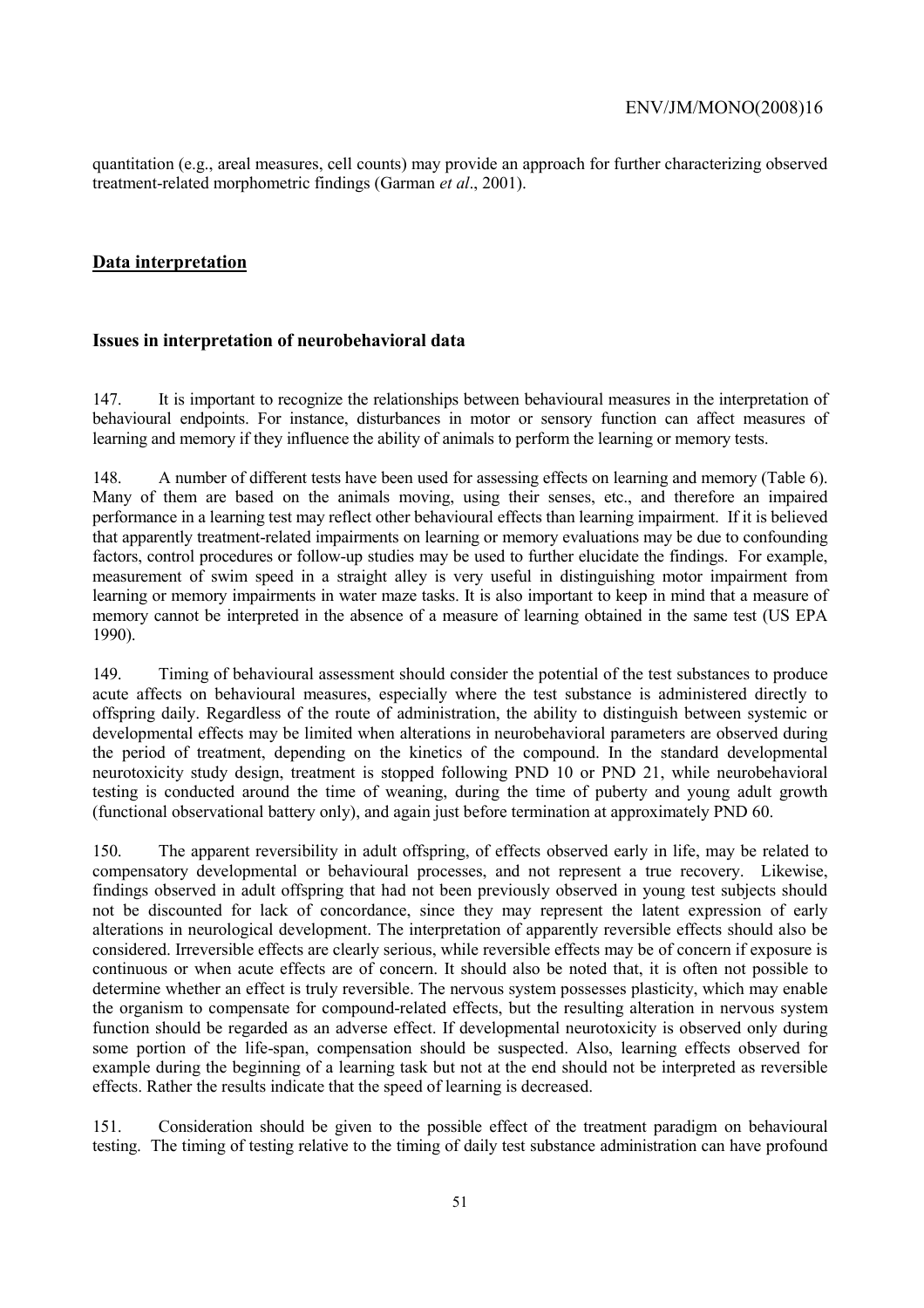quantitation (e.g., areal measures, cell counts) may provide an approach for further characterizing observed treatment-related morphometric findings (Garman *et al*., 2001).

## Data interpretation

### Issues in interpretation of neurobehavioral data

147. It is important to recognize the relationships between behavioural measures in the interpretation of behavioural endpoints. For instance, disturbances in motor or sensory function can affect measures of learning and memory if they influence the ability of animals to perform the learning or memory tests.

148. A number of different tests have been used for assessing effects on learning and memory (Table 6). Many of them are based on the animals moving, using their senses, etc., and therefore an impaired performance in a learning test may reflect other behavioural effects than learning impairment. If it is believed that apparently treatment-related impairments on learning or memory evaluations may be due to confounding factors, control procedures or follow-up studies may be used to further elucidate the findings. For example, measurement of swim speed in a straight alley is very useful in distinguishing motor impairment from learning or memory impairments in water maze tasks. It is also important to keep in mind that a measure of memory cannot be interpreted in the absence of a measure of learning obtained in the same test (US EPA 1990).

149. Timing of behavioural assessment should consider the potential of the test substances to produce acute affects on behavioural measures, especially where the test substance is administered directly to offspring daily. Regardless of the route of administration, the ability to distinguish between systemic or developmental effects may be limited when alterations in neurobehavioral parameters are observed during the period of treatment, depending on the kinetics of the compound. In the standard developmental neurotoxicity study design, treatment is stopped following PND 10 or PND 21, while neurobehavioral testing is conducted around the time of weaning, during the time of puberty and young adult growth (functional observational battery only), and again just before termination at approximately PND 60.

150. The apparent reversibility in adult offspring, of effects observed early in life, may be related to compensatory developmental or behavioural processes, and not represent a true recovery. Likewise, findings observed in adult offspring that had not been previously observed in young test subjects should not be discounted for lack of concordance, since they may represent the latent expression of early alterations in neurological development. The interpretation of apparently reversible effects should also be considered. Irreversible effects are clearly serious, while reversible effects may be of concern if exposure is continuous or when acute effects are of concern. It should also be noted that, it is often not possible to determine whether an effect is truly reversible. The nervous system possesses plasticity, which may enable the organism to compensate for compound-related effects, but the resulting alteration in nervous system function should be regarded as an adverse effect. If developmental neurotoxicity is observed only during some portion of the life-span, compensation should be suspected. Also, learning effects observed for example during the beginning of a learning task but not at the end should not be interpreted as reversible effects. Rather the results indicate that the speed of learning is decreased.

151. Consideration should be given to the possible effect of the treatment paradigm on behavioural testing. The timing of testing relative to the timing of daily test substance administration can have profound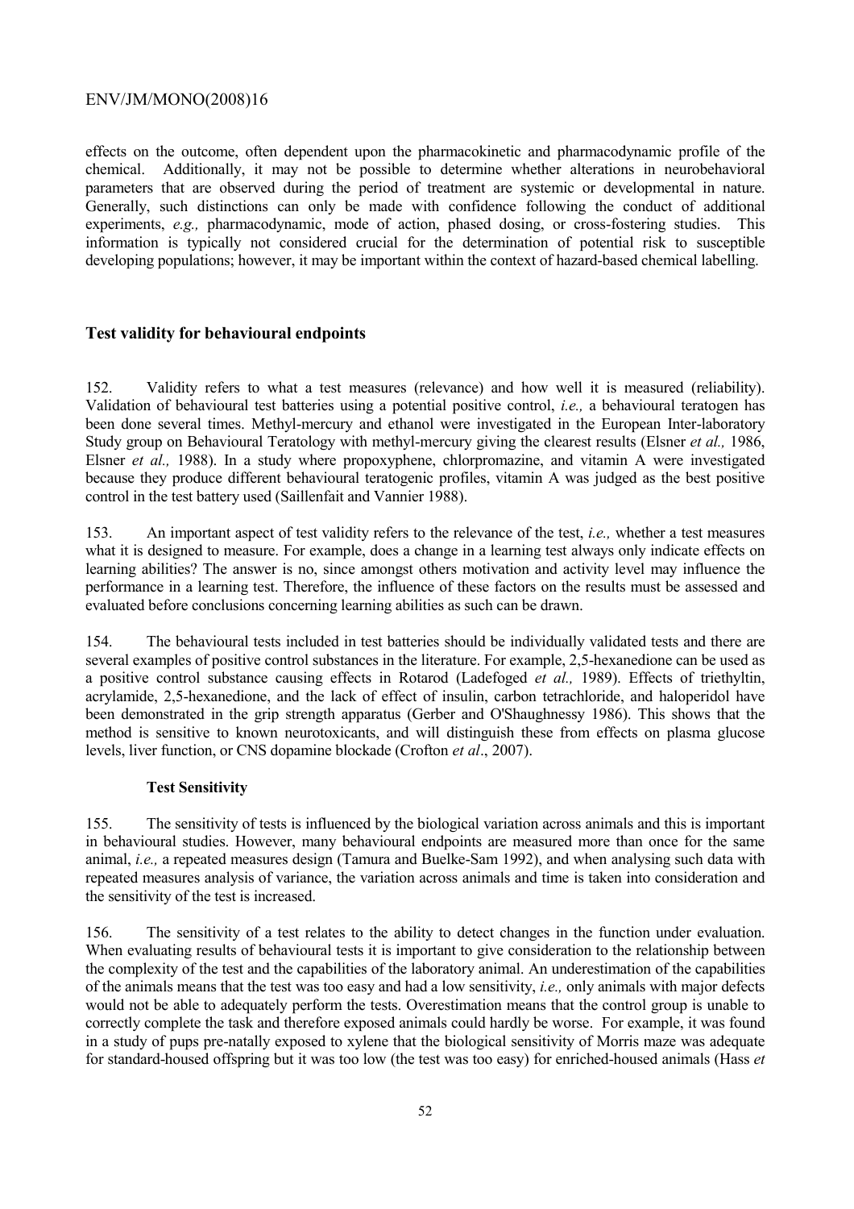effects on the outcome, often dependent upon the pharmacokinetic and pharmacodynamic profile of the chemical. Additionally, it may not be possible to determine whether alterations in neurobehavioral parameters that are observed during the period of treatment are systemic or developmental in nature. Generally, such distinctions can only be made with confidence following the conduct of additional experiments, *e.g.,* pharmacodynamic, mode of action, phased dosing, or cross-fostering studies. This information is typically not considered crucial for the determination of potential risk to susceptible developing populations; however, it may be important within the context of hazard-based chemical labelling.

## Test validity for behavioural endpoints

152. Validity refers to what a test measures (relevance) and how well it is measured (reliability). Validation of behavioural test batteries using a potential positive control, *i.e.,* a behavioural teratogen has been done several times. Methyl-mercury and ethanol were investigated in the European Inter-laboratory Study group on Behavioural Teratology with methyl-mercury giving the clearest results (Elsner *et al.,* 1986, Elsner *et al.,* 1988). In a study where propoxyphene, chlorpromazine, and vitamin A were investigated because they produce different behavioural teratogenic profiles, vitamin A was judged as the best positive control in the test battery used (Saillenfait and Vannier 1988).

153. An important aspect of test validity refers to the relevance of the test, *i.e.,* whether a test measures what it is designed to measure. For example, does a change in a learning test always only indicate effects on learning abilities? The answer is no, since amongst others motivation and activity level may influence the performance in a learning test. Therefore, the influence of these factors on the results must be assessed and evaluated before conclusions concerning learning abilities as such can be drawn.

154. The behavioural tests included in test batteries should be individually validated tests and there are several examples of positive control substances in the literature. For example, 2,5-hexanedione can be used as a positive control substance causing effects in Rotarod (Ladefoged *et al.,* 1989). Effects of triethyltin, acrylamide, 2,5-hexanedione, and the lack of effect of insulin, carbon tetrachloride, and haloperidol have been demonstrated in the grip strength apparatus (Gerber and O'Shaughnessy 1986). This shows that the method is sensitive to known neurotoxicants, and will distinguish these from effects on plasma glucose levels, liver function, or CNS dopamine blockade (Crofton *et al*., 2007).

### Test Sensitivity

155. The sensitivity of tests is influenced by the biological variation across animals and this is important in behavioural studies. However, many behavioural endpoints are measured more than once for the same animal, *i.e.,* a repeated measures design (Tamura and Buelke-Sam 1992), and when analysing such data with repeated measures analysis of variance, the variation across animals and time is taken into consideration and the sensitivity of the test is increased.

156. The sensitivity of a test relates to the ability to detect changes in the function under evaluation. When evaluating results of behavioural tests it is important to give consideration to the relationship between the complexity of the test and the capabilities of the laboratory animal. An underestimation of the capabilities of the animals means that the test was too easy and had a low sensitivity, *i.e.,* only animals with major defects would not be able to adequately perform the tests. Overestimation means that the control group is unable to correctly complete the task and therefore exposed animals could hardly be worse. For example, it was found in a study of pups pre-natally exposed to xylene that the biological sensitivity of Morris maze was adequate for standard-housed offspring but it was too low (the test was too easy) for enriched-housed animals (Hass *et*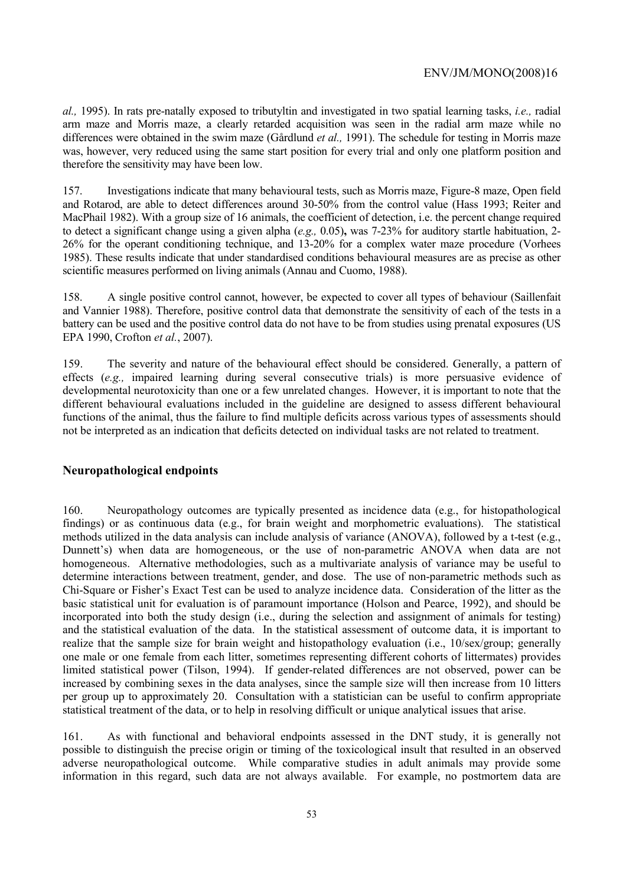*al.,* 1995). In rats pre-natally exposed to tributyltin and investigated in two spatial learning tasks, *i.e.,* radial arm maze and Morris maze, a clearly retarded acquisition was seen in the radial arm maze while no differences were obtained in the swim maze (Gårdlund *et al.,* 1991). The schedule for testing in Morris maze was, however, very reduced using the same start position for every trial and only one platform position and therefore the sensitivity may have been low.

157. Investigations indicate that many behavioural tests, such as Morris maze, Figure-8 maze, Open field and Rotarod, are able to detect differences around 30-50% from the control value (Hass 1993; Reiter and MacPhail 1982). With a group size of 16 animals, the coefficient of detection, i.e. the percent change required to detect a significant change using a given alpha (*e.g.,* 0.05)**,** was 7-23% for auditory startle habituation, 2-26% for the operant conditioning technique, and 13-20% for a complex water maze procedure (Vorhees 1985). These results indicate that under standardised conditions behavioural measures are as precise as other scientific measures performed on living animals (Annau and Cuomo, 1988).

158. A single positive control cannot, however, be expected to cover all types of behaviour (Saillenfait and Vannier 1988). Therefore, positive control data that demonstrate the sensitivity of each of the tests in a battery can be used and the positive control data do not have to be from studies using prenatal exposures (US EPA 1990, Crofton *et al.*, 2007).

159. The severity and nature of the behavioural effect should be considered. Generally, a pattern of effects (*e.g.,* impaired learning during several consecutive trials) is more persuasive evidence of developmental neurotoxicity than one or a few unrelated changes. However, it is important to note that the different behavioural evaluations included in the guideline are designed to assess different behavioural functions of the animal, thus the failure to find multiple deficits across various types of assessments should not be interpreted as an indication that deficits detected on individual tasks are not related to treatment.

## Neuropathological endpoints

160. Neuropathology outcomes are typically presented as incidence data (e.g., for histopathological findings) or as continuous data (e.g., for brain weight and morphometric evaluations). The statistical methods utilized in the data analysis can include analysis of variance (ANOVA), followed by a t-test (e.g., Dunnett's) when data are homogeneous, or the use of non-parametric ANOVA when data are not homogeneous. Alternative methodologies, such as a multivariate analysis of variance may be useful to determine interactions between treatment, gender, and dose. The use of non-parametric methods such as Chi-Square or Fisher's Exact Test can be used to analyze incidence data. Consideration of the litter as the basic statistical unit for evaluation is of paramount importance (Holson and Pearce, 1992), and should be incorporated into both the study design (i.e., during the selection and assignment of animals for testing) and the statistical evaluation of the data. In the statistical assessment of outcome data, it is important to realize that the sample size for brain weight and histopathology evaluation (i.e., 10/sex/group; generally one male or one female from each litter, sometimes representing different cohorts of littermates) provides limited statistical power (Tilson, 1994). If gender-related differences are not observed, power can be increased by combining sexes in the data analyses, since the sample size will then increase from 10 litters per group up to approximately 20. Consultation with a statistician can be useful to confirm appropriate statistical treatment of the data, or to help in resolving difficult or unique analytical issues that arise.

161. As with functional and behavioral endpoints assessed in the DNT study, it is generally not possible to distinguish the precise origin or timing of the toxicological insult that resulted in an observed adverse neuropathological outcome. While comparative studies in adult animals may provide some information in this regard, such data are not always available. For example, no postmortem data are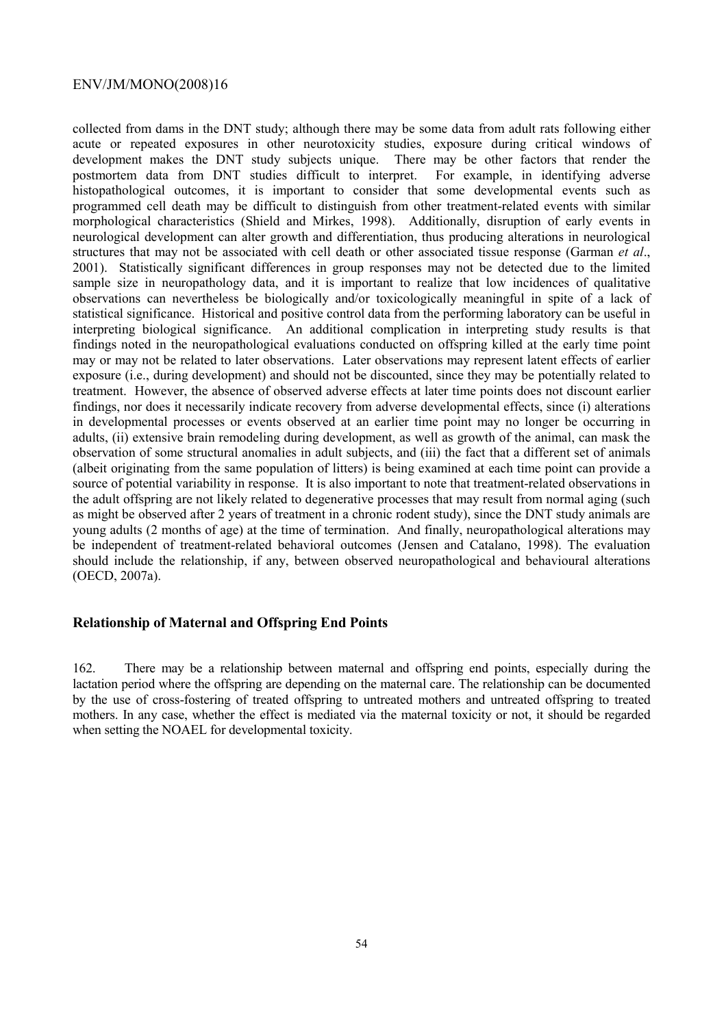collected from dams in the DNT study; although there may be some data from adult rats following either acute or repeated exposures in other neurotoxicity studies, exposure during critical windows of development makes the DNT study subjects unique. There may be other factors that render the postmortem data from DNT studies difficult to interpret. For example, in identifying adverse histopathological outcomes, it is important to consider that some developmental events such as programmed cell death may be difficult to distinguish from other treatment-related events with similar morphological characteristics (Shield and Mirkes, 1998). Additionally, disruption of early events in neurological development can alter growth and differentiation, thus producing alterations in neurological structures that may not be associated with cell death or other associated tissue response (Garman *et al*., 2001). Statistically significant differences in group responses may not be detected due to the limited sample size in neuropathology data, and it is important to realize that low incidences of qualitative observations can nevertheless be biologically and/or toxicologically meaningful in spite of a lack of statistical significance. Historical and positive control data from the performing laboratory can be useful in interpreting biological significance. An additional complication in interpreting study results is that findings noted in the neuropathological evaluations conducted on offspring killed at the early time point may or may not be related to later observations. Later observations may represent latent effects of earlier exposure (i.e., during development) and should not be discounted, since they may be potentially related to treatment. However, the absence of observed adverse effects at later time points does not discount earlier findings, nor does it necessarily indicate recovery from adverse developmental effects, since (i) alterations in developmental processes or events observed at an earlier time point may no longer be occurring in adults, (ii) extensive brain remodeling during development, as well as growth of the animal, can mask the observation of some structural anomalies in adult subjects, and (iii) the fact that a different set of animals (albeit originating from the same population of litters) is being examined at each time point can provide a source of potential variability in response. It is also important to note that treatment-related observations in the adult offspring are not likely related to degenerative processes that may result from normal aging (such as might be observed after 2 years of treatment in a chronic rodent study), since the DNT study animals are young adults (2 months of age) at the time of termination. And finally, neuropathological alterations may be independent of treatment-related behavioral outcomes (Jensen and Catalano, 1998). The evaluation should include the relationship, if any, between observed neuropathological and behavioural alterations (OECD, 2007a).

## Relationship of Maternal and Offspring End Points

162. There may be a relationship between maternal and offspring end points, especially during the lactation period where the offspring are depending on the maternal care. The relationship can be documented by the use of cross-fostering of treated offspring to untreated mothers and untreated offspring to treated mothers. In any case, whether the effect is mediated via the maternal toxicity or not, it should be regarded when setting the NOAEL for developmental toxicity.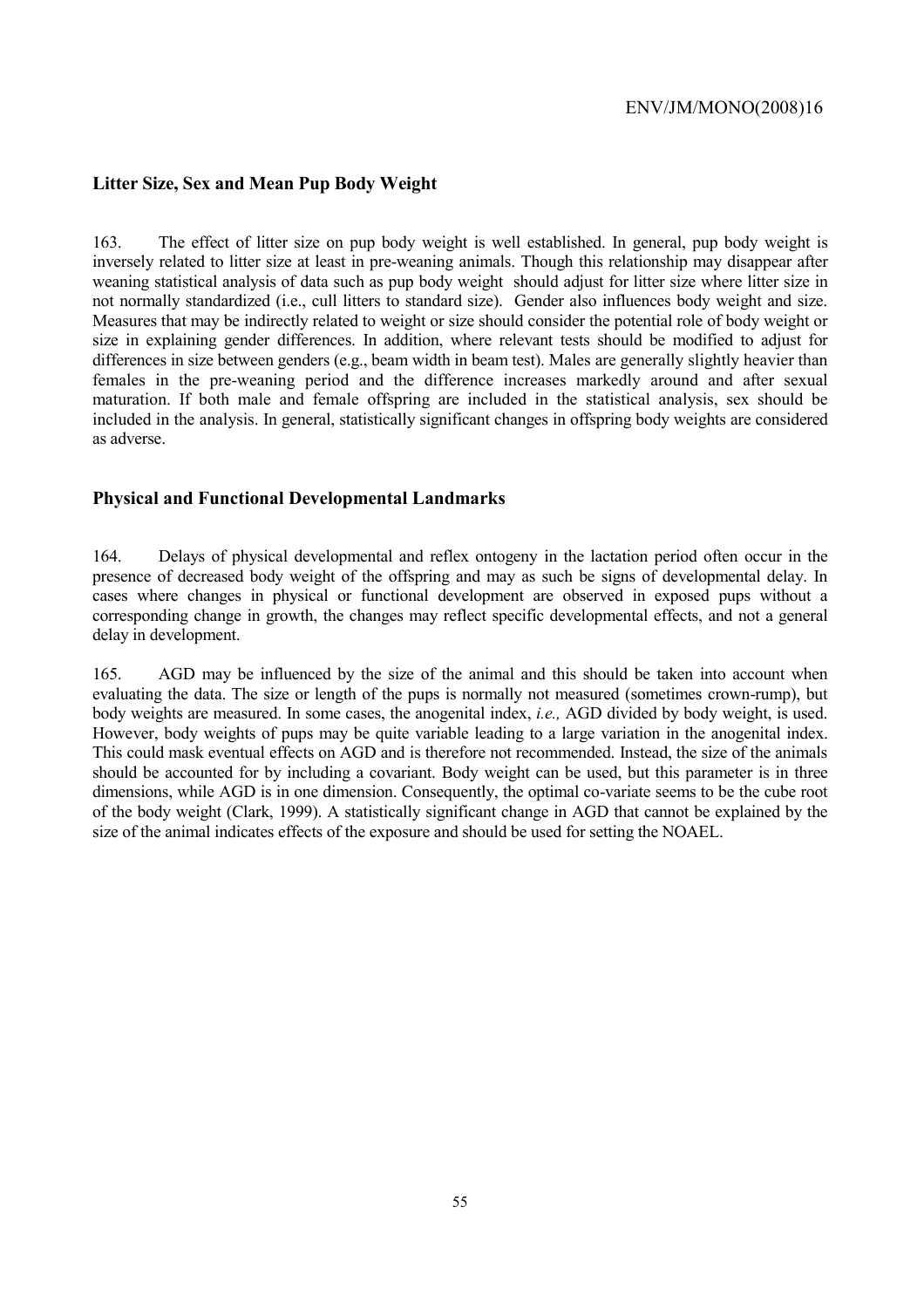## Litter Size, Sex and Mean Pup Body Weight

163. The effect of litter size on pup body weight is well established. In general, pup body weight is inversely related to litter size at least in pre-weaning animals. Though this relationship may disappear after weaning statistical analysis of data such as pup body weight should adjust for litter size where litter size in not normally standardized (i.e., cull litters to standard size). Gender also influences body weight and size. Measures that may be indirectly related to weight or size should consider the potential role of body weight or size in explaining gender differences. In addition, where relevant tests should be modified to adjust for differences in size between genders (e.g., beam width in beam test). Males are generally slightly heavier than females in the pre-weaning period and the difference increases markedly around and after sexual maturation. If both male and female offspring are included in the statistical analysis, sex should be included in the analysis. In general, statistically significant changes in offspring body weights are considered as adverse.

## Physical and Functional Developmental Landmarks

164. Delays of physical developmental and reflex ontogeny in the lactation period often occur in the presence of decreased body weight of the offspring and may as such be signs of developmental delay. In cases where changes in physical or functional development are observed in exposed pups without a corresponding change in growth, the changes may reflect specific developmental effects, and not a general delay in development.

165. AGD may be influenced by the size of the animal and this should be taken into account when evaluating the data. The size or length of the pups is normally not measured (sometimes crown-rump), but body weights are measured. In some cases, the anogenital index, *i.e.,* AGD divided by body weight, is used. However, body weights of pups may be quite variable leading to a large variation in the anogenital index. This could mask eventual effects on AGD and is therefore not recommended. Instead, the size of the animals should be accounted for by including a covariant. Body weight can be used, but this parameter is in three dimensions, while AGD is in one dimension. Consequently, the optimal co-variate seems to be the cube root of the body weight (Clark, 1999). A statistically significant change in AGD that cannot be explained by the size of the animal indicates effects of the exposure and should be used for setting the NOAEL.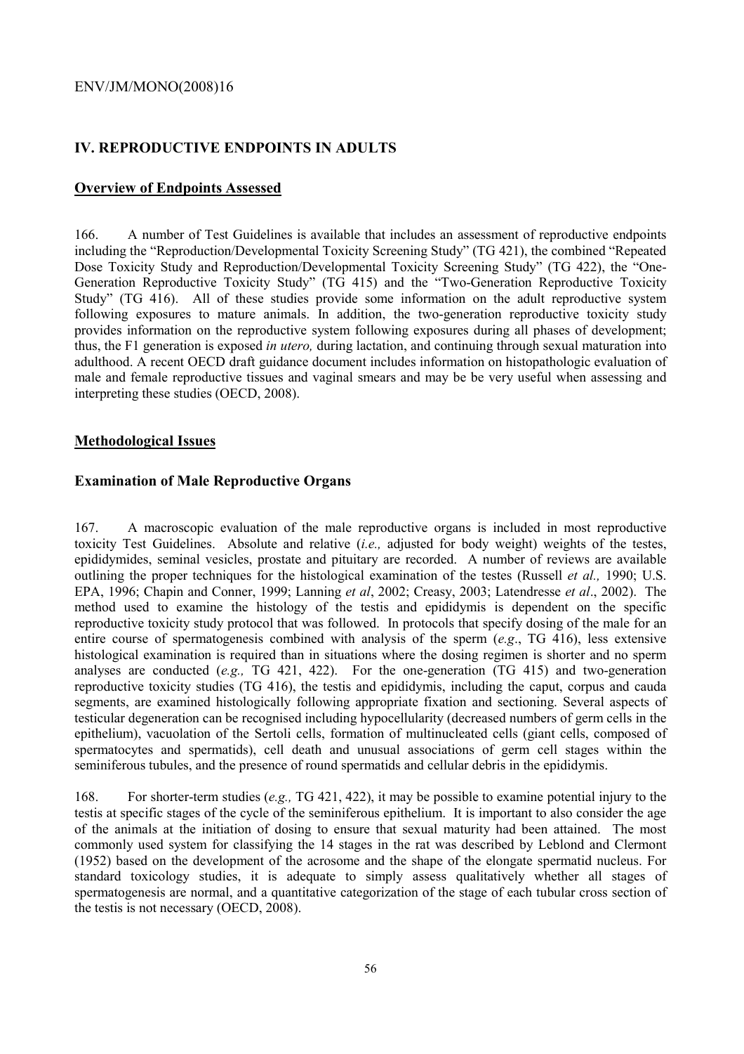# IV. REPRODUCTIVE ENDPOINTS IN ADULTS

## Overview of Endpoints Assessed

166. A number of Test Guidelines is available that includes an assessment of reproductive endpoints including the "Reproduction/Developmental Toxicity Screening Study" (TG 421), the combined "Repeated Dose Toxicity Study and Reproduction/Developmental Toxicity Screening Study" (TG 422), the "One-Generation Reproductive Toxicity Study" (TG 415) and the "Two-Generation Reproductive Toxicity Study" (TG 416). All of these studies provide some information on the adult reproductive system following exposures to mature animals. In addition, the two-generation reproductive toxicity study provides information on the reproductive system following exposures during all phases of development; thus, the F1 generation is exposed *in utero,* during lactation, and continuing through sexual maturation into adulthood. A recent OECD draft guidance document includes information on histopathologic evaluation of male and female reproductive tissues and vaginal smears and may be be very useful when assessing and interpreting these studies (OECD, 2008).

## Methodological Issues

### Examination of Male Reproductive Organs

167. A macroscopic evaluation of the male reproductive organs is included in most reproductive toxicity Test Guidelines. Absolute and relative (*i.e.,* adjusted for body weight) weights of the testes, epididymides, seminal vesicles, prostate and pituitary are recorded. A number of reviews are available outlining the proper techniques for the histological examination of the testes (Russell *et al.,* 1990; U.S. EPA, 1996; Chapin and Conner, 1999; Lanning *et al*, 2002; Creasy, 2003; Latendresse *et al*., 2002). The method used to examine the histology of the testis and epididymis is dependent on the specific reproductive toxicity study protocol that was followed. In protocols that specify dosing of the male for an entire course of spermatogenesis combined with analysis of the sperm (*e.g*., TG 416), less extensive histological examination is required than in situations where the dosing regimen is shorter and no sperm analyses are conducted (*e.g.,* TG 421, 422). For the one-generation (TG 415) and two-generation reproductive toxicity studies (TG 416), the testis and epididymis, including the caput, corpus and cauda segments, are examined histologically following appropriate fixation and sectioning. Several aspects of testicular degeneration can be recognised including hypocellularity (decreased numbers of germ cells in the epithelium), vacuolation of the Sertoli cells, formation of multinucleated cells (giant cells, composed of spermatocytes and spermatids), cell death and unusual associations of germ cell stages within the seminiferous tubules, and the presence of round spermatids and cellular debris in the epididymis.

168. For shorter-term studies (*e.g.,* TG 421, 422), it may be possible to examine potential injury to the testis at specific stages of the cycle of the seminiferous epithelium. It is important to also consider the age of the animals at the initiation of dosing to ensure that sexual maturity had been attained. The most commonly used system for classifying the 14 stages in the rat was described by Leblond and Clermont (1952) based on the development of the acrosome and the shape of the elongate spermatid nucleus. For standard toxicology studies, it is adequate to simply assess qualitatively whether all stages of spermatogenesis are normal, and a quantitative categorization of the stage of each tubular cross section of the testis is not necessary (OECD, 2008).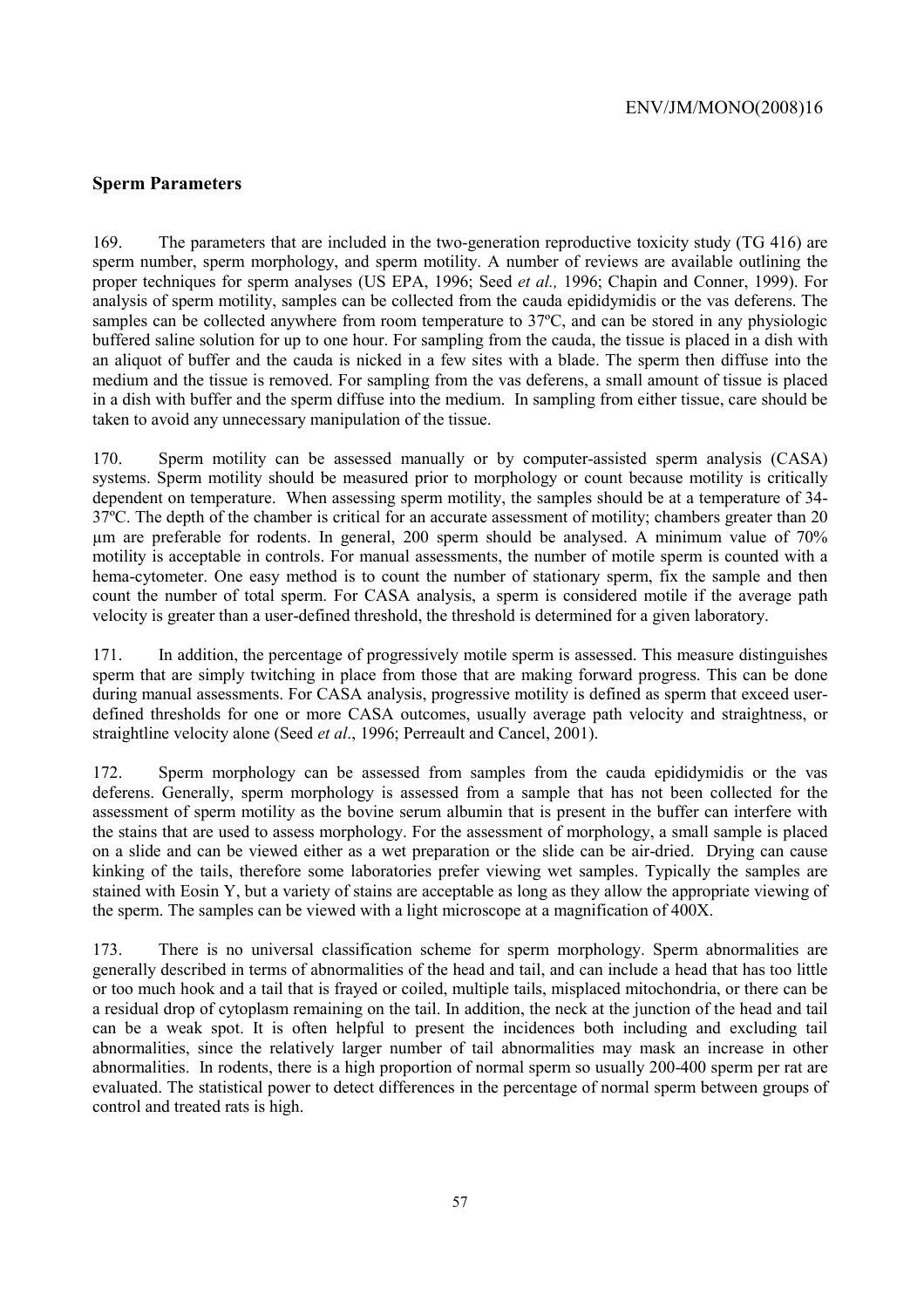## Sperm Parameters

169. The parameters that are included in the two-generation reproductive toxicity study (TG 416) are sperm number, sperm morphology, and sperm motility. A number of reviews are available outlining the proper techniques for sperm analyses (US EPA, 1996; Seed *et al.,* 1996; Chapin and Conner, 1999). For analysis of sperm motility, samples can be collected from the cauda epididymidis or the vas deferens. The samples can be collected anywhere from room temperature to 37ºC, and can be stored in any physiologic buffered saline solution for up to one hour. For sampling from the cauda, the tissue is placed in a dish with an aliquot of buffer and the cauda is nicked in a few sites with a blade. The sperm then diffuse into the medium and the tissue is removed. For sampling from the vas deferens, a small amount of tissue is placed in a dish with buffer and the sperm diffuse into the medium. In sampling from either tissue, care should be taken to avoid any unnecessary manipulation of the tissue.

170. Sperm motility can be assessed manually or by computer-assisted sperm analysis (CASA) systems. Sperm motility should be measured prior to morphology or count because motility is critically dependent on temperature. When assessing sperm motility, the samples should be at a temperature of 34-37ºC. The depth of the chamber is critical for an accurate assessment of motility; chambers greater than 20 µm are preferable for rodents. In general, 200 sperm should be analysed. A minimum value of 70% motility is acceptable in controls. For manual assessments, the number of motile sperm is counted with a hema-cytometer. One easy method is to count the number of stationary sperm, fix the sample and then count the number of total sperm. For CASA analysis, a sperm is considered motile if the average path velocity is greater than a user-defined threshold, the threshold is determined for a given laboratory.

171. In addition, the percentage of progressively motile sperm is assessed. This measure distinguishes sperm that are simply twitching in place from those that are making forward progress. This can be done during manual assessments. For CASA analysis, progressive motility is defined as sperm that exceed user-defined thresholds for one or more CASA outcomes, usually average path velocity and straightness, or straightline velocity alone (Seed *et al*., 1996; Perreault and Cancel, 2001).

172. Sperm morphology can be assessed from samples from the cauda epididymidis or the vas deferens. Generally, sperm morphology is assessed from a sample that has not been collected for the assessment of sperm motility as the bovine serum albumin that is present in the buffer can interfere with the stains that are used to assess morphology. For the assessment of morphology, a small sample is placed on a slide and can be viewed either as a wet preparation or the slide can be air-dried. Drying can cause kinking of the tails, therefore some laboratories prefer viewing wet samples. Typically the samples are stained with Eosin Y, but a variety of stains are acceptable as long as they allow the appropriate viewing of the sperm. The samples can be viewed with a light microscope at a magnification of 400X.

173. There is no universal classification scheme for sperm morphology. Sperm abnormalities are generally described in terms of abnormalities of the head and tail, and can include a head that has too little or too much hook and a tail that is frayed or coiled, multiple tails, misplaced mitochondria, or there can be a residual drop of cytoplasm remaining on the tail. In addition, the neck at the junction of the head and tail can be a weak spot. It is often helpful to present the incidences both including and excluding tail abnormalities, since the relatively larger number of tail abnormalities may mask an increase in other abnormalities. In rodents, there is a high proportion of normal sperm so usually 200-400 sperm per rat are evaluated. The statistical power to detect differences in the percentage of normal sperm between groups of control and treated rats is high.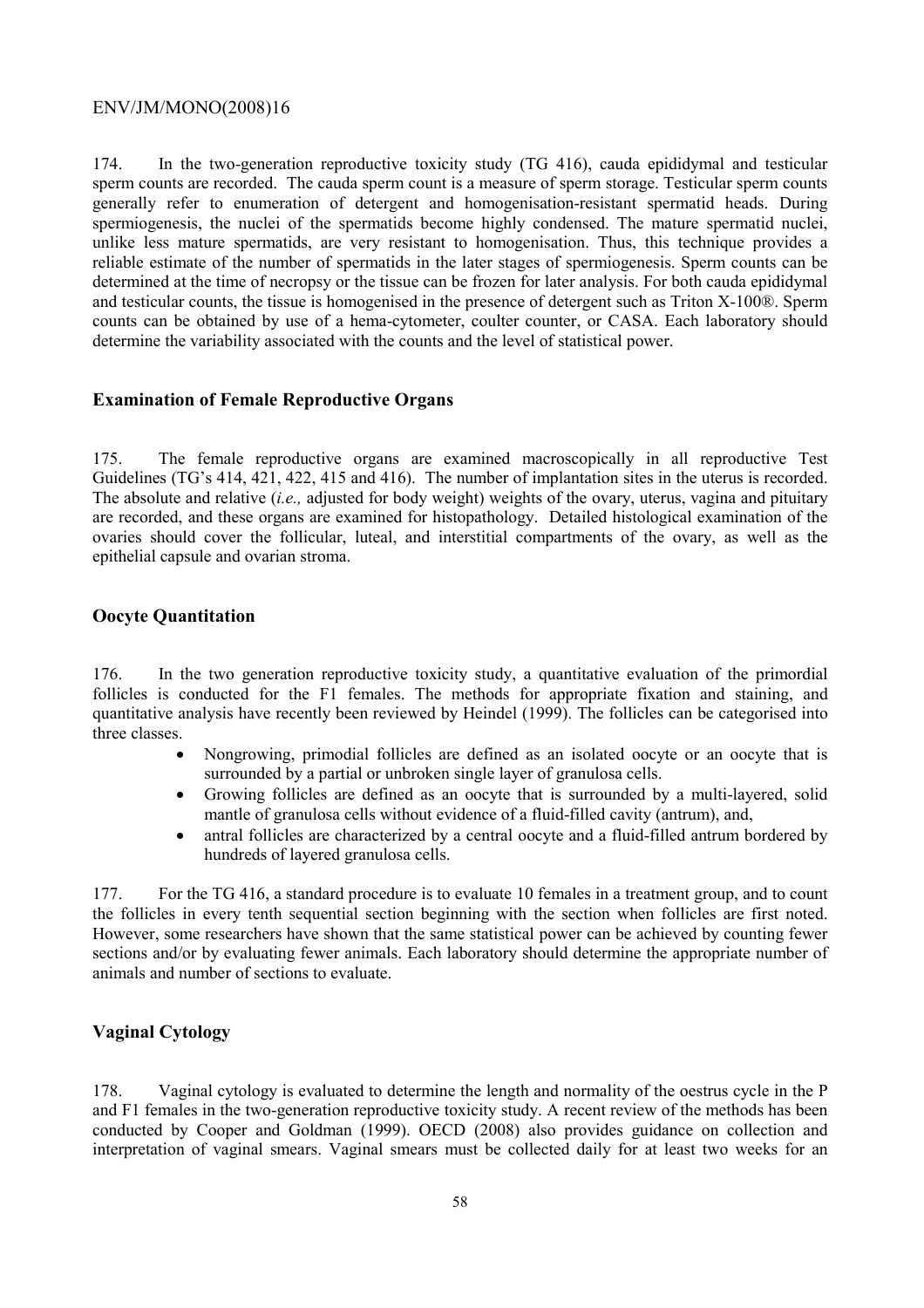174. In the two-generation reproductive toxicity study (TG 416), cauda epididymal and testicular sperm counts are recorded. The cauda sperm count is a measure of sperm storage. Testicular sperm counts generally refer to enumeration of detergent and homogenisation-resistant spermatid heads. During spermiogenesis, the nuclei of the spermatids become highly condensed. The mature spermatid nuclei, unlike less mature spermatids, are very resistant to homogenisation. Thus, this technique provides a reliable estimate of the number of spermatids in the later stages of spermiogenesis. Sperm counts can be determined at the time of necropsy or the tissue can be frozen for later analysis. For both cauda epididymal and testicular counts, the tissue is homogenised in the presence of detergent such as Triton X-100®. Sperm counts can be obtained by use of a hema-cytometer, coulter counter, or CASA. Each laboratory should determine the variability associated with the counts and the level of statistical power.

## Examination of Female Reproductive Organs

175. The female reproductive organs are examined macroscopically in all reproductive Test Guidelines (TG's 414, 421, 422, 415 and 416). The number of implantation sites in the uterus is recorded. The absolute and relative (*i.e.,* adjusted for body weight) weights of the ovary, uterus, vagina and pituitary are recorded, and these organs are examined for histopathology. Detailed histological examination of the ovaries should cover the follicular, luteal, and interstitial compartments of the ovary, as well as the epithelial capsule and ovarian stroma.

## Oocyte Quantitation

176. In the two generation reproductive toxicity study, a quantitative evaluation of the primordial follicles is conducted for the F1 females. The methods for appropriate fixation and staining, and quantitative analysis have recently been reviewed by Heindel (1999). The follicles can be categorised into three classes.

- Nongrowing, primodial follicles are defined as an isolated oocyte or an oocyte that is surrounded by a partial or unbroken single layer of granulosa cells.
- Growing follicles are defined as an oocyte that is surrounded by a multi-layered, solid mantle of granulosa cells without evidence of a fluid-filled cavity (antrum), and,
- antral follicles are characterized by a central oocyte and a fluid-filled antrum bordered by hundreds of layered granulosa cells.

177. For the TG 416, a standard procedure is to evaluate 10 females in a treatment group, and to count the follicles in every tenth sequential section beginning with the section when follicles are first noted. However, some researchers have shown that the same statistical power can be achieved by counting fewer sections and/or by evaluating fewer animals. Each laboratory should determine the appropriate number of animals and number of sections to evaluate.

## Vaginal Cytology

178. Vaginal cytology is evaluated to determine the length and normality of the oestrus cycle in the P and F1 females in the two-generation reproductive toxicity study. A recent review of the methods has been conducted by Cooper and Goldman (1999). OECD (2008) also provides guidance on collection and interpretation of vaginal smears. Vaginal smears must be collected daily for at least two weeks for an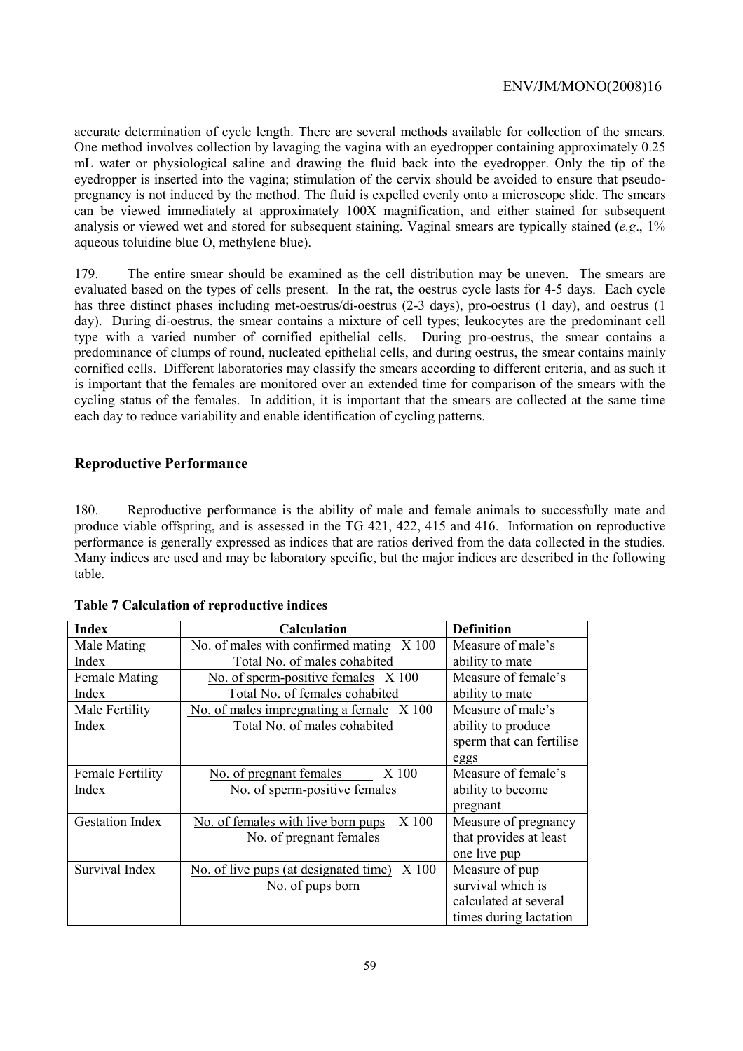accurate determination of cycle length. There are several methods available for collection of the smears. One method involves collection by lavaging the vagina with an eyedropper containing approximately 0.25 mL water or physiological saline and drawing the fluid back into the eyedropper. Only the tip of the eyedropper is inserted into the vagina; stimulation of the cervix should be avoided to ensure that pseudo-pregnancy is not induced by the method. The fluid is expelled evenly onto a microscope slide. The smears can be viewed immediately at approximately 100X magnification, and either stained for subsequent analysis or viewed wet and stored for subsequent staining. Vaginal smears are typically stained (*e.g*., 1% aqueous toluidine blue O, methylene blue).

179. The entire smear should be examined as the cell distribution may be uneven. The smears are evaluated based on the types of cells present. In the rat, the oestrus cycle lasts for 4-5 days. Each cycle has three distinct phases including met-oestrus/di-oestrus (2-3 days), pro-oestrus (1 day), and oestrus (1 day). During di-oestrus, the smear contains a mixture of cell types; leukocytes are the predominant cell type with a varied number of cornified epithelial cells. During pro-oestrus, the smear contains a predominance of clumps of round, nucleated epithelial cells, and during oestrus, the smear contains mainly cornified cells. Different laboratories may classify the smears according to different criteria, and as such it is important that the females are monitored over an extended time for comparison of the smears with the cycling status of the females. In addition, it is important that the smears are collected at the same time each day to reduce variability and enable identification of cycling patterns.

## Reproductive Performance

180. Reproductive performance is the ability of male and female animals to successfully mate and produce viable offspring, and is assessed in the TG 421, 422, 415 and 416. Information on reproductive performance is generally expressed as indices that are ratios derived from the data collected in the studies. Many indices are used and may be laboratory specific, but the major indices are described in the following table.

**Table 7 Calculation of reproductive indices**

| Index | Calculation | Definition |
|---|---|---|
| Male Mating Index | $\frac{\text{No. of males with confirmed mating}}{\text{Total No. of males cohabited}} \times 100$ | Measure of male's ability to mate |
| Female Mating Index | $\frac{\text{No. of sperm-positive females}}{\text{Total No. of females cohabited}} \times 100$ | Measure of female's ability to mate |
| Male Fertility Index | $\frac{\text{No. of males impregnating a female}}{\text{Total No. of males cohabited}} \times 100$ | Measure of male's ability to produce sperm that can fertilise eggs |
| Female Fertility Index | $\frac{\text{No. of pregnant females}}{\text{No. of sperm-positive females}} \times 100$ | Measure of female's ability to become pregnant |
| Gestation Index | $\frac{\text{No. of females with live born pups}}{\text{No. of pregnant females}} \times 100$ | Measure of pregnancy that provides at least one live pup |
| Survival Index | $\frac{\text{No. of live pups (at designated time)}}{\text{No. of pups born}} \times 100$ | Measure of pup survival which is calculated at several times during lactation |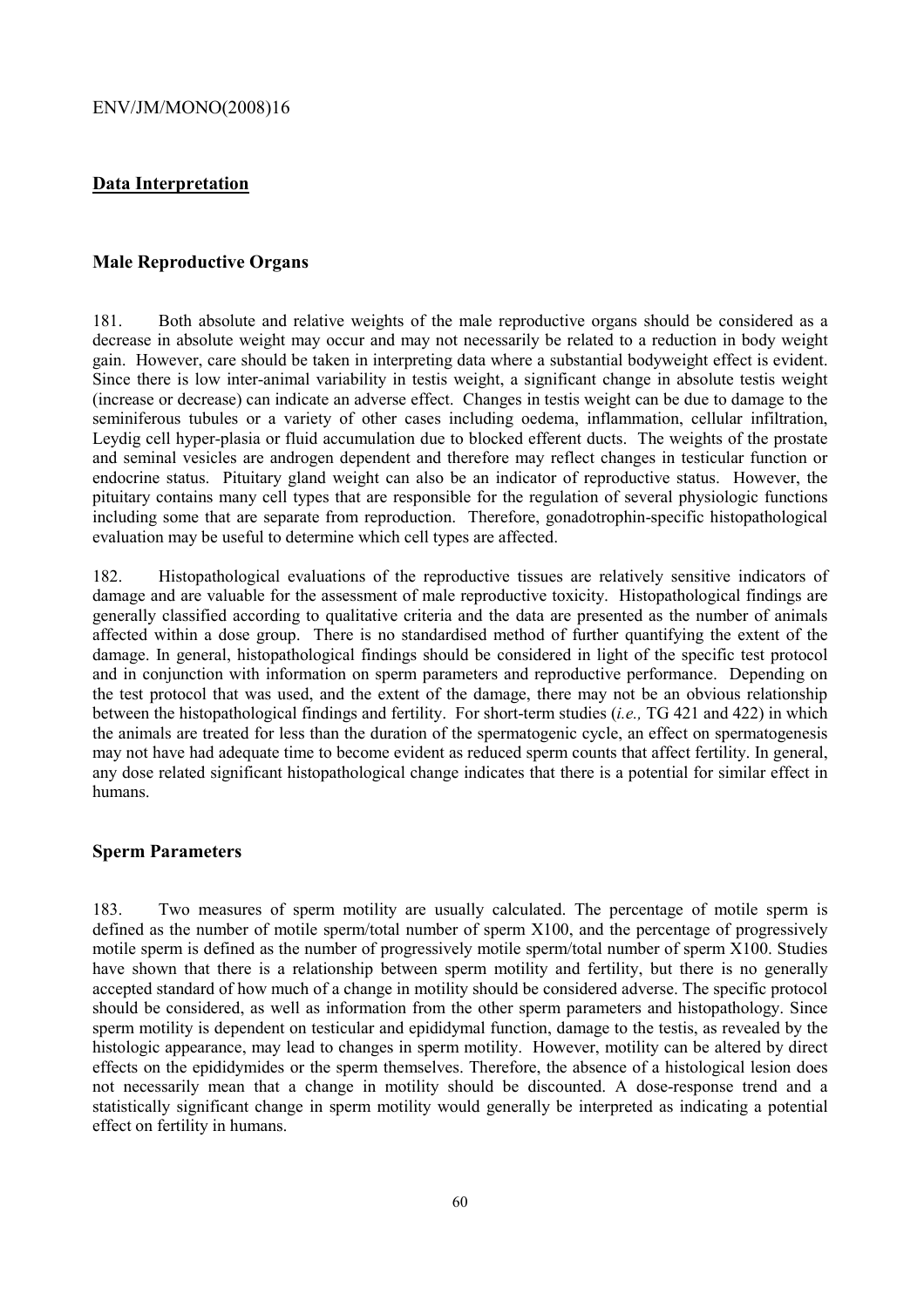## Data Interpretation

### Male Reproductive Organs

181. Both absolute and relative weights of the male reproductive organs should be considered as a decrease in absolute weight may occur and may not necessarily be related to a reduction in body weight gain. However, care should be taken in interpreting data where a substantial bodyweight effect is evident. Since there is low inter-animal variability in testis weight, a significant change in absolute testis weight (increase or decrease) can indicate an adverse effect. Changes in testis weight can be due to damage to the seminiferous tubules or a variety of other cases including oedema, inflammation, cellular infiltration, Leydig cell hyper-plasia or fluid accumulation due to blocked efferent ducts. The weights of the prostate and seminal vesicles are androgen dependent and therefore may reflect changes in testicular function or endocrine status. Pituitary gland weight can also be an indicator of reproductive status. However, the pituitary contains many cell types that are responsible for the regulation of several physiologic functions including some that are separate from reproduction. Therefore, gonadotrophin-specific histopathological evaluation may be useful to determine which cell types are affected.

182. Histopathological evaluations of the reproductive tissues are relatively sensitive indicators of damage and are valuable for the assessment of male reproductive toxicity. Histopathological findings are generally classified according to qualitative criteria and the data are presented as the number of animals affected within a dose group. There is no standardised method of further quantifying the extent of the damage. In general, histopathological findings should be considered in light of the specific test protocol and in conjunction with information on sperm parameters and reproductive performance. Depending on the test protocol that was used, and the extent of the damage, there may not be an obvious relationship between the histopathological findings and fertility. For short-term studies (*i.e.,* TG 421 and 422) in which the animals are treated for less than the duration of the spermatogenic cycle, an effect on spermatogenesis may not have had adequate time to become evident as reduced sperm counts that affect fertility. In general, any dose related significant histopathological change indicates that there is a potential for similar effect in humans.

### Sperm Parameters

183. Two measures of sperm motility are usually calculated. The percentage of motile sperm is defined as the number of motile sperm/total number of sperm X100, and the percentage of progressively motile sperm is defined as the number of progressively motile sperm/total number of sperm X100. Studies have shown that there is a relationship between sperm motility and fertility, but there is no generally accepted standard of how much of a change in motility should be considered adverse. The specific protocol should be considered, as well as information from the other sperm parameters and histopathology. Since sperm motility is dependent on testicular and epididymal function, damage to the testis, as revealed by the histologic appearance, may lead to changes in sperm motility. However, motility can be altered by direct effects on the epididymides or the sperm themselves. Therefore, the absence of a histological lesion does not necessarily mean that a change in motility should be discounted. A dose-response trend and a statistically significant change in sperm motility would generally be interpreted as indicating a potential effect on fertility in humans.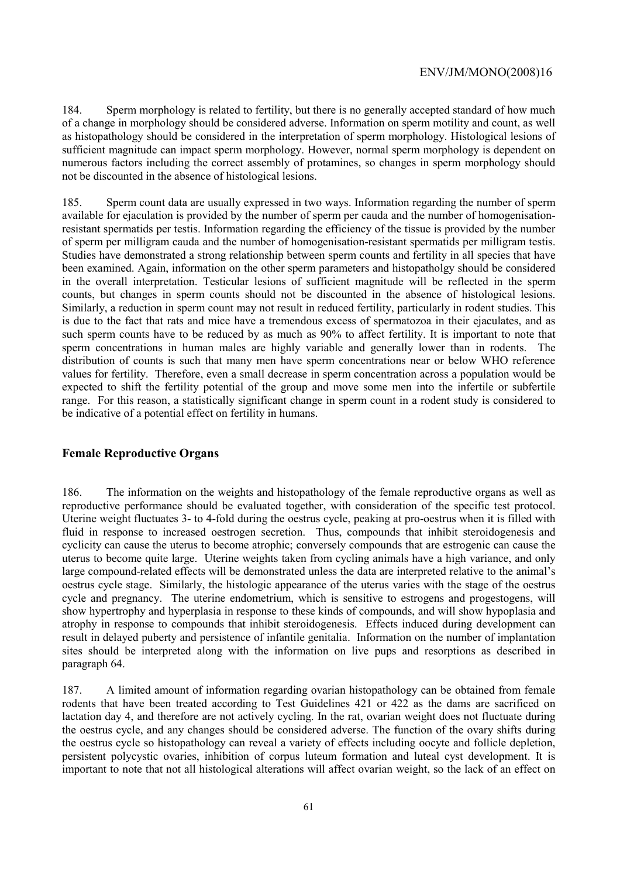184. Sperm morphology is related to fertility, but there is no generally accepted standard of how much of a change in morphology should be considered adverse. Information on sperm motility and count, as well as histopathology should be considered in the interpretation of sperm morphology. Histological lesions of sufficient magnitude can impact sperm morphology. However, normal sperm morphology is dependent on numerous factors including the correct assembly of protamines, so changes in sperm morphology should not be discounted in the absence of histological lesions.

185. Sperm count data are usually expressed in two ways. Information regarding the number of sperm available for ejaculation is provided by the number of sperm per cauda and the number of homogenisation-resistant spermatids per testis. Information regarding the efficiency of the tissue is provided by the number of sperm per milligram cauda and the number of homogenisation-resistant spermatids per milligram testis. Studies have demonstrated a strong relationship between sperm counts and fertility in all species that have been examined. Again, information on the other sperm parameters and histopatholgy should be considered in the overall interpretation. Testicular lesions of sufficient magnitude will be reflected in the sperm counts, but changes in sperm counts should not be discounted in the absence of histological lesions. Similarly, a reduction in sperm count may not result in reduced fertility, particularly in rodent studies. This is due to the fact that rats and mice have a tremendous excess of spermatozoa in their ejaculates, and as such sperm counts have to be reduced by as much as 90% to affect fertility. It is important to note that sperm concentrations in human males are highly variable and generally lower than in rodents. The distribution of counts is such that many men have sperm concentrations near or below WHO reference values for fertility. Therefore, even a small decrease in sperm concentration across a population would be expected to shift the fertility potential of the group and move some men into the infertile or subfertile range. For this reason, a statistically significant change in sperm count in a rodent study is considered to be indicative of a potential effect on fertility in humans.

## Female Reproductive Organs

186. The information on the weights and histopathology of the female reproductive organs as well as reproductive performance should be evaluated together, with consideration of the specific test protocol. Uterine weight fluctuates 3- to 4-fold during the oestrus cycle, peaking at pro-oestrus when it is filled with fluid in response to increased oestrogen secretion. Thus, compounds that inhibit steroidogenesis and cyclicity can cause the uterus to become atrophic; conversely compounds that are estrogenic can cause the uterus to become quite large. Uterine weights taken from cycling animals have a high variance, and only large compound-related effects will be demonstrated unless the data are interpreted relative to the animal's oestrus cycle stage. Similarly, the histologic appearance of the uterus varies with the stage of the oestrus cycle and pregnancy. The uterine endometrium, which is sensitive to estrogens and progestogens, will show hypertrophy and hyperplasia in response to these kinds of compounds, and will show hypoplasia and atrophy in response to compounds that inhibit steroidogenesis. Effects induced during development can result in delayed puberty and persistence of infantile genitalia. Information on the number of implantation sites should be interpreted along with the information on live pups and resorptions as described in paragraph 64.

187. A limited amount of information regarding ovarian histopathology can be obtained from female rodents that have been treated according to Test Guidelines 421 or 422 as the dams are sacrificed on lactation day 4, and therefore are not actively cycling. In the rat, ovarian weight does not fluctuate during the oestrus cycle, and any changes should be considered adverse. The function of the ovary shifts during the oestrus cycle so histopathology can reveal a variety of effects including oocyte and follicle depletion, persistent polycystic ovaries, inhibition of corpus luteum formation and luteal cyst development. It is important to note that not all histological alterations will affect ovarian weight, so the lack of an effect on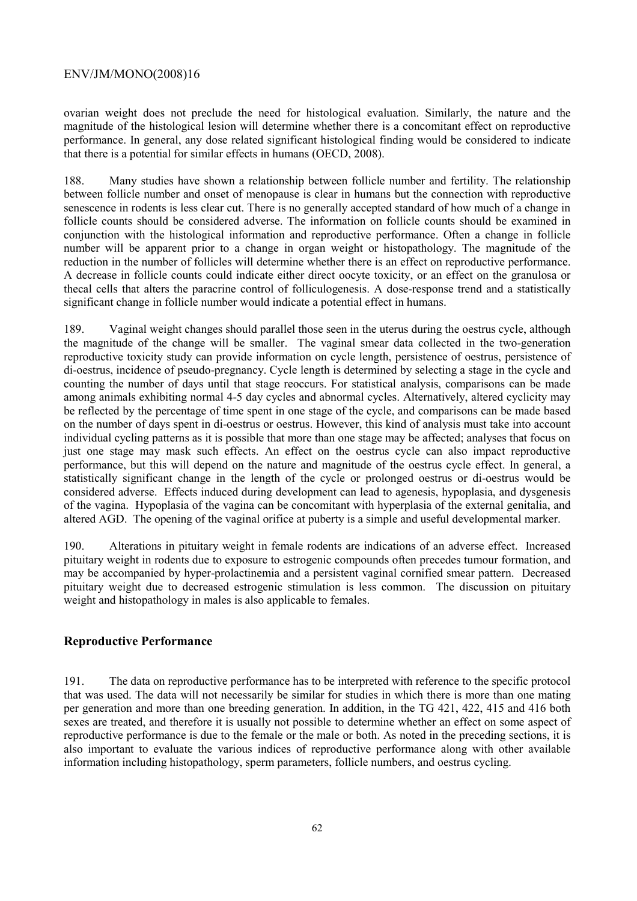ovarian weight does not preclude the need for histological evaluation. Similarly, the nature and the magnitude of the histological lesion will determine whether there is a concomitant effect on reproductive performance. In general, any dose related significant histological finding would be considered to indicate that there is a potential for similar effects in humans (OECD, 2008).

188. Many studies have shown a relationship between follicle number and fertility. The relationship between follicle number and onset of menopause is clear in humans but the connection with reproductive senescence in rodents is less clear cut. There is no generally accepted standard of how much of a change in follicle counts should be considered adverse. The information on follicle counts should be examined in conjunction with the histological information and reproductive performance. Often a change in follicle number will be apparent prior to a change in organ weight or histopathology. The magnitude of the reduction in the number of follicles will determine whether there is an effect on reproductive performance. A decrease in follicle counts could indicate either direct oocyte toxicity, or an effect on the granulosa or thecal cells that alters the paracrine control of folliculogenesis. A dose-response trend and a statistically significant change in follicle number would indicate a potential effect in humans.

189. Vaginal weight changes should parallel those seen in the uterus during the oestrus cycle, although the magnitude of the change will be smaller. The vaginal smear data collected in the two-generation reproductive toxicity study can provide information on cycle length, persistence of oestrus, persistence of di-oestrus, incidence of pseudo-pregnancy. Cycle length is determined by selecting a stage in the cycle and counting the number of days until that stage reoccurs. For statistical analysis, comparisons can be made among animals exhibiting normal 4-5 day cycles and abnormal cycles. Alternatively, altered cyclicity may be reflected by the percentage of time spent in one stage of the cycle, and comparisons can be made based on the number of days spent in di-oestrus or oestrus. However, this kind of analysis must take into account individual cycling patterns as it is possible that more than one stage may be affected; analyses that focus on just one stage may mask such effects. An effect on the oestrus cycle can also impact reproductive performance, but this will depend on the nature and magnitude of the oestrus cycle effect. In general, a statistically significant change in the length of the cycle or prolonged oestrus or di-oestrus would be considered adverse. Effects induced during development can lead to agenesis, hypoplasia, and dysgenesis of the vagina. Hypoplasia of the vagina can be concomitant with hyperplasia of the external genitalia, and altered AGD. The opening of the vaginal orifice at puberty is a simple and useful developmental marker.

190. Alterations in pituitary weight in female rodents are indications of an adverse effect. Increased pituitary weight in rodents due to exposure to estrogenic compounds often precedes tumour formation, and may be accompanied by hyper-prolactinemia and a persistent vaginal cornified smear pattern. Decreased pituitary weight due to decreased estrogenic stimulation is less common. The discussion on pituitary weight and histopathology in males is also applicable to females.

## Reproductive Performance

191. The data on reproductive performance has to be interpreted with reference to the specific protocol that was used. The data will not necessarily be similar for studies in which there is more than one mating per generation and more than one breeding generation. In addition, in the TG 421, 422, 415 and 416 both sexes are treated, and therefore it is usually not possible to determine whether an effect on some aspect of reproductive performance is due to the female or the male or both. As noted in the preceding sections, it is also important to evaluate the various indices of reproductive performance along with other available information including histopathology, sperm parameters, follicle numbers, and oestrus cycling.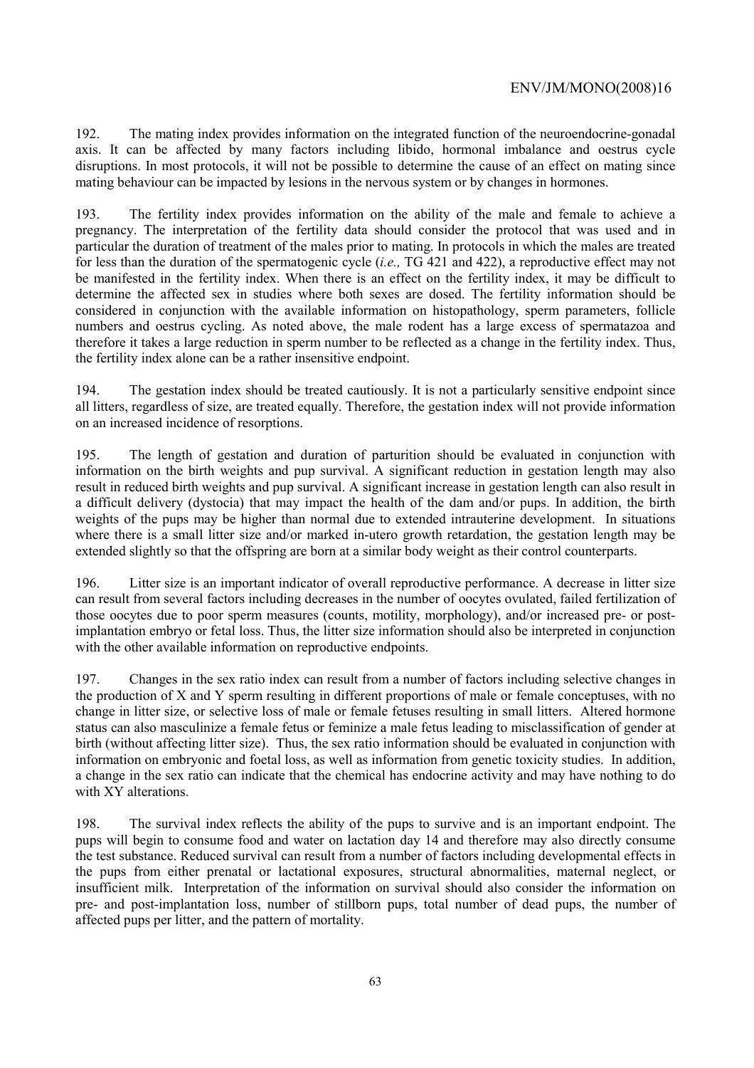192. The mating index provides information on the integrated function of the neuroendocrine-gonadal axis. It can be affected by many factors including libido, hormonal imbalance and oestrus cycle disruptions. In most protocols, it will not be possible to determine the cause of an effect on mating since mating behaviour can be impacted by lesions in the nervous system or by changes in hormones.

193. The fertility index provides information on the ability of the male and female to achieve a pregnancy. The interpretation of the fertility data should consider the protocol that was used and in particular the duration of treatment of the males prior to mating. In protocols in which the males are treated for less than the duration of the spermatogenic cycle (*i.e.,* TG 421 and 422), a reproductive effect may not be manifested in the fertility index. When there is an effect on the fertility index, it may be difficult to determine the affected sex in studies where both sexes are dosed. The fertility information should be considered in conjunction with the available information on histopathology, sperm parameters, follicle numbers and oestrus cycling. As noted above, the male rodent has a large excess of spermatazoa and therefore it takes a large reduction in sperm number to be reflected as a change in the fertility index. Thus, the fertility index alone can be a rather insensitive endpoint.

194. The gestation index should be treated cautiously. It is not a particularly sensitive endpoint since all litters, regardless of size, are treated equally. Therefore, the gestation index will not provide information on an increased incidence of resorptions.

195. The length of gestation and duration of parturition should be evaluated in conjunction with information on the birth weights and pup survival. A significant reduction in gestation length may also result in reduced birth weights and pup survival. A significant increase in gestation length can also result in a difficult delivery (dystocia) that may impact the health of the dam and/or pups. In addition, the birth weights of the pups may be higher than normal due to extended intrauterine development. In situations where there is a small litter size and/or marked in-utero growth retardation, the gestation length may be extended slightly so that the offspring are born at a similar body weight as their control counterparts.

196. Litter size is an important indicator of overall reproductive performance. A decrease in litter size can result from several factors including decreases in the number of oocytes ovulated, failed fertilization of those oocytes due to poor sperm measures (counts, motility, morphology), and/or increased pre- or post-implantation embryo or fetal loss. Thus, the litter size information should also be interpreted in conjunction with the other available information on reproductive endpoints.

197. Changes in the sex ratio index can result from a number of factors including selective changes in the production of X and Y sperm resulting in different proportions of male or female conceptuses, with no change in litter size, or selective loss of male or female fetuses resulting in small litters. Altered hormone status can also masculinize a female fetus or feminize a male fetus leading to misclassification of gender at birth (without affecting litter size). Thus, the sex ratio information should be evaluated in conjunction with information on embryonic and foetal loss, as well as information from genetic toxicity studies. In addition, a change in the sex ratio can indicate that the chemical has endocrine activity and may have nothing to do with XY alterations.

198. The survival index reflects the ability of the pups to survive and is an important endpoint. The pups will begin to consume food and water on lactation day 14 and therefore may also directly consume the test substance. Reduced survival can result from a number of factors including developmental effects in the pups from either prenatal or lactational exposures, structural abnormalities, maternal neglect, or insufficient milk. Interpretation of the information on survival should also consider the information on pre- and post-implantation loss, number of stillborn pups, total number of dead pups, the number of affected pups per litter, and the pattern of mortality.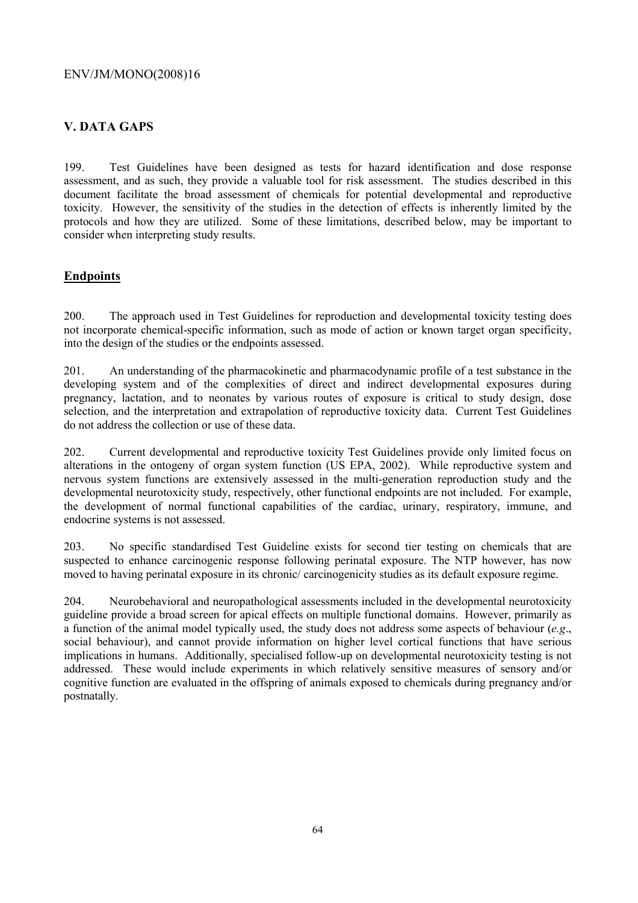## V. DATA GAPS

199. Test Guidelines have been designed as tests for hazard identification and dose response assessment, and as such, they provide a valuable tool for risk assessment. The studies described in this document facilitate the broad assessment of chemicals for potential developmental and reproductive toxicity. However, the sensitivity of the studies in the detection of effects is inherently limited by the protocols and how they are utilized. Some of these limitations, described below, may be important to consider when interpreting study results.

### Endpoints

200. The approach used in Test Guidelines for reproduction and developmental toxicity testing does not incorporate chemical-specific information, such as mode of action or known target organ specificity, into the design of the studies or the endpoints assessed.

201. An understanding of the pharmacokinetic and pharmacodynamic profile of a test substance in the developing system and of the complexities of direct and indirect developmental exposures during pregnancy, lactation, and to neonates by various routes of exposure is critical to study design, dose selection, and the interpretation and extrapolation of reproductive toxicity data. Current Test Guidelines do not address the collection or use of these data.

202. Current developmental and reproductive toxicity Test Guidelines provide only limited focus on alterations in the ontogeny of organ system function (US EPA, 2002). While reproductive system and nervous system functions are extensively assessed in the multi-generation reproduction study and the developmental neurotoxicity study, respectively, other functional endpoints are not included. For example, the development of normal functional capabilities of the cardiac, urinary, respiratory, immune, and endocrine systems is not assessed.

203. No specific standardised Test Guideline exists for second tier testing on chemicals that are suspected to enhance carcinogenic response following perinatal exposure. The NTP however, has now moved to having perinatal exposure in its chronic/ carcinogenicity studies as its default exposure regime.

204. Neurobehavioral and neuropathological assessments included in the developmental neurotoxicity guideline provide a broad screen for apical effects on multiple functional domains. However, primarily as a function of the animal model typically used, the study does not address some aspects of behaviour (*e.g*., social behaviour), and cannot provide information on higher level cortical functions that have serious implications in humans. Additionally, specialised follow-up on developmental neurotoxicity testing is not addressed. These would include experiments in which relatively sensitive measures of sensory and/or cognitive function are evaluated in the offspring of animals exposed to chemicals during pregnancy and/or postnatally.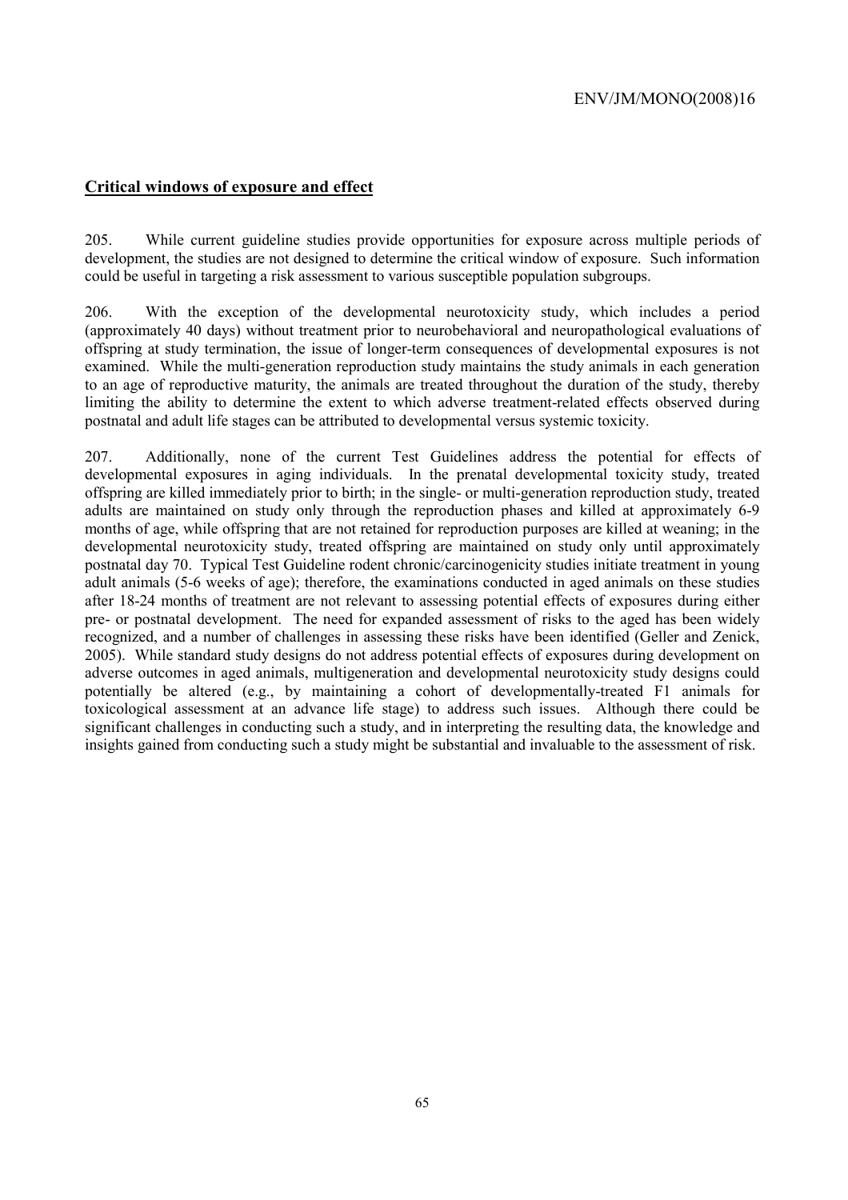## Critical windows of exposure and effect

205. While current guideline studies provide opportunities for exposure across multiple periods of development, the studies are not designed to determine the critical window of exposure. Such information could be useful in targeting a risk assessment to various susceptible population subgroups.

206. With the exception of the developmental neurotoxicity study, which includes a period (approximately 40 days) without treatment prior to neurobehavioral and neuropathological evaluations of offspring at study termination, the issue of longer-term consequences of developmental exposures is not examined. While the multi-generation reproduction study maintains the study animals in each generation to an age of reproductive maturity, the animals are treated throughout the duration of the study, thereby limiting the ability to determine the extent to which adverse treatment-related effects observed during postnatal and adult life stages can be attributed to developmental versus systemic toxicity.

207. Additionally, none of the current Test Guidelines address the potential for effects of developmental exposures in aging individuals. In the prenatal developmental toxicity study, treated offspring are killed immediately prior to birth; in the single- or multi-generation reproduction study, treated adults are maintained on study only through the reproduction phases and killed at approximately 6-9 months of age, while offspring that are not retained for reproduction purposes are killed at weaning; in the developmental neurotoxicity study, treated offspring are maintained on study only until approximately postnatal day 70. Typical Test Guideline rodent chronic/carcinogenicity studies initiate treatment in young adult animals (5-6 weeks of age); therefore, the examinations conducted in aged animals on these studies after 18-24 months of treatment are not relevant to assessing potential effects of exposures during either pre- or postnatal development. The need for expanded assessment of risks to the aged has been widely recognized, and a number of challenges in assessing these risks have been identified (Geller and Zenick, 2005). While standard study designs do not address potential effects of exposures during development on adverse outcomes in aged animals, multigeneration and developmental neurotoxicity study designs could potentially be altered (e.g., by maintaining a cohort of developmentally-treated F1 animals for toxicological assessment at an advance life stage) to address such issues. Although there could be significant challenges in conducting such a study, and in interpreting the resulting data, the knowledge and insights gained from conducting such a study might be substantial and invaluable to the assessment of risk.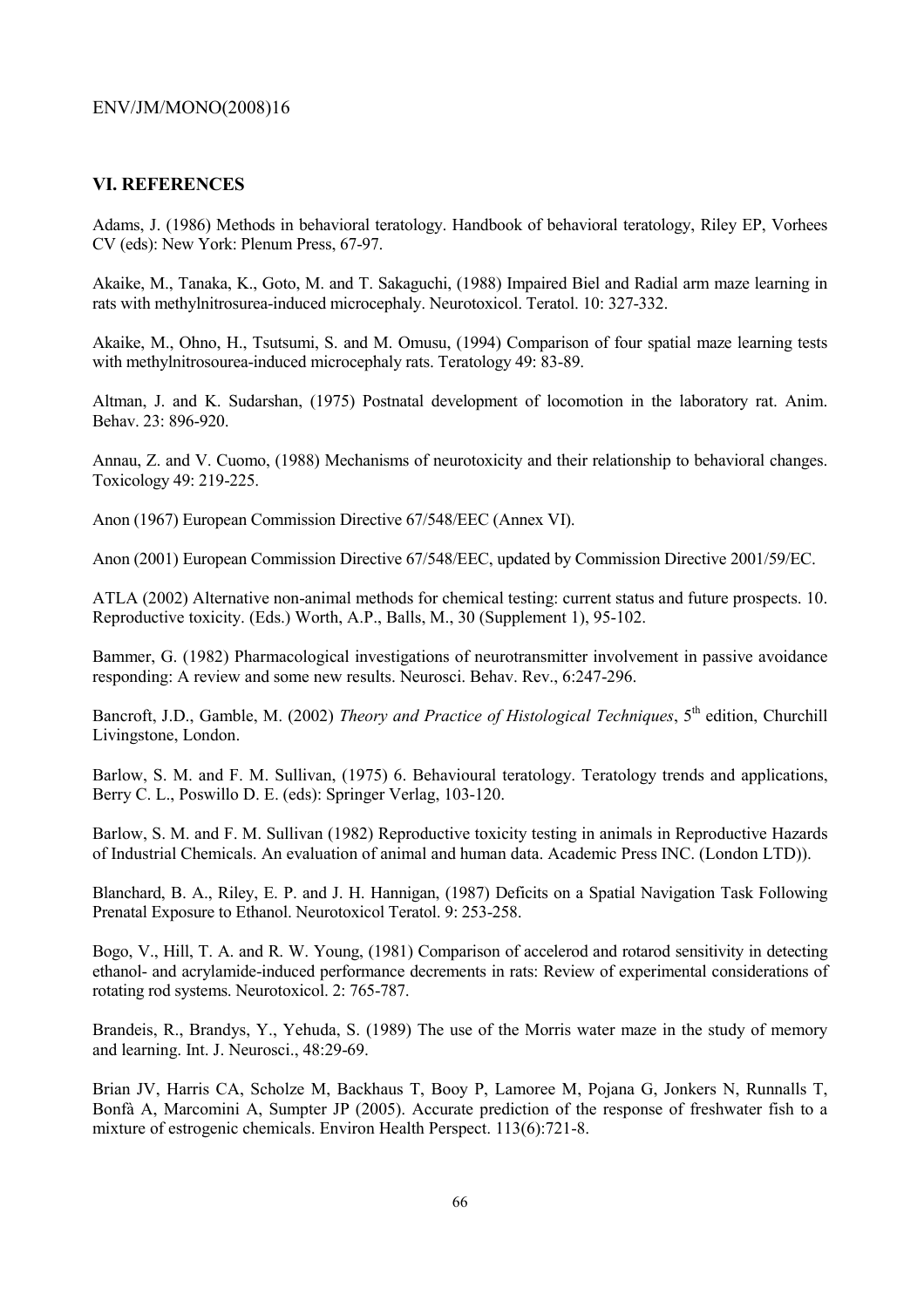## VI. REFERENCES

Adams, J. (1986) Methods in behavioral teratology. Handbook of behavioral teratology, Riley EP, Vorhees CV (eds): New York: Plenum Press, 67-97.

Akaike, M., Tanaka, K., Goto, M. and T. Sakaguchi, (1988) Impaired Biel and Radial arm maze learning in rats with methylnitrosurea-induced microcephaly. Neurotoxicol. Teratol. 10: 327-332.

Akaike, M., Ohno, H., Tsutsumi, S. and M. Omusu, (1994) Comparison of four spatial maze learning tests with methylnitrosourea-induced microcephaly rats. Teratology 49: 83-89.

Altman, J. and K. Sudarshan, (1975) Postnatal development of locomotion in the laboratory rat. Anim. Behav. 23: 896-920.

Annau, Z. and V. Cuomo, (1988) Mechanisms of neurotoxicity and their relationship to behavioral changes. Toxicology 49: 219-225.

Anon (1967) European Commission Directive 67/548/EEC (Annex VI).

Anon (2001) European Commission Directive 67/548/EEC, updated by Commission Directive 2001/59/EC.

ATLA (2002) Alternative non-animal methods for chemical testing: current status and future prospects. 10. Reproductive toxicity. (Eds.) Worth, A.P., Balls, M., 30 (Supplement 1), 95-102.

Bammer, G. (1982) Pharmacological investigations of neurotransmitter involvement in passive avoidance responding: A review and some new results. Neurosci. Behav. Rev., 6:247-296.

Bancroft, J.D., Gamble, M. (2002) *Theory and Practice of Histological Techniques*, 5th edition, Churchill Livingstone, London.

Barlow, S. M. and F. M. Sullivan, (1975) 6. Behavioural teratology. Teratology trends and applications, Berry C. L., Poswillo D. E. (eds): Springer Verlag, 103-120.

Barlow, S. M. and F. M. Sullivan (1982) Reproductive toxicity testing in animals in Reproductive Hazards of Industrial Chemicals. An evaluation of animal and human data. Academic Press INC. (London LTD)).

Blanchard, B. A., Riley, E. P. and J. H. Hannigan, (1987) Deficits on a Spatial Navigation Task Following Prenatal Exposure to Ethanol. Neurotoxicol Teratol. 9: 253-258.

Bogo, V., Hill, T. A. and R. W. Young, (1981) Comparison of accelerod and rotarod sensitivity in detecting ethanol- and acrylamide-induced performance decrements in rats: Review of experimental considerations of rotating rod systems. Neurotoxicol. 2: 765-787.

Brandeis, R., Brandys, Y., Yehuda, S. (1989) The use of the Morris water maze in the study of memory and learning. Int. J. Neurosci., 48:29-69.

Brian JV, Harris CA, Scholze M, Backhaus T, Booy P, Lamoree M, Pojana G, Jonkers N, Runnalls T, Bonfà A, Marcomini A, Sumpter JP (2005). Accurate prediction of the response of freshwater fish to a mixture of estrogenic chemicals. Environ Health Perspect. 113(6):721-8.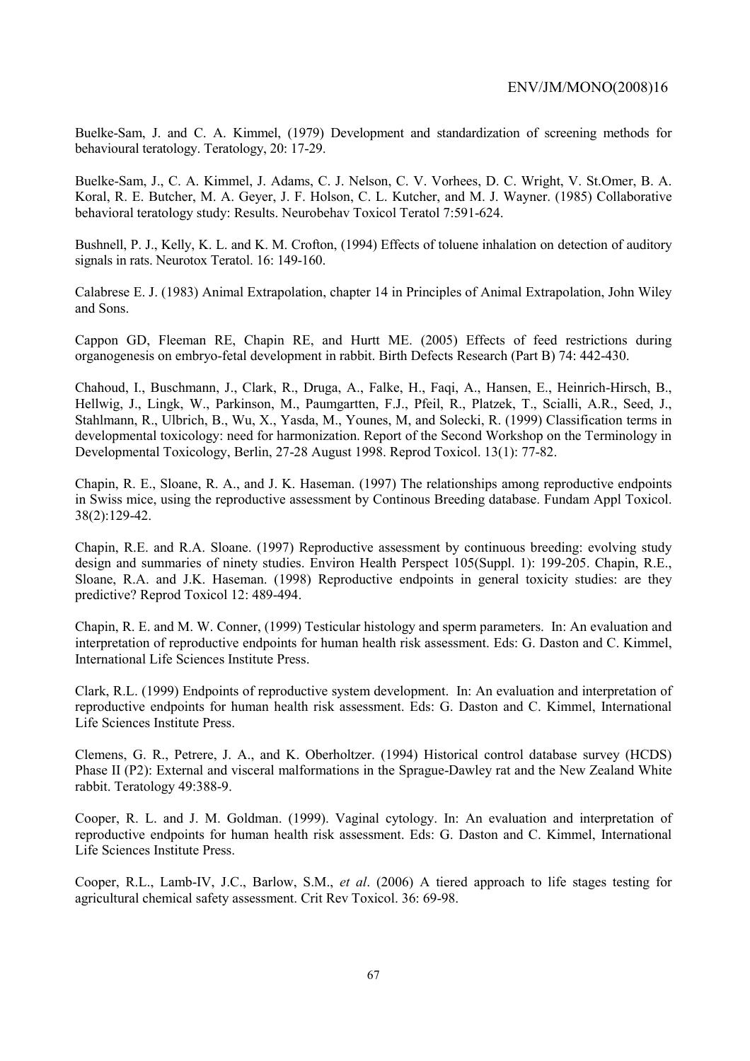Buelke-Sam, J. and C. A. Kimmel, (1979) Development and standardization of screening methods for behavioural teratology. Teratology, 20: 17-29.

Buelke-Sam, J., C. A. Kimmel, J. Adams, C. J. Nelson, C. V. Vorhees, D. C. Wright, V. St.Omer, B. A. Koral, R. E. Butcher, M. A. Geyer, J. F. Holson, C. L. Kutcher, and M. J. Wayner. (1985) Collaborative behavioral teratology study: Results. Neurobehav Toxicol Teratol 7:591-624.

Bushnell, P. J., Kelly, K. L. and K. M. Crofton, (1994) Effects of toluene inhalation on detection of auditory signals in rats. Neurotox Teratol. 16: 149-160.

Calabrese E. J. (1983) Animal Extrapolation, chapter 14 in Principles of Animal Extrapolation, John Wiley and Sons.

Cappon GD, Fleeman RE, Chapin RE, and Hurtt ME. (2005) Effects of feed restrictions during organogenesis on embryo-fetal development in rabbit. Birth Defects Research (Part B) 74: 442-430.

Chahoud, I., Buschmann, J., Clark, R., Druga, A., Falke, H., Faqi, A., Hansen, E., Heinrich-Hirsch, B., Hellwig, J., Lingk, W., Parkinson, M., Paumgartten, F.J., Pfeil, R., Platzek, T., Scialli, A.R., Seed, J., Stahlmann, R., Ulbrich, B., Wu, X., Yasda, M., Younes, M, and Solecki, R. (1999) Classification terms in developmental toxicology: need for harmonization. Report of the Second Workshop on the Terminology in Developmental Toxicology, Berlin, 27-28 August 1998. Reprod Toxicol. 13(1): 77-82.

Chapin, R. E., Sloane, R. A., and J. K. Haseman. (1997) The relationships among reproductive endpoints in Swiss mice, using the reproductive assessment by Continous Breeding database. Fundam Appl Toxicol. 38(2):129-42.

Chapin, R.E. and R.A. Sloane. (1997) Reproductive assessment by continuous breeding: evolving study design and summaries of ninety studies. Environ Health Perspect 105(Suppl. 1): 199-205. Chapin, R.E., Sloane, R.A. and J.K. Haseman. (1998) Reproductive endpoints in general toxicity studies: are they predictive? Reprod Toxicol 12: 489-494.

Chapin, R. E. and M. W. Conner, (1999) Testicular histology and sperm parameters. In: An evaluation and interpretation of reproductive endpoints for human health risk assessment. Eds: G. Daston and C. Kimmel, International Life Sciences Institute Press.

Clark, R.L. (1999) Endpoints of reproductive system development. In: An evaluation and interpretation of reproductive endpoints for human health risk assessment. Eds: G. Daston and C. Kimmel, International Life Sciences Institute Press.

Clemens, G. R., Petrere, J. A., and K. Oberholtzer. (1994) Historical control database survey (HCDS) Phase II (P2): External and visceral malformations in the Sprague-Dawley rat and the New Zealand White rabbit. Teratology 49:388-9.

Cooper, R. L. and J. M. Goldman. (1999). Vaginal cytology. In: An evaluation and interpretation of reproductive endpoints for human health risk assessment. Eds: G. Daston and C. Kimmel, International Life Sciences Institute Press.

Cooper, R.L., Lamb-IV, J.C., Barlow, S.M., *et al*. (2006) A tiered approach to life stages testing for agricultural chemical safety assessment. Crit Rev Toxicol. 36: 69-98.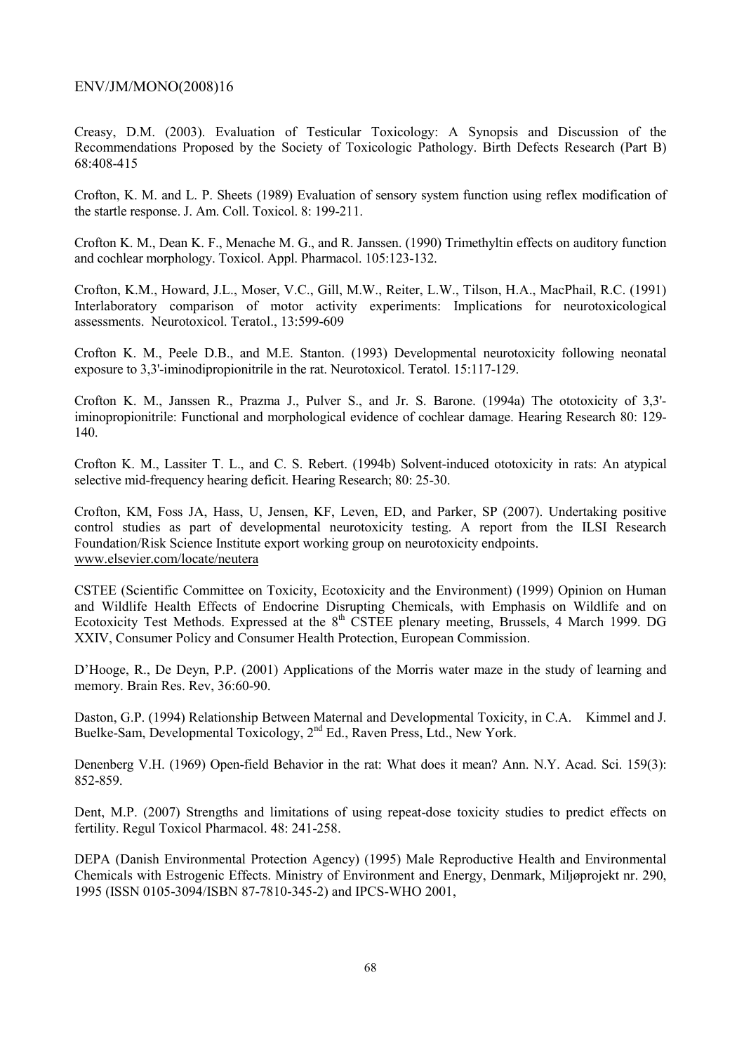Creasy, D.M. (2003). Evaluation of Testicular Toxicology: A Synopsis and Discussion of the Recommendations Proposed by the Society of Toxicologic Pathology. Birth Defects Research (Part B) 68:408-415

Crofton, K. M. and L. P. Sheets (1989) Evaluation of sensory system function using reflex modification of the startle response. J. Am. Coll. Toxicol. 8: 199-211.

Crofton K. M., Dean K. F., Menache M. G., and R. Janssen. (1990) Trimethyltin effects on auditory function and cochlear morphology. Toxicol. Appl. Pharmacol. 105:123-132.

Crofton, K.M., Howard, J.L., Moser, V.C., Gill, M.W., Reiter, L.W., Tilson, H.A., MacPhail, R.C. (1991) Interlaboratory comparison of motor activity experiments: Implications for neurotoxicological assessments. Neurotoxicol. Teratol., 13:599-609

Crofton K. M., Peele D.B., and M.E. Stanton. (1993) Developmental neurotoxicity following neonatal exposure to 3,3'-iminodipropionitrile in the rat. Neurotoxicol. Teratol. 15:117-129.

Crofton K. M., Janssen R., Prazma J., Pulver S., and Jr. S. Barone. (1994a) The ototoxicity of 3,3'-iminopropionitrile: Functional and morphological evidence of cochlear damage. Hearing Research 80: 129-140.

Crofton K. M., Lassiter T. L., and C. S. Rebert. (1994b) Solvent-induced ototoxicity in rats: An atypical selective mid-frequency hearing deficit. Hearing Research; 80: 25-30.

Crofton, KM, Foss JA, Hass, U, Jensen, KF, Leven, ED, and Parker, SP (2007). Undertaking positive control studies as part of developmental neurotoxicity testing. A report from the ILSI Research Foundation/Risk Science Institute export working group on neurotoxicity endpoints. www.elsevier.com/locate/neutera

CSTEE (Scientific Committee on Toxicity, Ecotoxicity and the Environment) (1999) Opinion on Human and Wildlife Health Effects of Endocrine Disrupting Chemicals, with Emphasis on Wildlife and on Ecotoxicity Test Methods. Expressed at the 8th CSTEE plenary meeting, Brussels, 4 March 1999. DG XXIV, Consumer Policy and Consumer Health Protection, European Commission.

D'Hooge, R., De Deyn, P.P. (2001) Applications of the Morris water maze in the study of learning and memory. Brain Res. Rev, 36:60-90.

Daston, G.P. (1994) Relationship Between Maternal and Developmental Toxicity, in C.A. Kimmel and J. Buelke-Sam, Developmental Toxicology, 2nd Ed., Raven Press, Ltd., New York.

Denenberg V.H. (1969) Open-field Behavior in the rat: What does it mean? Ann. N.Y. Acad. Sci. 159(3): 852-859.

Dent, M.P. (2007) Strengths and limitations of using repeat-dose toxicity studies to predict effects on fertility. Regul Toxicol Pharmacol. 48: 241-258.

DEPA (Danish Environmental Protection Agency) (1995) Male Reproductive Health and Environmental Chemicals with Estrogenic Effects. Ministry of Environment and Energy, Denmark, Miljøprojekt nr. 290, 1995 (ISSN 0105-3094/ISBN 87-7810-345-2) and IPCS-WHO 2001,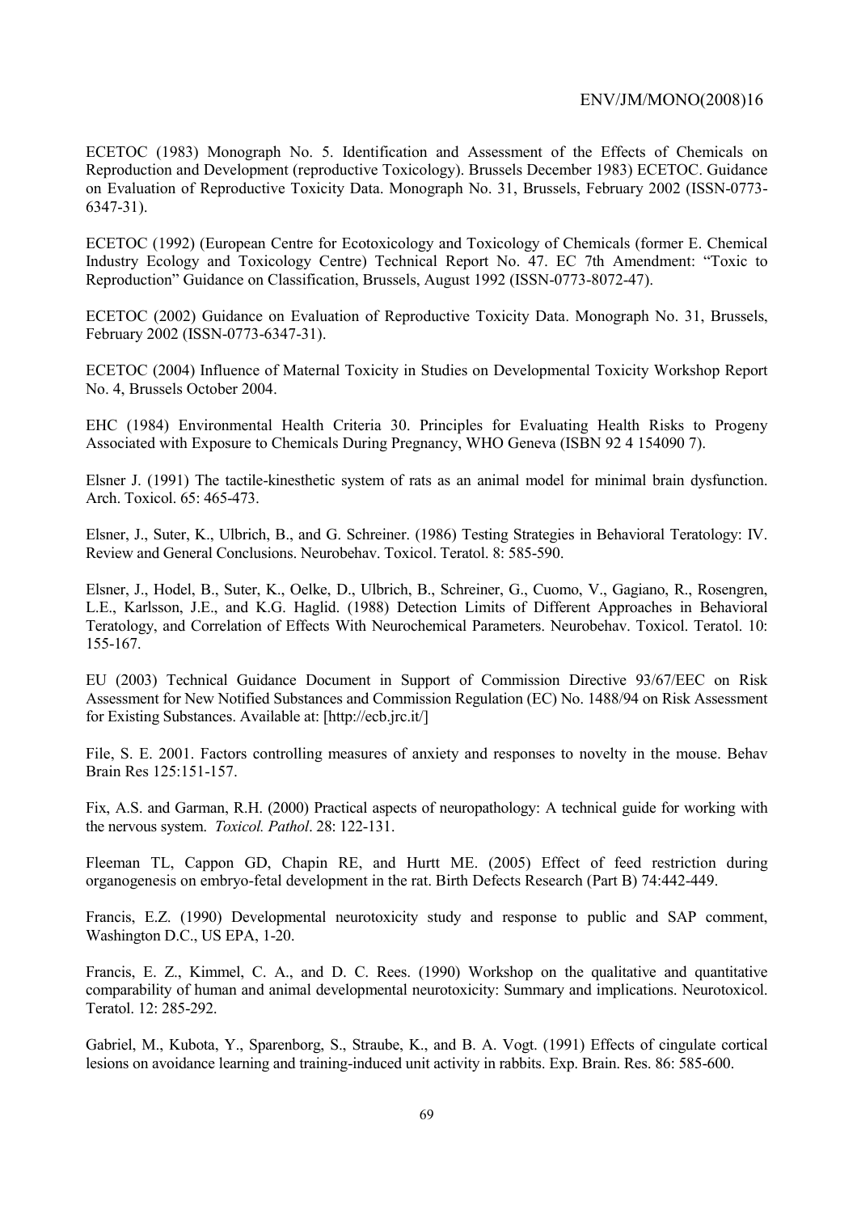ECETOC (1983) Monograph No. 5. Identification and Assessment of the Effects of Chemicals on Reproduction and Development (reproductive Toxicology). Brussels December 1983) ECETOC. Guidance on Evaluation of Reproductive Toxicity Data. Monograph No. 31, Brussels, February 2002 (ISSN-0773-6347-31).

ECETOC (1992) (European Centre for Ecotoxicology and Toxicology of Chemicals (former E. Chemical Industry Ecology and Toxicology Centre) Technical Report No. 47. EC 7th Amendment: "Toxic to Reproduction" Guidance on Classification, Brussels, August 1992 (ISSN-0773-8072-47).

ECETOC (2002) Guidance on Evaluation of Reproductive Toxicity Data. Monograph No. 31, Brussels, February 2002 (ISSN-0773-6347-31).

ECETOC (2004) Influence of Maternal Toxicity in Studies on Developmental Toxicity Workshop Report No. 4, Brussels October 2004.

EHC (1984) Environmental Health Criteria 30. Principles for Evaluating Health Risks to Progeny Associated with Exposure to Chemicals During Pregnancy, WHO Geneva (ISBN 92 4 154090 7).

Elsner J. (1991) The tactile-kinesthetic system of rats as an animal model for minimal brain dysfunction. Arch. Toxicol. 65: 465-473.

Elsner, J., Suter, K., Ulbrich, B., and G. Schreiner. (1986) Testing Strategies in Behavioral Teratology: IV. Review and General Conclusions. Neurobehav. Toxicol. Teratol. 8: 585-590.

Elsner, J., Hodel, B., Suter, K., Oelke, D., Ulbrich, B., Schreiner, G., Cuomo, V., Gagiano, R., Rosengren, L.E., Karlsson, J.E., and K.G. Haglid. (1988) Detection Limits of Different Approaches in Behavioral Teratology, and Correlation of Effects With Neurochemical Parameters. Neurobehav. Toxicol. Teratol. 10: 155-167.

EU (2003) Technical Guidance Document in Support of Commission Directive 93/67/EEC on Risk Assessment for New Notified Substances and Commission Regulation (EC) No. 1488/94 on Risk Assessment for Existing Substances. Available at: [http://ecb.jrc.it/]

File, S. E. 2001. Factors controlling measures of anxiety and responses to novelty in the mouse. Behav Brain Res 125:151-157.

Fix, A.S. and Garman, R.H. (2000) Practical aspects of neuropathology: A technical guide for working with the nervous system. *Toxicol. Pathol*. 28: 122-131.

Fleeman TL, Cappon GD, Chapin RE, and Hurtt ME. (2005) Effect of feed restriction during organogenesis on embryo-fetal development in the rat. Birth Defects Research (Part B) 74:442-449.

Francis, E.Z. (1990) Developmental neurotoxicity study and response to public and SAP comment, Washington D.C., US EPA, 1-20.

Francis, E. Z., Kimmel, C. A., and D. C. Rees. (1990) Workshop on the qualitative and quantitative comparability of human and animal developmental neurotoxicity: Summary and implications. Neurotoxicol. Teratol. 12: 285-292.

Gabriel, M., Kubota, Y., Sparenborg, S., Straube, K., and B. A. Vogt. (1991) Effects of cingulate cortical lesions on avoidance learning and training-induced unit activity in rabbits. Exp. Brain. Res. 86: 585-600.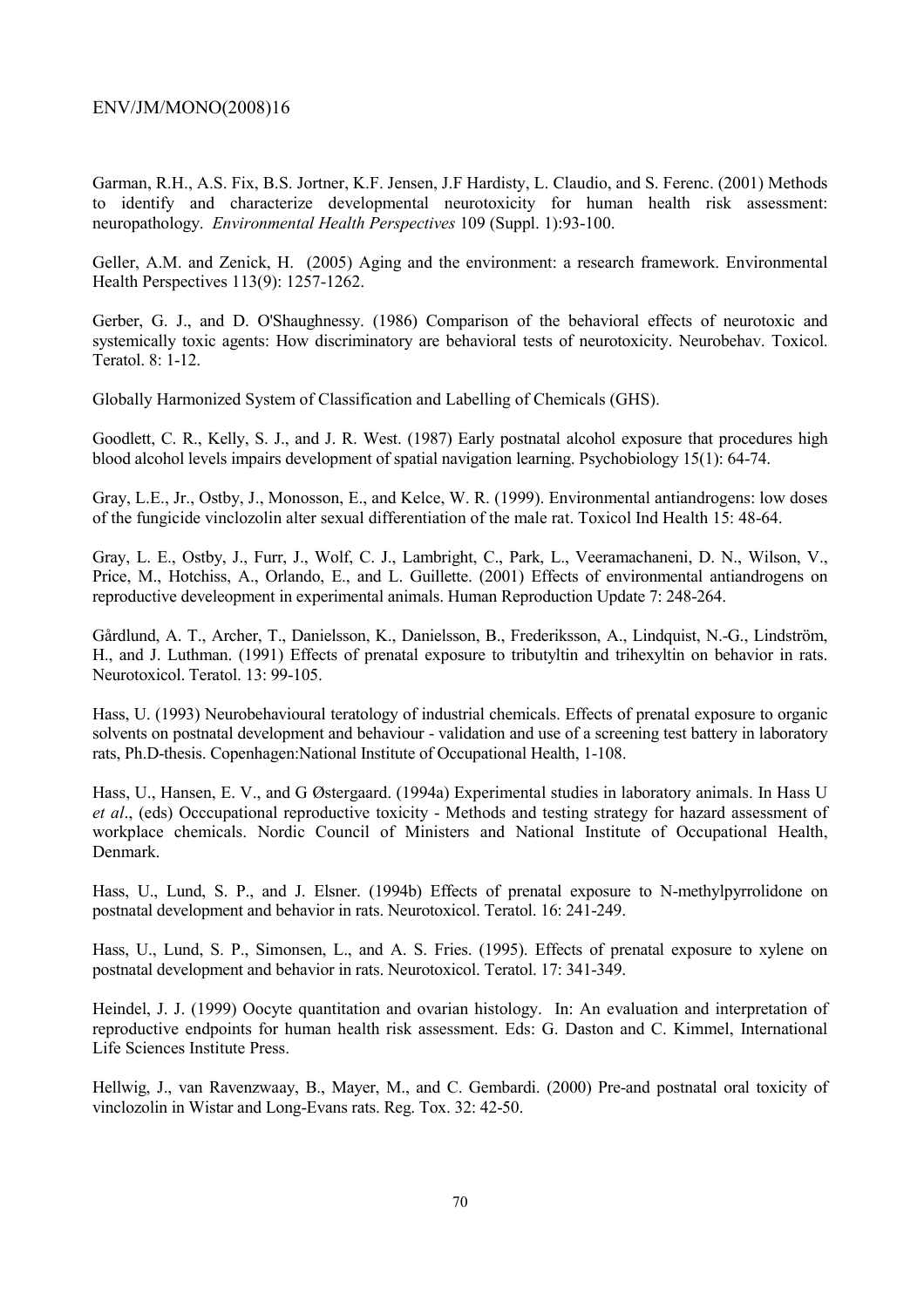Garman, R.H., A.S. Fix, B.S. Jortner, K.F. Jensen, J.F Hardisty, L. Claudio, and S. Ferenc. (2001) Methods to identify and characterize developmental neurotoxicity for human health risk assessment: neuropathology. *Environmental Health Perspectives* 109 (Suppl. 1):93-100.

Geller, A.M. and Zenick, H. (2005) Aging and the environment: a research framework. Environmental Health Perspectives 113(9): 1257-1262.

Gerber, G. J., and D. O'Shaughnessy. (1986) Comparison of the behavioral effects of neurotoxic and systemically toxic agents: How discriminatory are behavioral tests of neurotoxicity. Neurobehav. Toxicol. Teratol. 8: 1-12.

Globally Harmonized System of Classification and Labelling of Chemicals (GHS).

Goodlett, C. R., Kelly, S. J., and J. R. West. (1987) Early postnatal alcohol exposure that procedures high blood alcohol levels impairs development of spatial navigation learning. Psychobiology 15(1): 64-74.

Gray, L.E., Jr., Ostby, J., Monosson, E., and Kelce, W. R. (1999). Environmental antiandrogens: low doses of the fungicide vinclozolin alter sexual differentiation of the male rat. Toxicol Ind Health 15: 48-64.

Gray, L. E., Ostby, J., Furr, J., Wolf, C. J., Lambright, C., Park, L., Veeramachaneni, D. N., Wilson, V., Price, M., Hotchiss, A., Orlando, E., and L. Guillette. (2001) Effects of environmental antiandrogens on reproductive develeopment in experimental animals. Human Reproduction Update 7: 248-264.

Gårdlund, A. T., Archer, T., Danielsson, K., Danielsson, B., Frederiksson, A., Lindquist, N.-G., Lindström, H., and J. Luthman. (1991) Effects of prenatal exposure to tributyltin and trihexyltin on behavior in rats. Neurotoxicol. Teratol. 13: 99-105.

Hass, U. (1993) Neurobehavioural teratology of industrial chemicals. Effects of prenatal exposure to organic solvents on postnatal development and behaviour - validation and use of a screening test battery in laboratory rats, Ph.D-thesis. Copenhagen:National Institute of Occupational Health, 1-108.

Hass, U., Hansen, E. V., and G Østergaard. (1994a) Experimental studies in laboratory animals. In Hass U *et al*., (eds) Occcupational reproductive toxicity - Methods and testing strategy for hazard assessment of workplace chemicals. Nordic Council of Ministers and National Institute of Occupational Health, Denmark.

Hass, U., Lund, S. P., and J. Elsner. (1994b) Effects of prenatal exposure to N-methylpyrrolidone on postnatal development and behavior in rats. Neurotoxicol. Teratol. 16: 241-249.

Hass, U., Lund, S. P., Simonsen, L., and A. S. Fries. (1995). Effects of prenatal exposure to xylene on postnatal development and behavior in rats. Neurotoxicol. Teratol. 17: 341-349.

Heindel, J. J. (1999) Oocyte quantitation and ovarian histology. In: An evaluation and interpretation of reproductive endpoints for human health risk assessment. Eds: G. Daston and C. Kimmel, International Life Sciences Institute Press.

Hellwig, J., van Ravenzwaay, B., Mayer, M., and C. Gembardi. (2000) Pre-and postnatal oral toxicity of vinclozolin in Wistar and Long-Evans rats. Reg. Tox. 32: 42-50.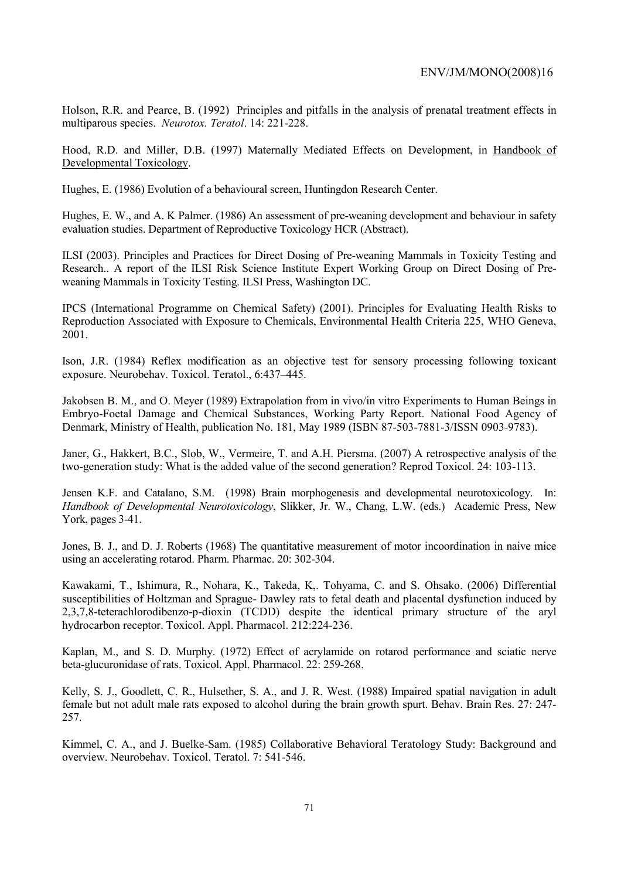Holson, R.R. and Pearce, B. (1992) Principles and pitfalls in the analysis of prenatal treatment effects in multiparous species. *Neurotox. Teratol*. 14: 221-228.

Hood, R.D. and Miller, D.B. (1997) Maternally Mediated Effects on Development, in Handbook of Developmental Toxicology.

Hughes, E. (1986) Evolution of a behavioural screen, Huntingdon Research Center.

Hughes, E. W., and A. K Palmer. (1986) An assessment of pre-weaning development and behaviour in safety evaluation studies. Department of Reproductive Toxicology HCR (Abstract).

ILSI (2003). Principles and Practices for Direct Dosing of Pre-weaning Mammals in Toxicity Testing and Research.. A report of the ILSI Risk Science Institute Expert Working Group on Direct Dosing of Pre-weaning Mammals in Toxicity Testing. ILSI Press, Washington DC.

IPCS (International Programme on Chemical Safety) (2001). Principles for Evaluating Health Risks to Reproduction Associated with Exposure to Chemicals, Environmental Health Criteria 225, WHO Geneva, 2001.

Ison, J.R. (1984) Reflex modification as an objective test for sensory processing following toxicant exposure. Neurobehav. Toxicol. Teratol., 6:437–445.

Jakobsen B. M., and O. Meyer (1989) Extrapolation from in vivo/in vitro Experiments to Human Beings in Embryo-Foetal Damage and Chemical Substances, Working Party Report. National Food Agency of Denmark, Ministry of Health, publication No. 181, May 1989 (ISBN 87-503-7881-3/ISSN 0903-9783).

Janer, G., Hakkert, B.C., Slob, W., Vermeire, T. and A.H. Piersma. (2007) A retrospective analysis of the two-generation study: What is the added value of the second generation? Reprod Toxicol. 24: 103-113.

Jensen K.F. and Catalano, S.M. (1998) Brain morphogenesis and developmental neurotoxicology. In: *Handbook of Developmental Neurotoxicology*, Slikker, Jr. W., Chang, L.W. (eds.) Academic Press, New York, pages 3-41.

Jones, B. J., and D. J. Roberts (1968) The quantitative measurement of motor incoordination in naive mice using an accelerating rotarod. Pharm. Pharmac. 20: 302-304.

Kawakami, T., Ishimura, R., Nohara, K., Takeda, K,. Tohyama, C. and S. Ohsako. (2006) Differential susceptibilities of Holtzman and Sprague- Dawley rats to fetal death and placental dysfunction induced by 2,3,7,8-teterachlorodibenzo-p-dioxin (TCDD) despite the identical primary structure of the aryl hydrocarbon receptor. Toxicol. Appl. Pharmacol. 212:224-236.

Kaplan, M., and S. D. Murphy. (1972) Effect of acrylamide on rotarod performance and sciatic nerve beta-glucuronidase of rats. Toxicol. Appl. Pharmacol. 22: 259-268.

Kelly, S. J., Goodlett, C. R., Hulsether, S. A., and J. R. West. (1988) Impaired spatial navigation in adult female but not adult male rats exposed to alcohol during the brain growth spurt. Behav. Brain Res. 27: 247-257.

Kimmel, C. A., and J. Buelke-Sam. (1985) Collaborative Behavioral Teratology Study: Background and overview. Neurobehav. Toxicol. Teratol. 7: 541-546.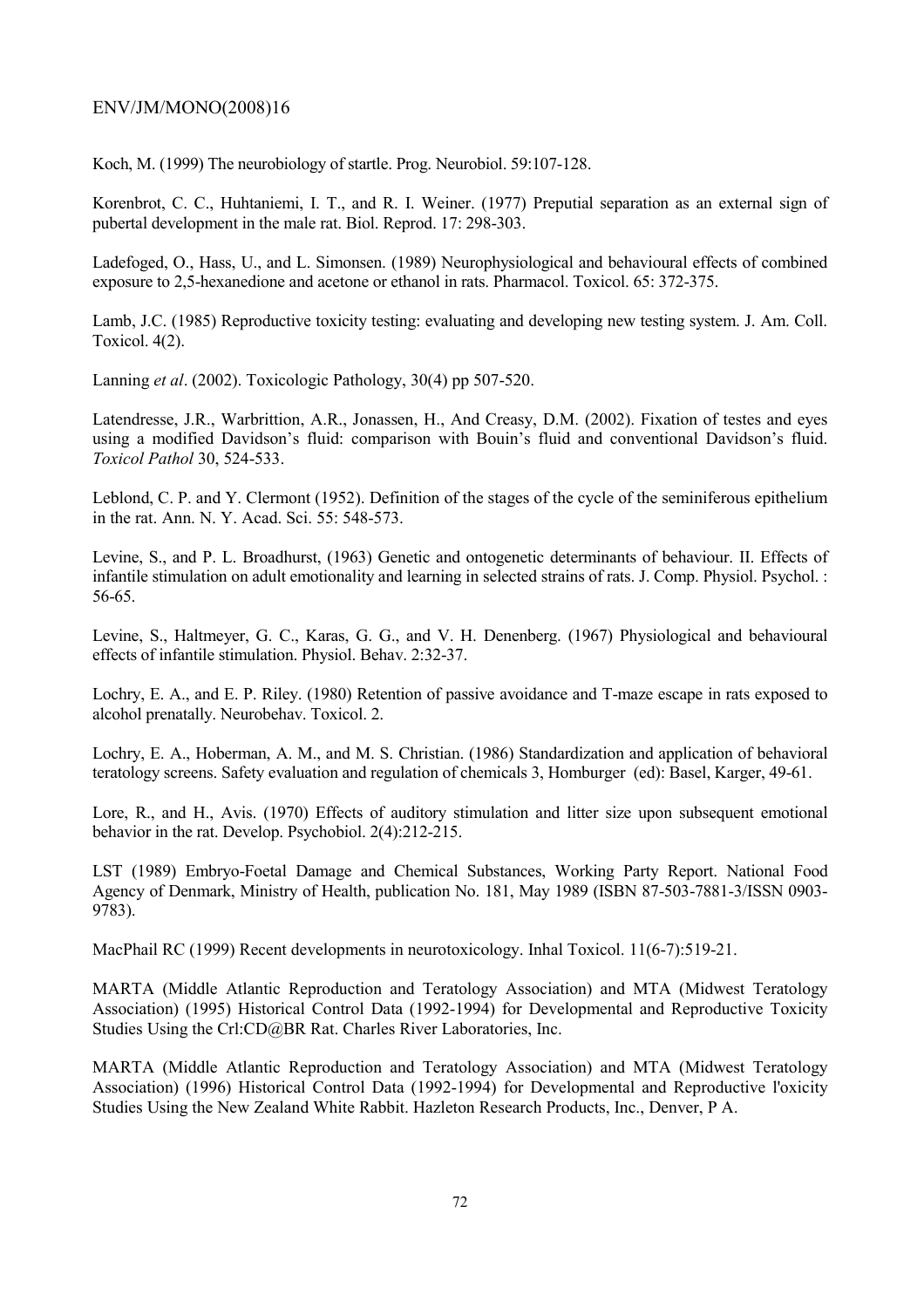Koch, M. (1999) The neurobiology of startle. Prog. Neurobiol. 59:107-128.

Korenbrot, C. C., Huhtaniemi, I. T., and R. I. Weiner. (1977) Preputial separation as an external sign of pubertal development in the male rat. Biol. Reprod. 17: 298-303.

Ladefoged, O., Hass, U., and L. Simonsen. (1989) Neurophysiological and behavioural effects of combined exposure to 2,5-hexanedione and acetone or ethanol in rats. Pharmacol. Toxicol. 65: 372-375.

Lamb, J.C. (1985) Reproductive toxicity testing: evaluating and developing new testing system. J. Am. Coll. Toxicol. 4(2).

Lanning *et al*. (2002). Toxicologic Pathology, 30(4) pp 507-520.

Latendresse, J.R., Warbrittion, A.R., Jonassen, H., And Creasy, D.M. (2002). Fixation of testes and eyes using a modified Davidson's fluid: comparison with Bouin's fluid and conventional Davidson's fluid. *Toxicol Pathol* 30, 524-533.

Leblond, C. P. and Y. Clermont (1952). Definition of the stages of the cycle of the seminiferous epithelium in the rat. Ann. N. Y. Acad. Sci. 55: 548-573.

Levine, S., and P. L. Broadhurst, (1963) Genetic and ontogenetic determinants of behaviour. II. Effects of infantile stimulation on adult emotionality and learning in selected strains of rats. J. Comp. Physiol. Psychol. : 56-65.

Levine, S., Haltmeyer, G. C., Karas, G. G., and V. H. Denenberg. (1967) Physiological and behavioural effects of infantile stimulation. Physiol. Behav. 2:32-37.

Lochry, E. A., and E. P. Riley. (1980) Retention of passive avoidance and T-maze escape in rats exposed to alcohol prenatally. Neurobehav. Toxicol. 2.

Lochry, E. A., Hoberman, A. M., and M. S. Christian. (1986) Standardization and application of behavioral teratology screens. Safety evaluation and regulation of chemicals 3, Homburger (ed): Basel, Karger, 49-61.

Lore, R., and H., Avis. (1970) Effects of auditory stimulation and litter size upon subsequent emotional behavior in the rat. Develop. Psychobiol. 2(4):212-215.

LST (1989) Embryo-Foetal Damage and Chemical Substances, Working Party Report. National Food Agency of Denmark, Ministry of Health, publication No. 181, May 1989 (ISBN 87-503-7881-3/ISSN 0903-9783).

MacPhail RC (1999) Recent developments in neurotoxicology. Inhal Toxicol. 11(6-7):519-21.

MARTA (Middle Atlantic Reproduction and Teratology Association) and MTA (Midwest Teratology Association) (1995) Historical Control Data (1992-1994) for Developmental and Reproductive Toxicity Studies Using the Crl:CD@BR Rat. Charles River Laboratories, Inc.

MARTA (Middle Atlantic Reproduction and Teratology Association) and MTA (Midwest Teratology Association) (1996) Historical Control Data (1992-1994) for Developmental and Reproductive l'oxicity Studies Using the New Zealand White Rabbit. Hazleton Research Products, Inc., Denver, P A.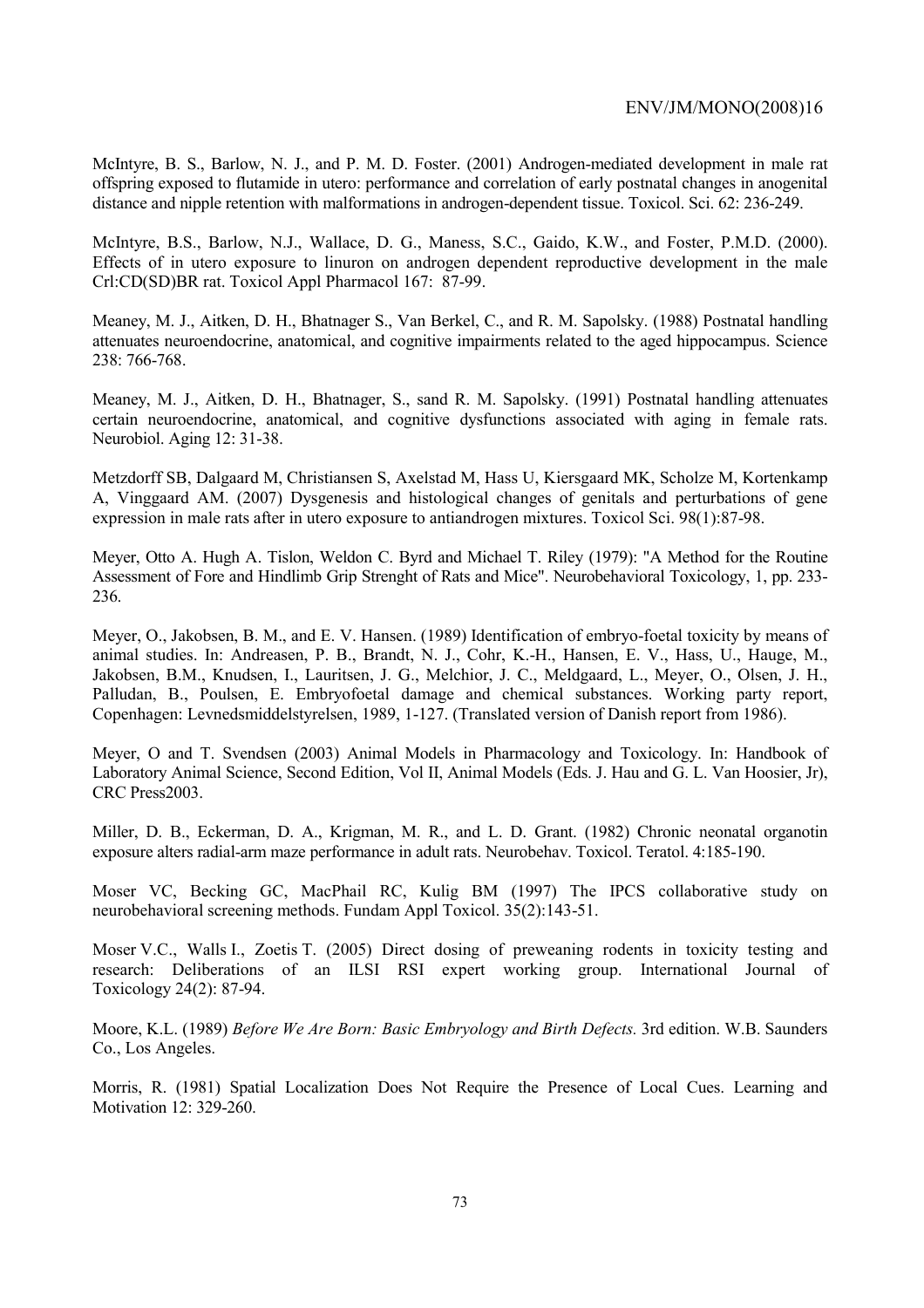McIntyre, B. S., Barlow, N. J., and P. M. D. Foster. (2001) Androgen-mediated development in male rat offspring exposed to flutamide in utero: performance and correlation of early postnatal changes in anogenital distance and nipple retention with malformations in androgen-dependent tissue. Toxicol. Sci. 62: 236-249.

McIntyre, B.S., Barlow, N.J., Wallace, D. G., Maness, S.C., Gaido, K.W., and Foster, P.M.D. (2000). Effects of in utero exposure to linuron on androgen dependent reproductive development in the male Crl:CD(SD)BR rat. Toxicol Appl Pharmacol 167: 87-99.

Meaney, M. J., Aitken, D. H., Bhatnager S., Van Berkel, C., and R. M. Sapolsky. (1988) Postnatal handling attenuates neuroendocrine, anatomical, and cognitive impairments related to the aged hippocampus. Science 238: 766-768.

Meaney, M. J., Aitken, D. H., Bhatnager, S., sand R. M. Sapolsky. (1991) Postnatal handling attenuates certain neuroendocrine, anatomical, and cognitive dysfunctions associated with aging in female rats. Neurobiol. Aging 12: 31-38.

Metzdorff SB, Dalgaard M, Christiansen S, Axelstad M, Hass U, Kiersgaard MK, Scholze M, Kortenkamp A, Vinggaard AM. (2007) Dysgenesis and histological changes of genitals and perturbations of gene expression in male rats after in utero exposure to antiandrogen mixtures. Toxicol Sci. 98(1):87-98.

Meyer, Otto A. Hugh A. Tislon, Weldon C. Byrd and Michael T. Riley (1979): "A Method for the Routine Assessment of Fore and Hindlimb Grip Strenght of Rats and Mice". Neurobehavioral Toxicology, 1, pp. 233-236.

Meyer, O., Jakobsen, B. M., and E. V. Hansen. (1989) Identification of embryo-foetal toxicity by means of animal studies. In: Andreasen, P. B., Brandt, N. J., Cohr, K.-H., Hansen, E. V., Hass, U., Hauge, M., Jakobsen, B.M., Knudsen, I., Lauritsen, J. G., Melchior, J. C., Meldgaard, L., Meyer, O., Olsen, J. H., Palludan, B., Poulsen, E. Embryofoetal damage and chemical substances. Working party report, Copenhagen: Levnedsmiddelstyrelsen, 1989, 1-127. (Translated version of Danish report from 1986).

Meyer, O and T. Svendsen (2003) Animal Models in Pharmacology and Toxicology. In: Handbook of Laboratory Animal Science, Second Edition, Vol II, Animal Models (Eds. J. Hau and G. L. Van Hoosier, Jr), CRC Press2003.

Miller, D. B., Eckerman, D. A., Krigman, M. R., and L. D. Grant. (1982) Chronic neonatal organotin exposure alters radial-arm maze performance in adult rats. Neurobehav. Toxicol. Teratol. 4:185-190.

Moser VC, Becking GC, MacPhail RC, Kulig BM (1997) The IPCS collaborative study on neurobehavioral screening methods. Fundam Appl Toxicol. 35(2):143-51.

Moser V.C., Walls I., Zoetis T. (2005) Direct dosing of preweaning rodents in toxicity testing and research: Deliberations of an ILSI RSI expert working group. International Journal of Toxicology 24(2): 87-94.

Moore, K.L. (1989) *Before We Are Born: Basic Embryology and Birth Defects.* 3rd edition. W.B. Saunders Co., Los Angeles.

Morris, R. (1981) Spatial Localization Does Not Require the Presence of Local Cues. Learning and Motivation 12: 329-260.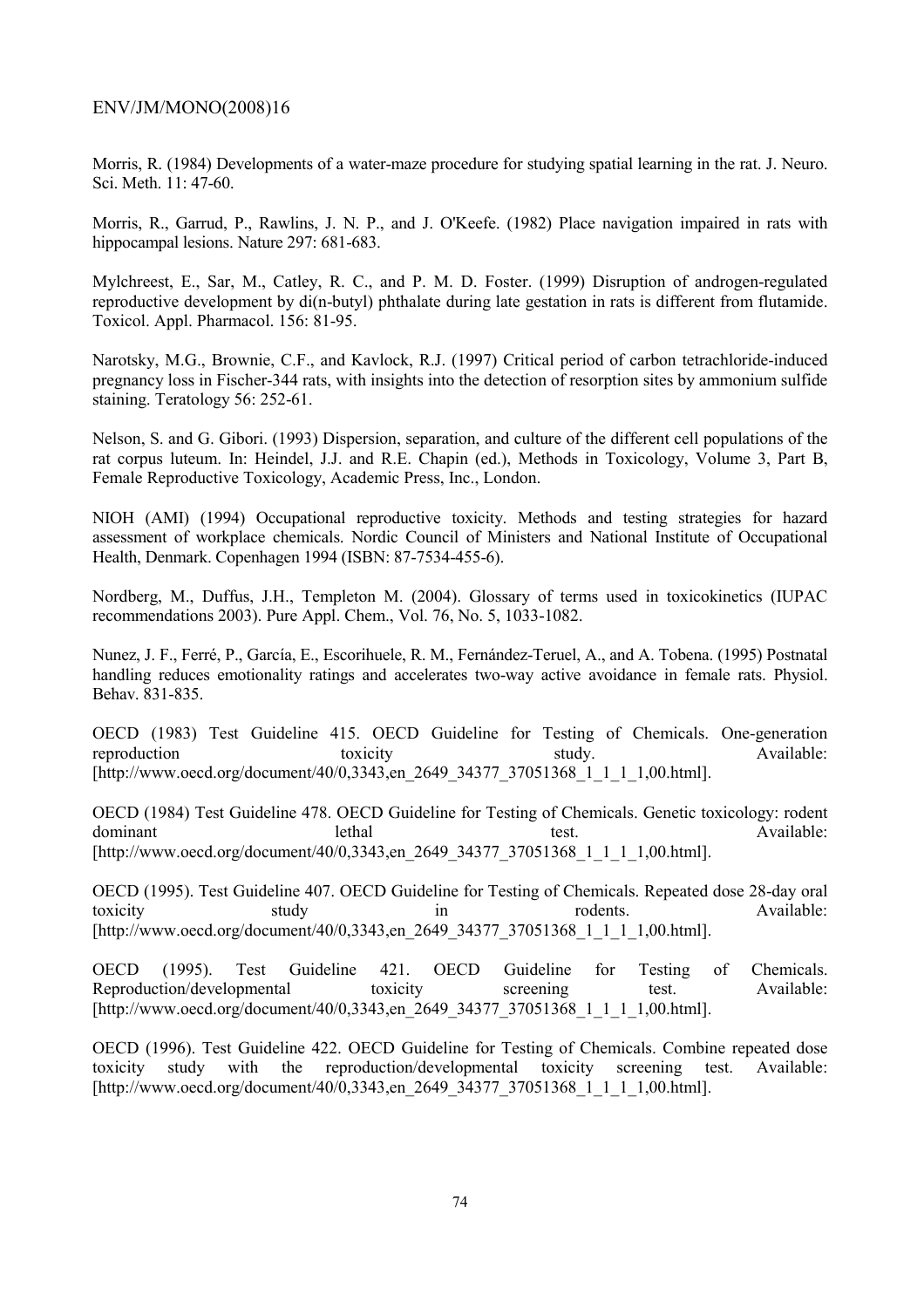Morris, R. (1984) Developments of a water-maze procedure for studying spatial learning in the rat. J. Neuro. Sci. Meth. 11: 47-60.

Morris, R., Garrud, P., Rawlins, J. N. P., and J. O'Keefe. (1982) Place navigation impaired in rats with hippocampal lesions. Nature 297: 681-683.

Mylchreest, E., Sar, M., Catley, R. C., and P. M. D. Foster. (1999) Disruption of androgen-regulated reproductive development by di(n-butyl) phthalate during late gestation in rats is different from flutamide. Toxicol. Appl. Pharmacol. 156: 81-95.

Narotsky, M.G., Brownie, C.F., and Kavlock, R.J. (1997) Critical period of carbon tetrachloride-induced pregnancy loss in Fischer-344 rats, with insights into the detection of resorption sites by ammonium sulfide staining. Teratology 56: 252-61.

Nelson, S. and G. Gibori. (1993) Dispersion, separation, and culture of the different cell populations of the rat corpus luteum. In: Heindel, J.J. and R.E. Chapin (ed.), Methods in Toxicology, Volume 3, Part B, Female Reproductive Toxicology, Academic Press, Inc., London.

NIOH (AMI) (1994) Occupational reproductive toxicity. Methods and testing strategies for hazard assessment of workplace chemicals. Nordic Council of Ministers and National Institute of Occupational Health, Denmark. Copenhagen 1994 (ISBN: 87-7534-455-6).

Nordberg, M., Duffus, J.H., Templeton M. (2004). Glossary of terms used in toxicokinetics (IUPAC recommendations 2003). Pure Appl. Chem., Vol. 76, No. 5, 1033-1082.

Nunez, J. F., Ferré, P., García, E., Escorihuele, R. M., Fernández-Teruel, A., and A. Tobena. (1995) Postnatal handling reduces emotionality ratings and accelerates two-way active avoidance in female rats. Physiol. Behav. 831-835.

OECD (1983) Test Guideline 415. OECD Guideline for Testing of Chemicals. One-generation reproduction toxicity study. Available: [http://www.oecd.org/document/40/0,3343,en_2649_34377_37051368_1_1_1_1,00.html].

OECD (1984) Test Guideline 478. OECD Guideline for Testing of Chemicals. Genetic toxicology: rodent dominant lethal test. Available: [http://www.oecd.org/document/40/0,3343,en_2649_34377_37051368_1_1_1_1,00.html].

OECD (1995). Test Guideline 407. OECD Guideline for Testing of Chemicals. Repeated dose 28-day oral toxicity study in rodents. Available: [http://www.oecd.org/document/40/0,3343,en_2649_34377_37051368_1_1_1_1,00.html].

OECD (1995). Test Guideline 421. OECD Guideline for Testing of Chemicals. Reproduction/developmental toxicity screening test. Available: [http://www.oecd.org/document/40/0,3343,en_2649_34377_37051368_1_1_1_1,00.html].

OECD (1996). Test Guideline 422. OECD Guideline for Testing of Chemicals. Combine repeated dose toxicity study with the reproduction/developmental toxicity screening test. Available: [http://www.oecd.org/document/40/0,3343,en_2649_34377_37051368_1_1_1_1,00.html].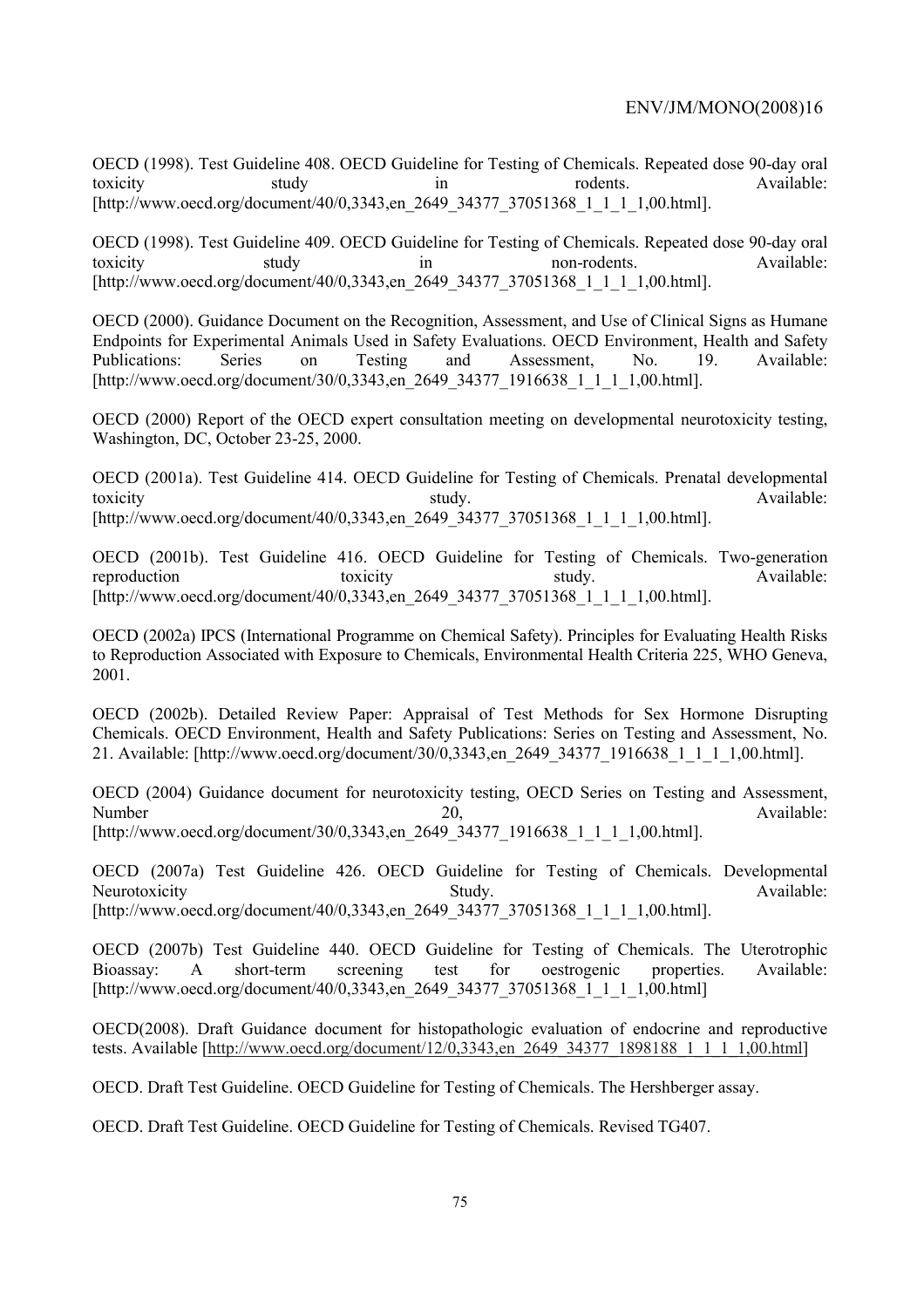OECD (1998). Test Guideline 408. OECD Guideline for Testing of Chemicals. Repeated dose 90-day oral toxicity study in rodents. Available: [http://www.oecd.org/document/40/0,3343,en_2649_34377_37051368_1_1_1_1,00.html].

OECD (1998). Test Guideline 409. OECD Guideline for Testing of Chemicals. Repeated dose 90-day oral toxicity study in non-rodents. Available: [http://www.oecd.org/document/40/0,3343,en_2649_34377_37051368_1_1_1_1,00.html].

OECD (2000). Guidance Document on the Recognition, Assessment, and Use of Clinical Signs as Humane Endpoints for Experimental Animals Used in Safety Evaluations. OECD Environment, Health and Safety Publications: Series on Testing and Assessment, No. 19. Available: [http://www.oecd.org/document/30/0,3343,en_2649_34377_1916638_1_1_1_1,00.html].

OECD (2000) Report of the OECD expert consultation meeting on developmental neurotoxicity testing, Washington, DC, October 23-25, 2000.

OECD (2001a). Test Guideline 414. OECD Guideline for Testing of Chemicals. Prenatal developmental toxicity study. Available: [http://www.oecd.org/document/40/0,3343,en_2649_34377_37051368_1_1_1_1,00.html].

OECD (2001b). Test Guideline 416. OECD Guideline for Testing of Chemicals. Two-generation reproduction toxicity study. Available: [http://www.oecd.org/document/40/0,3343,en_2649_34377_37051368_1_1_1_1,00.html].

OECD (2002a) IPCS (International Programme on Chemical Safety). Principles for Evaluating Health Risks to Reproduction Associated with Exposure to Chemicals, Environmental Health Criteria 225, WHO Geneva, 2001.

OECD (2002b). Detailed Review Paper: Appraisal of Test Methods for Sex Hormone Disrupting Chemicals. OECD Environment, Health and Safety Publications: Series on Testing and Assessment, No. 21. Available: [http://www.oecd.org/document/30/0,3343,en_2649_34377_1916638_1_1_1_1,00.html].

OECD (2004) Guidance document for neurotoxicity testing, OECD Series on Testing and Assessment, Number 20, Available: [http://www.oecd.org/document/30/0,3343,en_2649_34377_1916638_1_1_1_1,00.html].

OECD (2007a) Test Guideline 426. OECD Guideline for Testing of Chemicals. Developmental Neurotoxicity Study. Available: [http://www.oecd.org/document/40/0,3343,en_2649_34377_37051368_1_1_1_1,00.html].

OECD (2007b) Test Guideline 440. OECD Guideline for Testing of Chemicals. The Uterotrophic Bioassay: A short-term screening test for oestrogenic properties. Available: [http://www.oecd.org/document/40/0,3343,en_2649_34377_37051368_1_1_1_1,00.html]

OECD(2008). Draft Guidance document for histopathologic evaluation of endocrine and reproductive tests. Available [http://www.oecd.org/document/12/0,3343,en_2649_34377_1898188_1_1_1_1,00.html]

OECD. Draft Test Guideline. OECD Guideline for Testing of Chemicals. The Hershberger assay.

OECD. Draft Test Guideline. OECD Guideline for Testing of Chemicals. Revised TG407.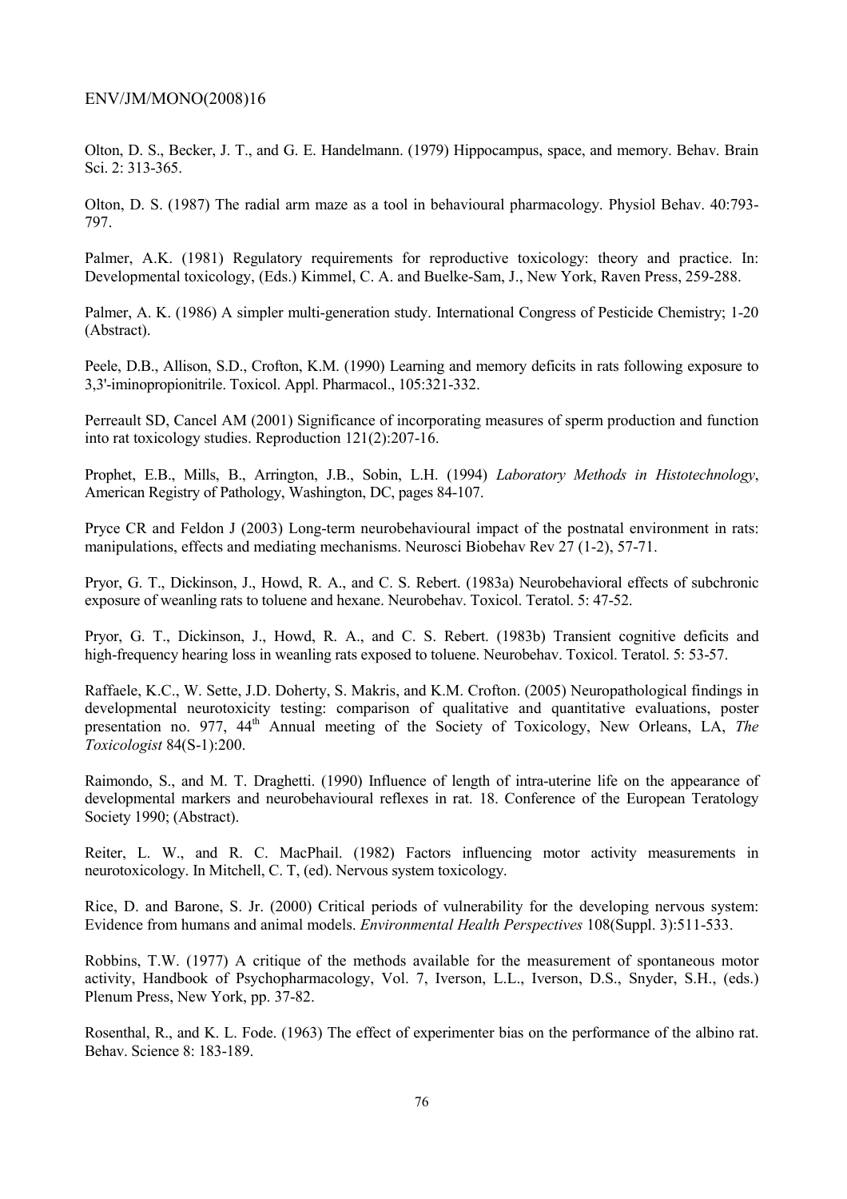Olton, D. S., Becker, J. T., and G. E. Handelmann. (1979) Hippocampus, space, and memory. Behav. Brain Sci. 2: 313-365.

Olton, D. S. (1987) The radial arm maze as a tool in behavioural pharmacology. Physiol Behav. 40:793-797.

Palmer, A.K. (1981) Regulatory requirements for reproductive toxicology: theory and practice. In: Developmental toxicology, (Eds.) Kimmel, C. A. and Buelke-Sam, J., New York, Raven Press, 259-288.

Palmer, A. K. (1986) A simpler multi-generation study. International Congress of Pesticide Chemistry; 1-20 (Abstract).

Peele, D.B., Allison, S.D., Crofton, K.M. (1990) Learning and memory deficits in rats following exposure to 3,3'-iminopropionitrile. Toxicol. Appl. Pharmacol., 105:321-332.

Perreault SD, Cancel AM (2001) Significance of incorporating measures of sperm production and function into rat toxicology studies. Reproduction 121(2):207-16.

Prophet, E.B., Mills, B., Arrington, J.B., Sobin, L.H. (1994) *Laboratory Methods in Histotechnology*, American Registry of Pathology, Washington, DC, pages 84-107.

Pryce CR and Feldon J (2003) Long-term neurobehavioural impact of the postnatal environment in rats: manipulations, effects and mediating mechanisms. Neurosci Biobehav Rev 27 (1-2), 57-71.

Pryor, G. T., Dickinson, J., Howd, R. A., and C. S. Rebert. (1983a) Neurobehavioral effects of subchronic exposure of weanling rats to toluene and hexane. Neurobehav. Toxicol. Teratol. 5: 47-52.

Pryor, G. T., Dickinson, J., Howd, R. A., and C. S. Rebert. (1983b) Transient cognitive deficits and high-frequency hearing loss in weanling rats exposed to toluene. Neurobehav. Toxicol. Teratol. 5: 53-57.

Raffaele, K.C., W. Sette, J.D. Doherty, S. Makris, and K.M. Crofton. (2005) Neuropathological findings in developmental neurotoxicity testing: comparison of qualitative and quantitative evaluations, poster presentation no. 977, 44th Annual meeting of the Society of Toxicology, New Orleans, LA, *The Toxicologist* 84(S-1):200.

Raimondo, S., and M. T. Draghetti. (1990) Influence of length of intra-uterine life on the appearance of developmental markers and neurobehavioural reflexes in rat. 18. Conference of the European Teratology Society 1990; (Abstract).

Reiter, L. W., and R. C. MacPhail. (1982) Factors influencing motor activity measurements in neurotoxicology. In Mitchell, C. T, (ed). Nervous system toxicology.

Rice, D. and Barone, S. Jr. (2000) Critical periods of vulnerability for the developing nervous system: Evidence from humans and animal models. *Environmental Health Perspectives* 108(Suppl. 3):511-533.

Robbins, T.W. (1977) A critique of the methods available for the measurement of spontaneous motor activity, Handbook of Psychopharmacology, Vol. 7, Iverson, L.L., Iverson, D.S., Snyder, S.H., (eds.) Plenum Press, New York, pp. 37-82.

Rosenthal, R., and K. L. Fode. (1963) The effect of experimenter bias on the performance of the albino rat. Behav. Science 8: 183-189.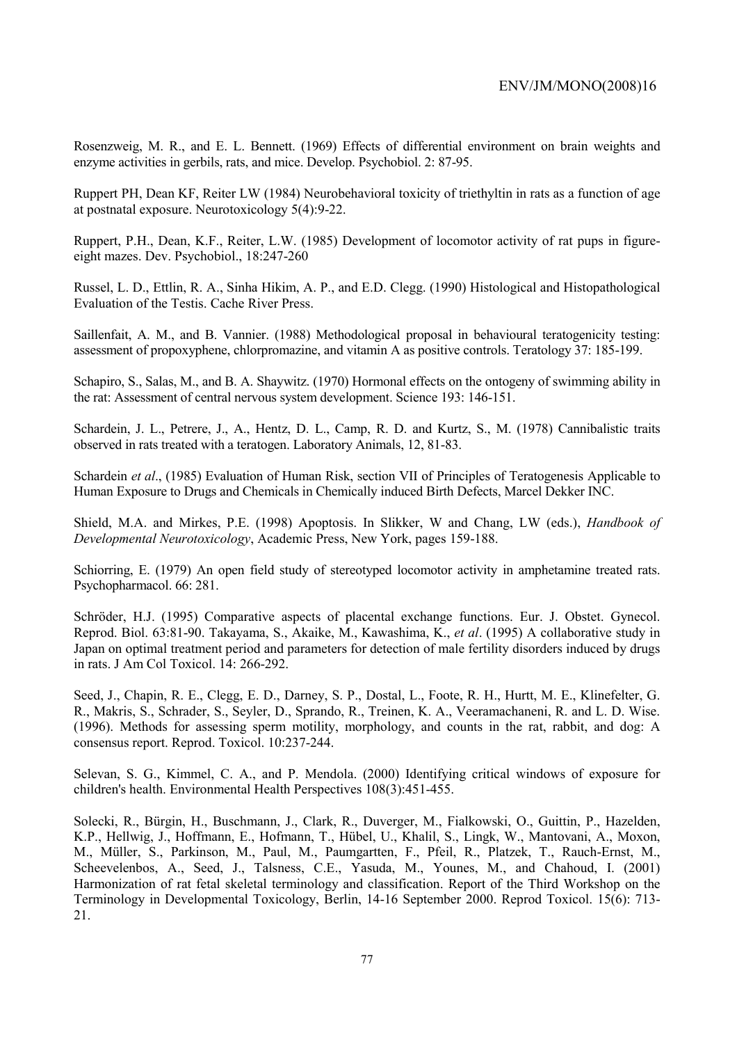Rosenzweig, M. R., and E. L. Bennett. (1969) Effects of differential environment on brain weights and enzyme activities in gerbils, rats, and mice. Develop. Psychobiol. 2: 87-95.

Ruppert PH, Dean KF, Reiter LW (1984) Neurobehavioral toxicity of triethyltin in rats as a function of age at postnatal exposure. Neurotoxicology 5(4):9-22.

Ruppert, P.H., Dean, K.F., Reiter, L.W. (1985) Development of locomotor activity of rat pups in figure-eight mazes. Dev. Psychobiol., 18:247-260

Russel, L. D., Ettlin, R. A., Sinha Hikim, A. P., and E.D. Clegg. (1990) Histological and Histopathological Evaluation of the Testis. Cache River Press.

Saillenfait, A. M., and B. Vannier. (1988) Methodological proposal in behavioural teratogenicity testing: assessment of propoxyphene, chlorpromazine, and vitamin A as positive controls. Teratology 37: 185-199.

Schapiro, S., Salas, M., and B. A. Shaywitz. (1970) Hormonal effects on the ontogeny of swimming ability in the rat: Assessment of central nervous system development. Science 193: 146-151.

Schardein, J. L., Petrere, J., A., Hentz, D. L., Camp, R. D. and Kurtz, S., M. (1978) Cannibalistic traits observed in rats treated with a teratogen. Laboratory Animals, 12, 81-83.

Schardein *et al*., (1985) Evaluation of Human Risk, section VII of Principles of Teratogenesis Applicable to Human Exposure to Drugs and Chemicals in Chemically induced Birth Defects, Marcel Dekker INC.

Shield, M.A. and Mirkes, P.E. (1998) Apoptosis. In Slikker, W and Chang, LW (eds.), *Handbook of Developmental Neurotoxicology*, Academic Press, New York, pages 159-188.

Schiorring, E. (1979) An open field study of stereotyped locomotor activity in amphetamine treated rats. Psychopharmacol. 66: 281.

Schröder, H.J. (1995) Comparative aspects of placental exchange functions. Eur. J. Obstet. Gynecol. Reprod. Biol. 63:81-90. Takayama, S., Akaike, M., Kawashima, K., *et al*. (1995) A collaborative study in Japan on optimal treatment period and parameters for detection of male fertility disorders induced by drugs in rats. J Am Col Toxicol. 14: 266-292.

Seed, J., Chapin, R. E., Clegg, E. D., Darney, S. P., Dostal, L., Foote, R. H., Hurtt, M. E., Klinefelter, G. R., Makris, S., Schrader, S., Seyler, D., Sprando, R., Treinen, K. A., Veeramachaneni, R. and L. D. Wise. (1996). Methods for assessing sperm motility, morphology, and counts in the rat, rabbit, and dog: A consensus report. Reprod. Toxicol. 10:237-244.

Selevan, S. G., Kimmel, C. A., and P. Mendola. (2000) Identifying critical windows of exposure for children's health. Environmental Health Perspectives 108(3):451-455.

Solecki, R., Bürgin, H., Buschmann, J., Clark, R., Duverger, M., Fialkowski, O., Guittin, P., Hazelden, K.P., Hellwig, J., Hoffmann, E., Hofmann, T., Hübel, U., Khalil, S., Lingk, W., Mantovani, A., Moxon, M., Müller, S., Parkinson, M., Paul, M., Paumgartten, F., Pfeil, R., Platzek, T., Rauch-Ernst, M., Scheevelenbos, A., Seed, J., Talsness, C.E., Yasuda, M., Younes, M., and Chahoud, I. (2001) Harmonization of rat fetal skeletal terminology and classification. Report of the Third Workshop on the Terminology in Developmental Toxicology, Berlin, 14-16 September 2000. Reprod Toxicol. 15(6): 713-21.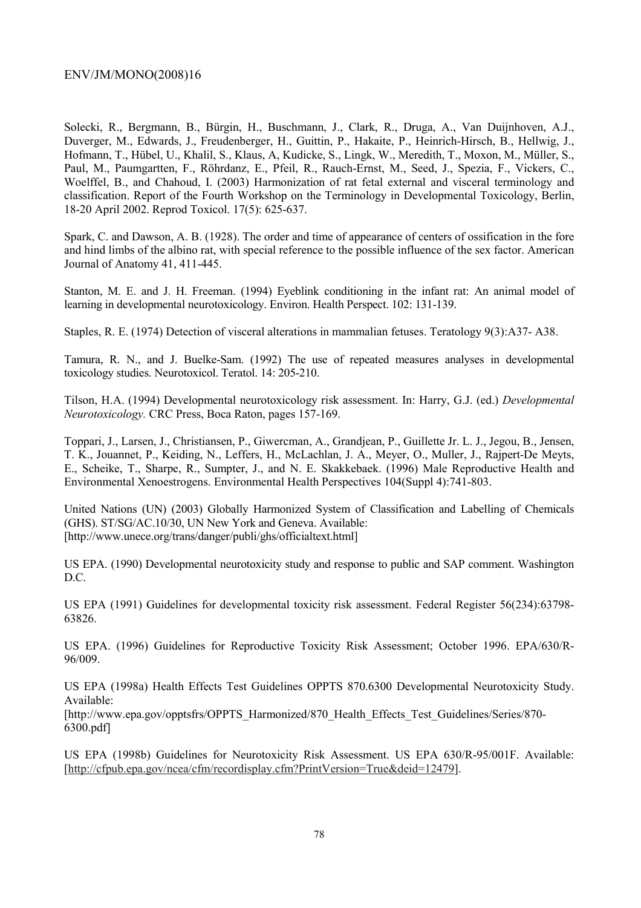Solecki, R., Bergmann, B., Bürgin, H., Buschmann, J., Clark, R., Druga, A., Van Duijnhoven, A.J., Duverger, M., Edwards, J., Freudenberger, H., Guittin, P., Hakaite, P., Heinrich-Hirsch, B., Hellwig, J., Hofmann, T., Hübel, U., Khalil, S., Klaus, A, Kudicke, S., Lingk, W., Meredith, T., Moxon, M., Müller, S., Paul, M., Paumgartten, F., Röhrdanz, E., Pfeil, R., Rauch-Ernst, M., Seed, J., Spezia, F., Vickers, C., Woelffel, B., and Chahoud, I. (2003) Harmonization of rat fetal external and visceral terminology and classification. Report of the Fourth Workshop on the Terminology in Developmental Toxicology, Berlin, 18-20 April 2002. Reprod Toxicol. 17(5): 625-637.

Spark, C. and Dawson, A. B. (1928). The order and time of appearance of centers of ossification in the fore and hind limbs of the albino rat, with special reference to the possible influence of the sex factor. American Journal of Anatomy 41, 411-445.

Stanton, M. E. and J. H. Freeman. (1994) Eyeblink conditioning in the infant rat: An animal model of learning in developmental neurotoxicology. Environ. Health Perspect. 102: 131-139.

Staples, R. E. (1974) Detection of visceral alterations in mammalian fetuses. Teratology 9(3):A37- A38.

Tamura, R. N., and J. Buelke-Sam. (1992) The use of repeated measures analyses in developmental toxicology studies. Neurotoxicol. Teratol. 14: 205-210.

Tilson, H.A. (1994) Developmental neurotoxicology risk assessment. In: Harry, G.J. (ed.) *Developmental Neurotoxicology.* CRC Press, Boca Raton, pages 157-169.

Toppari, J., Larsen, J., Christiansen, P., Giwercman, A., Grandjean, P., Guillette Jr. L. J., Jegou, B., Jensen, T. K., Jouannet, P., Keiding, N., Leffers, H., McLachlan, J. A., Meyer, O., Muller, J., Rajpert-De Meyts, E., Scheike, T., Sharpe, R., Sumpter, J., and N. E. Skakkebaek. (1996) Male Reproductive Health and Environmental Xenoestrogens. Environmental Health Perspectives 104(Suppl 4):741-803.

United Nations (UN) (2003) Globally Harmonized System of Classification and Labelling of Chemicals (GHS). ST/SG/AC.10/30, UN New York and Geneva. Available: [http://www.unece.org/trans/danger/publi/ghs/officialtext.html]

US EPA. (1990) Developmental neurotoxicity study and response to public and SAP comment. Washington D.C.

US EPA (1991) Guidelines for developmental toxicity risk assessment. Federal Register 56(234):63798-63826.

US EPA. (1996) Guidelines for Reproductive Toxicity Risk Assessment; October 1996. EPA/630/R-96/009.

US EPA (1998a) Health Effects Test Guidelines OPPTS 870.6300 Developmental Neurotoxicity Study. Available: [http://www.epa.gov/opptsfrs/OPPTS_Harmonized/870_Health_Effects_Test_Guidelines/Series/870-6300.pdf]

US EPA (1998b) Guidelines for Neurotoxicity Risk Assessment. US EPA 630/R-95/001F. Available: [http://cfpub.epa.gov/ncea/cfm/recordisplay.cfm?PrintVersion=True&deid=12479].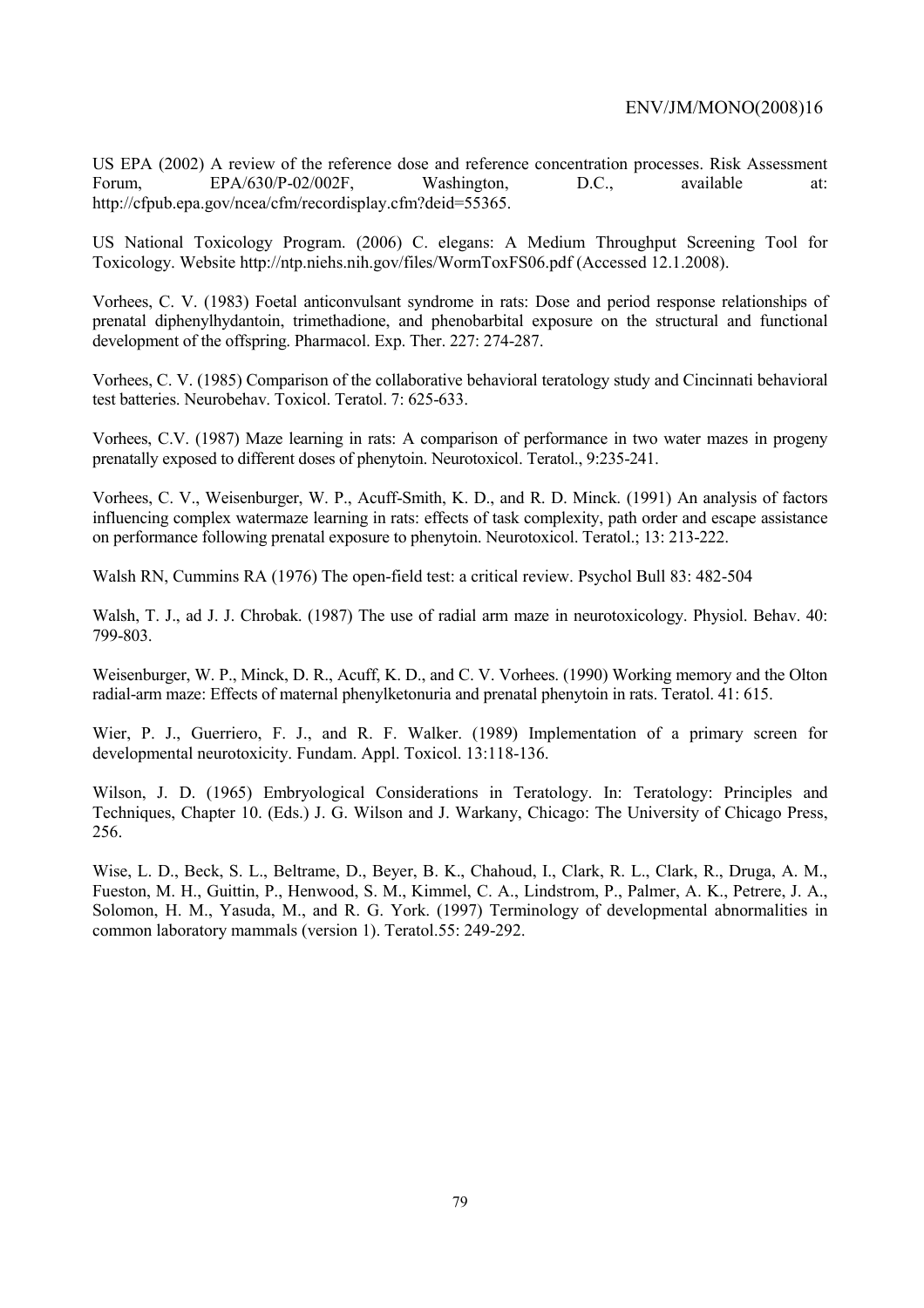US EPA (2002) A review of the reference dose and reference concentration processes. Risk Assessment Forum, EPA/630/P-02/002F, Washington, D.C., available at: http://cfpub.epa.gov/ncea/cfm/recordisplay.cfm?deid=55365.

US National Toxicology Program. (2006) C. elegans: A Medium Throughput Screening Tool for Toxicology. Website http://ntp.niehs.nih.gov/files/WormToxFS06.pdf (Accessed 12.1.2008).

Vorhees, C. V. (1983) Foetal anticonvulsant syndrome in rats: Dose and period response relationships of prenatal diphenylhydantoin, trimethadione, and phenobarbital exposure on the structural and functional development of the offspring. Pharmacol. Exp. Ther. 227: 274-287.

Vorhees, C. V. (1985) Comparison of the collaborative behavioral teratology study and Cincinnati behavioral test batteries. Neurobehav. Toxicol. Teratol. 7: 625-633.

Vorhees, C.V. (1987) Maze learning in rats: A comparison of performance in two water mazes in progeny prenatally exposed to different doses of phenytoin. Neurotoxicol. Teratol., 9:235-241.

Vorhees, C. V., Weisenburger, W. P., Acuff-Smith, K. D., and R. D. Minck. (1991) An analysis of factors influencing complex watermaze learning in rats: effects of task complexity, path order and escape assistance on performance following prenatal exposure to phenytoin. Neurotoxicol. Teratol.; 13: 213-222.

Walsh RN, Cummins RA (1976) The open-field test: a critical review. Psychol Bull 83: 482-504

Walsh, T. J., ad J. J. Chrobak. (1987) The use of radial arm maze in neurotoxicology. Physiol. Behav. 40: 799-803.

Weisenburger, W. P., Minck, D. R., Acuff, K. D., and C. V. Vorhees. (1990) Working memory and the Olton radial-arm maze: Effects of maternal phenylketonuria and prenatal phenytoin in rats. Teratol. 41: 615.

Wier, P. J., Guerriero, F. J., and R. F. Walker. (1989) Implementation of a primary screen for developmental neurotoxicity. Fundam. Appl. Toxicol. 13:118-136.

Wilson, J. D. (1965) Embryological Considerations in Teratology. In: Teratology: Principles and Techniques, Chapter 10. (Eds.) J. G. Wilson and J. Warkany, Chicago: The University of Chicago Press, 256.

Wise, L. D., Beck, S. L., Beltrame, D., Beyer, B. K., Chahoud, I., Clark, R. L., Clark, R., Druga, A. M., Fueston, M. H., Guittin, P., Henwood, S. M., Kimmel, C. A., Lindstrom, P., Palmer, A. K., Petrere, J. A., Solomon, H. M., Yasuda, M., and R. G. York. (1997) Terminology of developmental abnormalities in common laboratory mammals (version 1). Teratol.55: 249-292.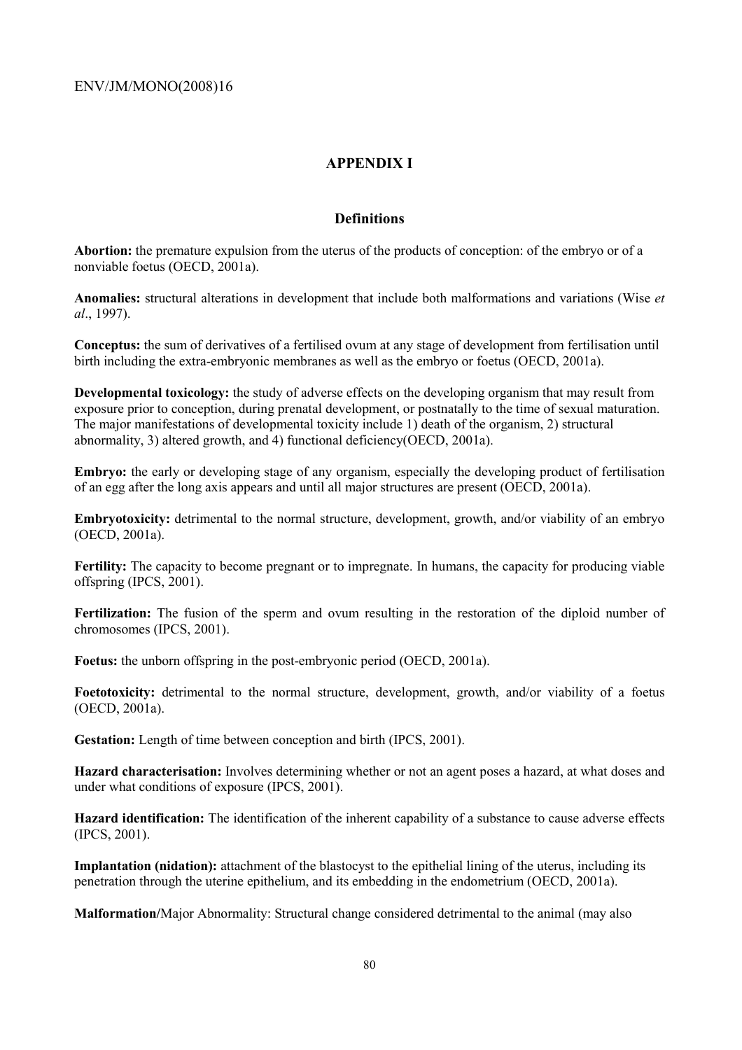## APPENDIX I

### Definitions

**Abortion:** the premature expulsion from the uterus of the products of conception: of the embryo or of a nonviable foetus (OECD, 2001a).

**Anomalies:** structural alterations in development that include both malformations and variations (Wise *et al*., 1997).

**Conceptus:** the sum of derivatives of a fertilised ovum at any stage of development from fertilisation until birth including the extra-embryonic membranes as well as the embryo or foetus (OECD, 2001a).

**Developmental toxicology:** the study of adverse effects on the developing organism that may result from exposure prior to conception, during prenatal development, or postnatally to the time of sexual maturation. The major manifestations of developmental toxicity include 1) death of the organism, 2) structural abnormality, 3) altered growth, and 4) functional deficiency(OECD, 2001a).

**Embryo:** the early or developing stage of any organism, especially the developing product of fertilisation of an egg after the long axis appears and until all major structures are present (OECD, 2001a).

**Embryotoxicity:** detrimental to the normal structure, development, growth, and/or viability of an embryo (OECD, 2001a).

**Fertility:** The capacity to become pregnant or to impregnate. In humans, the capacity for producing viable offspring (IPCS, 2001).

**Fertilization:** The fusion of the sperm and ovum resulting in the restoration of the diploid number of chromosomes (IPCS, 2001).

**Foetus:** the unborn offspring in the post-embryonic period (OECD, 2001a).

**Foetotoxicity:** detrimental to the normal structure, development, growth, and/or viability of a foetus (OECD, 2001a).

**Gestation:** Length of time between conception and birth (IPCS, 2001).

**Hazard characterisation:** Involves determining whether or not an agent poses a hazard, at what doses and under what conditions of exposure (IPCS, 2001).

**Hazard identification:** The identification of the inherent capability of a substance to cause adverse effects (IPCS, 2001).

**Implantation (nidation):** attachment of the blastocyst to the epithelial lining of the uterus, including its penetration through the uterine epithelium, and its embedding in the endometrium (OECD, 2001a).

**Malformation/**Major Abnormality: Structural change considered detrimental to the animal (may also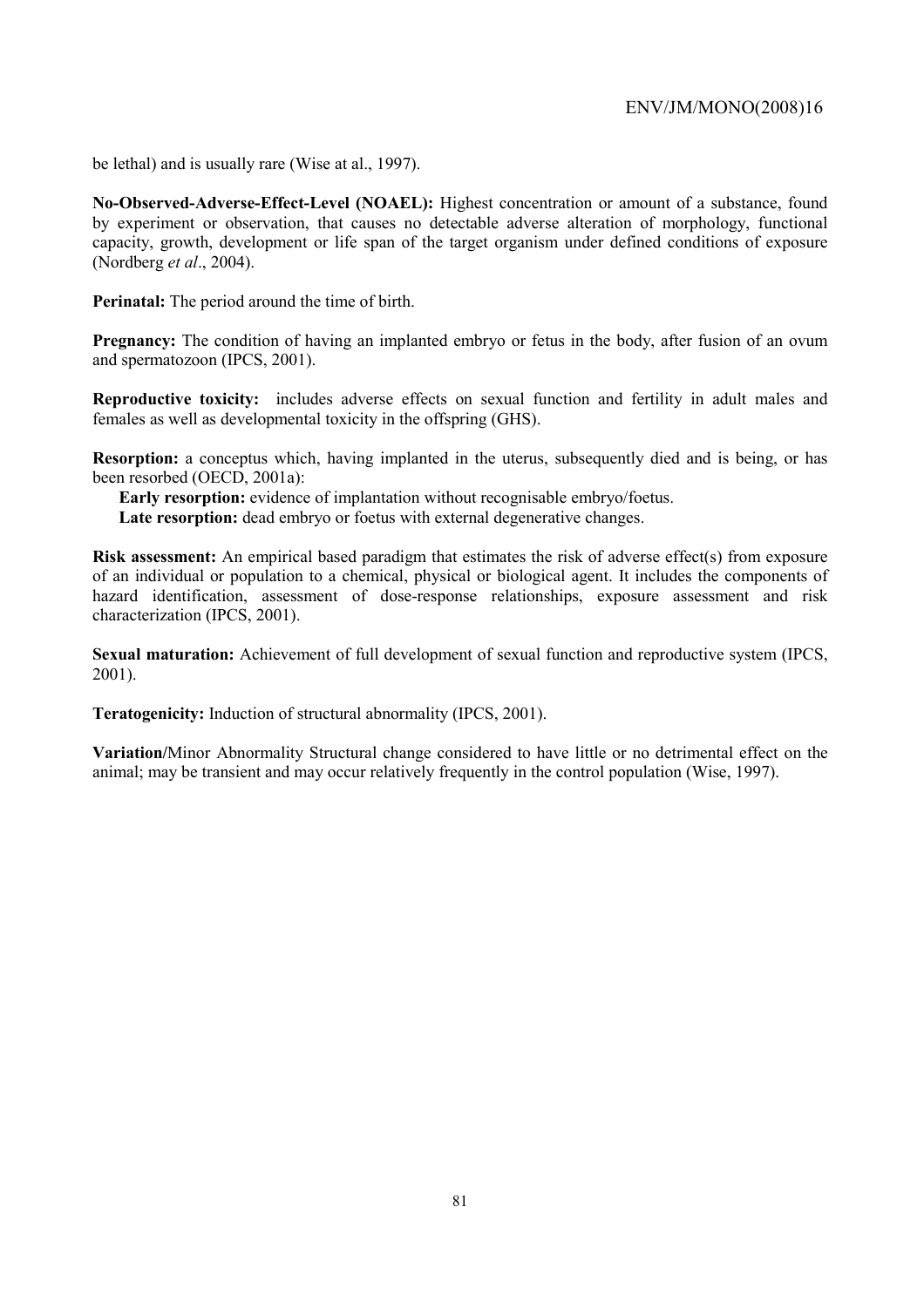be lethal) and is usually rare (Wise at al., 1997).

**No-Observed-Adverse-Effect-Level (NOAEL):** Highest concentration or amount of a substance, found by experiment or observation, that causes no detectable adverse alteration of morphology, functional capacity, growth, development or life span of the target organism under defined conditions of exposure (Nordberg *et al*., 2004).

**Perinatal:** The period around the time of birth.

**Pregnancy:** The condition of having an implanted embryo or fetus in the body, after fusion of an ovum and spermatozoon (IPCS, 2001).

**Reproductive toxicity:** includes adverse effects on sexual function and fertility in adult males and females as well as developmental toxicity in the offspring (GHS).

**Resorption:** a conceptus which, having implanted in the uterus, subsequently died and is being, or has been resorbed (OECD, 2001a):

**Early resorption:** evidence of implantation without recognisable embryo/foetus.

**Late resorption:** dead embryo or foetus with external degenerative changes.

**Risk assessment:** An empirical based paradigm that estimates the risk of adverse effect(s) from exposure of an individual or population to a chemical, physical or biological agent. It includes the components of hazard identification, assessment of dose-response relationships, exposure assessment and risk characterization (IPCS, 2001).

**Sexual maturation:** Achievement of full development of sexual function and reproductive system (IPCS, 2001).

**Teratogenicity:** Induction of structural abnormality (IPCS, 2001).

**Variation/**Minor Abnormality Structural change considered to have little or no detrimental effect on the animal; may be transient and may occur relatively frequently in the control population (Wise, 1997).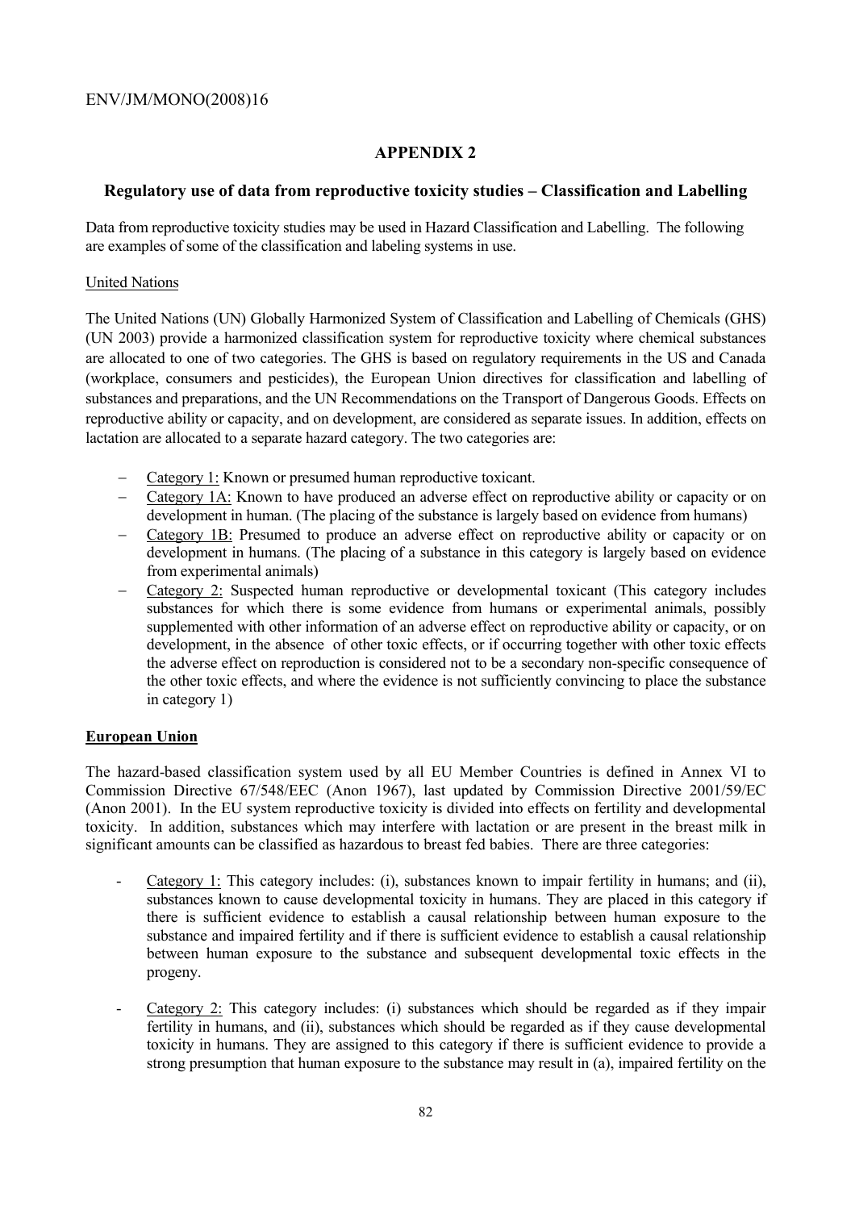## APPENDIX 2

### Regulatory use of data from reproductive toxicity studies – Classification and Labelling

Data from reproductive toxicity studies may be used in Hazard Classification and Labelling. The following are examples of some of the classification and labeling systems in use.

United Nations

The United Nations (UN) Globally Harmonized System of Classification and Labelling of Chemicals (GHS) (UN 2003) provide a harmonized classification system for reproductive toxicity where chemical substances are allocated to one of two categories. The GHS is based on regulatory requirements in the US and Canada (workplace, consumers and pesticides), the European Union directives for classification and labelling of substances and preparations, and the UN Recommendations on the Transport of Dangerous Goods. Effects on reproductive ability or capacity, and on development, are considered as separate issues. In addition, effects on lactation are allocated to a separate hazard category. The two categories are:

- Category 1: Known or presumed human reproductive toxicant.
- Category 1A: Known to have produced an adverse effect on reproductive ability or capacity or on development in human. (The placing of the substance is largely based on evidence from humans)
- Category 1B: Presumed to produce an adverse effect on reproductive ability or capacity or on development in humans. (The placing of a substance in this category is largely based on evidence from experimental animals)
- Category 2: Suspected human reproductive or developmental toxicant (This category includes substances for which there is some evidence from humans or experimental animals, possibly supplemented with other information of an adverse effect on reproductive ability or capacity, or on development, in the absence of other toxic effects, or if occurring together with other toxic effects the adverse effect on reproduction is considered not to be a secondary non-specific consequence of the other toxic effects, and where the evidence is not sufficiently convincing to place the substance in category 1)

**European Union**

The hazard-based classification system used by all EU Member Countries is defined in Annex VI to Commission Directive 67/548/EEC (Anon 1967), last updated by Commission Directive 2001/59/EC (Anon 2001). In the EU system reproductive toxicity is divided into effects on fertility and developmental toxicity. In addition, substances which may interfere with lactation or are present in the breast milk in significant amounts can be classified as hazardous to breast fed babies. There are three categories:

- Category 1: This category includes: (i), substances known to impair fertility in humans; and (ii), substances known to cause developmental toxicity in humans. They are placed in this category if there is sufficient evidence to establish a causal relationship between human exposure to the substance and impaired fertility and if there is sufficient evidence to establish a causal relationship between human exposure to the substance and subsequent developmental toxic effects in the progeny.

- Category 2: This category includes: (i) substances which should be regarded as if they impair fertility in humans, and (ii), substances which should be regarded as if they cause developmental toxicity in humans. They are assigned to this category if there is sufficient evidence to provide a strong presumption that human exposure to the substance may result in (a), impaired fertility on the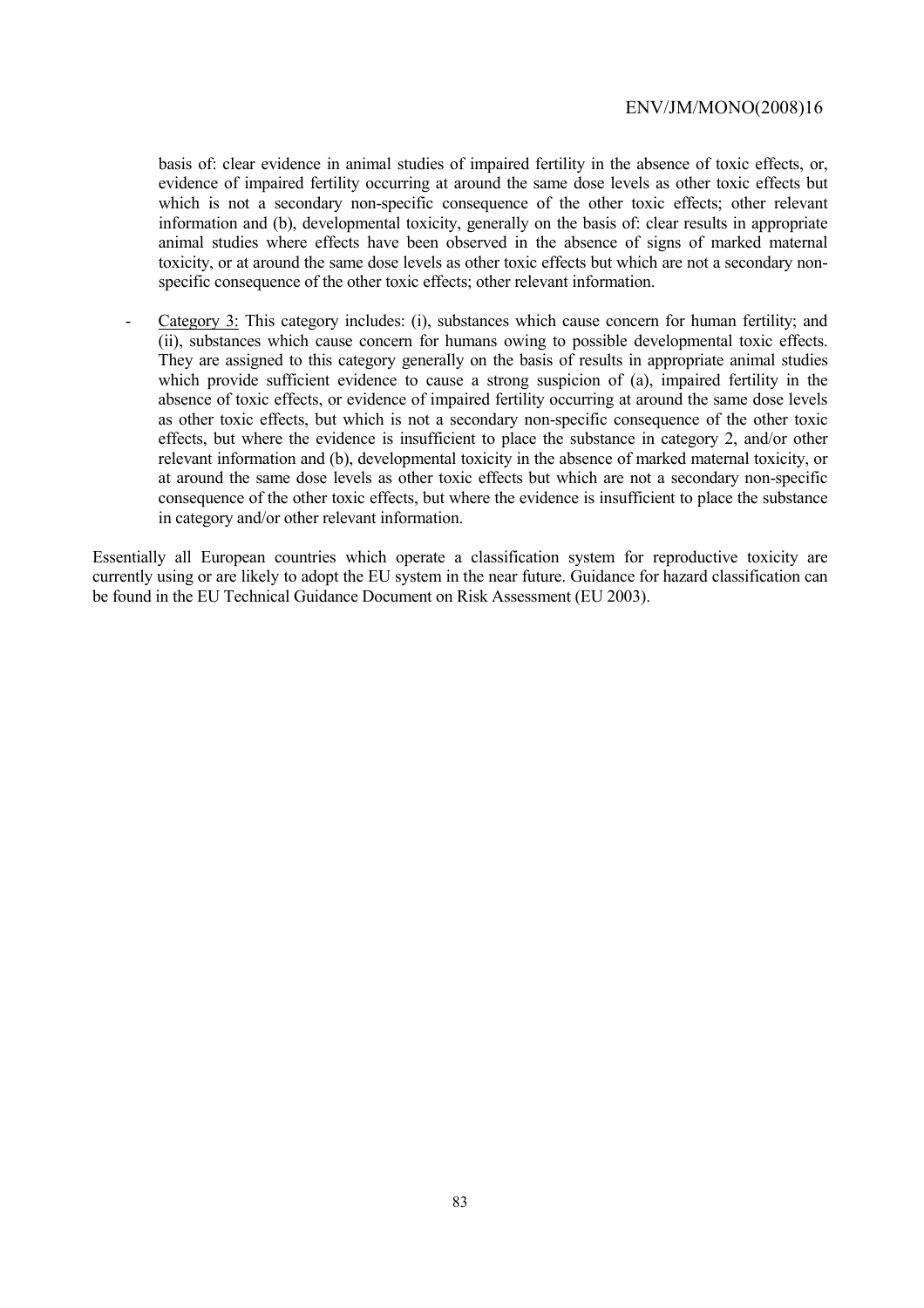basis of: clear evidence in animal studies of impaired fertility in the absence of toxic effects, or, evidence of impaired fertility occurring at around the same dose levels as other toxic effects but which is not a secondary non-specific consequence of the other toxic effects; other relevant information and (b), developmental toxicity, generally on the basis of: clear results in appropriate animal studies where effects have been observed in the absence of signs of marked maternal toxicity, or at around the same dose levels as other toxic effects but which are not a secondary non-specific consequence of the other toxic effects; other relevant information.

- Category 3: This category includes: (i), substances which cause concern for human fertility; and (ii), substances which cause concern for humans owing to possible developmental toxic effects. They are assigned to this category generally on the basis of results in appropriate animal studies which provide sufficient evidence to cause a strong suspicion of (a), impaired fertility in the absence of toxic effects, or evidence of impaired fertility occurring at around the same dose levels as other toxic effects, but which is not a secondary non-specific consequence of the other toxic effects, but where the evidence is insufficient to place the substance in category 2, and/or other relevant information and (b), developmental toxicity in the absence of marked maternal toxicity, or at around the same dose levels as other toxic effects but which are not a secondary non-specific consequence of the other toxic effects, but where the evidence is insufficient to place the substance in category and/or other relevant information.

Essentially all European countries which operate a classification system for reproductive toxicity are currently using or are likely to adopt the EU system in the near future. Guidance for hazard classification can be found in the EU Technical Guidance Document on Risk Assessment (EU 2003).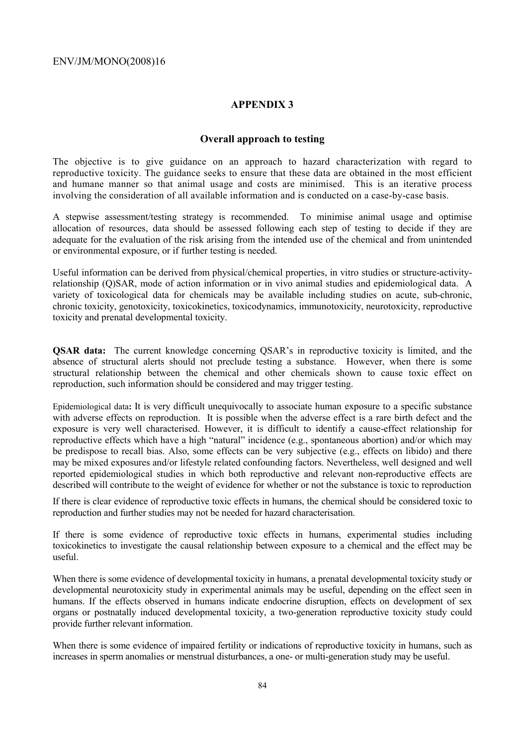## APPENDIX 3

### Overall approach to testing

The objective is to give guidance on an approach to hazard characterization with regard to reproductive toxicity. The guidance seeks to ensure that these data are obtained in the most efficient and humane manner so that animal usage and costs are minimised. This is an iterative process involving the consideration of all available information and is conducted on a case-by-case basis.

A stepwise assessment/testing strategy is recommended. To minimise animal usage and optimise allocation of resources, data should be assessed following each step of testing to decide if they are adequate for the evaluation of the risk arising from the intended use of the chemical and from unintended or environmental exposure, or if further testing is needed.

Useful information can be derived from physical/chemical properties, in vitro studies or structure-activity-relationship (Q)SAR, mode of action information or in vivo animal studies and epidemiological data. A variety of toxicological data for chemicals may be available including studies on acute, sub-chronic, chronic toxicity, genotoxicity, toxicokinetics, toxicodynamics, immunotoxicity, neurotoxicity, reproductive toxicity and prenatal developmental toxicity.

**QSAR data:** The current knowledge concerning QSAR's in reproductive toxicity is limited, and the absence of structural alerts should not preclude testing a substance. However, when there is some structural relationship between the chemical and other chemicals shown to cause toxic effect on reproduction, such information should be considered and may trigger testing.

Epidemiological data**:** It is very difficult unequivocally to associate human exposure to a specific substance with adverse effects on reproduction. It is possible when the adverse effect is a rare birth defect and the exposure is very well characterised. However, it is difficult to identify a cause-effect relationship for reproductive effects which have a high "natural" incidence (e.g., spontaneous abortion) and/or which may be predispose to recall bias. Also, some effects can be very subjective (e.g., effects on libido) and there may be mixed exposures and/or lifestyle related confounding factors. Nevertheless, well designed and well reported epidemiological studies in which both reproductive and relevant non-reproductive effects are described will contribute to the weight of evidence for whether or not the substance is toxic to reproduction

If there is clear evidence of reproductive toxic effects in humans, the chemical should be considered toxic to reproduction and further studies may not be needed for hazard characterisation.

If there is some evidence of reproductive toxic effects in humans, experimental studies including toxicokinetics to investigate the causal relationship between exposure to a chemical and the effect may be useful.

When there is some evidence of developmental toxicity in humans, a prenatal developmental toxicity study or developmental neurotoxicity study in experimental animals may be useful, depending on the effect seen in humans. If the effects observed in humans indicate endocrine disruption, effects on development of sex organs or postnatally induced developmental toxicity, a two-generation reproductive toxicity study could provide further relevant information.

When there is some evidence of impaired fertility or indications of reproductive toxicity in humans, such as increases in sperm anomalies or menstrual disturbances, a one- or multi-generation study may be useful.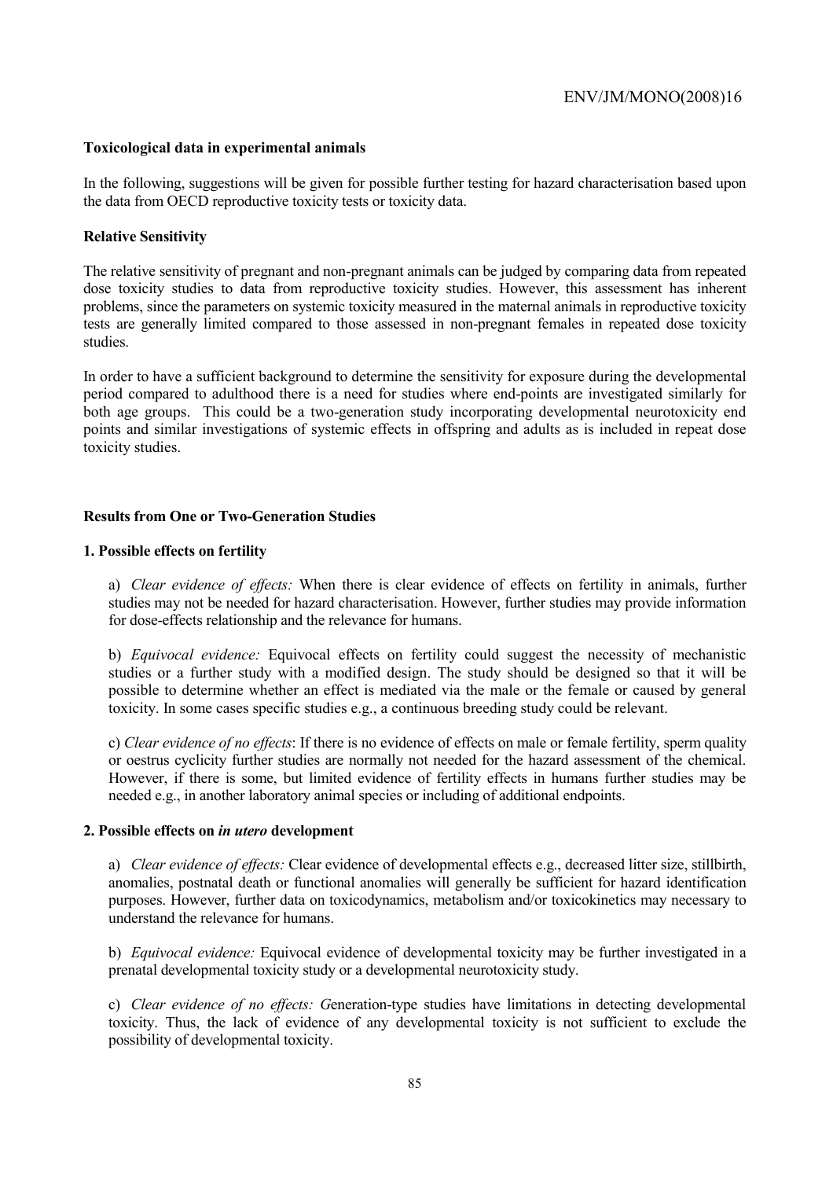**Toxicological data in experimental animals**

In the following, suggestions will be given for possible further testing for hazard characterisation based upon the data from OECD reproductive toxicity tests or toxicity data.

**Relative Sensitivity**

The relative sensitivity of pregnant and non-pregnant animals can be judged by comparing data from repeated dose toxicity studies to data from reproductive toxicity studies. However, this assessment has inherent problems, since the parameters on systemic toxicity measured in the maternal animals in reproductive toxicity tests are generally limited compared to those assessed in non-pregnant females in repeated dose toxicity studies.

In order to have a sufficient background to determine the sensitivity for exposure during the developmental period compared to adulthood there is a need for studies where end-points are investigated similarly for both age groups. This could be a two-generation study incorporating developmental neurotoxicity end points and similar investigations of systemic effects in offspring and adults as is included in repeat dose toxicity studies.

**Results from One or Two-Generation Studies**

**1. Possible effects on fertility**

a) *Clear evidence of effects:* When there is clear evidence of effects on fertility in animals, further studies may not be needed for hazard characterisation. However, further studies may provide information for dose-effects relationship and the relevance for humans.

b) *Equivocal evidence:* Equivocal effects on fertility could suggest the necessity of mechanistic studies or a further study with a modified design. The study should be designed so that it will be possible to determine whether an effect is mediated via the male or the female or caused by general toxicity. In some cases specific studies e.g., a continuous breeding study could be relevant.

c) *Clear evidence of no effects*: If there is no evidence of effects on male or female fertility, sperm quality or oestrus cyclicity further studies are normally not needed for the hazard assessment of the chemical. However, if there is some, but limited evidence of fertility effects in humans further studies may be needed e.g., in another laboratory animal species or including of additional endpoints.

**2. Possible effects on *in utero* development**

a) *Clear evidence of effects:* Clear evidence of developmental effects e.g., decreased litter size, stillbirth, anomalies, postnatal death or functional anomalies will generally be sufficient for hazard identification purposes. However, further data on toxicodynamics, metabolism and/or toxicokinetics may necessary to understand the relevance for humans.

b) *Equivocal evidence:* Equivocal evidence of developmental toxicity may be further investigated in a prenatal developmental toxicity study or a developmental neurotoxicity study.

c) *Clear evidence of no effects: G*eneration-type studies have limitations in detecting developmental toxicity. Thus, the lack of evidence of any developmental toxicity is not sufficient to exclude the possibility of developmental toxicity.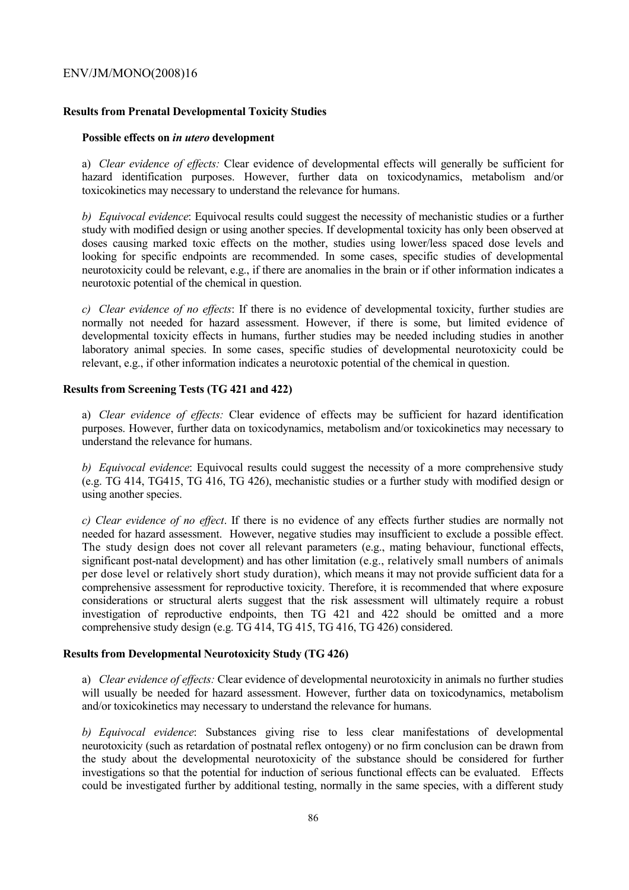### Results from Prenatal Developmental Toxicity Studies

#### Possible effects on *in utero* development

a) *Clear evidence of effects:* Clear evidence of developmental effects will generally be sufficient for hazard identification purposes. However, further data on toxicodynamics, metabolism and/or toxicokinetics may necessary to understand the relevance for humans.

*b) Equivocal evidence*: Equivocal results could suggest the necessity of mechanistic studies or a further study with modified design or using another species. If developmental toxicity has only been observed at doses causing marked toxic effects on the mother, studies using lower/less spaced dose levels and looking for specific endpoints are recommended. In some cases, specific studies of developmental neurotoxicity could be relevant, e.g., if there are anomalies in the brain or if other information indicates a neurotoxic potential of the chemical in question.

*c) Clear evidence of no effects*: If there is no evidence of developmental toxicity, further studies are normally not needed for hazard assessment. However, if there is some, but limited evidence of developmental toxicity effects in humans, further studies may be needed including studies in another laboratory animal species. In some cases, specific studies of developmental neurotoxicity could be relevant, e.g., if other information indicates a neurotoxic potential of the chemical in question.

### Results from Screening Tests (TG 421 and 422)

a) *Clear evidence of effects:* Clear evidence of effects may be sufficient for hazard identification purposes. However, further data on toxicodynamics, metabolism and/or toxicokinetics may necessary to understand the relevance for humans.

*b) Equivocal evidence*: Equivocal results could suggest the necessity of a more comprehensive study (e.g. TG 414, TG415, TG 416, TG 426), mechanistic studies or a further study with modified design or using another species.

*c) Clear evidence of no effect*. If there is no evidence of any effects further studies are normally not needed for hazard assessment. However, negative studies may insufficient to exclude a possible effect. The study design does not cover all relevant parameters (e.g., mating behaviour, functional effects, significant post-natal development) and has other limitation (e.g., relatively small numbers of animals per dose level or relatively short study duration), which means it may not provide sufficient data for a comprehensive assessment for reproductive toxicity. Therefore, it is recommended that where exposure considerations or structural alerts suggest that the risk assessment will ultimately require a robust investigation of reproductive endpoints, then TG 421 and 422 should be omitted and a more comprehensive study design (e.g. TG 414, TG 415, TG 416, TG 426) considered.

### Results from Developmental Neurotoxicity Study (TG 426)

a) *Clear evidence of effects:* Clear evidence of developmental neurotoxicity in animals no further studies will usually be needed for hazard assessment. However, further data on toxicodynamics, metabolism and/or toxicokinetics may necessary to understand the relevance for humans.

*b) Equivocal evidence*: Substances giving rise to less clear manifestations of developmental neurotoxicity (such as retardation of postnatal reflex ontogeny) or no firm conclusion can be drawn from the study about the developmental neurotoxicity of the substance should be considered for further investigations so that the potential for induction of serious functional effects can be evaluated. Effects could be investigated further by additional testing, normally in the same species, with a different study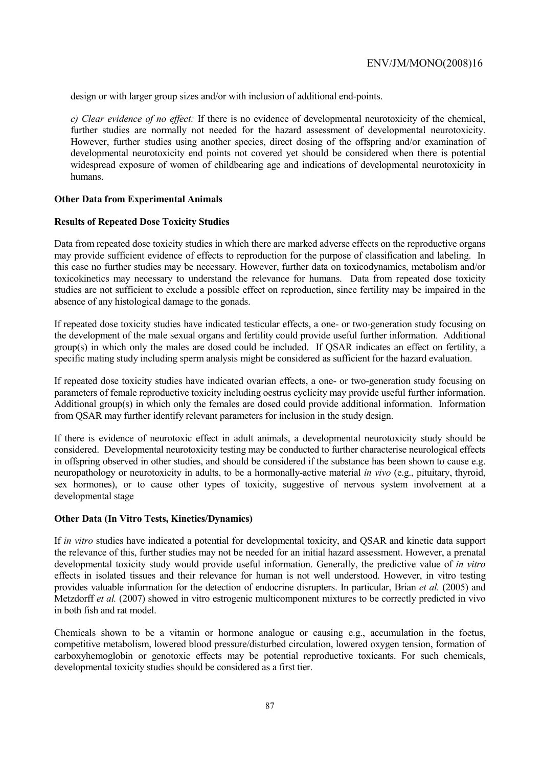design or with larger group sizes and/or with inclusion of additional end-points.

*c) Clear evidence of no effect:* If there is no evidence of developmental neurotoxicity of the chemical, further studies are normally not needed for the hazard assessment of developmental neurotoxicity. However, further studies using another species, direct dosing of the offspring and/or examination of developmental neurotoxicity end points not covered yet should be considered when there is potential widespread exposure of women of childbearing age and indications of developmental neurotoxicity in humans.

**Other Data from Experimental Animals**

**Results of Repeated Dose Toxicity Studies**

Data from repeated dose toxicity studies in which there are marked adverse effects on the reproductive organs may provide sufficient evidence of effects to reproduction for the purpose of classification and labeling. In this case no further studies may be necessary. However, further data on toxicodynamics, metabolism and/or toxicokinetics may necessary to understand the relevance for humans. Data from repeated dose toxicity studies are not sufficient to exclude a possible effect on reproduction, since fertility may be impaired in the absence of any histological damage to the gonads.

If repeated dose toxicity studies have indicated testicular effects, a one- or two-generation study focusing on the development of the male sexual organs and fertility could provide useful further information. Additional group(s) in which only the males are dosed could be included. If QSAR indicates an effect on fertility, a specific mating study including sperm analysis might be considered as sufficient for the hazard evaluation.

If repeated dose toxicity studies have indicated ovarian effects, a one- or two-generation study focusing on parameters of female reproductive toxicity including oestrus cyclicity may provide useful further information. Additional group(s) in which only the females are dosed could provide additional information. Information from QSAR may further identify relevant parameters for inclusion in the study design.

If there is evidence of neurotoxic effect in adult animals, a developmental neurotoxicity study should be considered. Developmental neurotoxicity testing may be conducted to further characterise neurological effects in offspring observed in other studies, and should be considered if the substance has been shown to cause e.g. neuropathology or neurotoxicity in adults, to be a hormonally-active material *in vivo* (e.g., pituitary, thyroid, sex hormones), or to cause other types of toxicity, suggestive of nervous system involvement at a developmental stage

**Other Data (In Vitro Tests, Kinetics/Dynamics)**

If *in vitro* studies have indicated a potential for developmental toxicity, and QSAR and kinetic data support the relevance of this, further studies may not be needed for an initial hazard assessment. However, a prenatal developmental toxicity study would provide useful information. Generally, the predictive value of *in vitro* effects in isolated tissues and their relevance for human is not well understood. However, in vitro testing provides valuable information for the detection of endocrine disrupters. In particular, Brian *et al.* (2005) and Metzdorff *et al.* (2007) showed in vitro estrogenic multicomponent mixtures to be correctly predicted in vivo in both fish and rat model.

Chemicals shown to be a vitamin or hormone analogue or causing e.g., accumulation in the foetus, competitive metabolism, lowered blood pressure/disturbed circulation, lowered oxygen tension, formation of carboxyhemoglobin or genotoxic effects may be potential reproductive toxicants. For such chemicals, developmental toxicity studies should be considered as a first tier.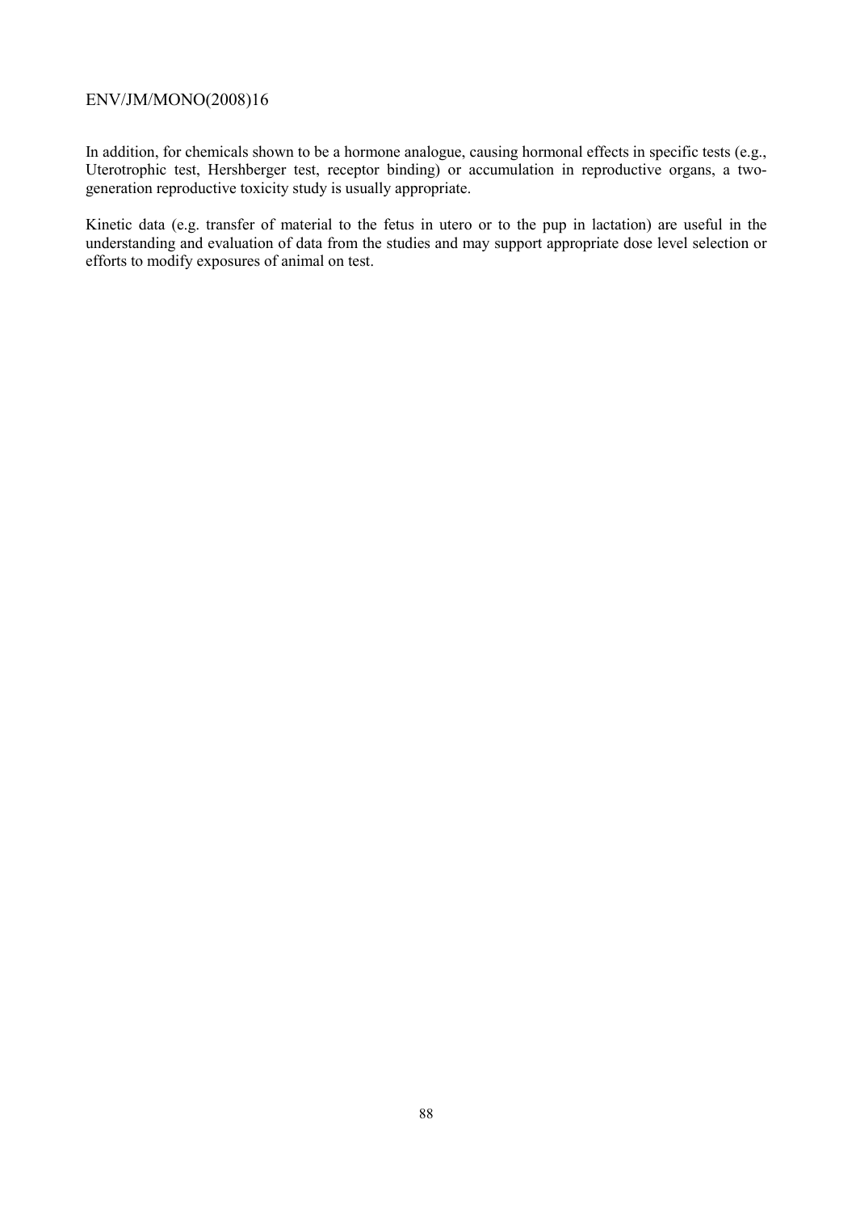In addition, for chemicals shown to be a hormone analogue, causing hormonal effects in specific tests (e.g., Uterotrophic test, Hershberger test, receptor binding) or accumulation in reproductive organs, a two-generation reproductive toxicity study is usually appropriate.

Kinetic data (e.g. transfer of material to the fetus in utero or to the pup in lactation) are useful in the understanding and evaluation of data from the studies and may support appropriate dose level selection or efforts to modify exposures of animal on test.